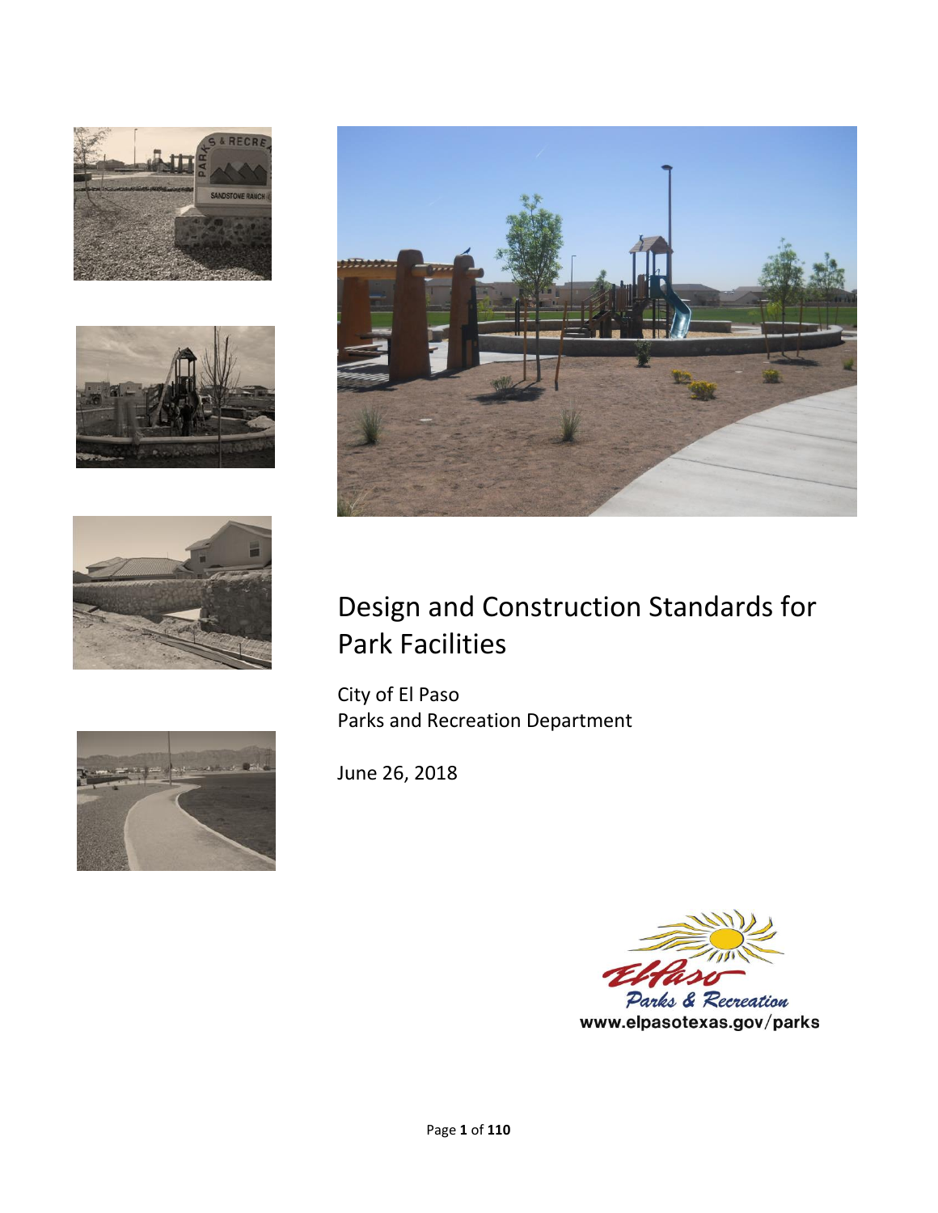# Design and Construction Standards for Park Facilities

City of El Paso
Parks and Recreation Department

June 26, 2018

El Paso Parks & Recreation
www.elpasotexas.gov/parks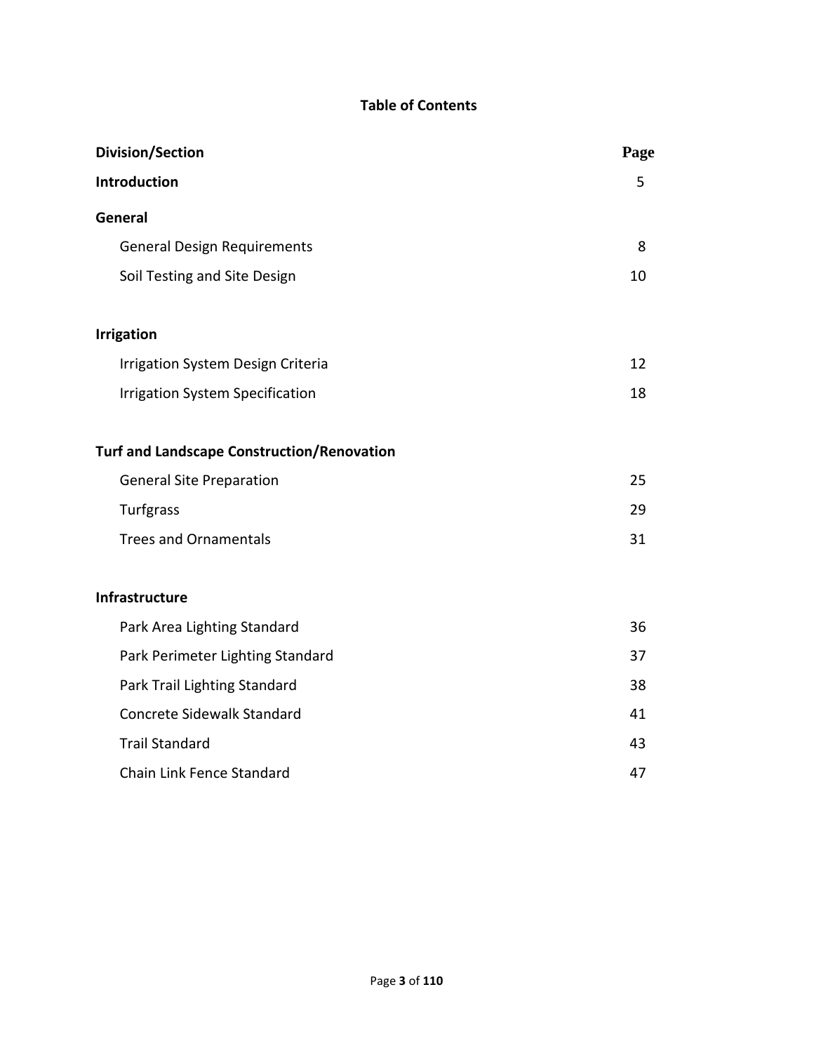# Table of Contents

| Division/Section | Page |
|---|---|
| **Introduction** | 5 |
| **General** | |
| General Design Requirements | 8 |
| Soil Testing and Site Design | 10 |
| **Irrigation** | |
| Irrigation System Design Criteria | 12 |
| Irrigation System Specification | 18 |
| **Turf and Landscape Construction/Renovation** | |
| General Site Preparation | 25 |
| Turfgrass | 29 |
| Trees and Ornamentals | 31 |
| **Infrastructure** | |
| Park Area Lighting Standard | 36 |
| Park Perimeter Lighting Standard | 37 |
| Park Trail Lighting Standard | 38 |
| Concrete Sidewalk Standard | 41 |
| Trail Standard | 43 |
| Chain Link Fence Standard | 47 |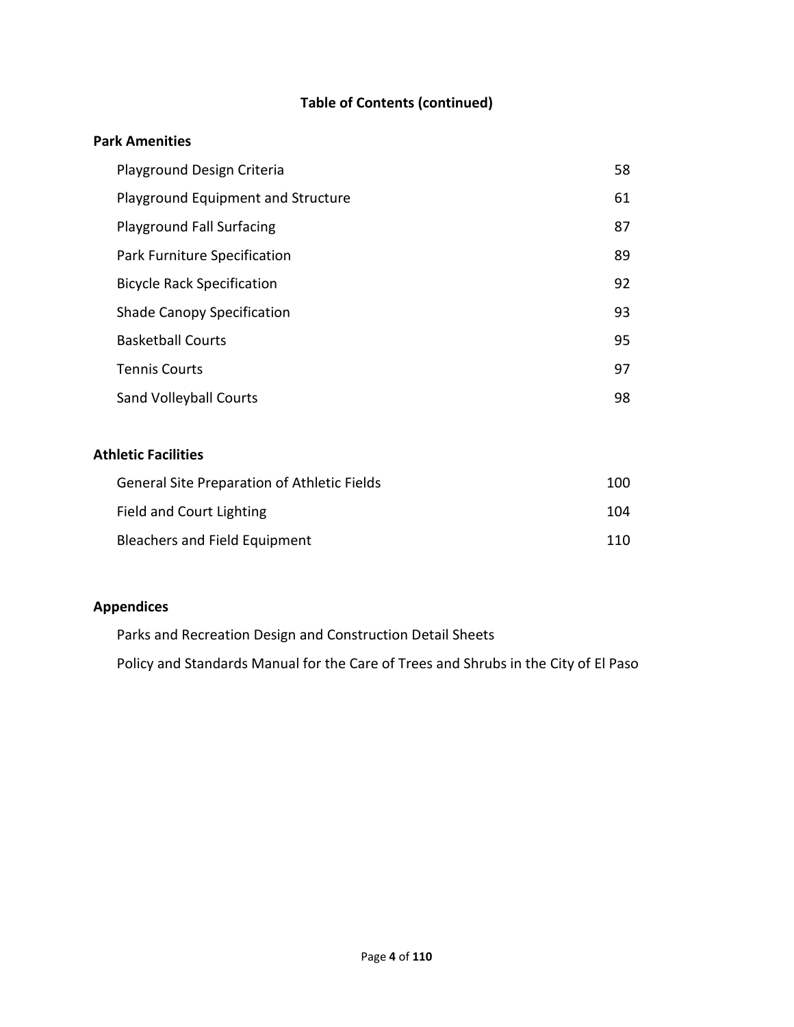## Table of Contents (continued)

**Park Amenities**

| | |
|---|---|
| Playground Design Criteria | 58 |
| Playground Equipment and Structure | 61 |
| Playground Fall Surfacing | 87 |
| Park Furniture Specification | 89 |
| Bicycle Rack Specification | 92 |
| Shade Canopy Specification | 93 |
| Basketball Courts | 95 |
| Tennis Courts | 97 |
| Sand Volleyball Courts | 98 |

**Athletic Facilities**

| | |
|---|---|
| General Site Preparation of Athletic Fields | 100 |
| Field and Court Lighting | 104 |
| Bleachers and Field Equipment | 110 |

**Appendices**

Parks and Recreation Design and Construction Detail Sheets

Policy and Standards Manual for the Care of Trees and Shrubs in the City of El Paso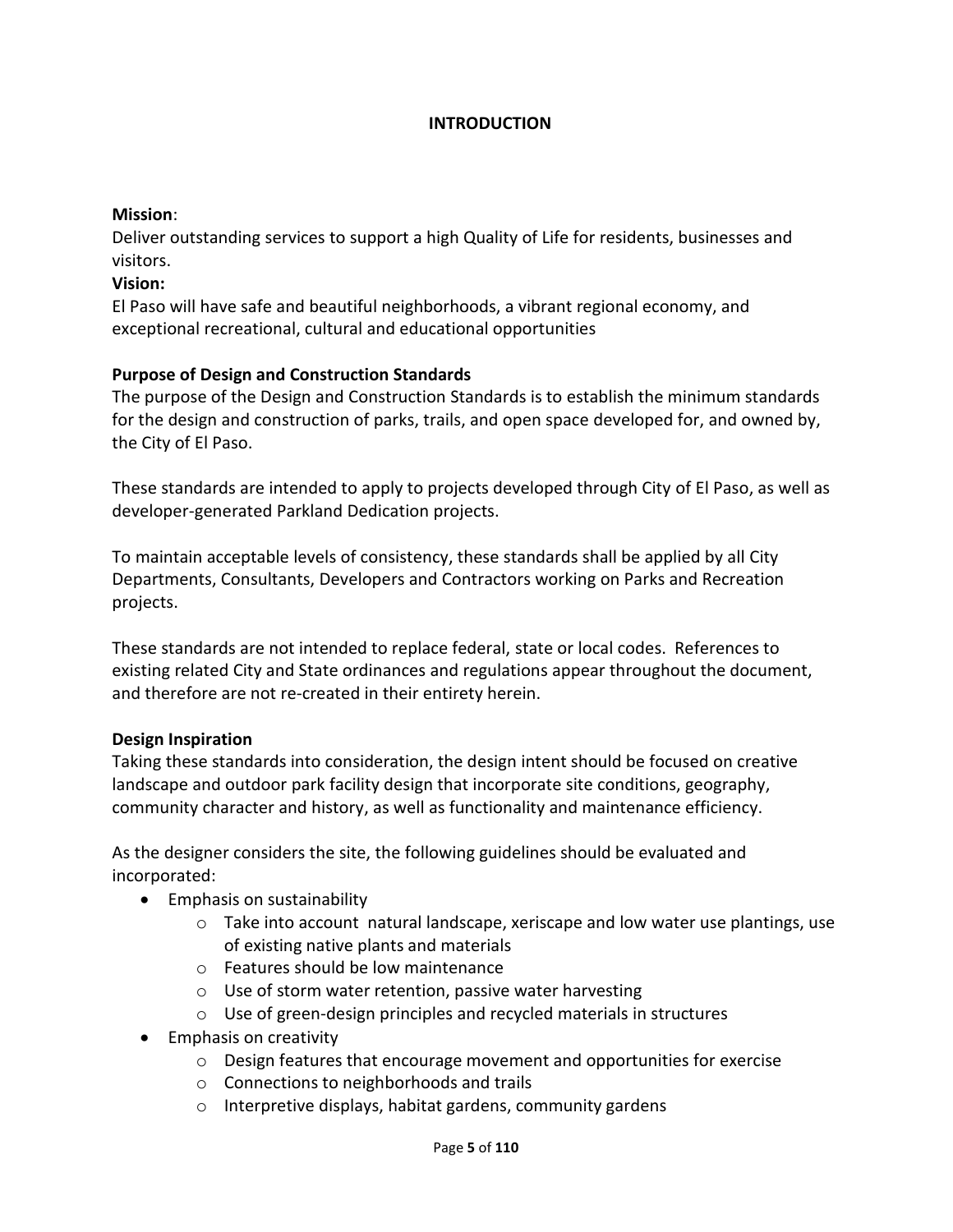# INTRODUCTION

**Mission**:

Deliver outstanding services to support a high Quality of Life for residents, businesses and visitors.

**Vision:**

El Paso will have safe and beautiful neighborhoods, a vibrant regional economy, and exceptional recreational, cultural and educational opportunities

## Purpose of Design and Construction Standards

The purpose of the Design and Construction Standards is to establish the minimum standards for the design and construction of parks, trails, and open space developed for, and owned by, the City of El Paso.

These standards are intended to apply to projects developed through City of El Paso, as well as developer-generated Parkland Dedication projects.

To maintain acceptable levels of consistency, these standards shall be applied by all City Departments, Consultants, Developers and Contractors working on Parks and Recreation projects.

These standards are not intended to replace federal, state or local codes. References to existing related City and State ordinances and regulations appear throughout the document, and therefore are not re-created in their entirety herein.

## Design Inspiration

Taking these standards into consideration, the design intent should be focused on creative landscape and outdoor park facility design that incorporate site conditions, geography, community character and history, as well as functionality and maintenance efficiency.

As the designer considers the site, the following guidelines should be evaluated and incorporated:

- Emphasis on sustainability
    - Take into account natural landscape, xeriscape and low water use plantings, use of existing native plants and materials
    - Features should be low maintenance
    - Use of storm water retention, passive water harvesting
    - Use of green-design principles and recycled materials in structures
- Emphasis on creativity
    - Design features that encourage movement and opportunities for exercise
    - Connections to neighborhoods and trails
    - Interpretive displays, habitat gardens, community gardens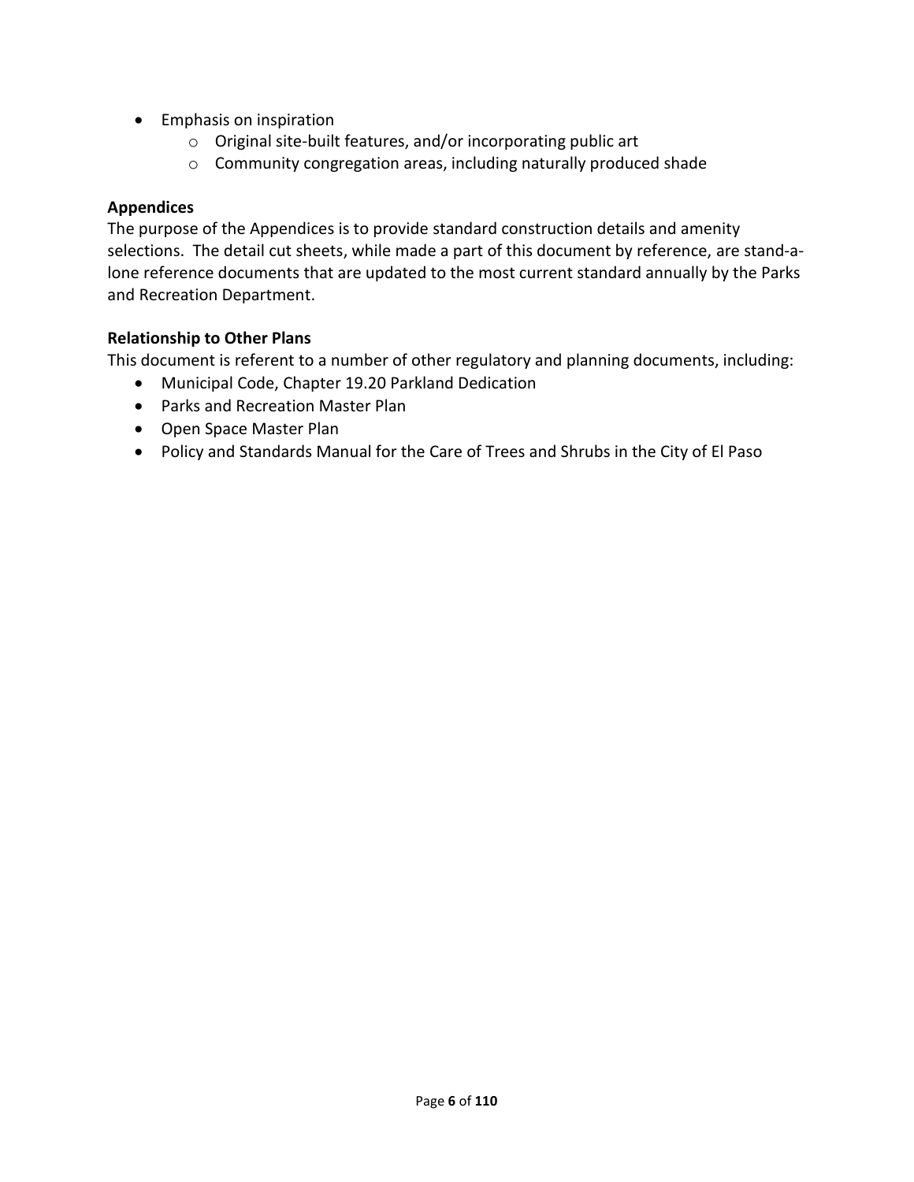- Emphasis on inspiration
    - Original site-built features, and/or incorporating public art
    - Community congregation areas, including naturally produced shade

**Appendices**

The purpose of the Appendices is to provide standard construction details and amenity selections. The detail cut sheets, while made a part of this document by reference, are stand-alone reference documents that are updated to the most current standard annually by the Parks and Recreation Department.

**Relationship to Other Plans**

This document is referent to a number of other regulatory and planning documents, including:

- Municipal Code, Chapter 19.20 Parkland Dedication
- Parks and Recreation Master Plan
- Open Space Master Plan
- Policy and Standards Manual for the Care of Trees and Shrubs in the City of El Paso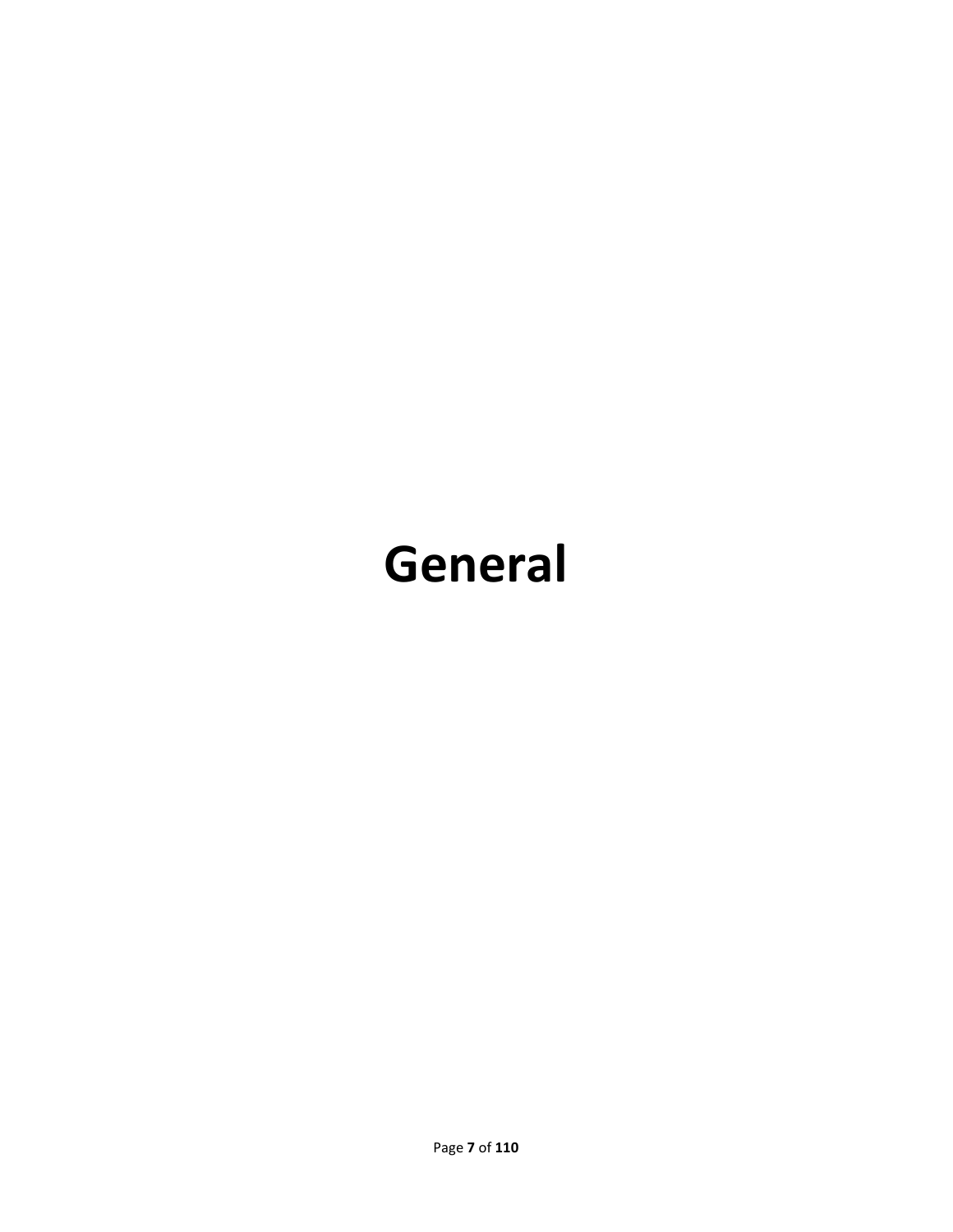# General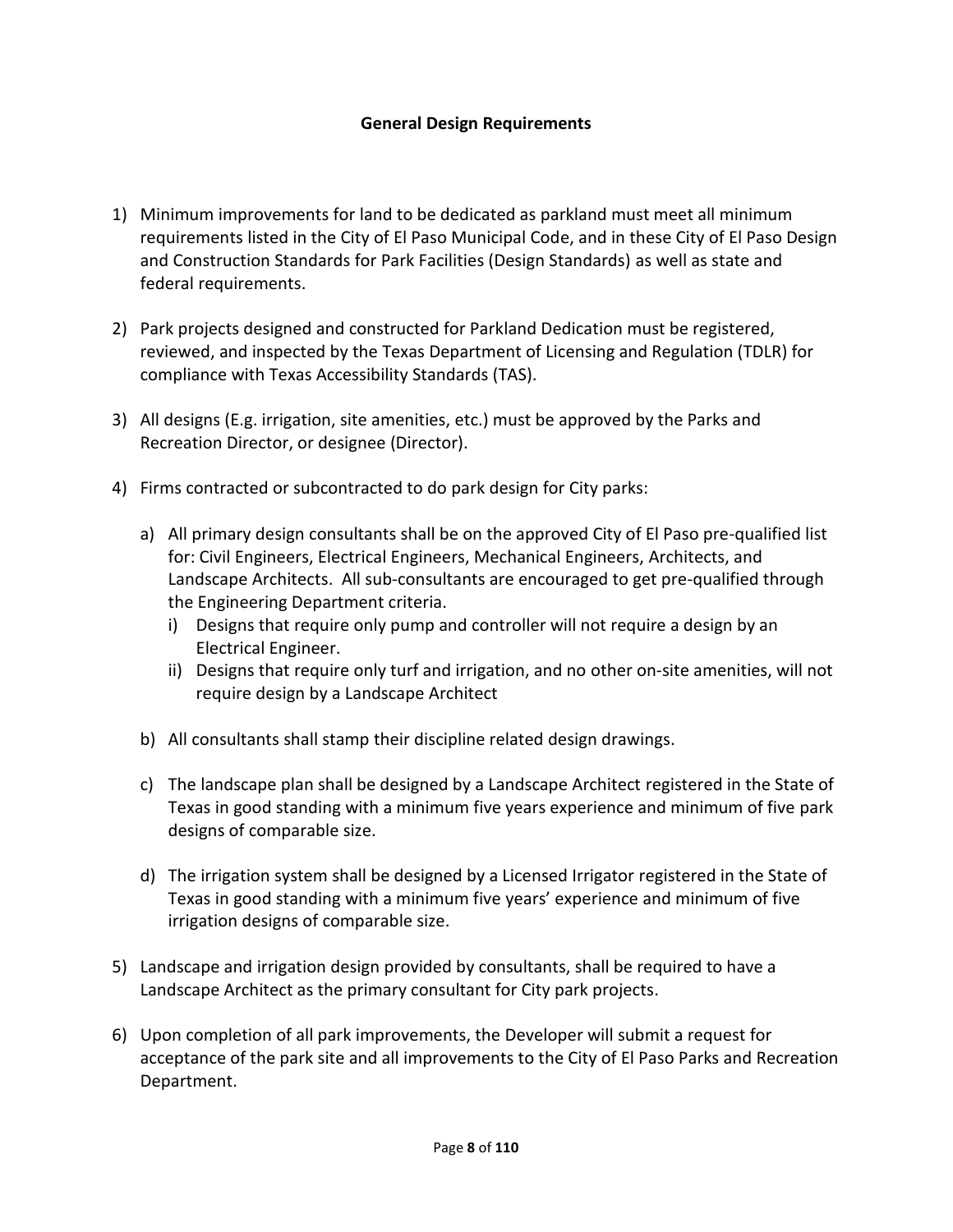## General Design Requirements

1) Minimum improvements for land to be dedicated as parkland must meet all minimum requirements listed in the City of El Paso Municipal Code, and in these City of El Paso Design and Construction Standards for Park Facilities (Design Standards) as well as state and federal requirements.

2) Park projects designed and constructed for Parkland Dedication must be registered, reviewed, and inspected by the Texas Department of Licensing and Regulation (TDLR) for compliance with Texas Accessibility Standards (TAS).

3) All designs (E.g. irrigation, site amenities, etc.) must be approved by the Parks and Recreation Director, or designee (Director).

4) Firms contracted or subcontracted to do park design for City parks:

   a) All primary design consultants shall be on the approved City of El Paso pre-qualified list for: Civil Engineers, Electrical Engineers, Mechanical Engineers, Architects, and Landscape Architects. All sub-consultants are encouraged to get pre-qualified through the Engineering Department criteria.
      i) Designs that require only pump and controller will not require a design by an Electrical Engineer.
      ii) Designs that require only turf and irrigation, and no other on-site amenities, will not require design by a Landscape Architect

   b) All consultants shall stamp their discipline related design drawings.

   c) The landscape plan shall be designed by a Landscape Architect registered in the State of Texas in good standing with a minimum five years experience and minimum of five park designs of comparable size.

   d) The irrigation system shall be designed by a Licensed Irrigator registered in the State of Texas in good standing with a minimum five years' experience and minimum of five irrigation designs of comparable size.

5) Landscape and irrigation design provided by consultants, shall be required to have a Landscape Architect as the primary consultant for City park projects.

6) Upon completion of all park improvements, the Developer will submit a request for acceptance of the park site and all improvements to the City of El Paso Parks and Recreation Department.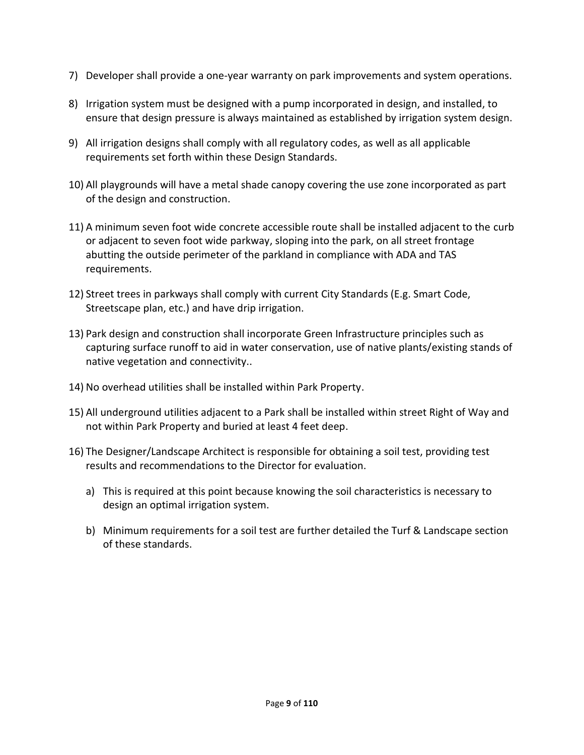7) Developer shall provide a one-year warranty on park improvements and system operations.

8) Irrigation system must be designed with a pump incorporated in design, and installed, to ensure that design pressure is always maintained as established by irrigation system design.

9) All irrigation designs shall comply with all regulatory codes, as well as all applicable requirements set forth within these Design Standards.

10) All playgrounds will have a metal shade canopy covering the use zone incorporated as part of the design and construction.

11) A minimum seven foot wide concrete accessible route shall be installed adjacent to the curb or adjacent to seven foot wide parkway, sloping into the park, on all street frontage abutting the outside perimeter of the parkland in compliance with ADA and TAS requirements.

12) Street trees in parkways shall comply with current City Standards (E.g. Smart Code, Streetscape plan, etc.) and have drip irrigation.

13) Park design and construction shall incorporate Green Infrastructure principles such as capturing surface runoff to aid in water conservation, use of native plants/existing stands of native vegetation and connectivity..

14) No overhead utilities shall be installed within Park Property.

15) All underground utilities adjacent to a Park shall be installed within street Right of Way and not within Park Property and buried at least 4 feet deep.

16) The Designer/Landscape Architect is responsible for obtaining a soil test, providing test results and recommendations to the Director for evaluation.

    a) This is required at this point because knowing the soil characteristics is necessary to design an optimal irrigation system.

    b) Minimum requirements for a soil test are further detailed the Turf & Landscape section of these standards.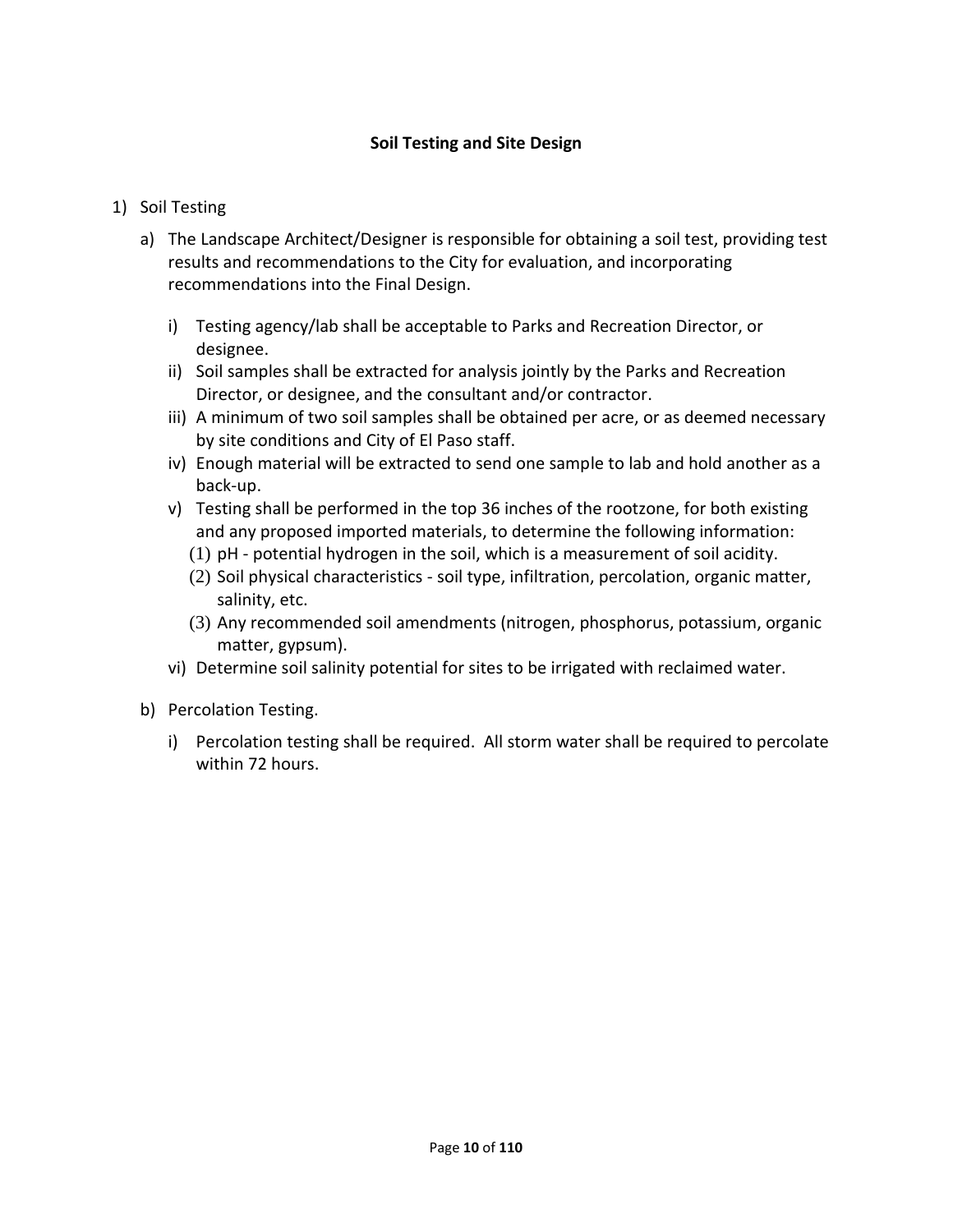## Soil Testing and Site Design

1) Soil Testing

   a) The Landscape Architect/Designer is responsible for obtaining a soil test, providing test results and recommendations to the City for evaluation, and incorporating recommendations into the Final Design.

      i) Testing agency/lab shall be acceptable to Parks and Recreation Director, or designee.

      ii) Soil samples shall be extracted for analysis jointly by the Parks and Recreation Director, or designee, and the consultant and/or contractor.

      iii) A minimum of two soil samples shall be obtained per acre, or as deemed necessary by site conditions and City of El Paso staff.

      iv) Enough material will be extracted to send one sample to lab and hold another as a back-up.

      v) Testing shall be performed in the top 36 inches of the rootzone, for both existing and any proposed imported materials, to determine the following information:

         (1) pH - potential hydrogen in the soil, which is a measurement of soil acidity.

         (2) Soil physical characteristics - soil type, infiltration, percolation, organic matter, salinity, etc.

         (3) Any recommended soil amendments (nitrogen, phosphorus, potassium, organic matter, gypsum).

      vi) Determine soil salinity potential for sites to be irrigated with reclaimed water.

   b) Percolation Testing.

      i) Percolation testing shall be required. All storm water shall be required to percolate within 72 hours.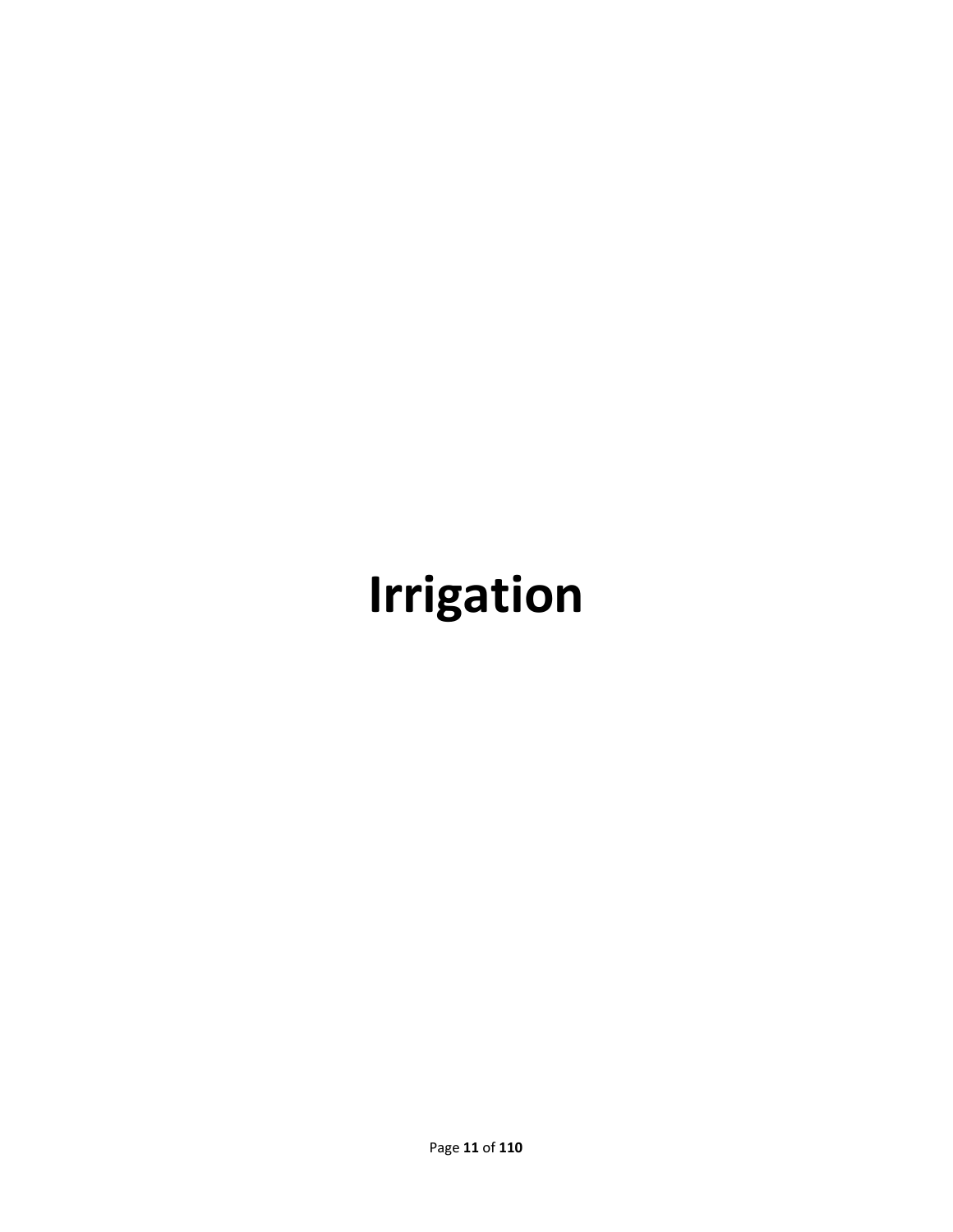# Irrigation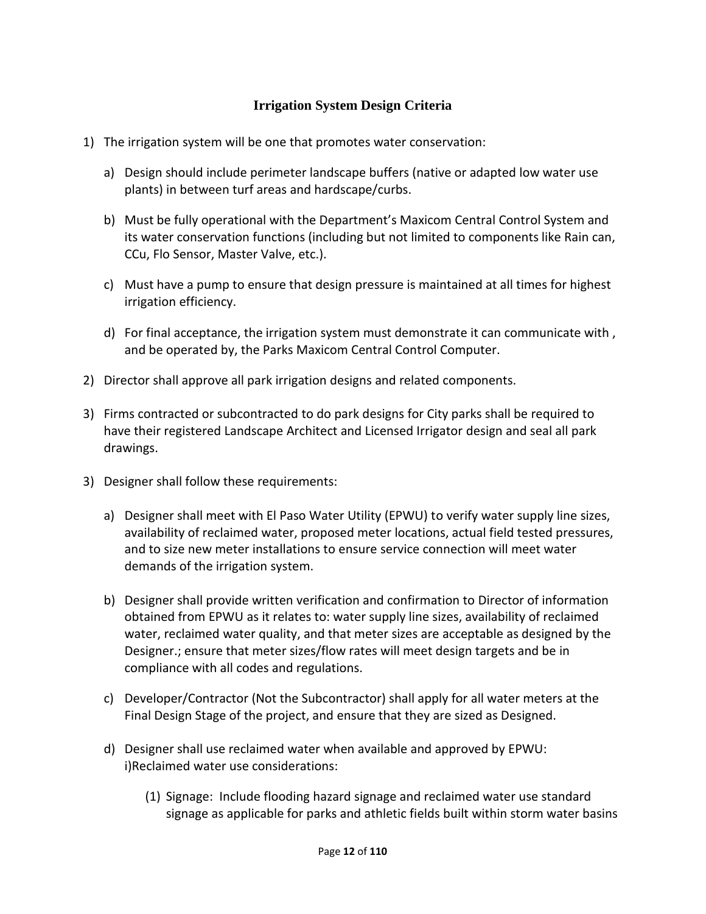## Irrigation System Design Criteria

1) The irrigation system will be one that promotes water conservation:

   a) Design should include perimeter landscape buffers (native or adapted low water use plants) in between turf areas and hardscape/curbs.

   b) Must be fully operational with the Department's Maxicom Central Control System and its water conservation functions (including but not limited to components like Rain can, CCu, Flo Sensor, Master Valve, etc.).

   c) Must have a pump to ensure that design pressure is maintained at all times for highest irrigation efficiency.

   d) For final acceptance, the irrigation system must demonstrate it can communicate with , and be operated by, the Parks Maxicom Central Control Computer.

2) Director shall approve all park irrigation designs and related components.

3) Firms contracted or subcontracted to do park designs for City parks shall be required to have their registered Landscape Architect and Licensed Irrigator design and seal all park drawings.

3) Designer shall follow these requirements:

   a) Designer shall meet with El Paso Water Utility (EPWU) to verify water supply line sizes, availability of reclaimed water, proposed meter locations, actual field tested pressures, and to size new meter installations to ensure service connection will meet water demands of the irrigation system.

   b) Designer shall provide written verification and confirmation to Director of information obtained from EPWU as it relates to: water supply line sizes, availability of reclaimed water, reclaimed water quality, and that meter sizes are acceptable as designed by the Designer.; ensure that meter sizes/flow rates will meet design targets and be in compliance with all codes and regulations.

   c) Developer/Contractor (Not the Subcontractor) shall apply for all water meters at the Final Design Stage of the project, and ensure that they are sized as Designed.

   d) Designer shall use reclaimed water when available and approved by EPWU:
      i)Reclaimed water use considerations:

      (1) Signage: Include flooding hazard signage and reclaimed water use standard signage as applicable for parks and athletic fields built within storm water basins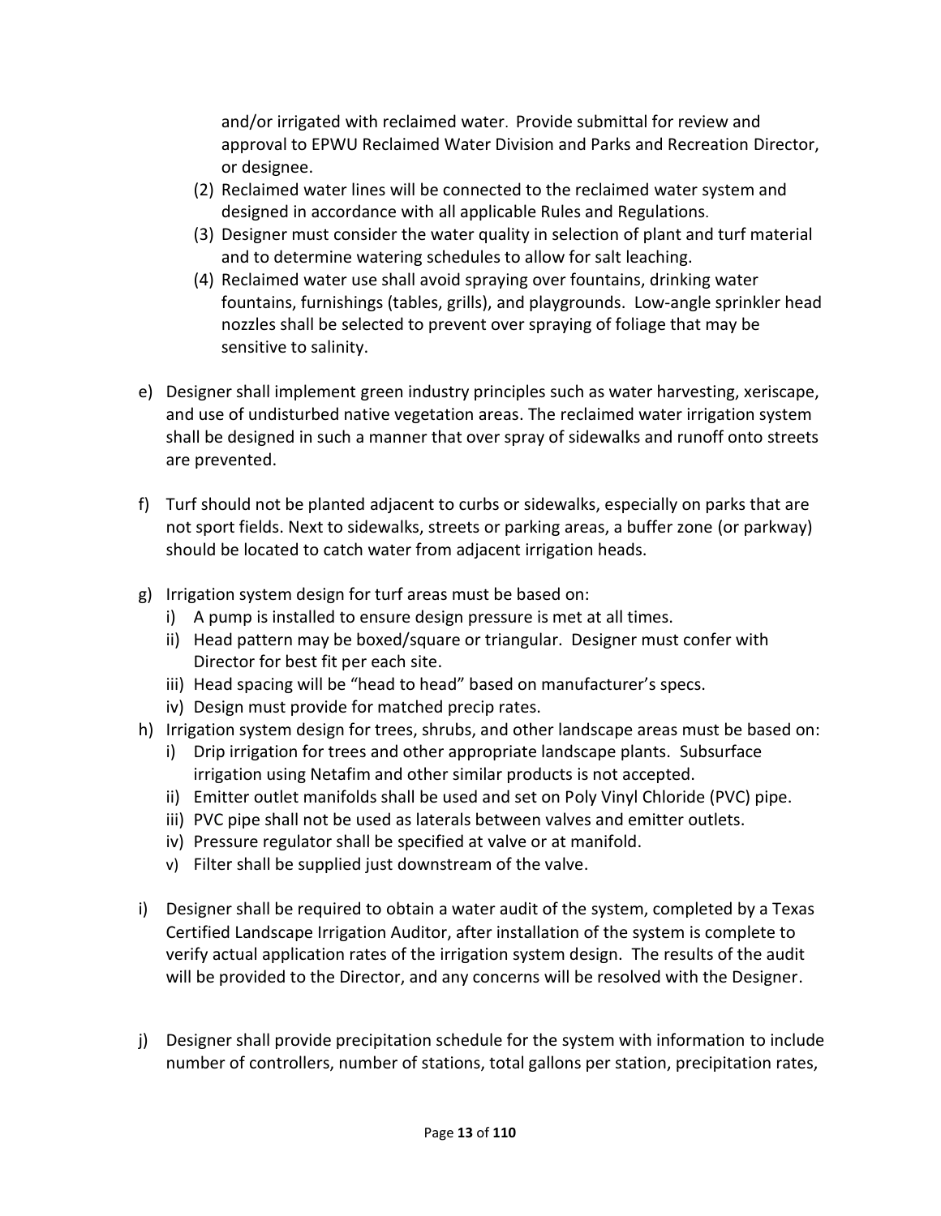and/or irrigated with reclaimed water. Provide submittal for review and approval to EPWU Reclaimed Water Division and Parks and Recreation Director, or designee.

(2) Reclaimed water lines will be connected to the reclaimed water system and designed in accordance with all applicable Rules and Regulations.

(3) Designer must consider the water quality in selection of plant and turf material and to determine watering schedules to allow for salt leaching.

(4) Reclaimed water use shall avoid spraying over fountains, drinking water fountains, furnishings (tables, grills), and playgrounds. Low-angle sprinkler head nozzles shall be selected to prevent over spraying of foliage that may be sensitive to salinity.

e) Designer shall implement green industry principles such as water harvesting, xeriscape, and use of undisturbed native vegetation areas. The reclaimed water irrigation system shall be designed in such a manner that over spray of sidewalks and runoff onto streets are prevented.

f) Turf should not be planted adjacent to curbs or sidewalks, especially on parks that are not sport fields. Next to sidewalks, streets or parking areas, a buffer zone (or parkway) should be located to catch water from adjacent irrigation heads.

g) Irrigation system design for turf areas must be based on:
   i) A pump is installed to ensure design pressure is met at all times.
   ii) Head pattern may be boxed/square or triangular. Designer must confer with Director for best fit per each site.
   iii) Head spacing will be "head to head" based on manufacturer's specs.
   iv) Design must provide for matched precip rates.

h) Irrigation system design for trees, shrubs, and other landscape areas must be based on:
   i) Drip irrigation for trees and other appropriate landscape plants. Subsurface irrigation using Netafim and other similar products is not accepted.
   ii) Emitter outlet manifolds shall be used and set on Poly Vinyl Chloride (PVC) pipe.
   iii) PVC pipe shall not be used as laterals between valves and emitter outlets.
   iv) Pressure regulator shall be specified at valve or at manifold.
   v) Filter shall be supplied just downstream of the valve.

i) Designer shall be required to obtain a water audit of the system, completed by a Texas Certified Landscape Irrigation Auditor, after installation of the system is complete to verify actual application rates of the irrigation system design. The results of the audit will be provided to the Director, and any concerns will be resolved with the Designer.

j) Designer shall provide precipitation schedule for the system with information to include number of controllers, number of stations, total gallons per station, precipitation rates,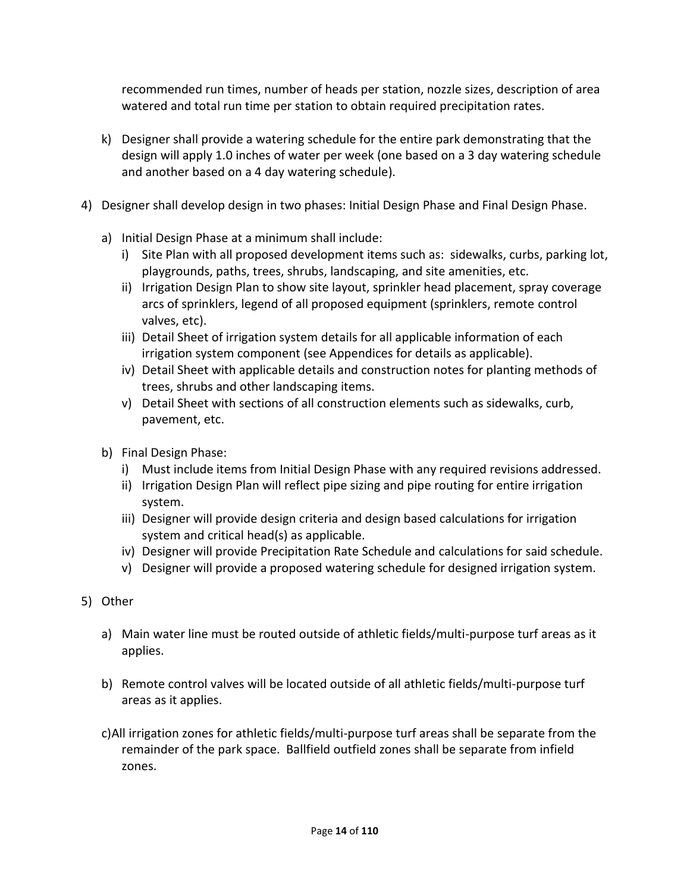recommended run times, number of heads per station, nozzle sizes, description of area watered and total run time per station to obtain required precipitation rates.

k) Designer shall provide a watering schedule for the entire park demonstrating that the design will apply 1.0 inches of water per week (one based on a 3 day watering schedule and another based on a 4 day watering schedule).

4) Designer shall develop design in two phases: Initial Design Phase and Final Design Phase.

   a) Initial Design Phase at a minimum shall include:
      i) Site Plan with all proposed development items such as: sidewalks, curbs, parking lot, playgrounds, paths, trees, shrubs, landscaping, and site amenities, etc.
      ii) Irrigation Design Plan to show site layout, sprinkler head placement, spray coverage arcs of sprinklers, legend of all proposed equipment (sprinklers, remote control valves, etc).
      iii) Detail Sheet of irrigation system details for all applicable information of each irrigation system component (see Appendices for details as applicable).
      iv) Detail Sheet with applicable details and construction notes for planting methods of trees, shrubs and other landscaping items.
      v) Detail Sheet with sections of all construction elements such as sidewalks, curb, pavement, etc.

   b) Final Design Phase:
      i) Must include items from Initial Design Phase with any required revisions addressed.
      ii) Irrigation Design Plan will reflect pipe sizing and pipe routing for entire irrigation system.
      iii) Designer will provide design criteria and design based calculations for irrigation system and critical head(s) as applicable.
      iv) Designer will provide Precipitation Rate Schedule and calculations for said schedule.
      v) Designer will provide a proposed watering schedule for designed irrigation system.

5) Other

   a) Main water line must be routed outside of athletic fields/multi-purpose turf areas as it applies.

   b) Remote control valves will be located outside of all athletic fields/multi-purpose turf areas as it applies.

   c) All irrigation zones for athletic fields/multi-purpose turf areas shall be separate from the remainder of the park space. Ballfield outfield zones shall be separate from infield zones.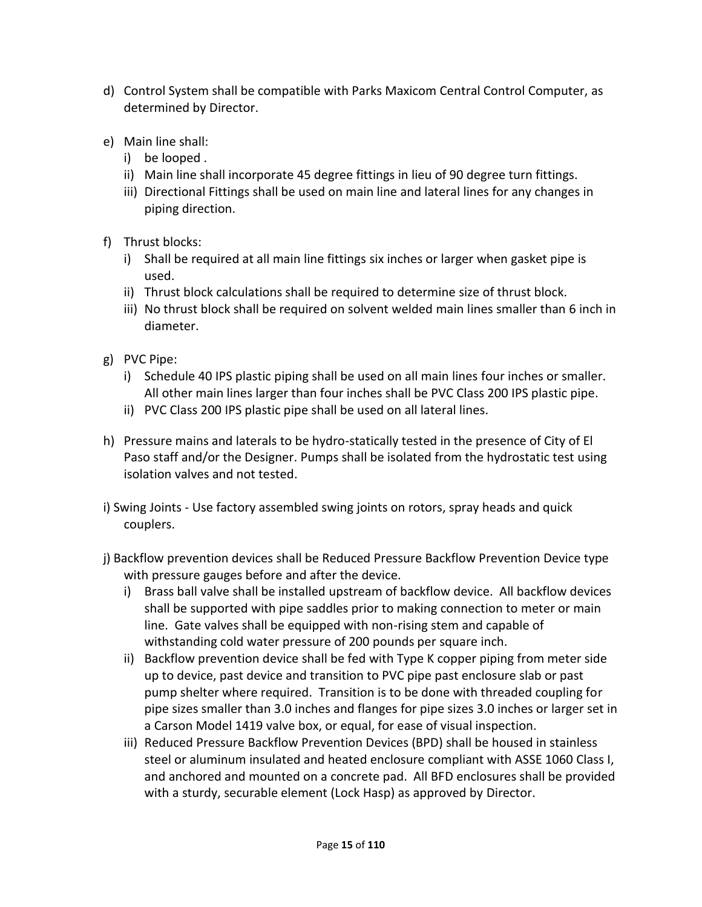d) Control System shall be compatible with Parks Maxicom Central Control Computer, as determined by Director.

e) Main line shall:
   i) be looped .
   ii) Main line shall incorporate 45 degree fittings in lieu of 90 degree turn fittings.
   iii) Directional Fittings shall be used on main line and lateral lines for any changes in piping direction.

f) Thrust blocks:
   i) Shall be required at all main line fittings six inches or larger when gasket pipe is used.
   ii) Thrust block calculations shall be required to determine size of thrust block.
   iii) No thrust block shall be required on solvent welded main lines smaller than 6 inch in diameter.

g) PVC Pipe:
   i) Schedule 40 IPS plastic piping shall be used on all main lines four inches or smaller. All other main lines larger than four inches shall be PVC Class 200 IPS plastic pipe.
   ii) PVC Class 200 IPS plastic pipe shall be used on all lateral lines.

h) Pressure mains and laterals to be hydro-statically tested in the presence of City of El Paso staff and/or the Designer. Pumps shall be isolated from the hydrostatic test using isolation valves and not tested.

i) Swing Joints - Use factory assembled swing joints on rotors, spray heads and quick couplers.

j) Backflow prevention devices shall be Reduced Pressure Backflow Prevention Device type with pressure gauges before and after the device.
   i) Brass ball valve shall be installed upstream of backflow device. All backflow devices shall be supported with pipe saddles prior to making connection to meter or main line. Gate valves shall be equipped with non-rising stem and capable of withstanding cold water pressure of 200 pounds per square inch.
   ii) Backflow prevention device shall be fed with Type K copper piping from meter side up to device, past device and transition to PVC pipe past enclosure slab or past pump shelter where required. Transition is to be done with threaded coupling for pipe sizes smaller than 3.0 inches and flanges for pipe sizes 3.0 inches or larger set in a Carson Model 1419 valve box, or equal, for ease of visual inspection.
   iii) Reduced Pressure Backflow Prevention Devices (BPD) shall be housed in stainless steel or aluminum insulated and heated enclosure compliant with ASSE 1060 Class I, and anchored and mounted on a concrete pad. All BFD enclosures shall be provided with a sturdy, securable element (Lock Hasp) as approved by Director.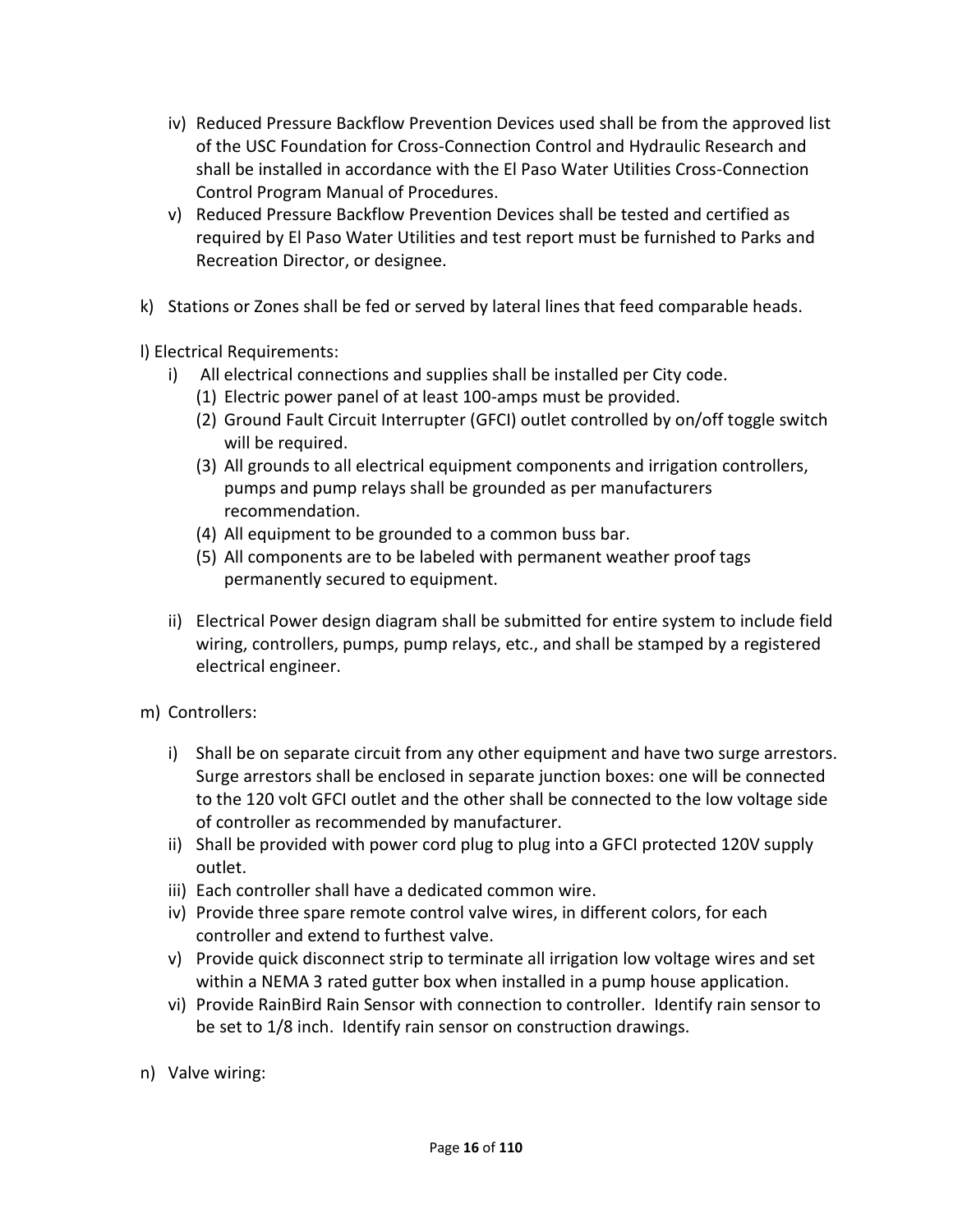iv) Reduced Pressure Backflow Prevention Devices used shall be from the approved list of the USC Foundation for Cross-Connection Control and Hydraulic Research and shall be installed in accordance with the El Paso Water Utilities Cross-Connection Control Program Manual of Procedures.

v) Reduced Pressure Backflow Prevention Devices shall be tested and certified as required by El Paso Water Utilities and test report must be furnished to Parks and Recreation Director, or designee.

k) Stations or Zones shall be fed or served by lateral lines that feed comparable heads.

l) Electrical Requirements:

i) All electrical connections and supplies shall be installed per City code.

(1) Electric power panel of at least 100-amps must be provided.

(2) Ground Fault Circuit Interrupter (GFCI) outlet controlled by on/off toggle switch will be required.

(3) All grounds to all electrical equipment components and irrigation controllers, pumps and pump relays shall be grounded as per manufacturers recommendation.

(4) All equipment to be grounded to a common buss bar.

(5) All components are to be labeled with permanent weather proof tags permanently secured to equipment.

ii) Electrical Power design diagram shall be submitted for entire system to include field wiring, controllers, pumps, pump relays, etc., and shall be stamped by a registered electrical engineer.

m) Controllers:

i) Shall be on separate circuit from any other equipment and have two surge arrestors. Surge arrestors shall be enclosed in separate junction boxes: one will be connected to the 120 volt GFCI outlet and the other shall be connected to the low voltage side of controller as recommended by manufacturer.

ii) Shall be provided with power cord plug to plug into a GFCI protected 120V supply outlet.

iii) Each controller shall have a dedicated common wire.

iv) Provide three spare remote control valve wires, in different colors, for each controller and extend to furthest valve.

v) Provide quick disconnect strip to terminate all irrigation low voltage wires and set within a NEMA 3 rated gutter box when installed in a pump house application.

vi) Provide RainBird Rain Sensor with connection to controller. Identify rain sensor to be set to 1/8 inch. Identify rain sensor on construction drawings.

n) Valve wiring: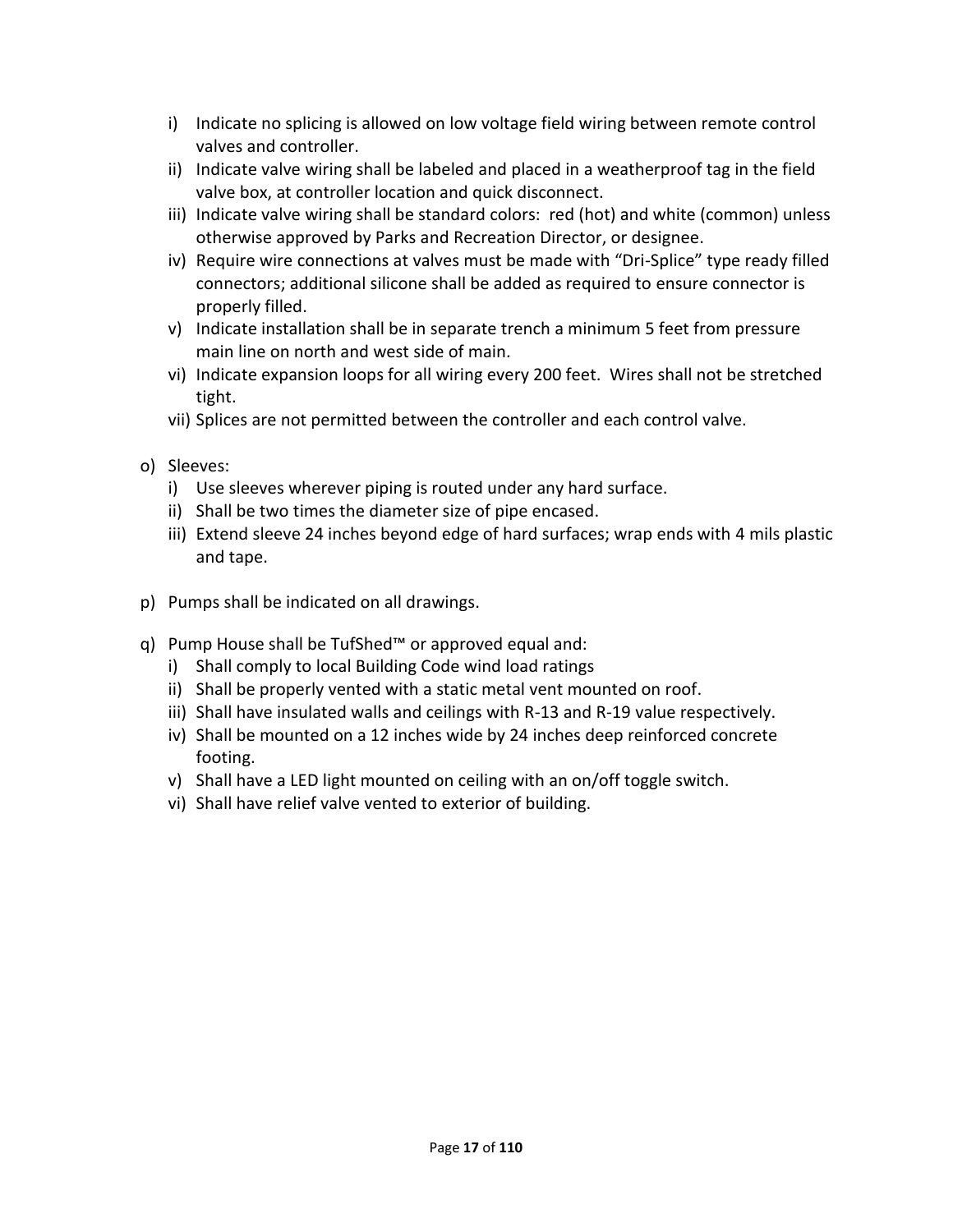i) Indicate no splicing is allowed on low voltage field wiring between remote control valves and controller.
ii) Indicate valve wiring shall be labeled and placed in a weatherproof tag in the field valve box, at controller location and quick disconnect.
iii) Indicate valve wiring shall be standard colors: red (hot) and white (common) unless otherwise approved by Parks and Recreation Director, or designee.
iv) Require wire connections at valves must be made with "Dri-Splice" type ready filled connectors; additional silicone shall be added as required to ensure connector is properly filled.
v) Indicate installation shall be in separate trench a minimum 5 feet from pressure main line on north and west side of main.
vi) Indicate expansion loops for all wiring every 200 feet. Wires shall not be stretched tight.
vii) Splices are not permitted between the controller and each control valve.

o) Sleeves:
   i) Use sleeves wherever piping is routed under any hard surface.
   ii) Shall be two times the diameter size of pipe encased.
   iii) Extend sleeve 24 inches beyond edge of hard surfaces; wrap ends with 4 mils plastic and tape.

p) Pumps shall be indicated on all drawings.

q) Pump House shall be TufShed™ or approved equal and:
   i) Shall comply to local Building Code wind load ratings
   ii) Shall be properly vented with a static metal vent mounted on roof.
   iii) Shall have insulated walls and ceilings with R-13 and R-19 value respectively.
   iv) Shall be mounted on a 12 inches wide by 24 inches deep reinforced concrete footing.
   v) Shall have a LED light mounted on ceiling with an on/off toggle switch.
   vi) Shall have relief valve vented to exterior of building.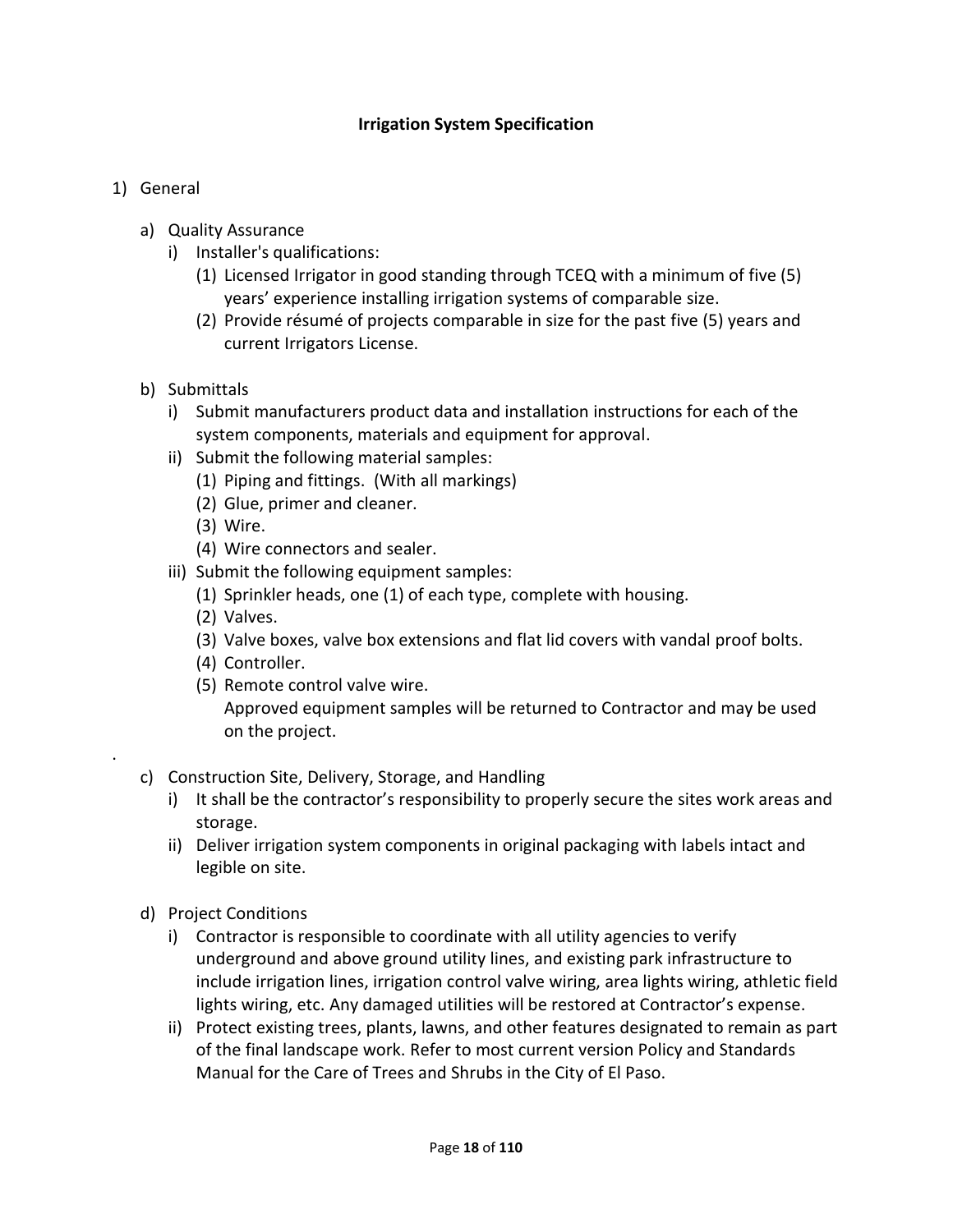# Irrigation System Specification

1) General

   a) Quality Assurance

      i) Installer's qualifications:

         (1) Licensed Irrigator in good standing through TCEQ with a minimum of five (5) years' experience installing irrigation systems of comparable size.

         (2) Provide résumé of projects comparable in size for the past five (5) years and current Irrigators License.

   b) Submittals

      i) Submit manufacturers product data and installation instructions for each of the system components, materials and equipment for approval.

      ii) Submit the following material samples:

         (1) Piping and fittings. (With all markings)

         (2) Glue, primer and cleaner.

         (3) Wire.

         (4) Wire connectors and sealer.

      iii) Submit the following equipment samples:

         (1) Sprinkler heads, one (1) of each type, complete with housing.

         (2) Valves.

         (3) Valve boxes, valve box extensions and flat lid covers with vandal proof bolts.

         (4) Controller.

         (5) Remote control valve wire.

         Approved equipment samples will be returned to Contractor and may be used on the project.

   c) Construction Site, Delivery, Storage, and Handling

      i) It shall be the contractor's responsibility to properly secure the sites work areas and storage.

      ii) Deliver irrigation system components in original packaging with labels intact and legible on site.

   d) Project Conditions

      i) Contractor is responsible to coordinate with all utility agencies to verify underground and above ground utility lines, and existing park infrastructure to include irrigation lines, irrigation control valve wiring, area lights wiring, athletic field lights wiring, etc. Any damaged utilities will be restored at Contractor's expense.

      ii) Protect existing trees, plants, lawns, and other features designated to remain as part of the final landscape work. Refer to most current version Policy and Standards Manual for the Care of Trees and Shrubs in the City of El Paso.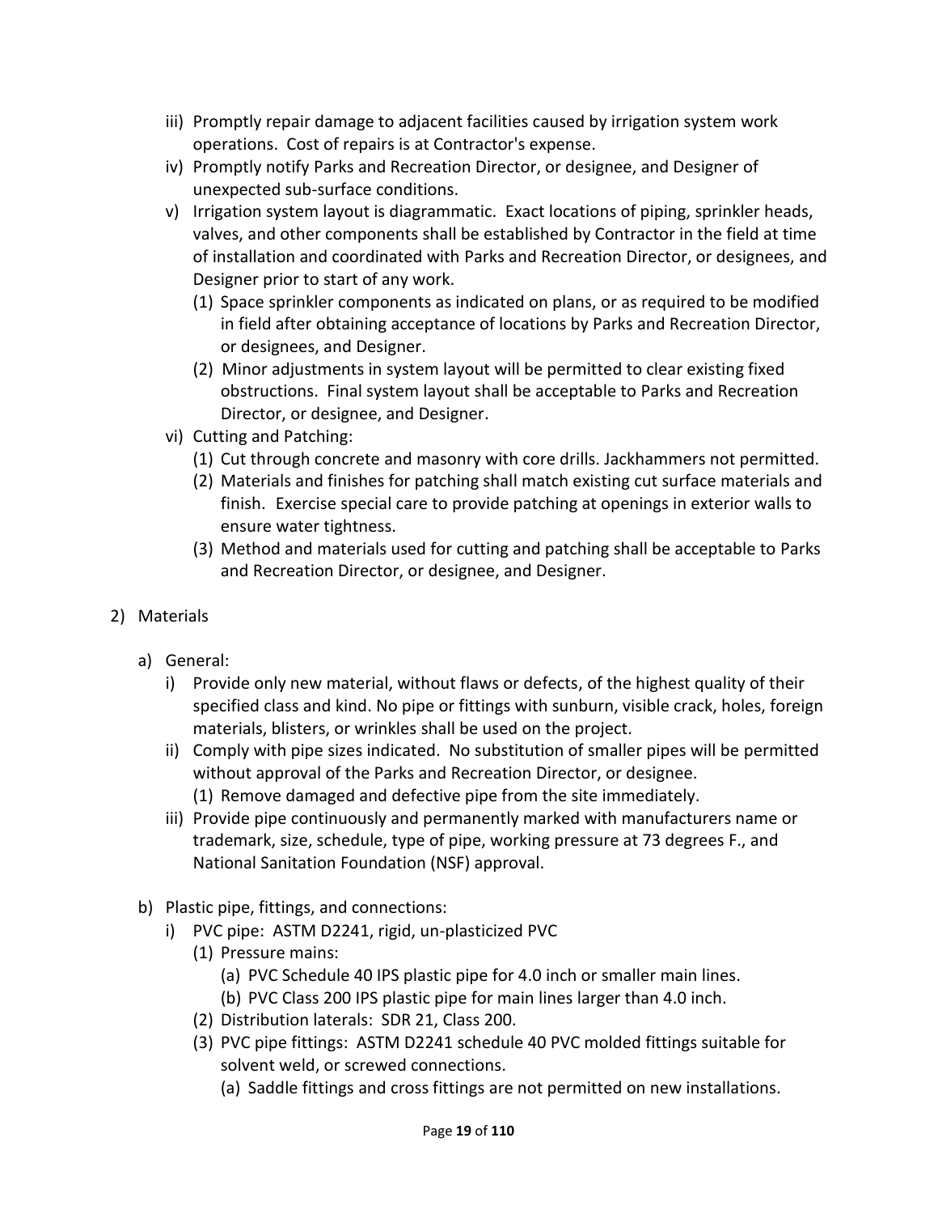iii) Promptly repair damage to adjacent facilities caused by irrigation system work operations. Cost of repairs is at Contractor's expense.

iv) Promptly notify Parks and Recreation Director, or designee, and Designer of unexpected sub-surface conditions.

v) Irrigation system layout is diagrammatic. Exact locations of piping, sprinkler heads, valves, and other components shall be established by Contractor in the field at time of installation and coordinated with Parks and Recreation Director, or designees, and Designer prior to start of any work.

   (1) Space sprinkler components as indicated on plans, or as required to be modified in field after obtaining acceptance of locations by Parks and Recreation Director, or designees, and Designer.

   (2) Minor adjustments in system layout will be permitted to clear existing fixed obstructions. Final system layout shall be acceptable to Parks and Recreation Director, or designee, and Designer.

vi) Cutting and Patching:

   (1) Cut through concrete and masonry with core drills. Jackhammers not permitted.

   (2) Materials and finishes for patching shall match existing cut surface materials and finish. Exercise special care to provide patching at openings in exterior walls to ensure water tightness.

   (3) Method and materials used for cutting and patching shall be acceptable to Parks and Recreation Director, or designee, and Designer.

2) Materials

a) General:

   i) Provide only new material, without flaws or defects, of the highest quality of their specified class and kind. No pipe or fittings with sunburn, visible crack, holes, foreign materials, blisters, or wrinkles shall be used on the project.

   ii) Comply with pipe sizes indicated. No substitution of smaller pipes will be permitted without approval of the Parks and Recreation Director, or designee.

      (1) Remove damaged and defective pipe from the site immediately.

   iii) Provide pipe continuously and permanently marked with manufacturers name or trademark, size, schedule, type of pipe, working pressure at 73 degrees F., and National Sanitation Foundation (NSF) approval.

b) Plastic pipe, fittings, and connections:

   i) PVC pipe: ASTM D2241, rigid, un-plasticized PVC

      (1) Pressure mains:

         (a) PVC Schedule 40 IPS plastic pipe for 4.0 inch or smaller main lines.

         (b) PVC Class 200 IPS plastic pipe for main lines larger than 4.0 inch.

      (2) Distribution laterals: SDR 21, Class 200.

      (3) PVC pipe fittings: ASTM D2241 schedule 40 PVC molded fittings suitable for solvent weld, or screwed connections.

         (a) Saddle fittings and cross fittings are not permitted on new installations.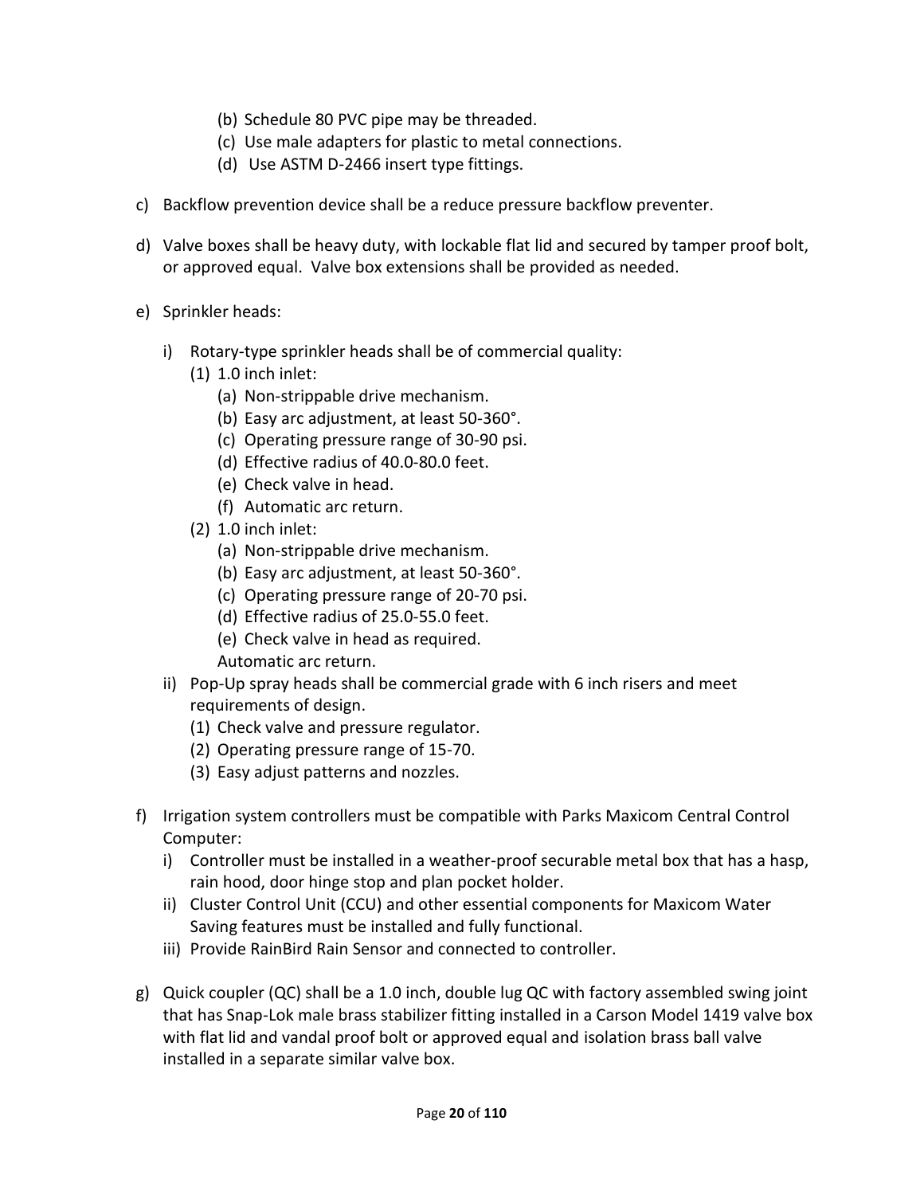(b) Schedule 80 PVC pipe may be threaded.
        (c) Use male adapters for plastic to metal connections.
        (d) Use ASTM D-2466 insert type fittings.

c) Backflow prevention device shall be a reduce pressure backflow preventer.

d) Valve boxes shall be heavy duty, with lockable flat lid and secured by tamper proof bolt, or approved equal. Valve box extensions shall be provided as needed.

e) Sprinkler heads:

   i) Rotary-type sprinkler heads shall be of commercial quality:
      (1) 1.0 inch inlet:
         (a) Non-strippable drive mechanism.
         (b) Easy arc adjustment, at least 50-360°.
         (c) Operating pressure range of 30-90 psi.
         (d) Effective radius of 40.0-80.0 feet.
         (e) Check valve in head.
         (f) Automatic arc return.
      (2) 1.0 inch inlet:
         (a) Non-strippable drive mechanism.
         (b) Easy arc adjustment, at least 50-360°.
         (c) Operating pressure range of 20-70 psi.
         (d) Effective radius of 25.0-55.0 feet.
         (e) Check valve in head as required.
         Automatic arc return.
   ii) Pop-Up spray heads shall be commercial grade with 6 inch risers and meet requirements of design.
      (1) Check valve and pressure regulator.
      (2) Operating pressure range of 15-70.
      (3) Easy adjust patterns and nozzles.

f) Irrigation system controllers must be compatible with Parks Maxicom Central Control Computer:
   i) Controller must be installed in a weather-proof securable metal box that has a hasp, rain hood, door hinge stop and plan pocket holder.
   ii) Cluster Control Unit (CCU) and other essential components for Maxicom Water Saving features must be installed and fully functional.
   iii) Provide RainBird Rain Sensor and connected to controller.

g) Quick coupler (QC) shall be a 1.0 inch, double lug QC with factory assembled swing joint that has Snap-Lok male brass stabilizer fitting installed in a Carson Model 1419 valve box with flat lid and vandal proof bolt or approved equal and isolation brass ball valve installed in a separate similar valve box.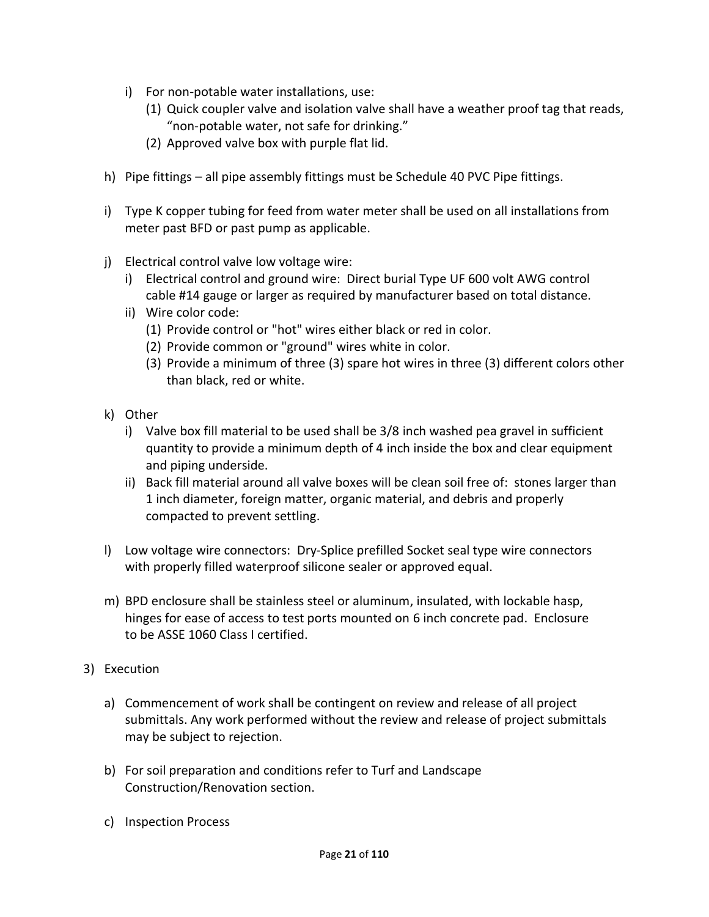i) For non-potable water installations, use:
      (1) Quick coupler valve and isolation valve shall have a weather proof tag that reads, "non-potable water, not safe for drinking."
      (2) Approved valve box with purple flat lid.

h) Pipe fittings – all pipe assembly fittings must be Schedule 40 PVC Pipe fittings.

i) Type K copper tubing for feed from water meter shall be used on all installations from meter past BFD or past pump as applicable.

j) Electrical control valve low voltage wire:
   i) Electrical control and ground wire: Direct burial Type UF 600 volt AWG control cable #14 gauge or larger as required by manufacturer based on total distance.
   ii) Wire color code:
      (1) Provide control or "hot" wires either black or red in color.
      (2) Provide common or "ground" wires white in color.
      (3) Provide a minimum of three (3) spare hot wires in three (3) different colors other than black, red or white.

k) Other
   i) Valve box fill material to be used shall be 3/8 inch washed pea gravel in sufficient quantity to provide a minimum depth of 4 inch inside the box and clear equipment and piping underside.
   ii) Back fill material around all valve boxes will be clean soil free of: stones larger than 1 inch diameter, foreign matter, organic material, and debris and properly compacted to prevent settling.

l) Low voltage wire connectors: Dry-Splice prefilled Socket seal type wire connectors with properly filled waterproof silicone sealer or approved equal.

m) BPD enclosure shall be stainless steel or aluminum, insulated, with lockable hasp, hinges for ease of access to test ports mounted on 6 inch concrete pad. Enclosure to be ASSE 1060 Class I certified.

3) Execution

   a) Commencement of work shall be contingent on review and release of all project submittals. Any work performed without the review and release of project submittals may be subject to rejection.

   b) For soil preparation and conditions refer to Turf and Landscape Construction/Renovation section.

   c) Inspection Process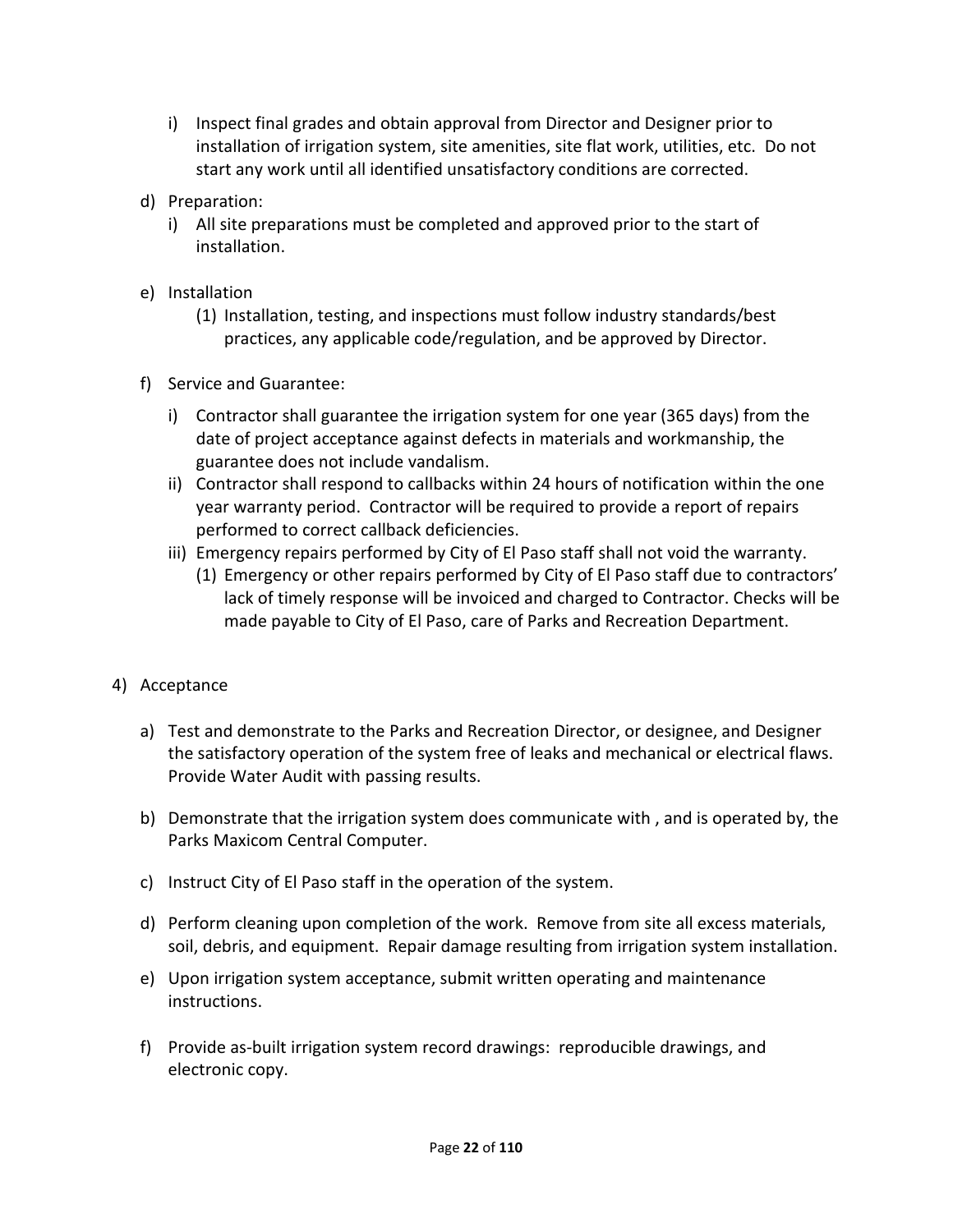i) Inspect final grades and obtain approval from Director and Designer prior to installation of irrigation system, site amenities, site flat work, utilities, etc. Do not start any work until all identified unsatisfactory conditions are corrected.

d) Preparation:

   i) All site preparations must be completed and approved prior to the start of installation.

e) Installation

   (1) Installation, testing, and inspections must follow industry standards/best practices, any applicable code/regulation, and be approved by Director.

f) Service and Guarantee:

   i) Contractor shall guarantee the irrigation system for one year (365 days) from the date of project acceptance against defects in materials and workmanship, the guarantee does not include vandalism.

   ii) Contractor shall respond to callbacks within 24 hours of notification within the one year warranty period. Contractor will be required to provide a report of repairs performed to correct callback deficiencies.

   iii) Emergency repairs performed by City of El Paso staff shall not void the warranty.

      (1) Emergency or other repairs performed by City of El Paso staff due to contractors' lack of timely response will be invoiced and charged to Contractor. Checks will be made payable to City of El Paso, care of Parks and Recreation Department.

4) Acceptance

   a) Test and demonstrate to the Parks and Recreation Director, or designee, and Designer the satisfactory operation of the system free of leaks and mechanical or electrical flaws. Provide Water Audit with passing results.

   b) Demonstrate that the irrigation system does communicate with , and is operated by, the Parks Maxicom Central Computer.

   c) Instruct City of El Paso staff in the operation of the system.

   d) Perform cleaning upon completion of the work. Remove from site all excess materials, soil, debris, and equipment. Repair damage resulting from irrigation system installation.

   e) Upon irrigation system acceptance, submit written operating and maintenance instructions.

   f) Provide as-built irrigation system record drawings: reproducible drawings, and electronic copy.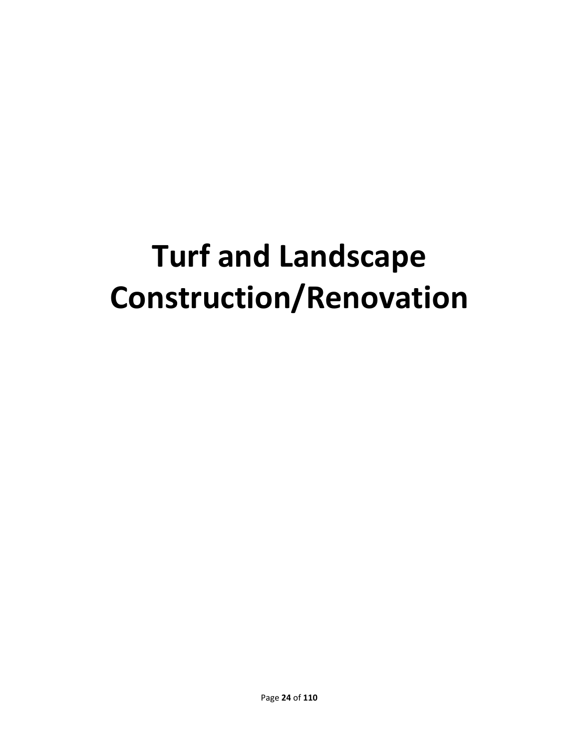# Turf and Landscape Construction/Renovation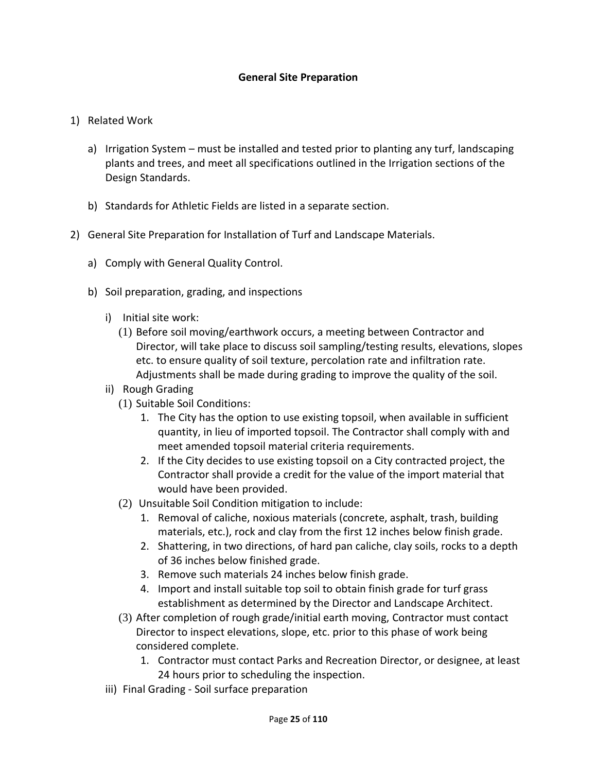**General Site Preparation**

1) Related Work

   a) Irrigation System – must be installed and tested prior to planting any turf, landscaping plants and trees, and meet all specifications outlined in the Irrigation sections of the Design Standards.

   b) Standards for Athletic Fields are listed in a separate section.

2) General Site Preparation for Installation of Turf and Landscape Materials.

   a) Comply with General Quality Control.

   b) Soil preparation, grading, and inspections

      i) Initial site work:
         (1) Before soil moving/earthwork occurs, a meeting between Contractor and Director, will take place to discuss soil sampling/testing results, elevations, slopes etc. to ensure quality of soil texture, percolation rate and infiltration rate. Adjustments shall be made during grading to improve the quality of the soil.

      ii) Rough Grading
         (1) Suitable Soil Conditions:
            1. The City has the option to use existing topsoil, when available in sufficient quantity, in lieu of imported topsoil. The Contractor shall comply with and meet amended topsoil material criteria requirements.
            2. If the City decides to use existing topsoil on a City contracted project, the Contractor shall provide a credit for the value of the import material that would have been provided.

         (2) Unsuitable Soil Condition mitigation to include:
            1. Removal of caliche, noxious materials (concrete, asphalt, trash, building materials, etc.), rock and clay from the first 12 inches below finish grade.
            2. Shattering, in two directions, of hard pan caliche, clay soils, rocks to a depth of 36 inches below finished grade.
            3. Remove such materials 24 inches below finish grade.
            4. Import and install suitable top soil to obtain finish grade for turf grass establishment as determined by the Director and Landscape Architect.

         (3) After completion of rough grade/initial earth moving, Contractor must contact Director to inspect elevations, slope, etc. prior to this phase of work being considered complete.
            1. Contractor must contact Parks and Recreation Director, or designee, at least 24 hours prior to scheduling the inspection.

      iii) Final Grading - Soil surface preparation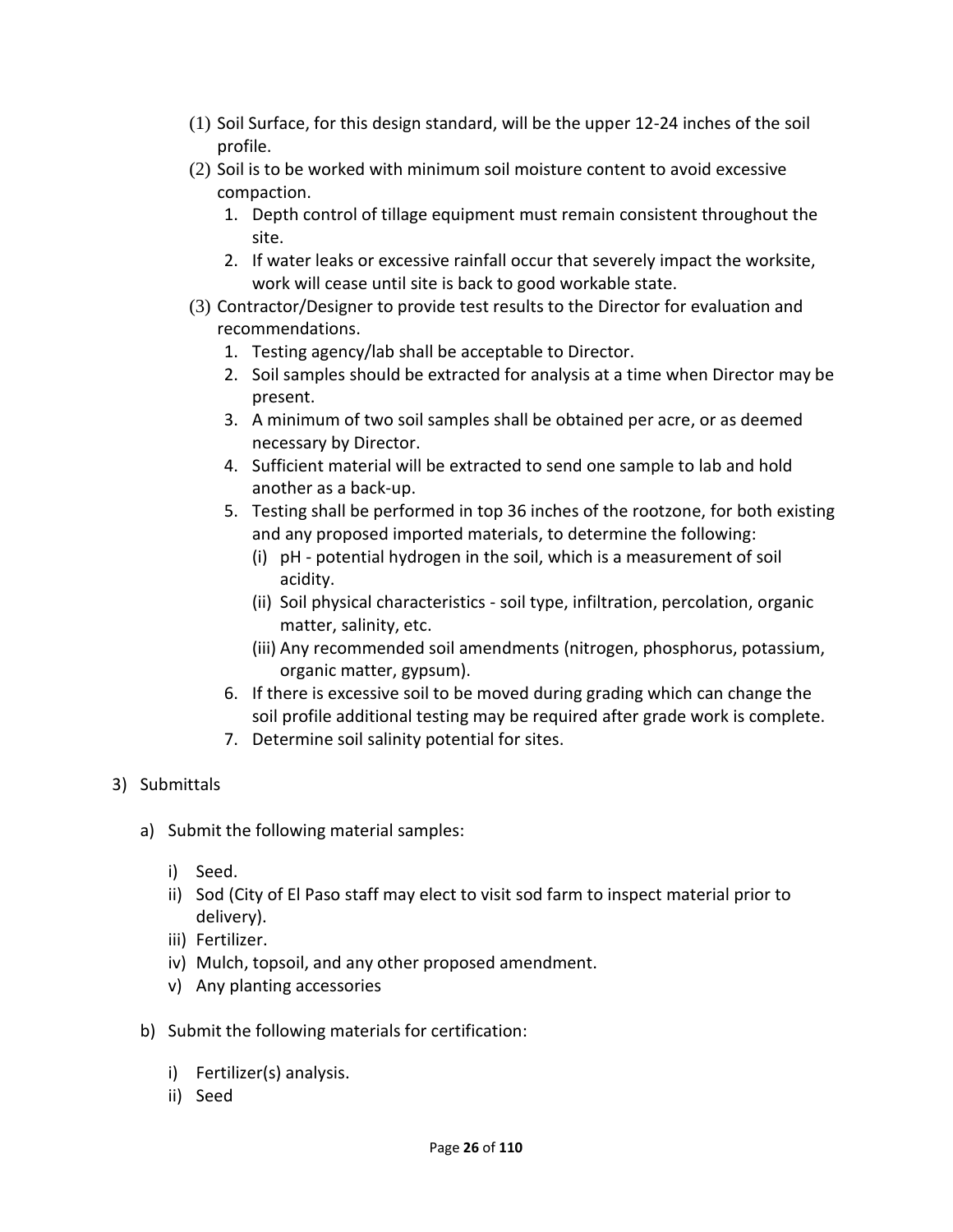(1) Soil Surface, for this design standard, will be the upper 12-24 inches of the soil profile.
(2) Soil is to be worked with minimum soil moisture content to avoid excessive compaction.
   1. Depth control of tillage equipment must remain consistent throughout the site.
   2. If water leaks or excessive rainfall occur that severely impact the worksite, work will cease until site is back to good workable state.
(3) Contractor/Designer to provide test results to the Director for evaluation and recommendations.
   1. Testing agency/lab shall be acceptable to Director.
   2. Soil samples should be extracted for analysis at a time when Director may be present.
   3. A minimum of two soil samples shall be obtained per acre, or as deemed necessary by Director.
   4. Sufficient material will be extracted to send one sample to lab and hold another as a back-up.
   5. Testing shall be performed in top 36 inches of the rootzone, for both existing and any proposed imported materials, to determine the following:
      (i) pH - potential hydrogen in the soil, which is a measurement of soil acidity.
      (ii) Soil physical characteristics - soil type, infiltration, percolation, organic matter, salinity, etc.
      (iii) Any recommended soil amendments (nitrogen, phosphorus, potassium, organic matter, gypsum).
   6. If there is excessive soil to be moved during grading which can change the soil profile additional testing may be required after grade work is complete.
   7. Determine soil salinity potential for sites.

3) Submittals

   a) Submit the following material samples:

      i) Seed.
      ii) Sod (City of El Paso staff may elect to visit sod farm to inspect material prior to delivery).
      iii) Fertilizer.
      iv) Mulch, topsoil, and any other proposed amendment.
      v) Any planting accessories

   b) Submit the following materials for certification:

      i) Fertilizer(s) analysis.
      ii) Seed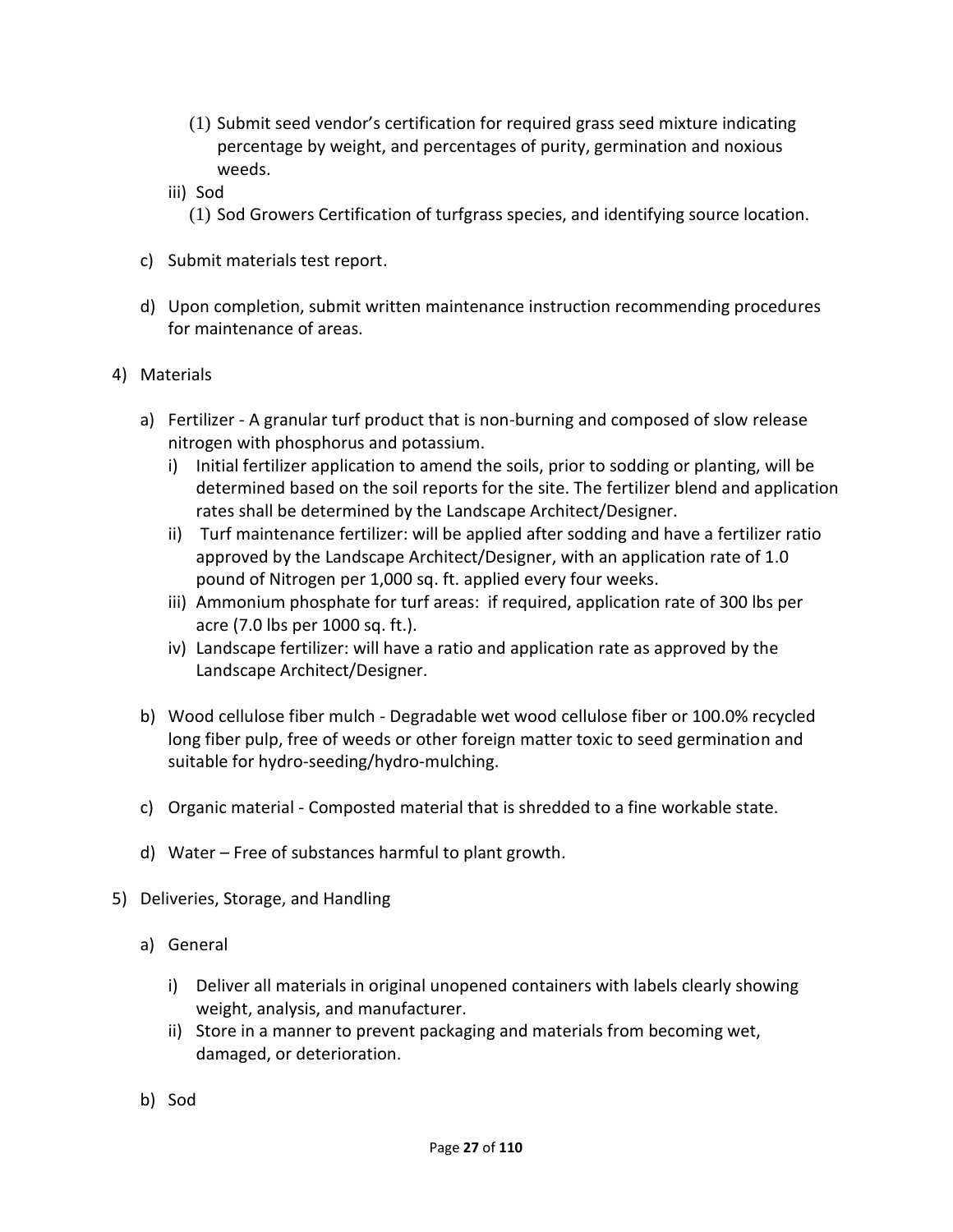(1) Submit seed vendor's certification for required grass seed mixture indicating percentage by weight, and percentages of purity, germination and noxious weeds.

  iii) Sod
    (1) Sod Growers Certification of turfgrass species, and identifying source location.

c) Submit materials test report.

d) Upon completion, submit written maintenance instruction recommending procedures for maintenance of areas.

4) Materials

  a) Fertilizer - A granular turf product that is non-burning and composed of slow release nitrogen with phosphorus and potassium.
    i) Initial fertilizer application to amend the soils, prior to sodding or planting, will be determined based on the soil reports for the site. The fertilizer blend and application rates shall be determined by the Landscape Architect/Designer.
    ii) Turf maintenance fertilizer: will be applied after sodding and have a fertilizer ratio approved by the Landscape Architect/Designer, with an application rate of 1.0 pound of Nitrogen per 1,000 sq. ft. applied every four weeks.
    iii) Ammonium phosphate for turf areas: if required, application rate of 300 lbs per acre (7.0 lbs per 1000 sq. ft.).
    iv) Landscape fertilizer: will have a ratio and application rate as approved by the Landscape Architect/Designer.

  b) Wood cellulose fiber mulch - Degradable wet wood cellulose fiber or 100.0% recycled long fiber pulp, free of weeds or other foreign matter toxic to seed germination and suitable for hydro-seeding/hydro-mulching.

  c) Organic material - Composted material that is shredded to a fine workable state.

  d) Water – Free of substances harmful to plant growth.

5) Deliveries, Storage, and Handling

  a) General

    i) Deliver all materials in original unopened containers with labels clearly showing weight, analysis, and manufacturer.
    ii) Store in a manner to prevent packaging and materials from becoming wet, damaged, or deterioration.

  b) Sod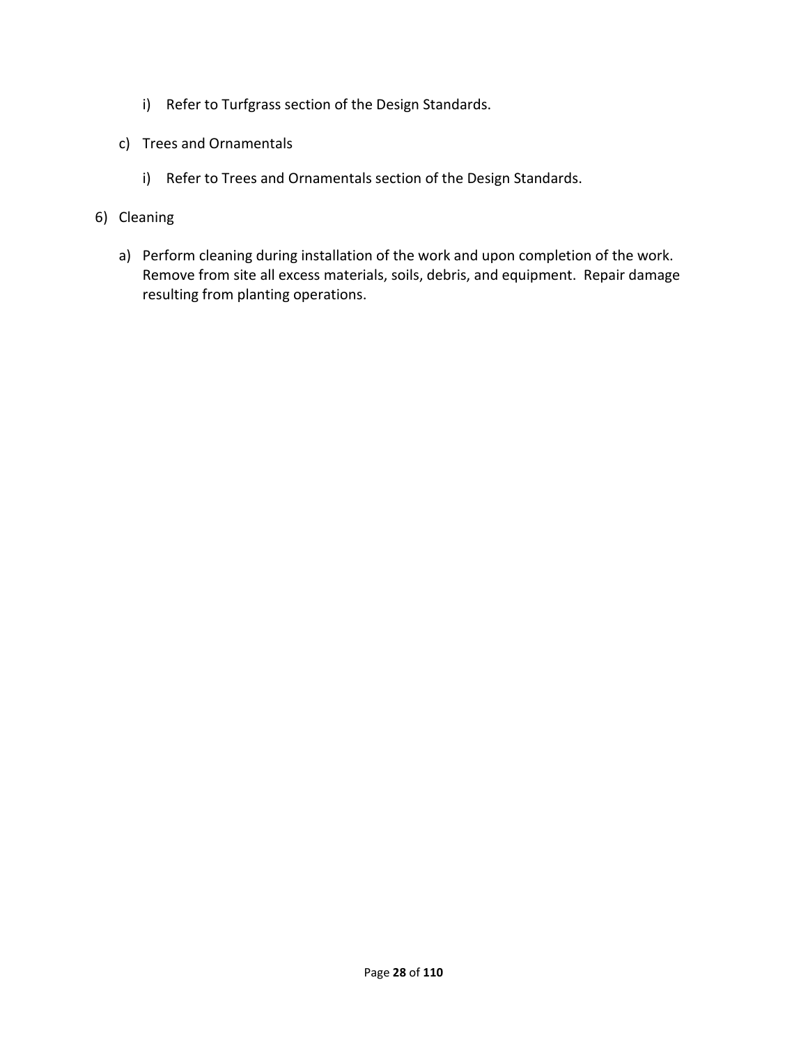i) Refer to Turfgrass section of the Design Standards.

c) Trees and Ornamentals

i) Refer to Trees and Ornamentals section of the Design Standards.

6) Cleaning

a) Perform cleaning during installation of the work and upon completion of the work. Remove from site all excess materials, soils, debris, and equipment. Repair damage resulting from planting operations.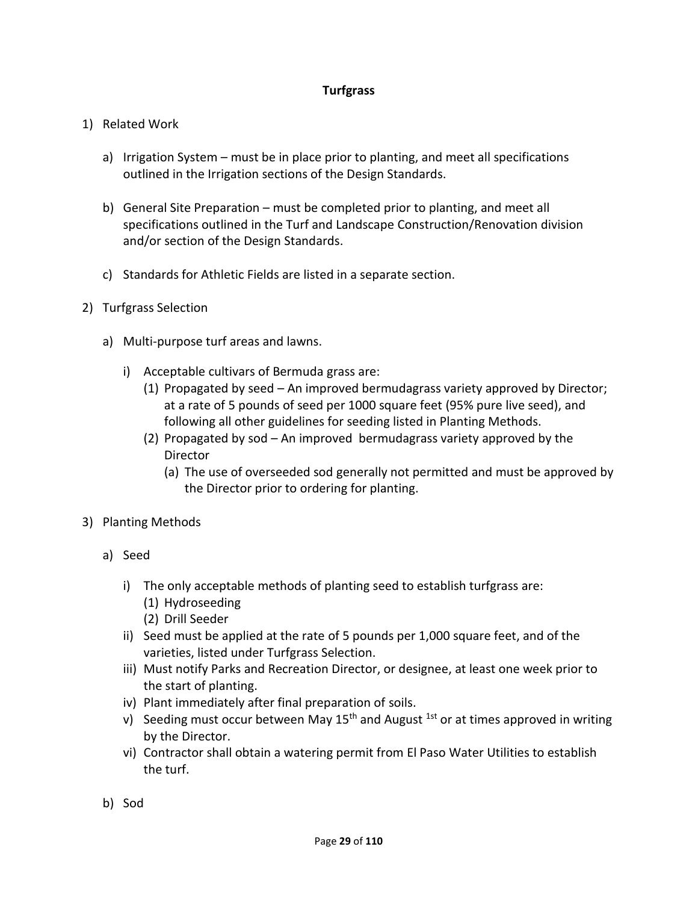## Turfgrass

1) Related Work

   a) Irrigation System – must be in place prior to planting, and meet all specifications outlined in the Irrigation sections of the Design Standards.

   b) General Site Preparation – must be completed prior to planting, and meet all specifications outlined in the Turf and Landscape Construction/Renovation division and/or section of the Design Standards.

   c) Standards for Athletic Fields are listed in a separate section.

2) Turfgrass Selection

   a) Multi-purpose turf areas and lawns.

      i) Acceptable cultivars of Bermuda grass are:
         (1) Propagated by seed – An improved bermudagrass variety approved by Director; at a rate of 5 pounds of seed per 1000 square feet (95% pure live seed), and following all other guidelines for seeding listed in Planting Methods.
         (2) Propagated by sod – An improved bermudagrass variety approved by the Director
            (a) The use of overseeded sod generally not permitted and must be approved by the Director prior to ordering for planting.

3) Planting Methods

   a) Seed

      i) The only acceptable methods of planting seed to establish turfgrass are:
         (1) Hydroseeding
         (2) Drill Seeder
      ii) Seed must be applied at the rate of 5 pounds per 1,000 square feet, and of the varieties, listed under Turfgrass Selection.
      iii) Must notify Parks and Recreation Director, or designee, at least one week prior to the start of planting.
      iv) Plant immediately after final preparation of soils.
      v) Seeding must occur between May 15th and August 1st or at times approved in writing by the Director.
      vi) Contractor shall obtain a watering permit from El Paso Water Utilities to establish the turf.

   b) Sod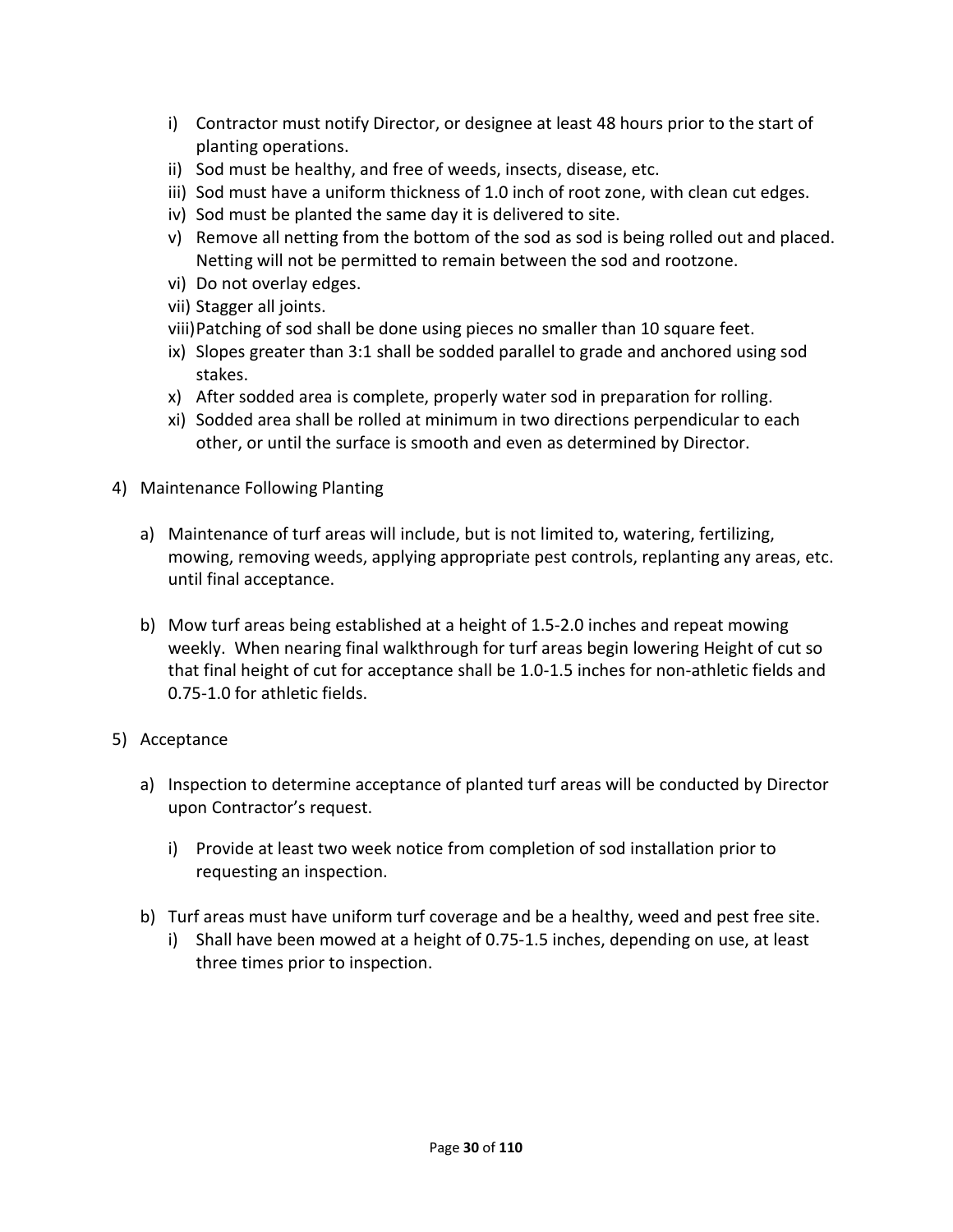i) Contractor must notify Director, or designee at least 48 hours prior to the start of planting operations.
ii) Sod must be healthy, and free of weeds, insects, disease, etc.
iii) Sod must have a uniform thickness of 1.0 inch of root zone, with clean cut edges.
iv) Sod must be planted the same day it is delivered to site.
v) Remove all netting from the bottom of the sod as sod is being rolled out and placed. Netting will not be permitted to remain between the sod and rootzone.
vi) Do not overlay edges.
vii) Stagger all joints.
viii) Patching of sod shall be done using pieces no smaller than 10 square feet.
ix) Slopes greater than 3:1 shall be sodded parallel to grade and anchored using sod stakes.
x) After sodded area is complete, properly water sod in preparation for rolling.
xi) Sodded area shall be rolled at minimum in two directions perpendicular to each other, or until the surface is smooth and even as determined by Director.

4) Maintenance Following Planting

a) Maintenance of turf areas will include, but is not limited to, watering, fertilizing, mowing, removing weeds, applying appropriate pest controls, replanting any areas, etc. until final acceptance.

b) Mow turf areas being established at a height of 1.5-2.0 inches and repeat mowing weekly. When nearing final walkthrough for turf areas begin lowering Height of cut so that final height of cut for acceptance shall be 1.0-1.5 inches for non-athletic fields and 0.75-1.0 for athletic fields.

5) Acceptance

a) Inspection to determine acceptance of planted turf areas will be conducted by Director upon Contractor's request.

   i) Provide at least two week notice from completion of sod installation prior to requesting an inspection.

b) Turf areas must have uniform turf coverage and be a healthy, weed and pest free site.
   i) Shall have been mowed at a height of 0.75-1.5 inches, depending on use, at least three times prior to inspection.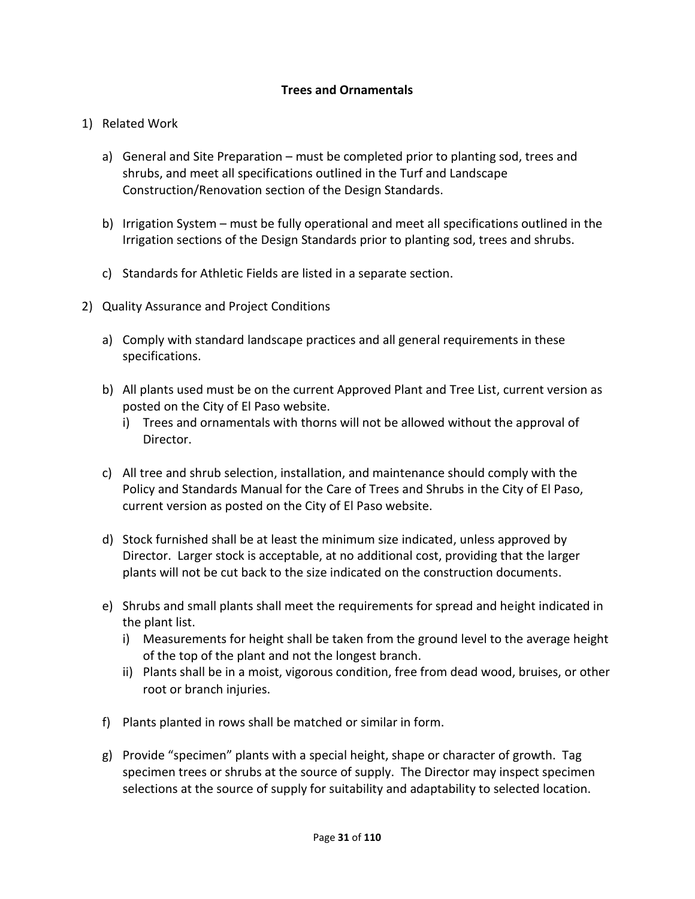## Trees and Ornamentals

1) Related Work

   a) General and Site Preparation – must be completed prior to planting sod, trees and shrubs, and meet all specifications outlined in the Turf and Landscape Construction/Renovation section of the Design Standards.

   b) Irrigation System – must be fully operational and meet all specifications outlined in the Irrigation sections of the Design Standards prior to planting sod, trees and shrubs.

   c) Standards for Athletic Fields are listed in a separate section.

2) Quality Assurance and Project Conditions

   a) Comply with standard landscape practices and all general requirements in these specifications.

   b) All plants used must be on the current Approved Plant and Tree List, current version as posted on the City of El Paso website.
      i) Trees and ornamentals with thorns will not be allowed without the approval of Director.

   c) All tree and shrub selection, installation, and maintenance should comply with the Policy and Standards Manual for the Care of Trees and Shrubs in the City of El Paso, current version as posted on the City of El Paso website.

   d) Stock furnished shall be at least the minimum size indicated, unless approved by Director. Larger stock is acceptable, at no additional cost, providing that the larger plants will not be cut back to the size indicated on the construction documents.

   e) Shrubs and small plants shall meet the requirements for spread and height indicated in the plant list.
      i) Measurements for height shall be taken from the ground level to the average height of the top of the plant and not the longest branch.
      ii) Plants shall be in a moist, vigorous condition, free from dead wood, bruises, or other root or branch injuries.

   f) Plants planted in rows shall be matched or similar in form.

   g) Provide "specimen" plants with a special height, shape or character of growth. Tag specimen trees or shrubs at the source of supply. The Director may inspect specimen selections at the source of supply for suitability and adaptability to selected location.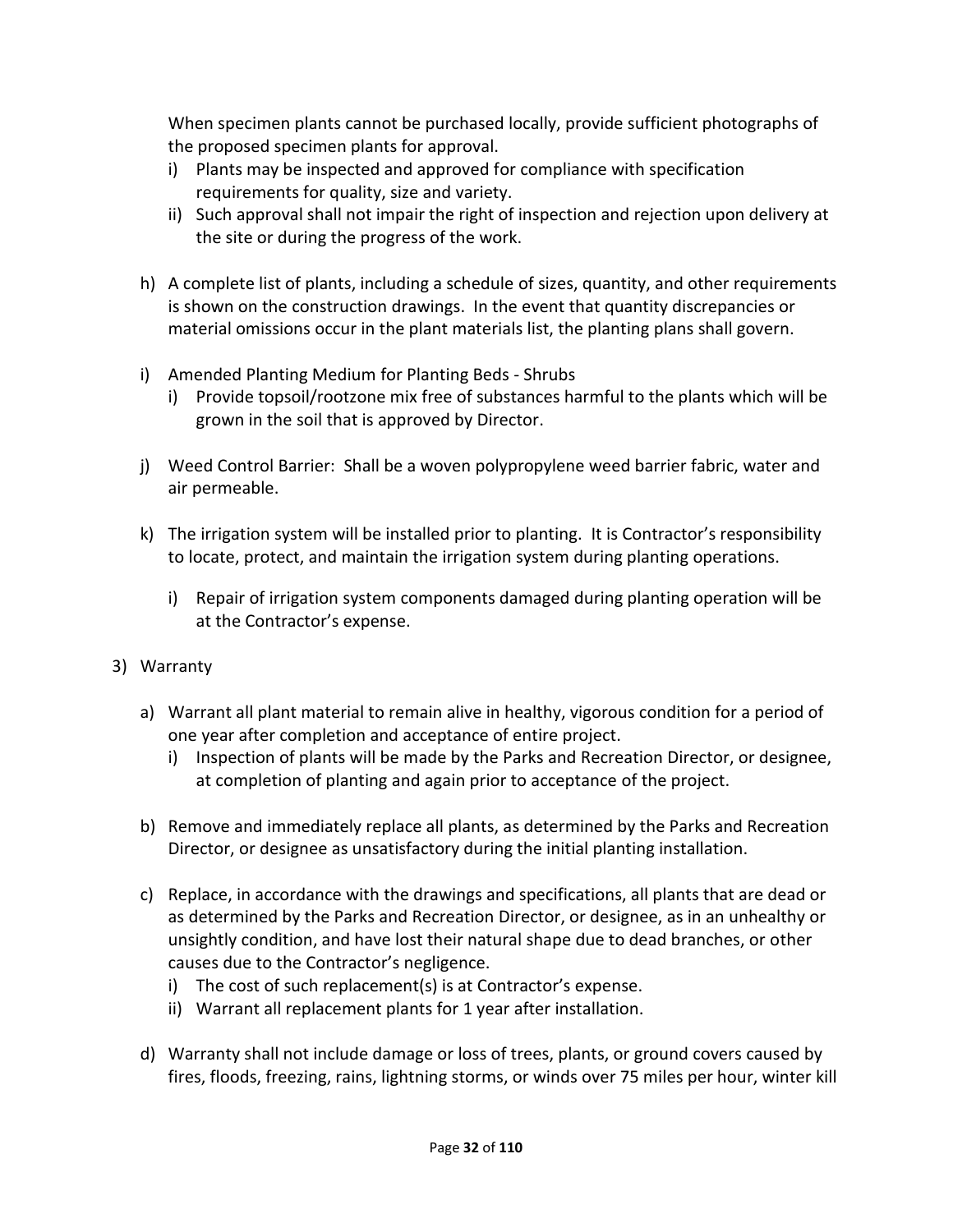When specimen plants cannot be purchased locally, provide sufficient photographs of the proposed specimen plants for approval.

  i) Plants may be inspected and approved for compliance with specification requirements for quality, size and variety.
  ii) Such approval shall not impair the right of inspection and rejection upon delivery at the site or during the progress of the work.

h) A complete list of plants, including a schedule of sizes, quantity, and other requirements is shown on the construction drawings. In the event that quantity discrepancies or material omissions occur in the plant materials list, the planting plans shall govern.

i) Amended Planting Medium for Planting Beds - Shrubs
  i) Provide topsoil/rootzone mix free of substances harmful to the plants which will be grown in the soil that is approved by Director.

j) Weed Control Barrier: Shall be a woven polypropylene weed barrier fabric, water and air permeable.

k) The irrigation system will be installed prior to planting. It is Contractor's responsibility to locate, protect, and maintain the irrigation system during planting operations.

  i) Repair of irrigation system components damaged during planting operation will be at the Contractor's expense.

3) Warranty

  a) Warrant all plant material to remain alive in healthy, vigorous condition for a period of one year after completion and acceptance of entire project.
    i) Inspection of plants will be made by the Parks and Recreation Director, or designee, at completion of planting and again prior to acceptance of the project.

  b) Remove and immediately replace all plants, as determined by the Parks and Recreation Director, or designee as unsatisfactory during the initial planting installation.

  c) Replace, in accordance with the drawings and specifications, all plants that are dead or as determined by the Parks and Recreation Director, or designee, as in an unhealthy or unsightly condition, and have lost their natural shape due to dead branches, or other causes due to the Contractor's negligence.
    i) The cost of such replacement(s) is at Contractor's expense.
    ii) Warrant all replacement plants for 1 year after installation.

  d) Warranty shall not include damage or loss of trees, plants, or ground covers caused by fires, floods, freezing, rains, lightning storms, or winds over 75 miles per hour, winter kill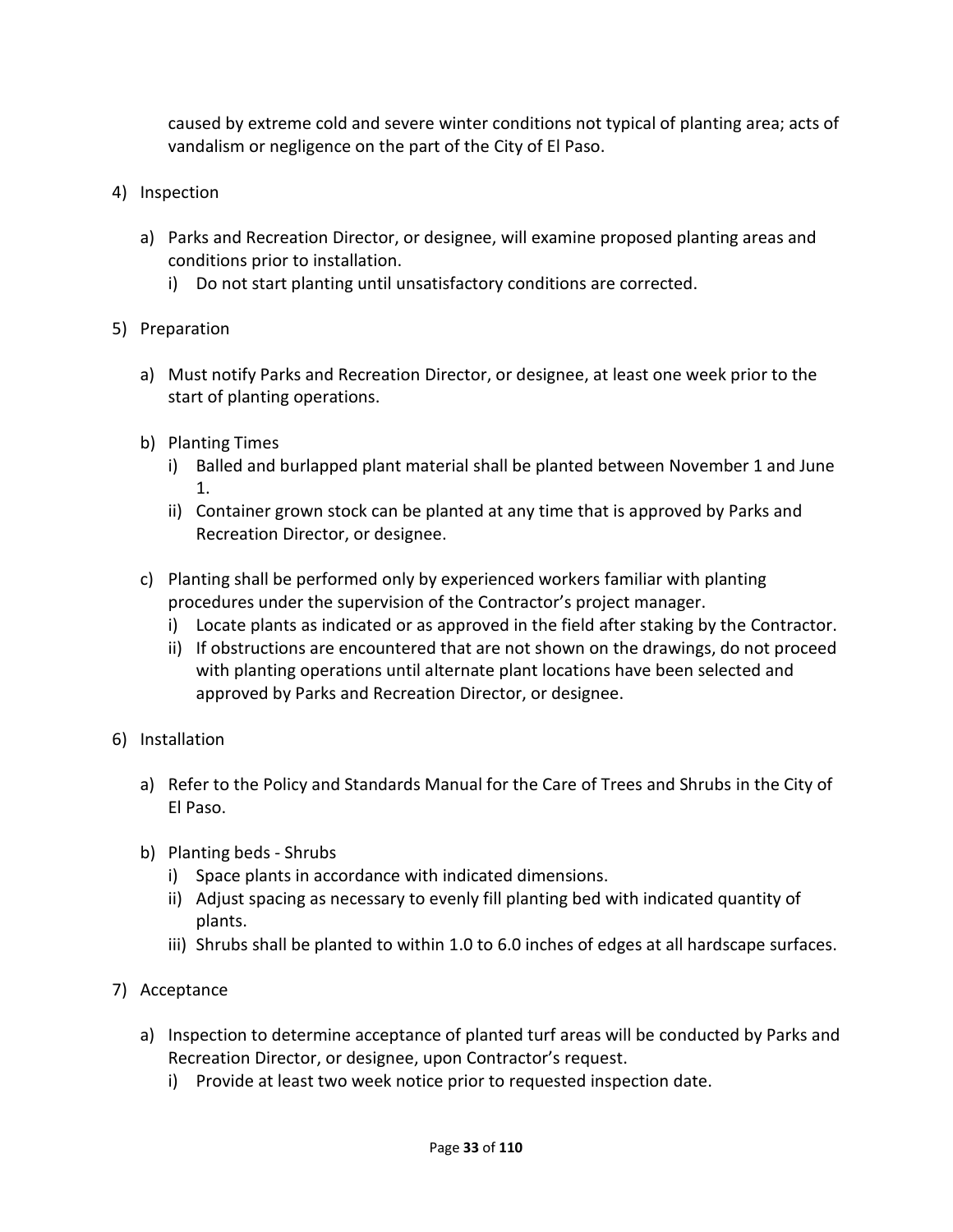caused by extreme cold and severe winter conditions not typical of planting area; acts of vandalism or negligence on the part of the City of El Paso.

4) Inspection

   a) Parks and Recreation Director, or designee, will examine proposed planting areas and conditions prior to installation.
      i) Do not start planting until unsatisfactory conditions are corrected.

5) Preparation

   a) Must notify Parks and Recreation Director, or designee, at least one week prior to the start of planting operations.

   b) Planting Times
      i) Balled and burlapped plant material shall be planted between November 1 and June 1.
      ii) Container grown stock can be planted at any time that is approved by Parks and Recreation Director, or designee.

   c) Planting shall be performed only by experienced workers familiar with planting procedures under the supervision of the Contractor's project manager.
      i) Locate plants as indicated or as approved in the field after staking by the Contractor.
      ii) If obstructions are encountered that are not shown on the drawings, do not proceed with planting operations until alternate plant locations have been selected and approved by Parks and Recreation Director, or designee.

6) Installation

   a) Refer to the Policy and Standards Manual for the Care of Trees and Shrubs in the City of El Paso.

   b) Planting beds - Shrubs
      i) Space plants in accordance with indicated dimensions.
      ii) Adjust spacing as necessary to evenly fill planting bed with indicated quantity of plants.
      iii) Shrubs shall be planted to within 1.0 to 6.0 inches of edges at all hardscape surfaces.

7) Acceptance

   a) Inspection to determine acceptance of planted turf areas will be conducted by Parks and Recreation Director, or designee, upon Contractor's request.
      i) Provide at least two week notice prior to requested inspection date.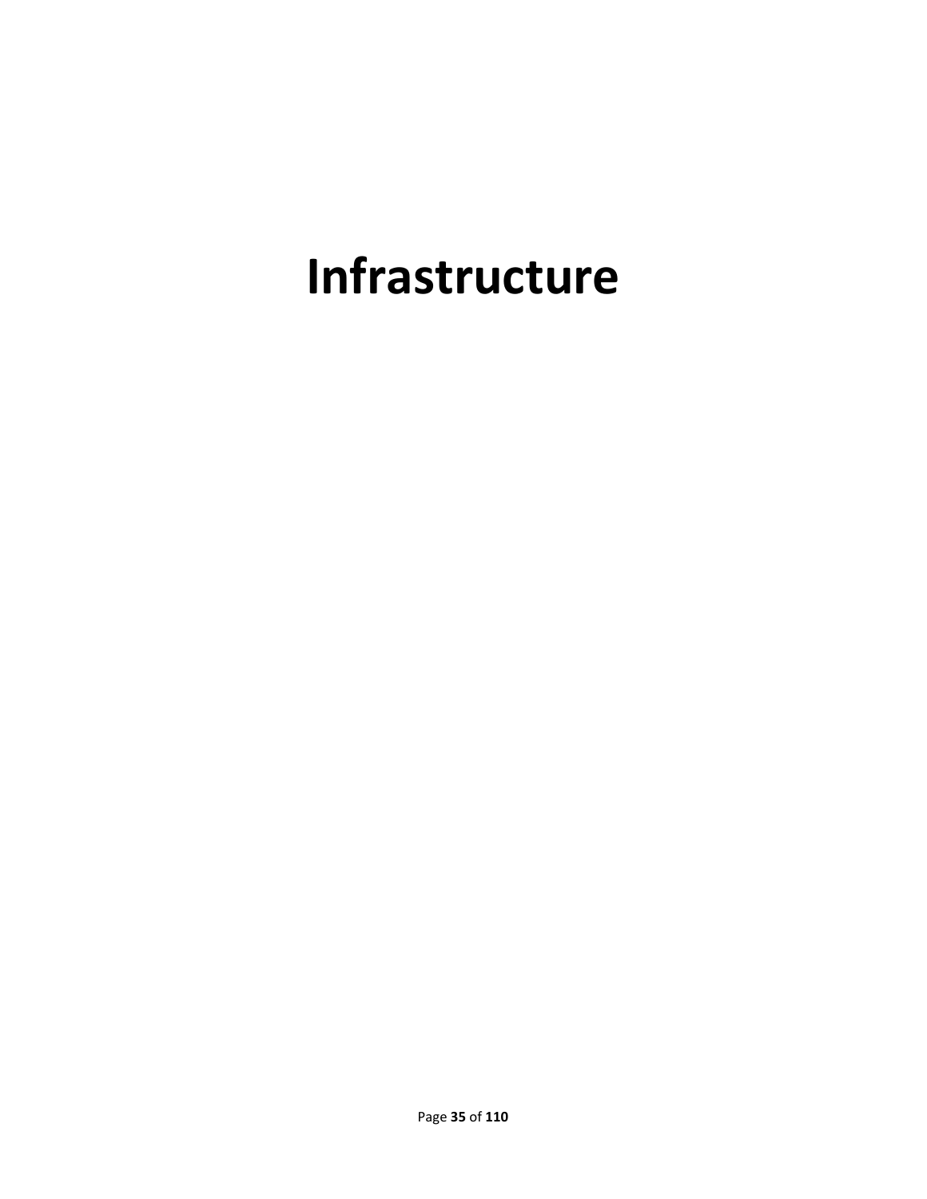# Infrastructure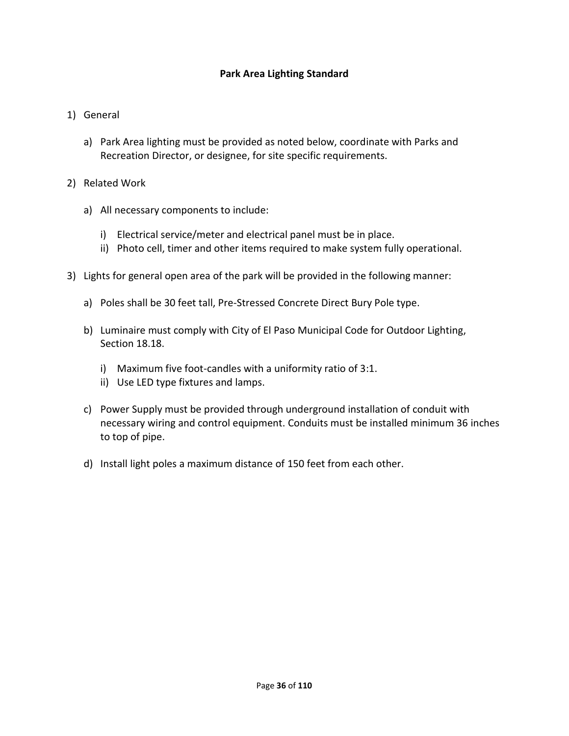## Park Area Lighting Standard

1) General

   a) Park Area lighting must be provided as noted below, coordinate with Parks and Recreation Director, or designee, for site specific requirements.

2) Related Work

   a) All necessary components to include:

      i) Electrical service/meter and electrical panel must be in place.
      ii) Photo cell, timer and other items required to make system fully operational.

3) Lights for general open area of the park will be provided in the following manner:

   a) Poles shall be 30 feet tall, Pre-Stressed Concrete Direct Bury Pole type.

   b) Luminaire must comply with City of El Paso Municipal Code for Outdoor Lighting, Section 18.18.

      i) Maximum five foot-candles with a uniformity ratio of 3:1.
      ii) Use LED type fixtures and lamps.

   c) Power Supply must be provided through underground installation of conduit with necessary wiring and control equipment. Conduits must be installed minimum 36 inches to top of pipe.

   d) Install light poles a maximum distance of 150 feet from each other.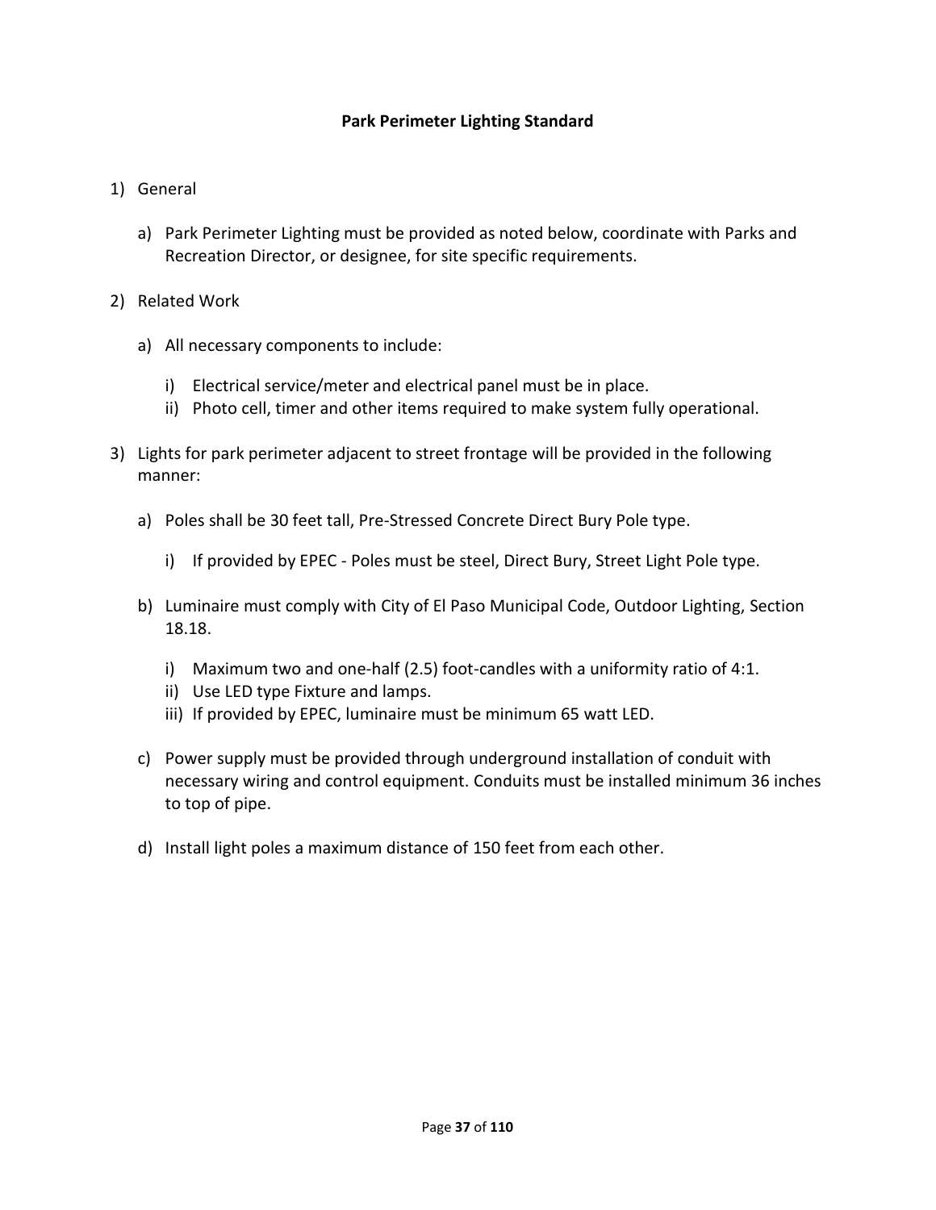# Park Perimeter Lighting Standard

1) General

    a) Park Perimeter Lighting must be provided as noted below, coordinate with Parks and Recreation Director, or designee, for site specific requirements.

2) Related Work

    a) All necessary components to include:

        i) Electrical service/meter and electrical panel must be in place.
        ii) Photo cell, timer and other items required to make system fully operational.

3) Lights for park perimeter adjacent to street frontage will be provided in the following manner:

    a) Poles shall be 30 feet tall, Pre-Stressed Concrete Direct Bury Pole type.

        i) If provided by EPEC - Poles must be steel, Direct Bury, Street Light Pole type.

    b) Luminaire must comply with City of El Paso Municipal Code, Outdoor Lighting, Section 18.18.

        i) Maximum two and one-half (2.5) foot-candles with a uniformity ratio of 4:1.
        ii) Use LED type Fixture and lamps.
        iii) If provided by EPEC, luminaire must be minimum 65 watt LED.

    c) Power supply must be provided through underground installation of conduit with necessary wiring and control equipment. Conduits must be installed minimum 36 inches to top of pipe.

    d) Install light poles a maximum distance of 150 feet from each other.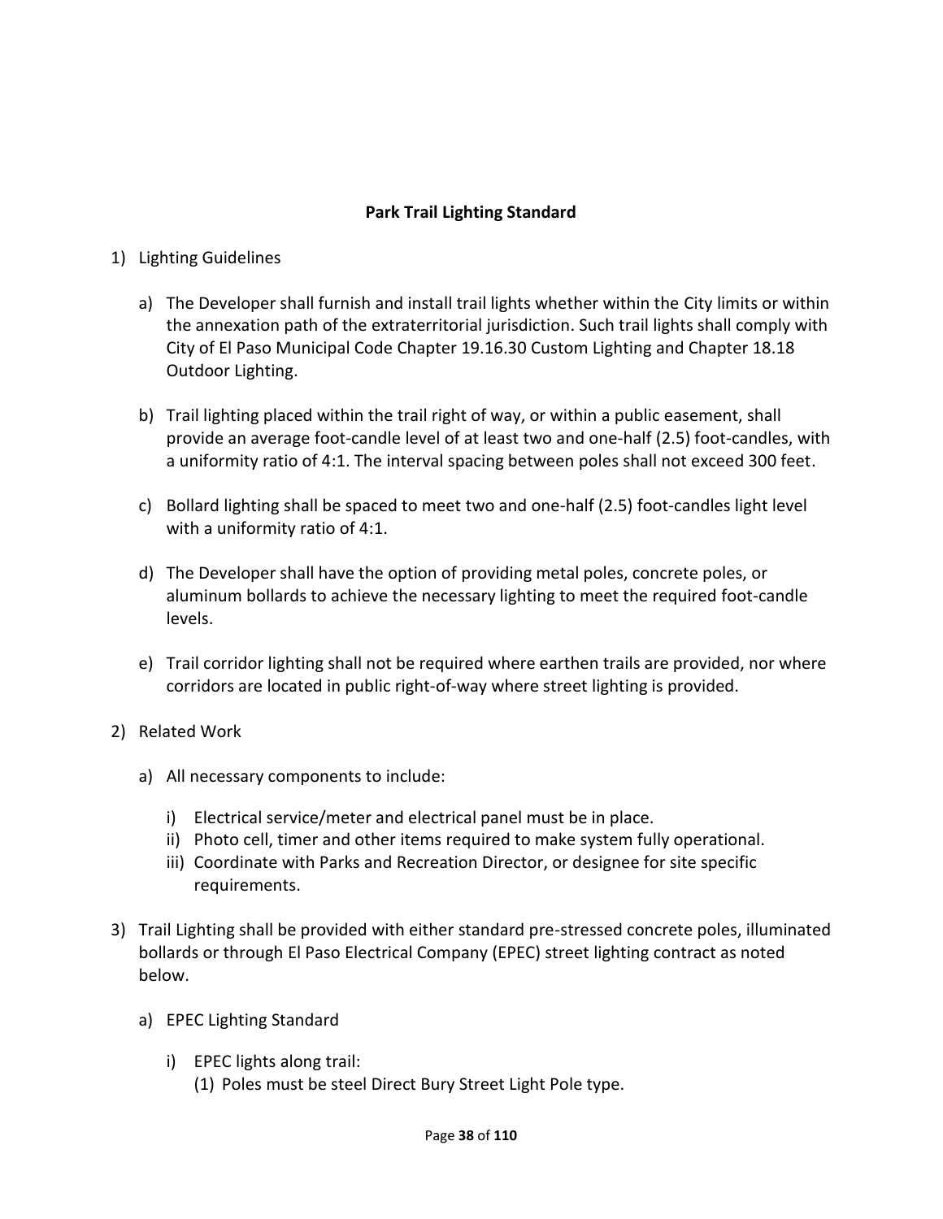**Park Trail Lighting Standard**

1) Lighting Guidelines

    a) The Developer shall furnish and install trail lights whether within the City limits or within the annexation path of the extraterritorial jurisdiction. Such trail lights shall comply with City of El Paso Municipal Code Chapter 19.16.30 Custom Lighting and Chapter 18.18 Outdoor Lighting.

    b) Trail lighting placed within the trail right of way, or within a public easement, shall provide an average foot-candle level of at least two and one-half (2.5) foot-candles, with a uniformity ratio of 4:1. The interval spacing between poles shall not exceed 300 feet.

    c) Bollard lighting shall be spaced to meet two and one-half (2.5) foot-candles light level with a uniformity ratio of 4:1.

    d) The Developer shall have the option of providing metal poles, concrete poles, or aluminum bollards to achieve the necessary lighting to meet the required foot-candle levels.

    e) Trail corridor lighting shall not be required where earthen trails are provided, nor where corridors are located in public right-of-way where street lighting is provided.

2) Related Work

    a) All necessary components to include:

        i) Electrical service/meter and electrical panel must be in place.
        ii) Photo cell, timer and other items required to make system fully operational.
        iii) Coordinate with Parks and Recreation Director, or designee for site specific requirements.

3) Trail Lighting shall be provided with either standard pre-stressed concrete poles, illuminated bollards or through El Paso Electrical Company (EPEC) street lighting contract as noted below.

    a) EPEC Lighting Standard

        i) EPEC lights along trail:
            (1) Poles must be steel Direct Bury Street Light Pole type.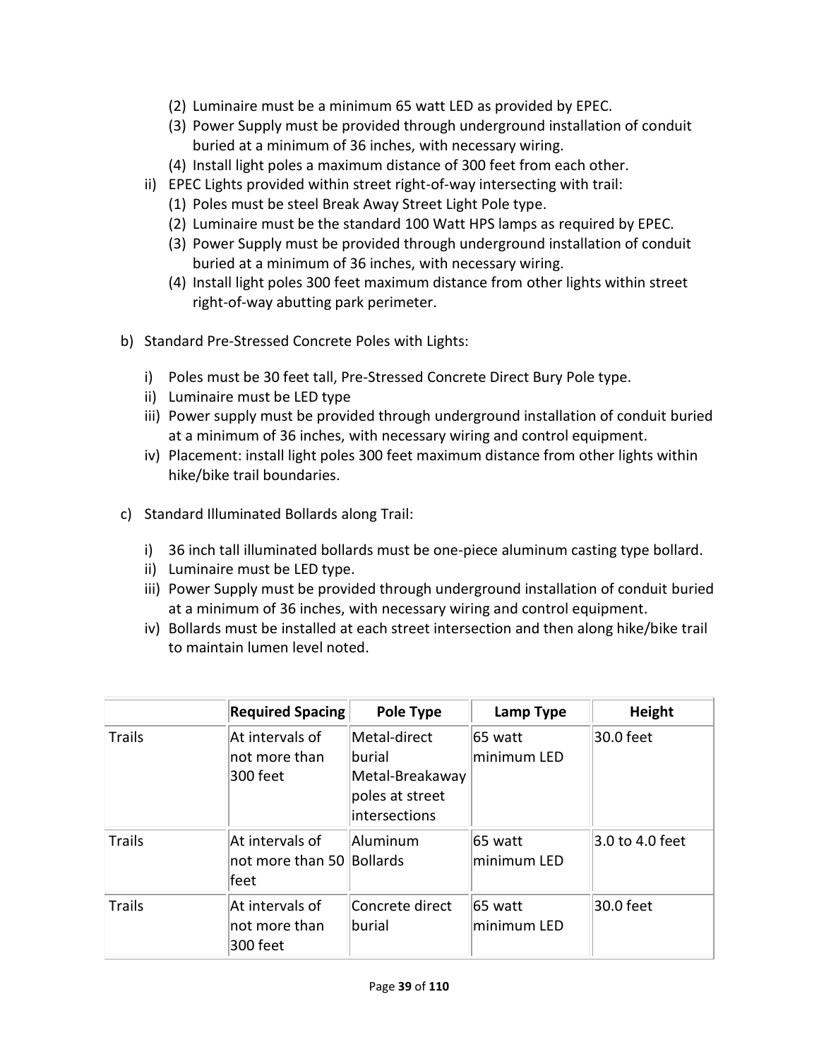(2) Luminaire must be a minimum 65 watt LED as provided by EPEC.
(3) Power Supply must be provided through underground installation of conduit buried at a minimum of 36 inches, with necessary wiring.
(4) Install light poles a maximum distance of 300 feet from each other.

ii) EPEC Lights provided within street right-of-way intersecting with trail:
(1) Poles must be steel Break Away Street Light Pole type.
(2) Luminaire must be the standard 100 Watt HPS lamps as required by EPEC.
(3) Power Supply must be provided through underground installation of conduit buried at a minimum of 36 inches, with necessary wiring.
(4) Install light poles 300 feet maximum distance from other lights within street right-of-way abutting park perimeter.

b) Standard Pre-Stressed Concrete Poles with Lights:

i) Poles must be 30 feet tall, Pre-Stressed Concrete Direct Bury Pole type.
ii) Luminaire must be LED type
iii) Power supply must be provided through underground installation of conduit buried at a minimum of 36 inches, with necessary wiring and control equipment.
iv) Placement: install light poles 300 feet maximum distance from other lights within hike/bike trail boundaries.

c) Standard Illuminated Bollards along Trail:

i) 36 inch tall illuminated bollards must be one-piece aluminum casting type bollard.
ii) Luminaire must be LED type.
iii) Power Supply must be provided through underground installation of conduit buried at a minimum of 36 inches, with necessary wiring and control equipment.
iv) Bollards must be installed at each street intersection and then along hike/bike trail to maintain lumen level noted.

| | **Required Spacing** | **Pole Type** | **Lamp Type** | **Height** |
|---|---|---|---|---|
| Trails | At intervals of not more than 300 feet | Metal-direct burial Metal-Breakaway poles at street intersections | 65 watt minimum LED | 30.0 feet |
| Trails | At intervals of not more than 50 feet | Aluminum Bollards | 65 watt minimum LED | 3.0 to 4.0 feet |
| Trails | At intervals of not more than 300 feet | Concrete direct burial | 65 watt minimum LED | 30.0 feet |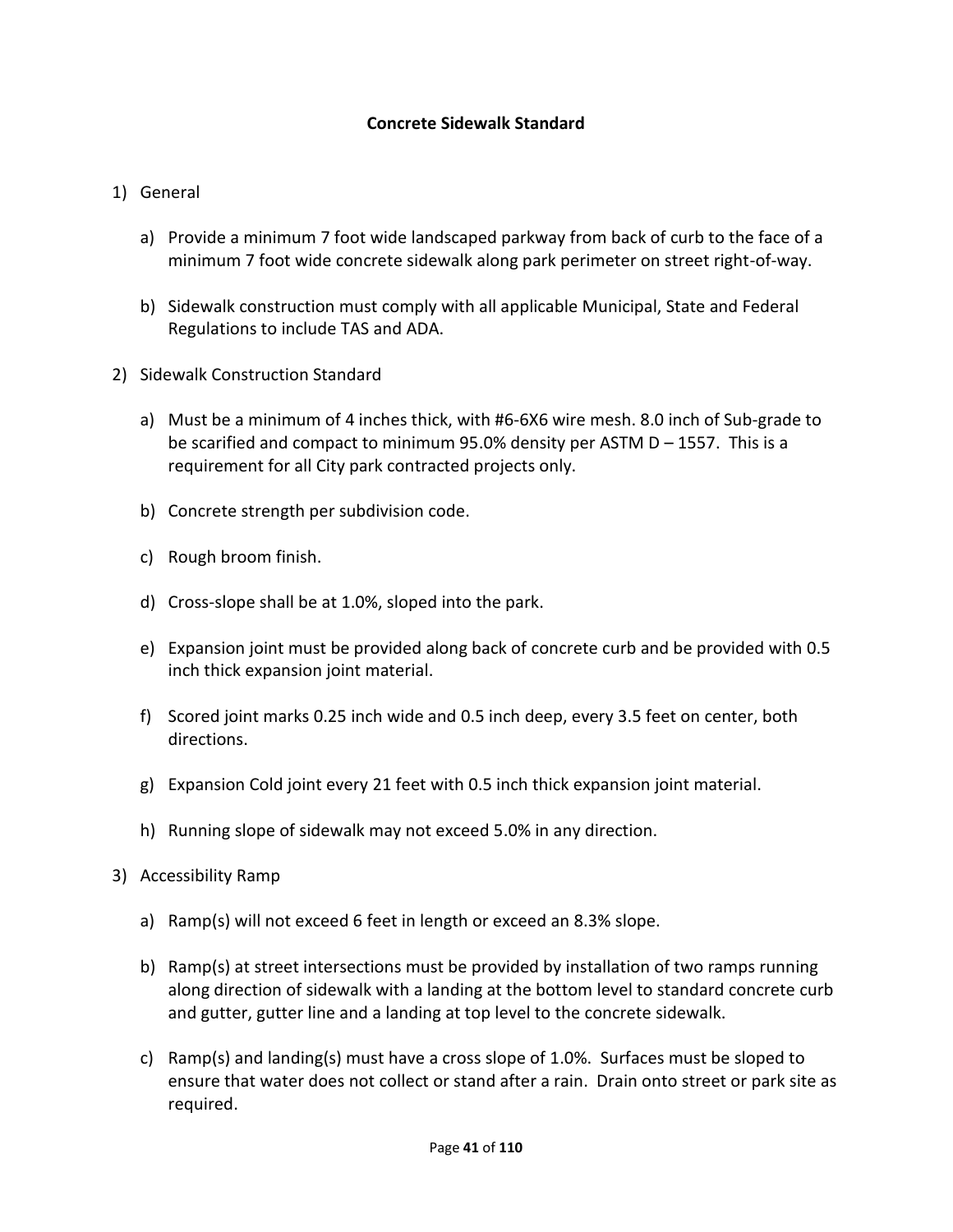# Concrete Sidewalk Standard

1) General

   a) Provide a minimum 7 foot wide landscaped parkway from back of curb to the face of a minimum 7 foot wide concrete sidewalk along park perimeter on street right-of-way.

   b) Sidewalk construction must comply with all applicable Municipal, State and Federal Regulations to include TAS and ADA.

2) Sidewalk Construction Standard

   a) Must be a minimum of 4 inches thick, with #6-6X6 wire mesh. 8.0 inch of Sub-grade to be scarified and compact to minimum 95.0% density per ASTM D – 1557. This is a requirement for all City park contracted projects only.

   b) Concrete strength per subdivision code.

   c) Rough broom finish.

   d) Cross-slope shall be at 1.0%, sloped into the park.

   e) Expansion joint must be provided along back of concrete curb and be provided with 0.5 inch thick expansion joint material.

   f) Scored joint marks 0.25 inch wide and 0.5 inch deep, every 3.5 feet on center, both directions.

   g) Expansion Cold joint every 21 feet with 0.5 inch thick expansion joint material.

   h) Running slope of sidewalk may not exceed 5.0% in any direction.

3) Accessibility Ramp

   a) Ramp(s) will not exceed 6 feet in length or exceed an 8.3% slope.

   b) Ramp(s) at street intersections must be provided by installation of two ramps running along direction of sidewalk with a landing at the bottom level to standard concrete curb and gutter, gutter line and a landing at top level to the concrete sidewalk.

   c) Ramp(s) and landing(s) must have a cross slope of 1.0%. Surfaces must be sloped to ensure that water does not collect or stand after a rain. Drain onto street or park site as required.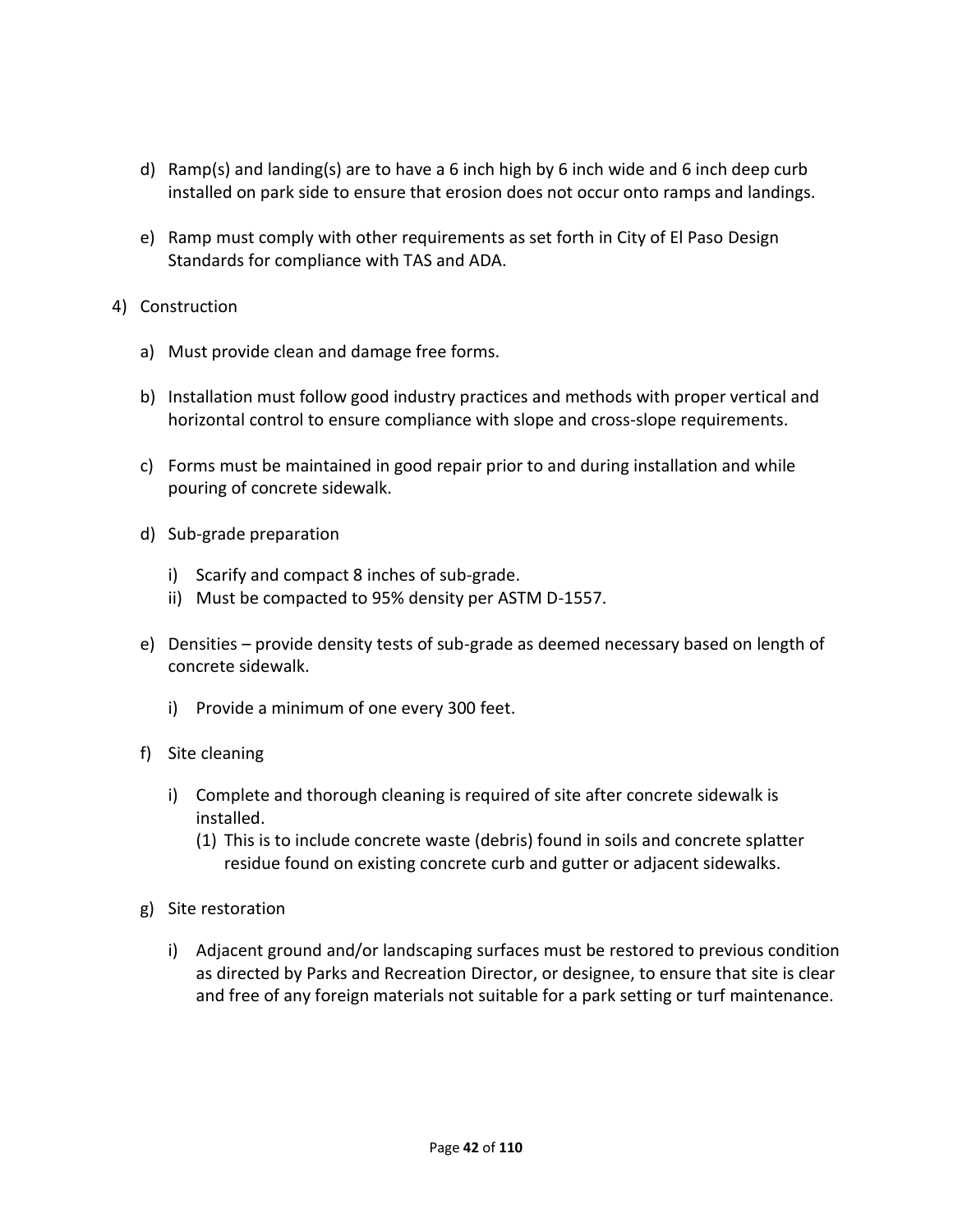d) Ramp(s) and landing(s) are to have a 6 inch high by 6 inch wide and 6 inch deep curb installed on park side to ensure that erosion does not occur onto ramps and landings.

e) Ramp must comply with other requirements as set forth in City of El Paso Design Standards for compliance with TAS and ADA.

4) Construction

   a) Must provide clean and damage free forms.

   b) Installation must follow good industry practices and methods with proper vertical and horizontal control to ensure compliance with slope and cross-slope requirements.

   c) Forms must be maintained in good repair prior to and during installation and while pouring of concrete sidewalk.

   d) Sub-grade preparation

      i) Scarify and compact 8 inches of sub-grade.

      ii) Must be compacted to 95% density per ASTM D-1557.

   e) Densities – provide density tests of sub-grade as deemed necessary based on length of concrete sidewalk.

      i) Provide a minimum of one every 300 feet.

   f) Site cleaning

      i) Complete and thorough cleaning is required of site after concrete sidewalk is installed.

         (1) This is to include concrete waste (debris) found in soils and concrete splatter residue found on existing concrete curb and gutter or adjacent sidewalks.

   g) Site restoration

      i) Adjacent ground and/or landscaping surfaces must be restored to previous condition as directed by Parks and Recreation Director, or designee, to ensure that site is clear and free of any foreign materials not suitable for a park setting or turf maintenance.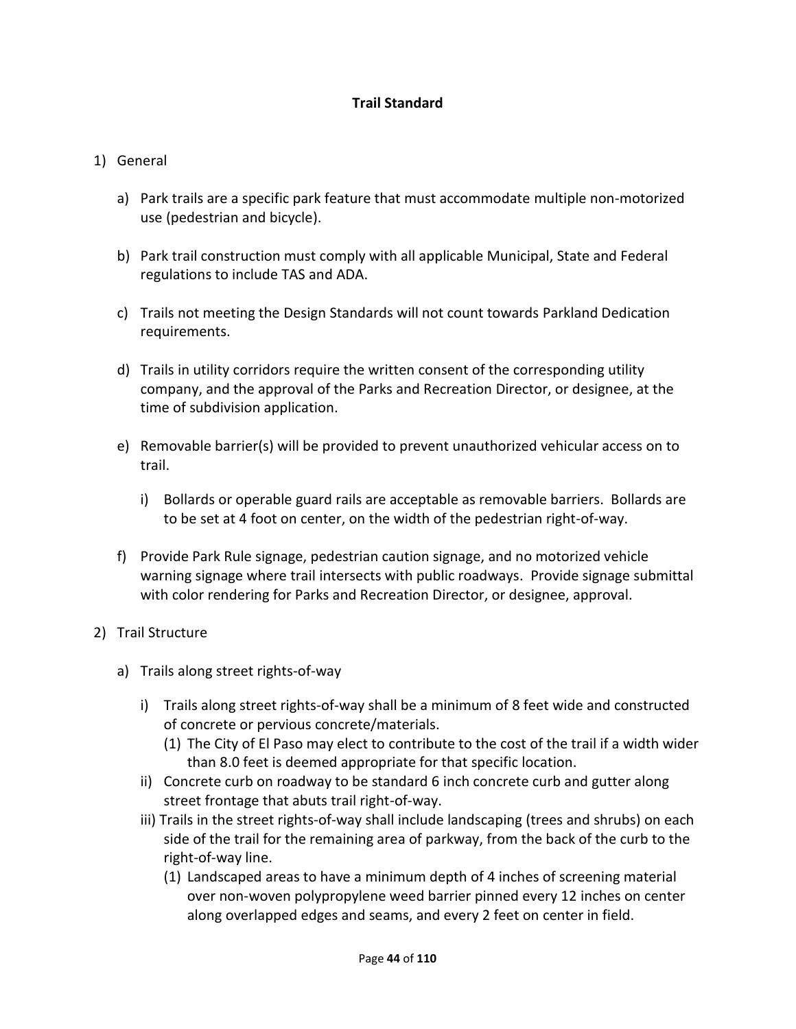## Trail Standard

1) General

   a) Park trails are a specific park feature that must accommodate multiple non-motorized use (pedestrian and bicycle).

   b) Park trail construction must comply with all applicable Municipal, State and Federal regulations to include TAS and ADA.

   c) Trails not meeting the Design Standards will not count towards Parkland Dedication requirements.

   d) Trails in utility corridors require the written consent of the corresponding utility company, and the approval of the Parks and Recreation Director, or designee, at the time of subdivision application.

   e) Removable barrier(s) will be provided to prevent unauthorized vehicular access on to trail.

      i) Bollards or operable guard rails are acceptable as removable barriers. Bollards are to be set at 4 foot on center, on the width of the pedestrian right-of-way.

   f) Provide Park Rule signage, pedestrian caution signage, and no motorized vehicle warning signage where trail intersects with public roadways. Provide signage submittal with color rendering for Parks and Recreation Director, or designee, approval.

2) Trail Structure

   a) Trails along street rights-of-way

      i) Trails along street rights-of-way shall be a minimum of 8 feet wide and constructed of concrete or pervious concrete/materials.
         (1) The City of El Paso may elect to contribute to the cost of the trail if a width wider than 8.0 feet is deemed appropriate for that specific location.

      ii) Concrete curb on roadway to be standard 6 inch concrete curb and gutter along street frontage that abuts trail right-of-way.

      iii) Trails in the street rights-of-way shall include landscaping (trees and shrubs) on each side of the trail for the remaining area of parkway, from the back of the curb to the right-of-way line.
         (1) Landscaped areas to have a minimum depth of 4 inches of screening material over non-woven polypropylene weed barrier pinned every 12 inches on center along overlapped edges and seams, and every 2 feet on center in field.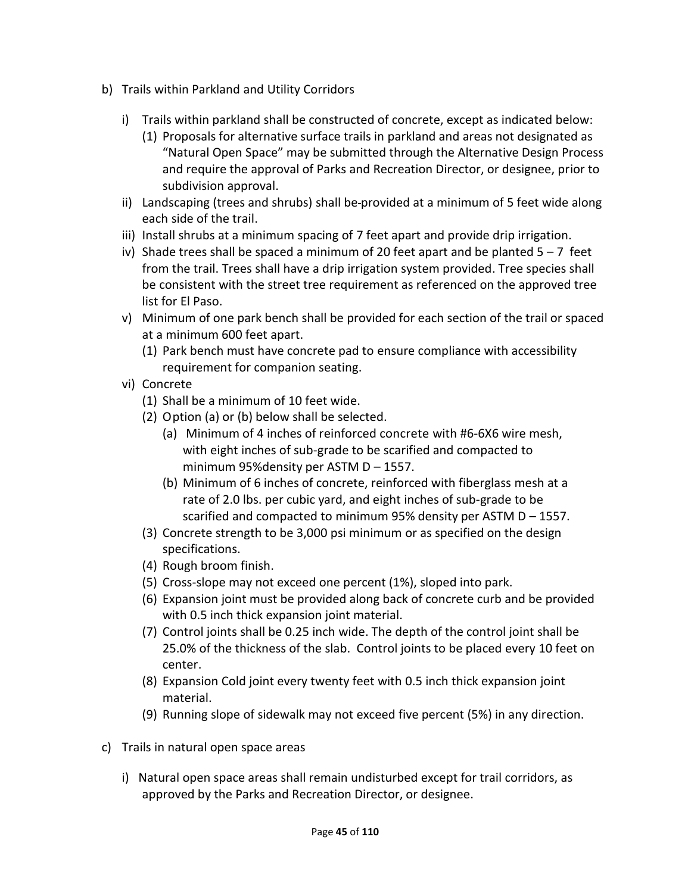b) Trails within Parkland and Utility Corridors

   i) Trails within parkland shall be constructed of concrete, except as indicated below:
      (1) Proposals for alternative surface trails in parkland and areas not designated as "Natural Open Space" may be submitted through the Alternative Design Process and require the approval of Parks and Recreation Director, or designee, prior to subdivision approval.

   ii) Landscaping (trees and shrubs) shall be-provided at a minimum of 5 feet wide along each side of the trail.

   iii) Install shrubs at a minimum spacing of 7 feet apart and provide drip irrigation.

   iv) Shade trees shall be spaced a minimum of 20 feet apart and be planted 5 – 7 feet from the trail. Trees shall have a drip irrigation system provided. Tree species shall be consistent with the street tree requirement as referenced on the approved tree list for El Paso.

   v) Minimum of one park bench shall be provided for each section of the trail or spaced at a minimum 600 feet apart.
      (1) Park bench must have concrete pad to ensure compliance with accessibility requirement for companion seating.

   vi) Concrete
      (1) Shall be a minimum of 10 feet wide.
      (2) Option (a) or (b) below shall be selected.
         (a) Minimum of 4 inches of reinforced concrete with #6-6X6 wire mesh, with eight inches of sub-grade to be scarified and compacted to minimum 95%density per ASTM D – 1557.
         (b) Minimum of 6 inches of concrete, reinforced with fiberglass mesh at a rate of 2.0 lbs. per cubic yard, and eight inches of sub-grade to be scarified and compacted to minimum 95% density per ASTM D – 1557.
      (3) Concrete strength to be 3,000 psi minimum or as specified on the design specifications.
      (4) Rough broom finish.
      (5) Cross-slope may not exceed one percent (1%), sloped into park.
      (6) Expansion joint must be provided along back of concrete curb and be provided with 0.5 inch thick expansion joint material.
      (7) Control joints shall be 0.25 inch wide. The depth of the control joint shall be 25.0% of the thickness of the slab. Control joints to be placed every 10 feet on center.
      (8) Expansion Cold joint every twenty feet with 0.5 inch thick expansion joint material.
      (9) Running slope of sidewalk may not exceed five percent (5%) in any direction.

c) Trails in natural open space areas

   i) Natural open space areas shall remain undisturbed except for trail corridors, as approved by the Parks and Recreation Director, or designee.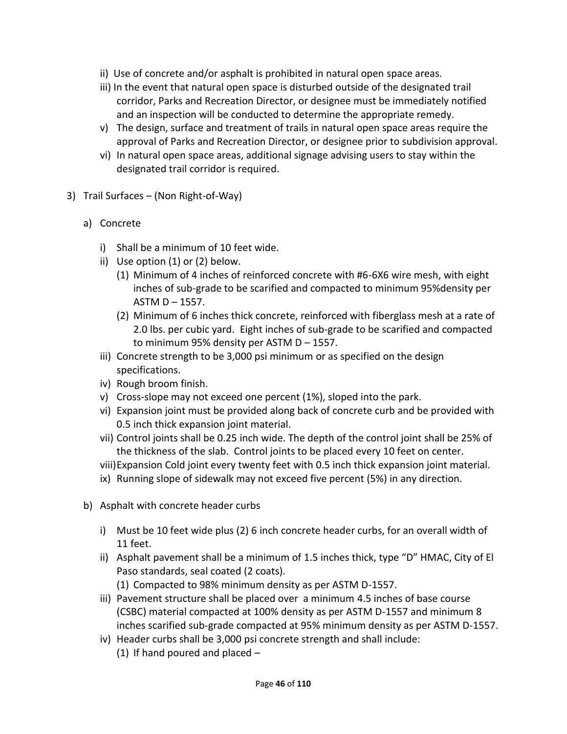ii) Use of concrete and/or asphalt is prohibited in natural open space areas.

iii) In the event that natural open space is disturbed outside of the designated trail corridor, Parks and Recreation Director, or designee must be immediately notified and an inspection will be conducted to determine the appropriate remedy.

v) The design, surface and treatment of trails in natural open space areas require the approval of Parks and Recreation Director, or designee prior to subdivision approval.

vi) In natural open space areas, additional signage advising users to stay within the designated trail corridor is required.

3) Trail Surfaces – (Non Right-of-Way)

a) Concrete

i) Shall be a minimum of 10 feet wide.

ii) Use option (1) or (2) below.

(1) Minimum of 4 inches of reinforced concrete with #6-6X6 wire mesh, with eight inches of sub-grade to be scarified and compacted to minimum 95%density per ASTM D – 1557.

(2) Minimum of 6 inches thick concrete, reinforced with fiberglass mesh at a rate of 2.0 lbs. per cubic yard. Eight inches of sub-grade to be scarified and compacted to minimum 95% density per ASTM D – 1557.

iii) Concrete strength to be 3,000 psi minimum or as specified on the design specifications.

iv) Rough broom finish.

v) Cross-slope may not exceed one percent (1%), sloped into the park.

vi) Expansion joint must be provided along back of concrete curb and be provided with 0.5 inch thick expansion joint material.

vii) Control joints shall be 0.25 inch wide. The depth of the control joint shall be 25% of the thickness of the slab. Control joints to be placed every 10 feet on center.

viii) Expansion Cold joint every twenty feet with 0.5 inch thick expansion joint material.

ix) Running slope of sidewalk may not exceed five percent (5%) in any direction.

b) Asphalt with concrete header curbs

i) Must be 10 feet wide plus (2) 6 inch concrete header curbs, for an overall width of 11 feet.

ii) Asphalt pavement shall be a minimum of 1.5 inches thick, type "D" HMAC, City of El Paso standards, seal coated (2 coats).

(1) Compacted to 98% minimum density as per ASTM D-1557.

iii) Pavement structure shall be placed over a minimum 4.5 inches of base course (CSBC) material compacted at 100% density as per ASTM D-1557 and minimum 8 inches scarified sub-grade compacted at 95% minimum density as per ASTM D-1557.

iv) Header curbs shall be 3,000 psi concrete strength and shall include:

(1) If hand poured and placed –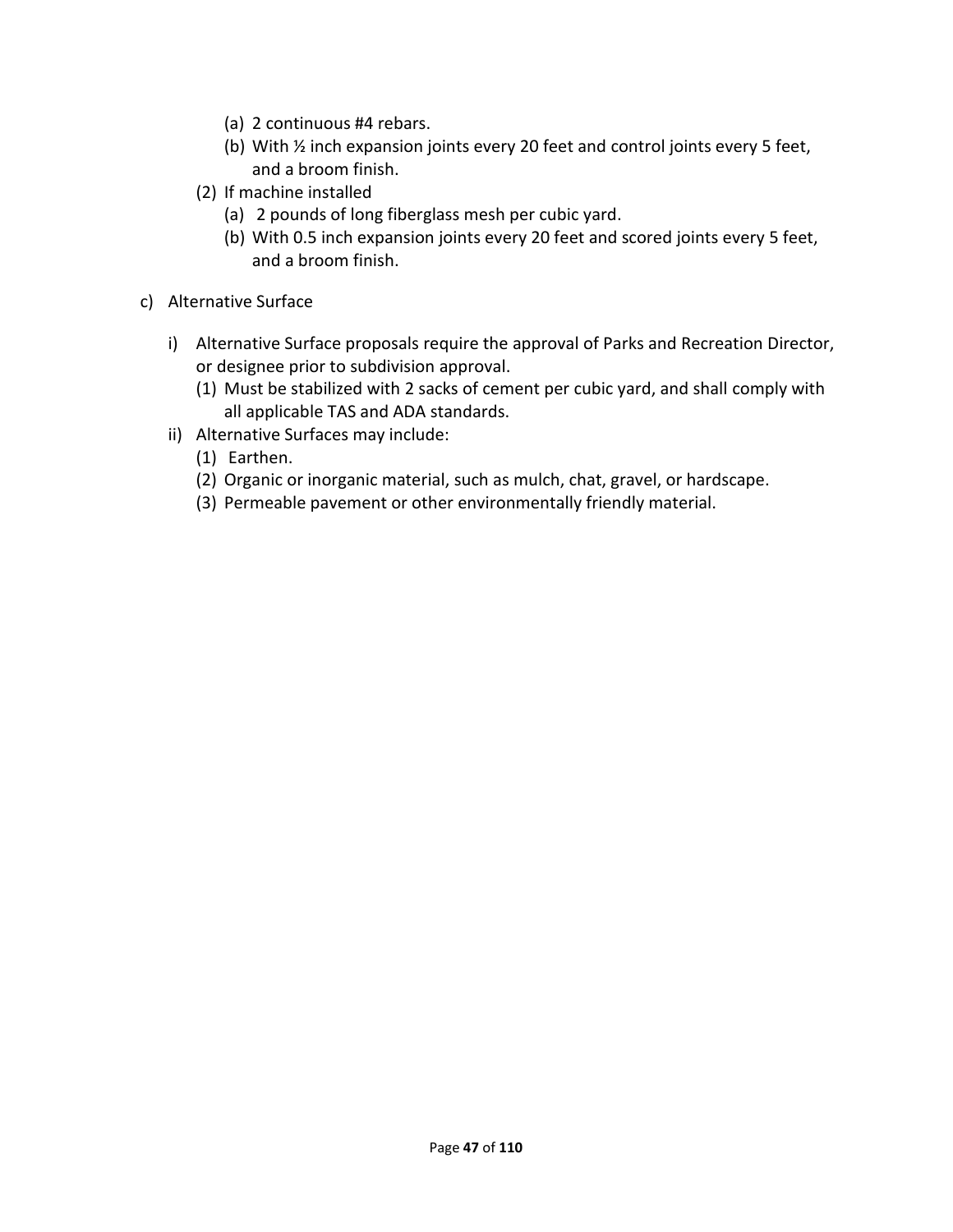(a) 2 continuous #4 rebars.

(b) With ½ inch expansion joints every 20 feet and control joints every 5 feet, and a broom finish.

(2) If machine installed

(a) 2 pounds of long fiberglass mesh per cubic yard.

(b) With 0.5 inch expansion joints every 20 feet and scored joints every 5 feet, and a broom finish.

c) Alternative Surface

i) Alternative Surface proposals require the approval of Parks and Recreation Director, or designee prior to subdivision approval.

(1) Must be stabilized with 2 sacks of cement per cubic yard, and shall comply with all applicable TAS and ADA standards.

ii) Alternative Surfaces may include:

(1) Earthen.

(2) Organic or inorganic material, such as mulch, chat, gravel, or hardscape.

(3) Permeable pavement or other environmentally friendly material.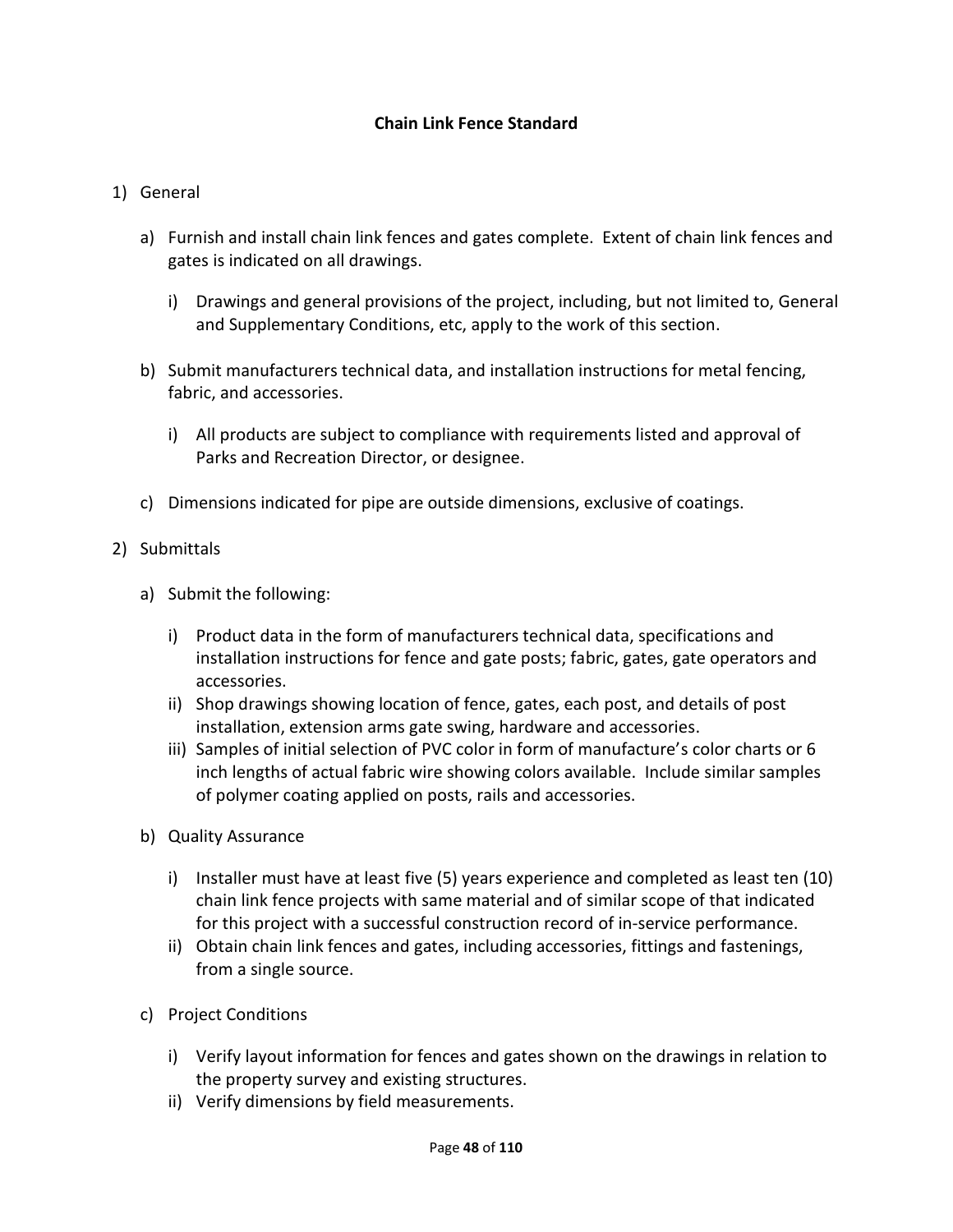# Chain Link Fence Standard

1) General

   a) Furnish and install chain link fences and gates complete. Extent of chain link fences and gates is indicated on all drawings.

      i) Drawings and general provisions of the project, including, but not limited to, General and Supplementary Conditions, etc, apply to the work of this section.

   b) Submit manufacturers technical data, and installation instructions for metal fencing, fabric, and accessories.

      i) All products are subject to compliance with requirements listed and approval of Parks and Recreation Director, or designee.

   c) Dimensions indicated for pipe are outside dimensions, exclusive of coatings.

2) Submittals

   a) Submit the following:

      i) Product data in the form of manufacturers technical data, specifications and installation instructions for fence and gate posts; fabric, gates, gate operators and accessories.
      ii) Shop drawings showing location of fence, gates, each post, and details of post installation, extension arms gate swing, hardware and accessories.
      iii) Samples of initial selection of PVC color in form of manufacture's color charts or 6 inch lengths of actual fabric wire showing colors available. Include similar samples of polymer coating applied on posts, rails and accessories.

   b) Quality Assurance

      i) Installer must have at least five (5) years experience and completed as least ten (10) chain link fence projects with same material and of similar scope of that indicated for this project with a successful construction record of in-service performance.
      ii) Obtain chain link fences and gates, including accessories, fittings and fastenings, from a single source.

   c) Project Conditions

      i) Verify layout information for fences and gates shown on the drawings in relation to the property survey and existing structures.
      ii) Verify dimensions by field measurements.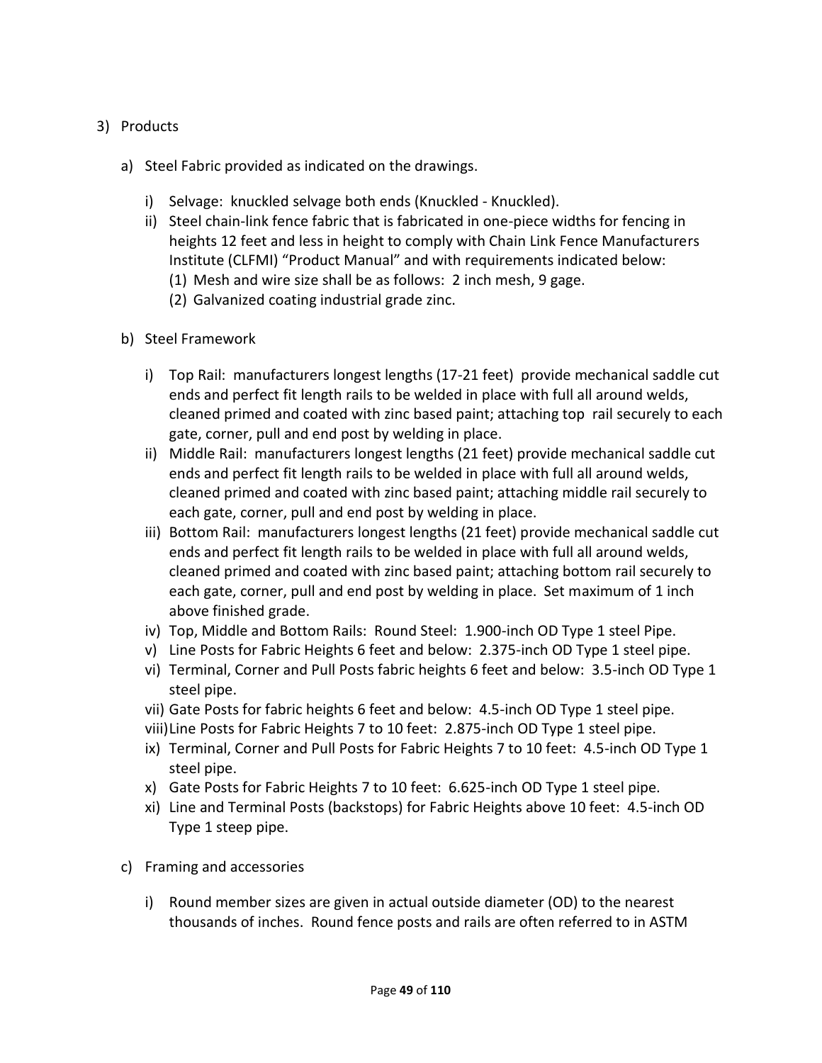3) Products

   a) Steel Fabric provided as indicated on the drawings.

      i) Selvage: knuckled selvage both ends (Knuckled - Knuckled).
      ii) Steel chain-link fence fabric that is fabricated in one-piece widths for fencing in heights 12 feet and less in height to comply with Chain Link Fence Manufacturers Institute (CLFMI) "Product Manual" and with requirements indicated below:
         (1) Mesh and wire size shall be as follows: 2 inch mesh, 9 gage.
         (2) Galvanized coating industrial grade zinc.

   b) Steel Framework

      i) Top Rail: manufacturers longest lengths (17-21 feet) provide mechanical saddle cut ends and perfect fit length rails to be welded in place with full all around welds, cleaned primed and coated with zinc based paint; attaching top rail securely to each gate, corner, pull and end post by welding in place.
      ii) Middle Rail: manufacturers longest lengths (21 feet) provide mechanical saddle cut ends and perfect fit length rails to be welded in place with full all around welds, cleaned primed and coated with zinc based paint; attaching middle rail securely to each gate, corner, pull and end post by welding in place.
      iii) Bottom Rail: manufacturers longest lengths (21 feet) provide mechanical saddle cut ends and perfect fit length rails to be welded in place with full all around welds, cleaned primed and coated with zinc based paint; attaching bottom rail securely to each gate, corner, pull and end post by welding in place. Set maximum of 1 inch above finished grade.
      iv) Top, Middle and Bottom Rails: Round Steel: 1.900-inch OD Type 1 steel Pipe.
      v) Line Posts for Fabric Heights 6 feet and below: 2.375-inch OD Type 1 steel pipe.
      vi) Terminal, Corner and Pull Posts fabric heights 6 feet and below: 3.5-inch OD Type 1 steel pipe.
      vii) Gate Posts for fabric heights 6 feet and below: 4.5-inch OD Type 1 steel pipe.
      viii) Line Posts for Fabric Heights 7 to 10 feet: 2.875-inch OD Type 1 steel pipe.
      ix) Terminal, Corner and Pull Posts for Fabric Heights 7 to 10 feet: 4.5-inch OD Type 1 steel pipe.
      x) Gate Posts for Fabric Heights 7 to 10 feet: 6.625-inch OD Type 1 steel pipe.
      xi) Line and Terminal Posts (backstops) for Fabric Heights above 10 feet: 4.5-inch OD Type 1 steep pipe.

   c) Framing and accessories

      i) Round member sizes are given in actual outside diameter (OD) to the nearest thousands of inches. Round fence posts and rails are often referred to in ASTM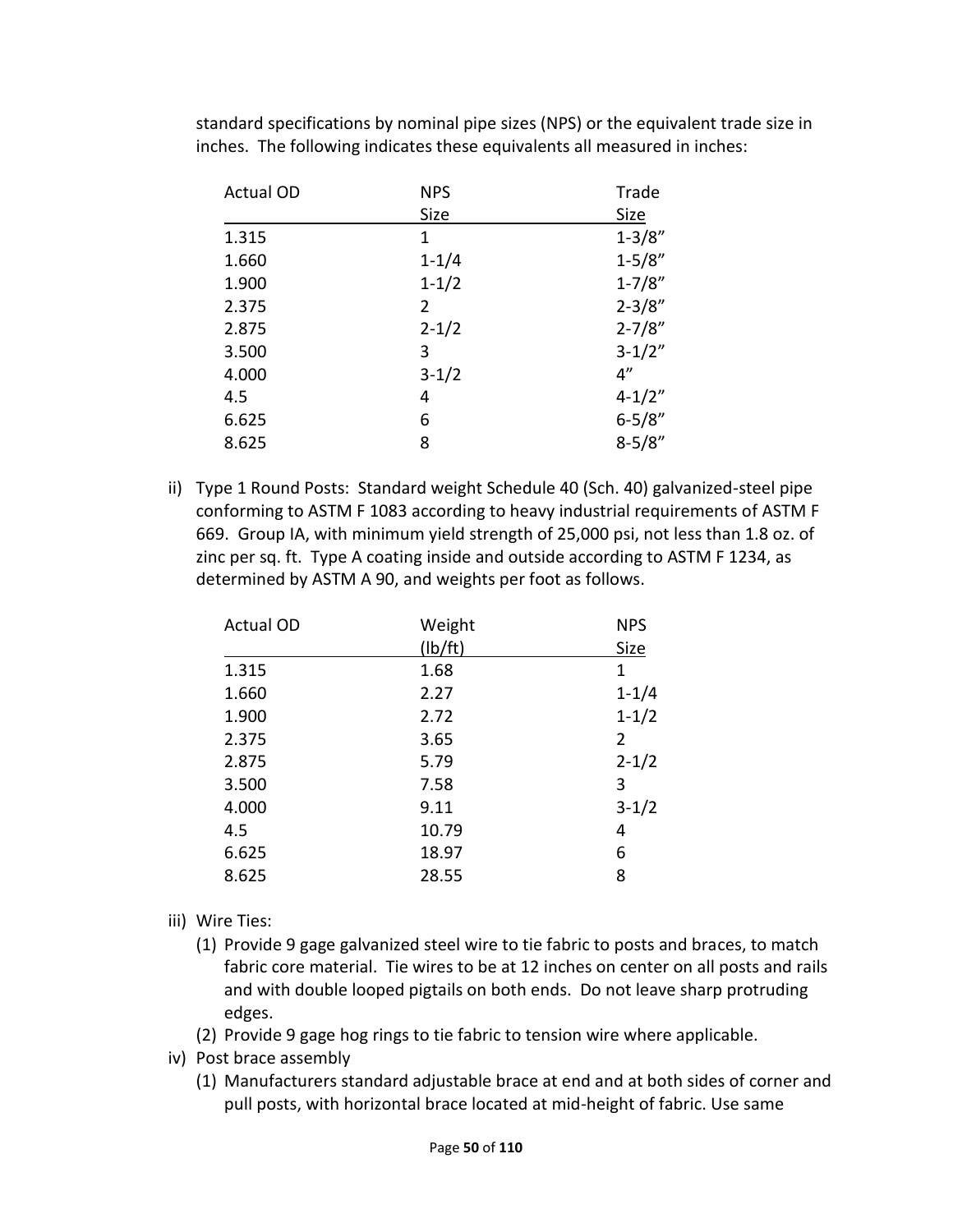standard specifications by nominal pipe sizes (NPS) or the equivalent trade size in inches. The following indicates these equivalents all measured in inches:

| Actual OD | NPS Size | Trade Size |
|---|---|---|
| 1.315 | 1 | 1-3/8” |
| 1.660 | 1-1/4 | 1-5/8” |
| 1.900 | 1-1/2 | 1-7/8” |
| 2.375 | 2 | 2-3/8” |
| 2.875 | 2-1/2 | 2-7/8” |
| 3.500 | 3 | 3-1/2” |
| 4.000 | 3-1/2 | 4” |
| 4.5 | 4 | 4-1/2” |
| 6.625 | 6 | 6-5/8” |
| 8.625 | 8 | 8-5/8” |

ii) Type 1 Round Posts: Standard weight Schedule 40 (Sch. 40) galvanized-steel pipe conforming to ASTM F 1083 according to heavy industrial requirements of ASTM F 669. Group IA, with minimum yield strength of 25,000 psi, not less than 1.8 oz. of zinc per sq. ft. Type A coating inside and outside according to ASTM F 1234, as determined by ASTM A 90, and weights per foot as follows.

| Actual OD | Weight (lb/ft) | NPS Size |
|---|---|---|
| 1.315 | 1.68 | 1 |
| 1.660 | 2.27 | 1-1/4 |
| 1.900 | 2.72 | 1-1/2 |
| 2.375 | 3.65 | 2 |
| 2.875 | 5.79 | 2-1/2 |
| 3.500 | 7.58 | 3 |
| 4.000 | 9.11 | 3-1/2 |
| 4.5 | 10.79 | 4 |
| 6.625 | 18.97 | 6 |
| 8.625 | 28.55 | 8 |

iii) Wire Ties:
   (1) Provide 9 gage galvanized steel wire to tie fabric to posts and braces, to match fabric core material. Tie wires to be at 12 inches on center on all posts and rails and with double looped pigtails on both ends. Do not leave sharp protruding edges.
   (2) Provide 9 gage hog rings to tie fabric to tension wire where applicable.

iv) Post brace assembly
   (1) Manufacturers standard adjustable brace at end and at both sides of corner and pull posts, with horizontal brace located at mid-height of fabric. Use same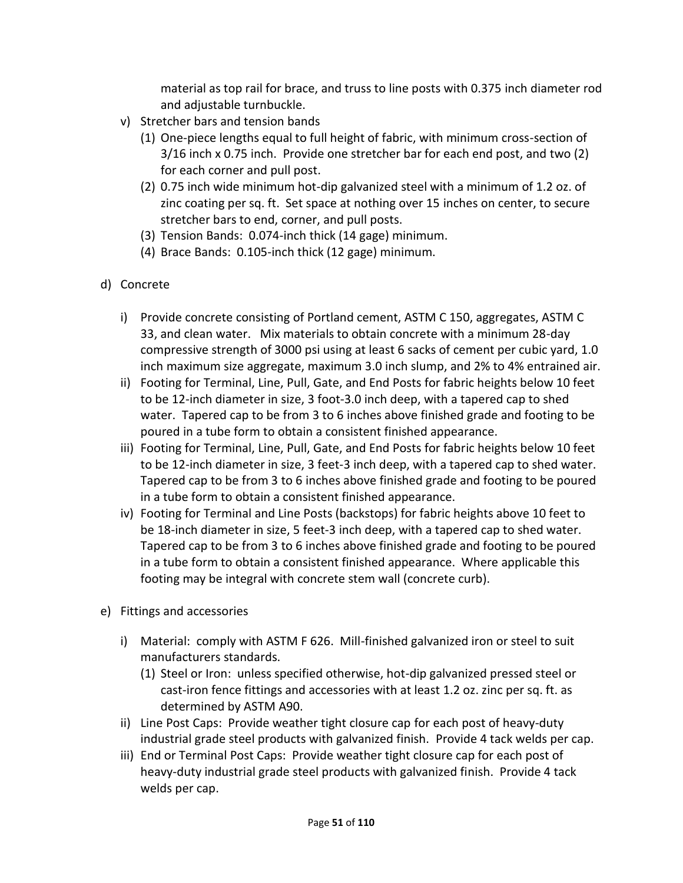material as top rail for brace, and truss to line posts with 0.375 inch diameter rod and adjustable turnbuckle.

v) Stretcher bars and tension bands
   (1) One-piece lengths equal to full height of fabric, with minimum cross-section of 3/16 inch x 0.75 inch. Provide one stretcher bar for each end post, and two (2) for each corner and pull post.
   (2) 0.75 inch wide minimum hot-dip galvanized steel with a minimum of 1.2 oz. of zinc coating per sq. ft. Set space at nothing over 15 inches on center, to secure stretcher bars to end, corner, and pull posts.
   (3) Tension Bands: 0.074-inch thick (14 gage) minimum.
   (4) Brace Bands: 0.105-inch thick (12 gage) minimum.

d) Concrete

   i) Provide concrete consisting of Portland cement, ASTM C 150, aggregates, ASTM C 33, and clean water. Mix materials to obtain concrete with a minimum 28-day compressive strength of 3000 psi using at least 6 sacks of cement per cubic yard, 1.0 inch maximum size aggregate, maximum 3.0 inch slump, and 2% to 4% entrained air.
   ii) Footing for Terminal, Line, Pull, Gate, and End Posts for fabric heights below 10 feet to be 12-inch diameter in size, 3 foot-3.0 inch deep, with a tapered cap to shed water. Tapered cap to be from 3 to 6 inches above finished grade and footing to be poured in a tube form to obtain a consistent finished appearance.
   iii) Footing for Terminal, Line, Pull, Gate, and End Posts for fabric heights below 10 feet to be 12-inch diameter in size, 3 feet-3 inch deep, with a tapered cap to shed water. Tapered cap to be from 3 to 6 inches above finished grade and footing to be poured in a tube form to obtain a consistent finished appearance.
   iv) Footing for Terminal and Line Posts (backstops) for fabric heights above 10 feet to be 18-inch diameter in size, 5 feet-3 inch deep, with a tapered cap to shed water. Tapered cap to be from 3 to 6 inches above finished grade and footing to be poured in a tube form to obtain a consistent finished appearance. Where applicable this footing may be integral with concrete stem wall (concrete curb).

e) Fittings and accessories

   i) Material: comply with ASTM F 626. Mill-finished galvanized iron or steel to suit manufacturers standards.
      (1) Steel or Iron: unless specified otherwise, hot-dip galvanized pressed steel or cast-iron fence fittings and accessories with at least 1.2 oz. zinc per sq. ft. as determined by ASTM A90.
   ii) Line Post Caps: Provide weather tight closure cap for each post of heavy-duty industrial grade steel products with galvanized finish. Provide 4 tack welds per cap.
   iii) End or Terminal Post Caps: Provide weather tight closure cap for each post of heavy-duty industrial grade steel products with galvanized finish. Provide 4 tack welds per cap.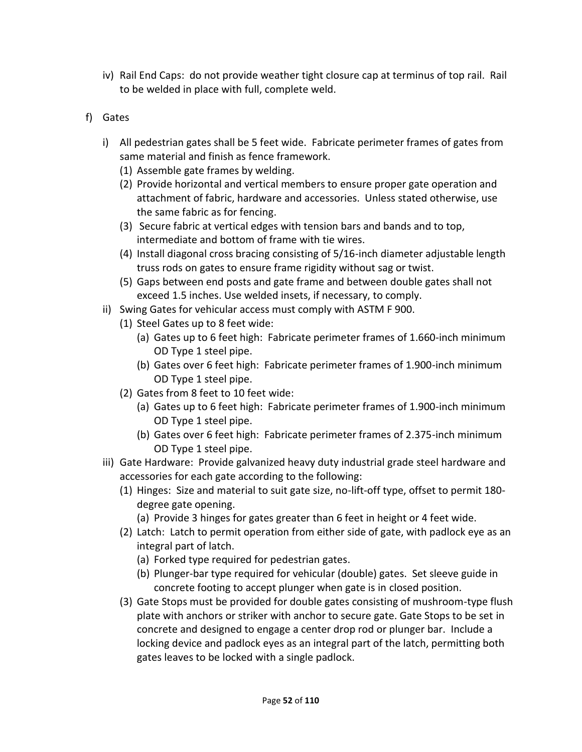iv) Rail End Caps: do not provide weather tight closure cap at terminus of top rail. Rail to be welded in place with full, complete weld.

f) Gates

   i) All pedestrian gates shall be 5 feet wide. Fabricate perimeter frames of gates from same material and finish as fence framework.
      (1) Assemble gate frames by welding.
      (2) Provide horizontal and vertical members to ensure proper gate operation and attachment of fabric, hardware and accessories. Unless stated otherwise, use the same fabric as for fencing.
      (3) Secure fabric at vertical edges with tension bars and bands and to top, intermediate and bottom of frame with tie wires.
      (4) Install diagonal cross bracing consisting of 5/16-inch diameter adjustable length truss rods on gates to ensure frame rigidity without sag or twist.
      (5) Gaps between end posts and gate frame and between double gates shall not exceed 1.5 inches. Use welded insets, if necessary, to comply.

   ii) Swing Gates for vehicular access must comply with ASTM F 900.
      (1) Steel Gates up to 8 feet wide:
         (a) Gates up to 6 feet high: Fabricate perimeter frames of 1.660-inch minimum OD Type 1 steel pipe.
         (b) Gates over 6 feet high: Fabricate perimeter frames of 1.900-inch minimum OD Type 1 steel pipe.
      (2) Gates from 8 feet to 10 feet wide:
         (a) Gates up to 6 feet high: Fabricate perimeter frames of 1.900-inch minimum OD Type 1 steel pipe.
         (b) Gates over 6 feet high: Fabricate perimeter frames of 2.375-inch minimum OD Type 1 steel pipe.

   iii) Gate Hardware: Provide galvanized heavy duty industrial grade steel hardware and accessories for each gate according to the following:
      (1) Hinges: Size and material to suit gate size, no-lift-off type, offset to permit 180-degree gate opening.
         (a) Provide 3 hinges for gates greater than 6 feet in height or 4 feet wide.
      (2) Latch: Latch to permit operation from either side of gate, with padlock eye as an integral part of latch.
         (a) Forked type required for pedestrian gates.
         (b) Plunger-bar type required for vehicular (double) gates. Set sleeve guide in concrete footing to accept plunger when gate is in closed position.
      (3) Gate Stops must be provided for double gates consisting of mushroom-type flush plate with anchors or striker with anchor to secure gate. Gate Stops to be set in concrete and designed to engage a center drop rod or plunger bar. Include a locking device and padlock eyes as an integral part of the latch, permitting both gates leaves to be locked with a single padlock.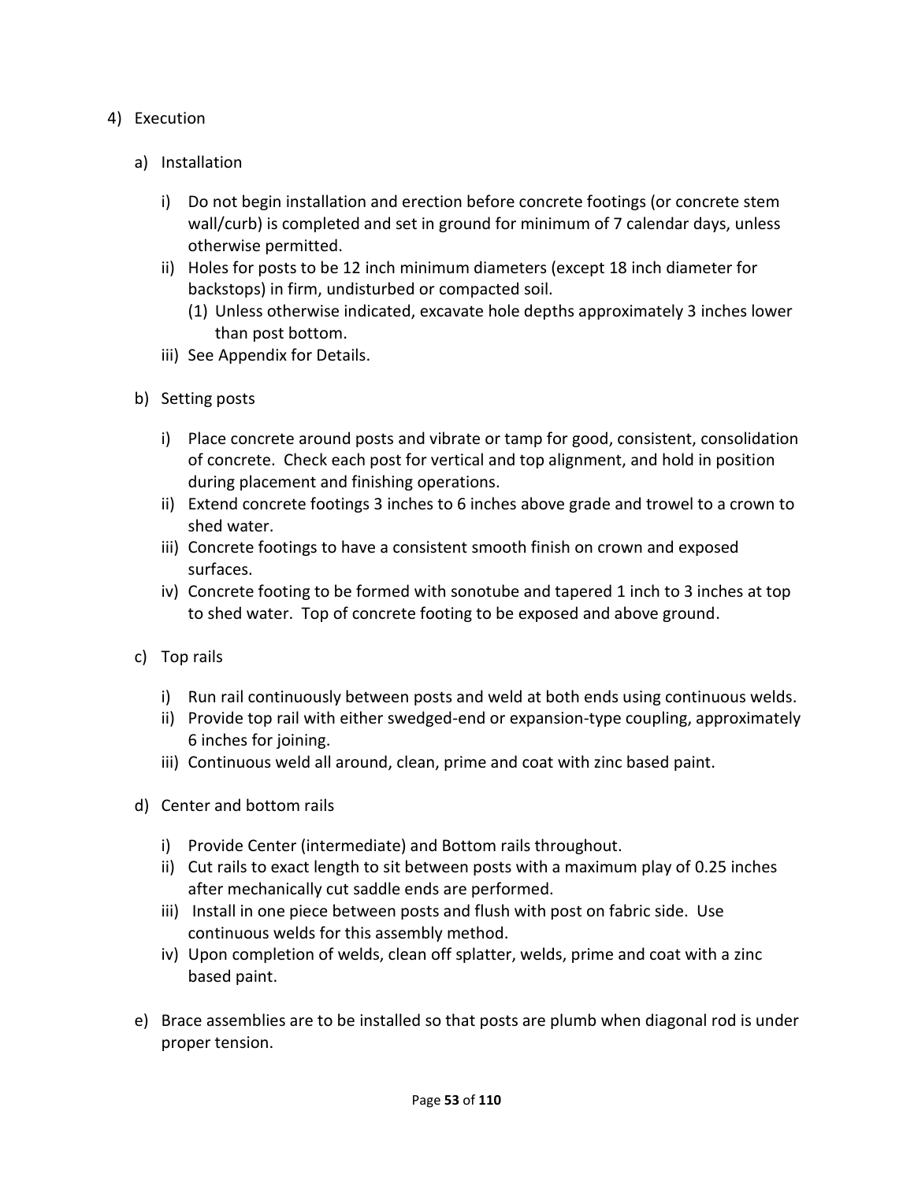4) Execution

   a) Installation

      i) Do not begin installation and erection before concrete footings (or concrete stem wall/curb) is completed and set in ground for minimum of 7 calendar days, unless otherwise permitted.
      ii) Holes for posts to be 12 inch minimum diameters (except 18 inch diameter for backstops) in firm, undisturbed or compacted soil.
         (1) Unless otherwise indicated, excavate hole depths approximately 3 inches lower than post bottom.
      iii) See Appendix for Details.

   b) Setting posts

      i) Place concrete around posts and vibrate or tamp for good, consistent, consolidation of concrete. Check each post for vertical and top alignment, and hold in position during placement and finishing operations.
      ii) Extend concrete footings 3 inches to 6 inches above grade and trowel to a crown to shed water.
      iii) Concrete footings to have a consistent smooth finish on crown and exposed surfaces.
      iv) Concrete footing to be formed with sonotube and tapered 1 inch to 3 inches at top to shed water. Top of concrete footing to be exposed and above ground.

   c) Top rails

      i) Run rail continuously between posts and weld at both ends using continuous welds.
      ii) Provide top rail with either swedged-end or expansion-type coupling, approximately 6 inches for joining.
      iii) Continuous weld all around, clean, prime and coat with zinc based paint.

   d) Center and bottom rails

      i) Provide Center (intermediate) and Bottom rails throughout.
      ii) Cut rails to exact length to sit between posts with a maximum play of 0.25 inches after mechanically cut saddle ends are performed.
      iii) Install in one piece between posts and flush with post on fabric side. Use continuous welds for this assembly method.
      iv) Upon completion of welds, clean off splatter, welds, prime and coat with a zinc based paint.

   e) Brace assemblies are to be installed so that posts are plumb when diagonal rod is under proper tension.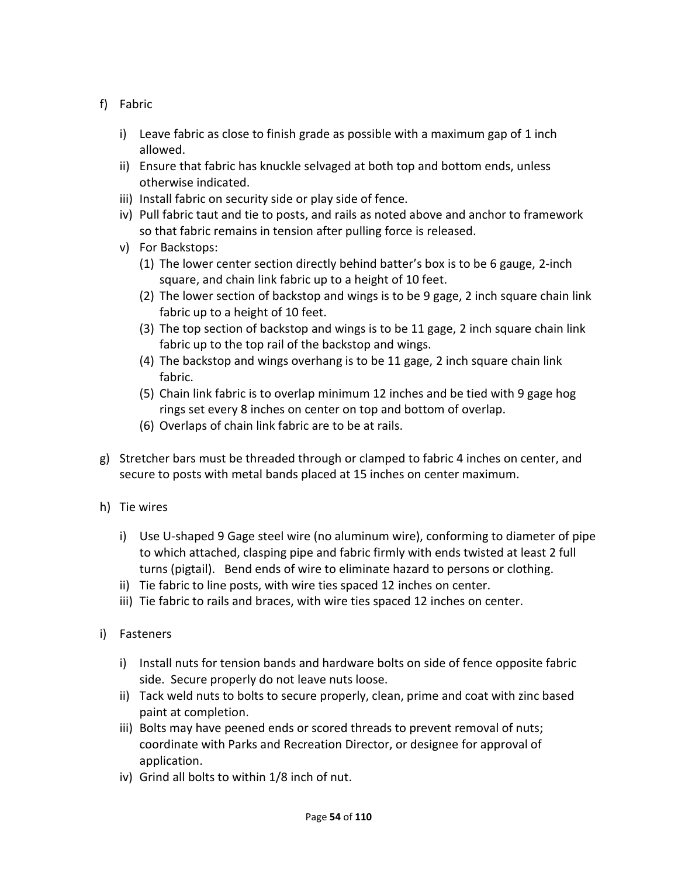f) Fabric

   i) Leave fabric as close to finish grade as possible with a maximum gap of 1 inch allowed.
   ii) Ensure that fabric has knuckle selvaged at both top and bottom ends, unless otherwise indicated.
   iii) Install fabric on security side or play side of fence.
   iv) Pull fabric taut and tie to posts, and rails as noted above and anchor to framework so that fabric remains in tension after pulling force is released.
   v) For Backstops:
      (1) The lower center section directly behind batter's box is to be 6 gauge, 2-inch square, and chain link fabric up to a height of 10 feet.
      (2) The lower section of backstop and wings is to be 9 gage, 2 inch square chain link fabric up to a height of 10 feet.
      (3) The top section of backstop and wings is to be 11 gage, 2 inch square chain link fabric up to the top rail of the backstop and wings.
      (4) The backstop and wings overhang is to be 11 gage, 2 inch square chain link fabric.
      (5) Chain link fabric is to overlap minimum 12 inches and be tied with 9 gage hog rings set every 8 inches on center on top and bottom of overlap.
      (6) Overlaps of chain link fabric are to be at rails.

g) Stretcher bars must be threaded through or clamped to fabric 4 inches on center, and secure to posts with metal bands placed at 15 inches on center maximum.

h) Tie wires

   i) Use U-shaped 9 Gage steel wire (no aluminum wire), conforming to diameter of pipe to which attached, clasping pipe and fabric firmly with ends twisted at least 2 full turns (pigtail). Bend ends of wire to eliminate hazard to persons or clothing.
   ii) Tie fabric to line posts, with wire ties spaced 12 inches on center.
   iii) Tie fabric to rails and braces, with wire ties spaced 12 inches on center.

i) Fasteners

   i) Install nuts for tension bands and hardware bolts on side of fence opposite fabric side. Secure properly do not leave nuts loose.
   ii) Tack weld nuts to bolts to secure properly, clean, prime and coat with zinc based paint at completion.
   iii) Bolts may have peened ends or scored threads to prevent removal of nuts; coordinate with Parks and Recreation Director, or designee for approval of application.
   iv) Grind all bolts to within 1/8 inch of nut.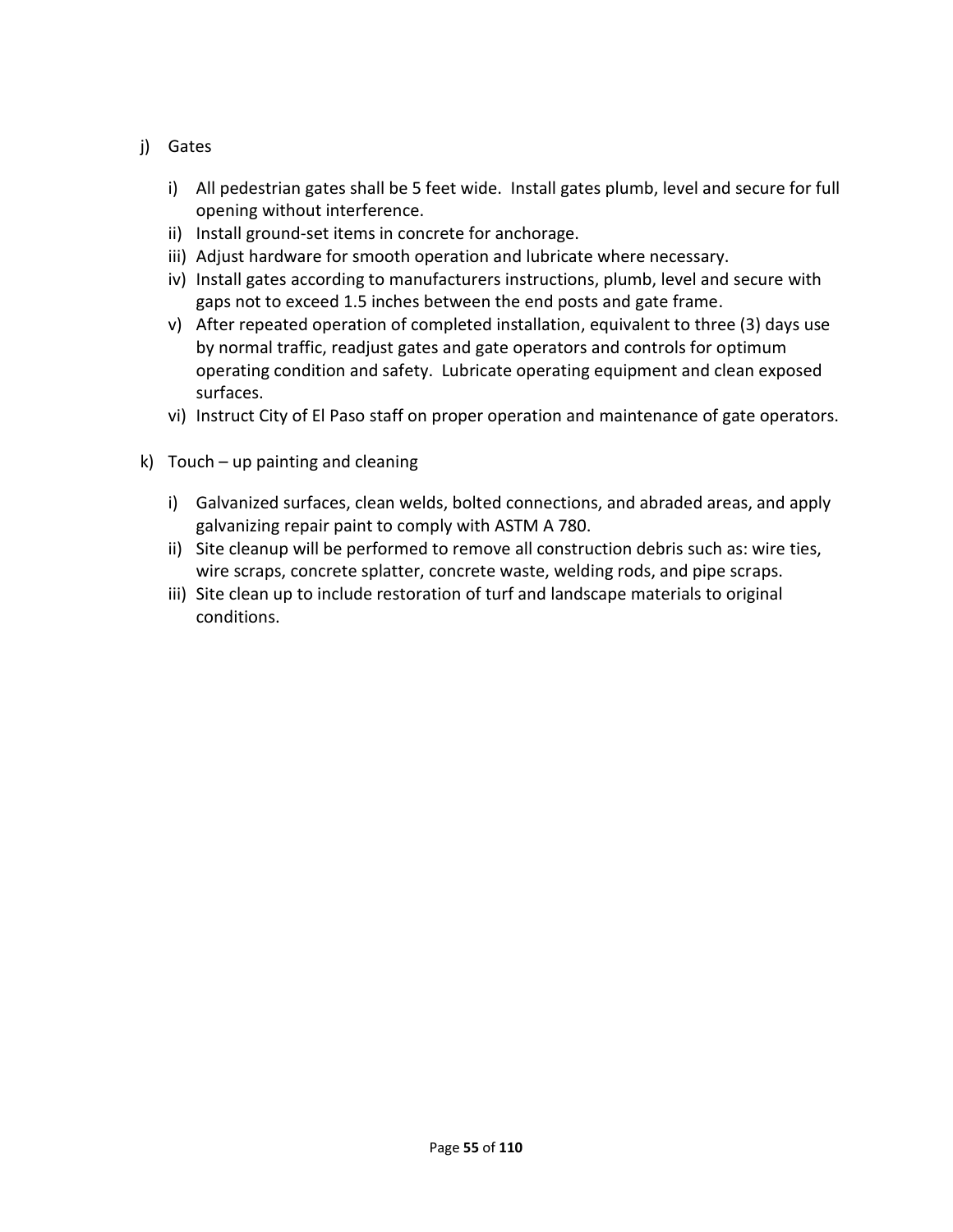j) Gates

   i) All pedestrian gates shall be 5 feet wide. Install gates plumb, level and secure for full opening without interference.
   ii) Install ground-set items in concrete for anchorage.
   iii) Adjust hardware for smooth operation and lubricate where necessary.
   iv) Install gates according to manufacturers instructions, plumb, level and secure with gaps not to exceed 1.5 inches between the end posts and gate frame.
   v) After repeated operation of completed installation, equivalent to three (3) days use by normal traffic, readjust gates and gate operators and controls for optimum operating condition and safety. Lubricate operating equipment and clean exposed surfaces.
   vi) Instruct City of El Paso staff on proper operation and maintenance of gate operators.

k) Touch – up painting and cleaning

   i) Galvanized surfaces, clean welds, bolted connections, and abraded areas, and apply galvanizing repair paint to comply with ASTM A 780.
   ii) Site cleanup will be performed to remove all construction debris such as: wire ties, wire scraps, concrete splatter, concrete waste, welding rods, and pipe scraps.
   iii) Site clean up to include restoration of turf and landscape materials to original conditions.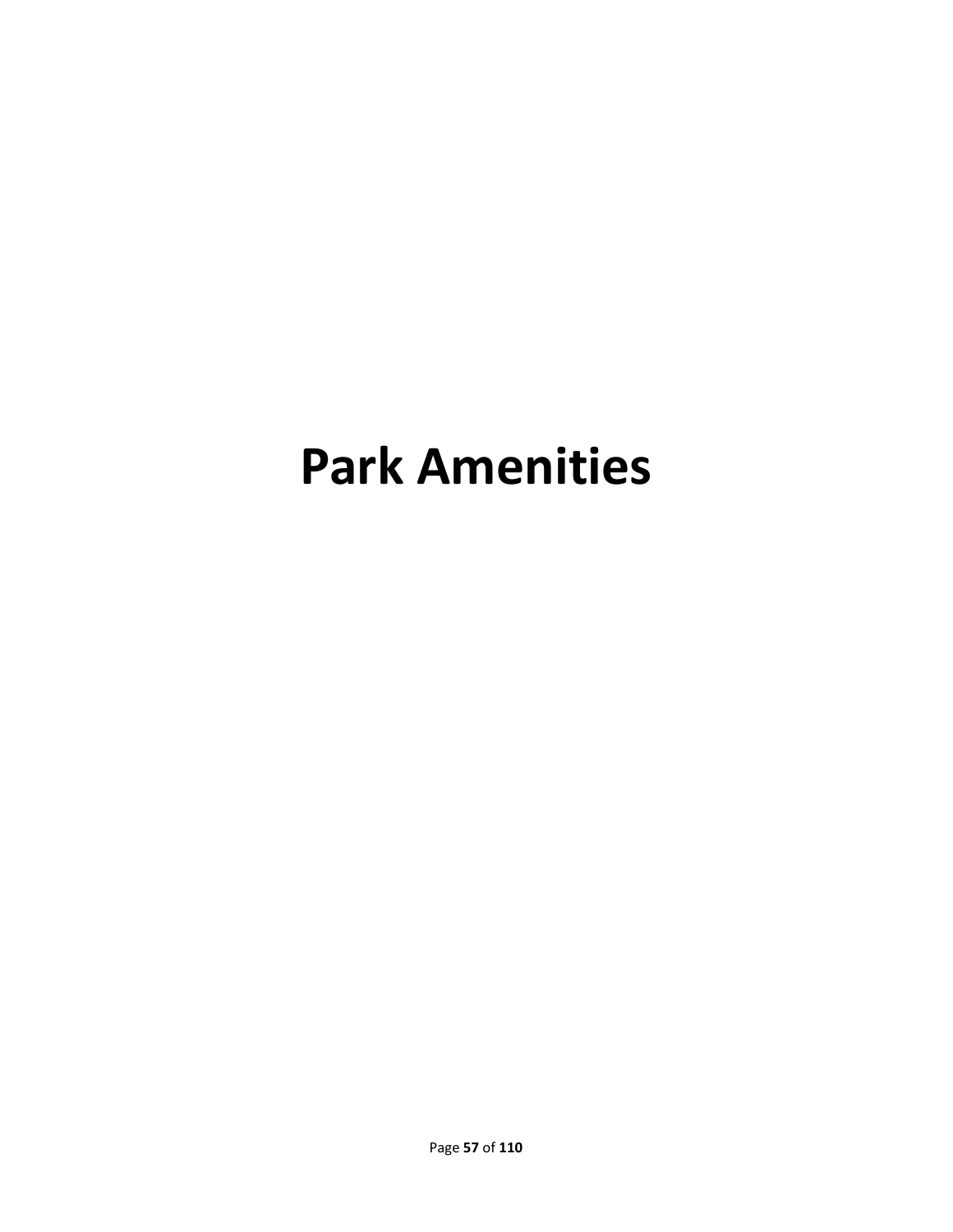# Park Amenities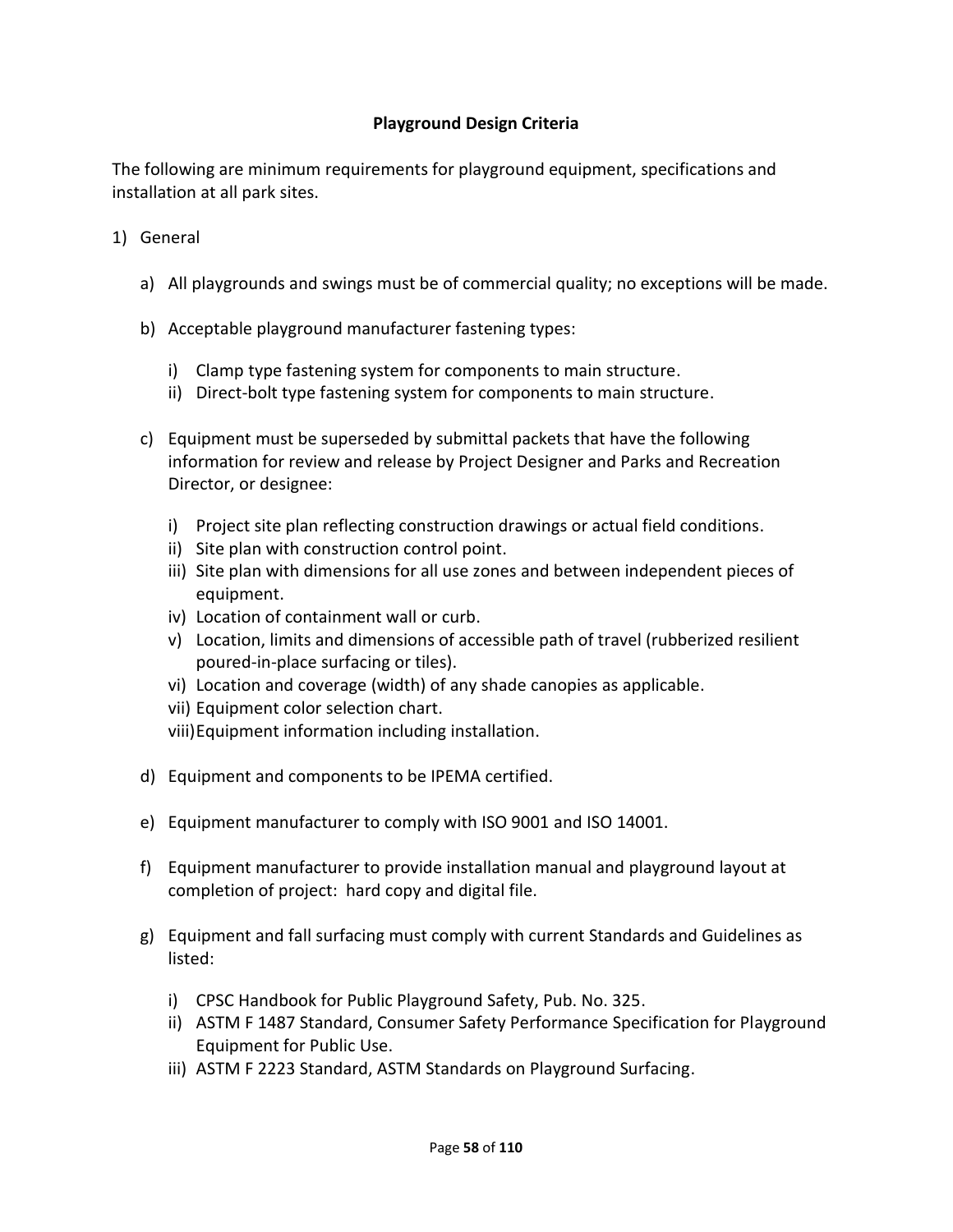# Playground Design Criteria

The following are minimum requirements for playground equipment, specifications and installation at all park sites.

1) General

   a) All playgrounds and swings must be of commercial quality; no exceptions will be made.

   b) Acceptable playground manufacturer fastening types:

      i) Clamp type fastening system for components to main structure.
      ii) Direct-bolt type fastening system for components to main structure.

   c) Equipment must be superseded by submittal packets that have the following information for review and release by Project Designer and Parks and Recreation Director, or designee:

      i) Project site plan reflecting construction drawings or actual field conditions.
      ii) Site plan with construction control point.
      iii) Site plan with dimensions for all use zones and between independent pieces of equipment.
      iv) Location of containment wall or curb.
      v) Location, limits and dimensions of accessible path of travel (rubberized resilient poured-in-place surfacing or tiles).
      vi) Location and coverage (width) of any shade canopies as applicable.
      vii) Equipment color selection chart.
      viii) Equipment information including installation.

   d) Equipment and components to be IPEMA certified.

   e) Equipment manufacturer to comply with ISO 9001 and ISO 14001.

   f) Equipment manufacturer to provide installation manual and playground layout at completion of project: hard copy and digital file.

   g) Equipment and fall surfacing must comply with current Standards and Guidelines as listed:

      i) CPSC Handbook for Public Playground Safety, Pub. No. 325.
      ii) ASTM F 1487 Standard, Consumer Safety Performance Specification for Playground Equipment for Public Use.
      iii) ASTM F 2223 Standard, ASTM Standards on Playground Surfacing.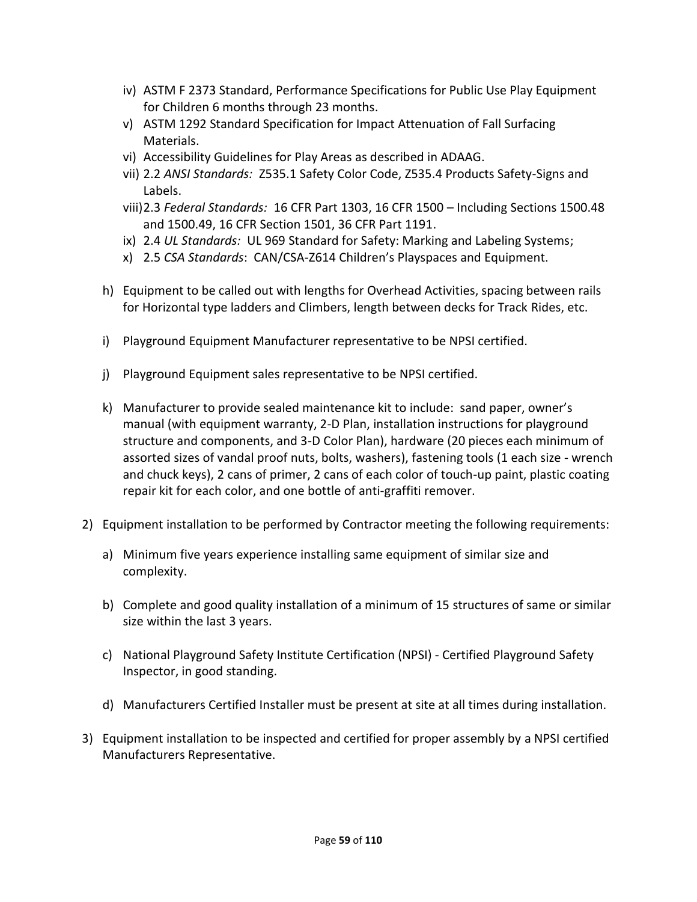- iv) ASTM F 2373 Standard, Performance Specifications for Public Use Play Equipment for Children 6 months through 23 months.
- v) ASTM 1292 Standard Specification for Impact Attenuation of Fall Surfacing Materials.
- vi) Accessibility Guidelines for Play Areas as described in ADAAG.
- vii) 2.2 *ANSI Standards:* Z535.1 Safety Color Code, Z535.4 Products Safety-Signs and Labels.
- viii) 2.3 *Federal Standards:* 16 CFR Part 1303, 16 CFR 1500 – Including Sections 1500.48 and 1500.49, 16 CFR Section 1501, 36 CFR Part 1191.
- ix) 2.4 *UL Standards:* UL 969 Standard for Safety: Marking and Labeling Systems;
- x) 2.5 *CSA Standards*: CAN/CSA-Z614 Children's Playspaces and Equipment.

h) Equipment to be called out with lengths for Overhead Activities, spacing between rails for Horizontal type ladders and Climbers, length between decks for Track Rides, etc.

i) Playground Equipment Manufacturer representative to be NPSI certified.

j) Playground Equipment sales representative to be NPSI certified.

k) Manufacturer to provide sealed maintenance kit to include: sand paper, owner's manual (with equipment warranty, 2-D Plan, installation instructions for playground structure and components, and 3-D Color Plan), hardware (20 pieces each minimum of assorted sizes of vandal proof nuts, bolts, washers), fastening tools (1 each size - wrench and chuck keys), 2 cans of primer, 2 cans of each color of touch-up paint, plastic coating repair kit for each color, and one bottle of anti-graffiti remover.

2) Equipment installation to be performed by Contractor meeting the following requirements:

   a) Minimum five years experience installing same equipment of similar size and complexity.

   b) Complete and good quality installation of a minimum of 15 structures of same or similar size within the last 3 years.

   c) National Playground Safety Institute Certification (NPSI) - Certified Playground Safety Inspector, in good standing.

   d) Manufacturers Certified Installer must be present at site at all times during installation.

3) Equipment installation to be inspected and certified for proper assembly by a NPSI certified Manufacturers Representative.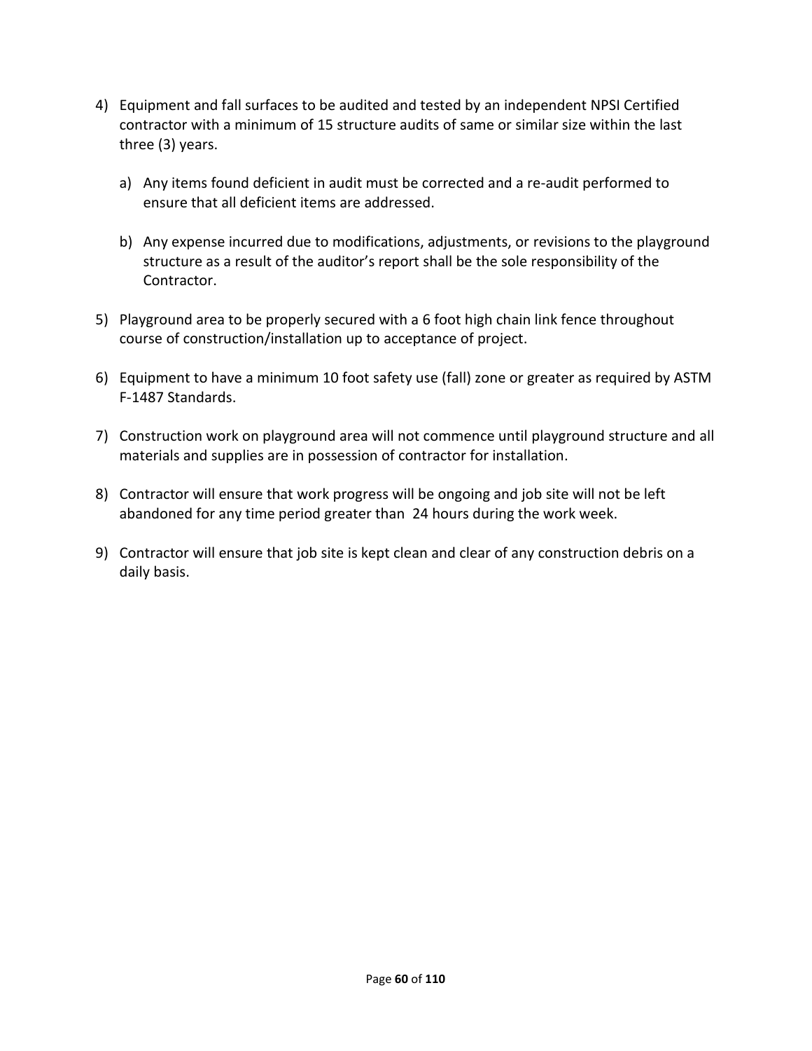4) Equipment and fall surfaces to be audited and tested by an independent NPSI Certified contractor with a minimum of 15 structure audits of same or similar size within the last three (3) years.

    a) Any items found deficient in audit must be corrected and a re-audit performed to ensure that all deficient items are addressed.

    b) Any expense incurred due to modifications, adjustments, or revisions to the playground structure as a result of the auditor's report shall be the sole responsibility of the Contractor.

5) Playground area to be properly secured with a 6 foot high chain link fence throughout course of construction/installation up to acceptance of project.

6) Equipment to have a minimum 10 foot safety use (fall) zone or greater as required by ASTM F-1487 Standards.

7) Construction work on playground area will not commence until playground structure and all materials and supplies are in possession of contractor for installation.

8) Contractor will ensure that work progress will be ongoing and job site will not be left abandoned for any time period greater than 24 hours during the work week.

9) Contractor will ensure that job site is kept clean and clear of any construction debris on a daily basis.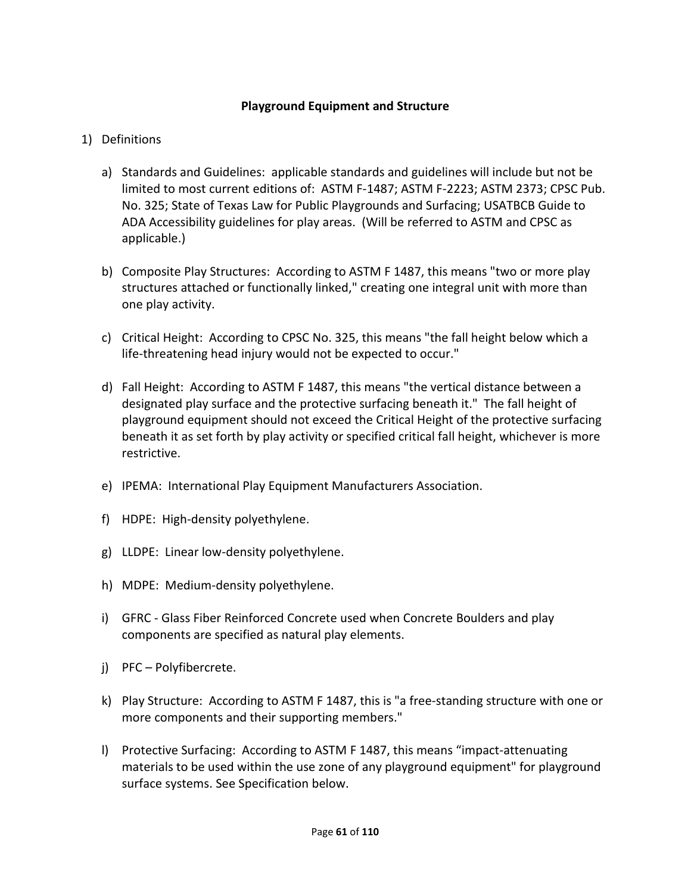## Playground Equipment and Structure

1) Definitions

   a) Standards and Guidelines: applicable standards and guidelines will include but not be limited to most current editions of: ASTM F-1487; ASTM F-2223; ASTM 2373; CPSC Pub. No. 325; State of Texas Law for Public Playgrounds and Surfacing; USATBCB Guide to ADA Accessibility guidelines for play areas. (Will be referred to ASTM and CPSC as applicable.)

   b) Composite Play Structures: According to ASTM F 1487, this means "two or more play structures attached or functionally linked," creating one integral unit with more than one play activity.

   c) Critical Height: According to CPSC No. 325, this means "the fall height below which a life-threatening head injury would not be expected to occur."

   d) Fall Height: According to ASTM F 1487, this means "the vertical distance between a designated play surface and the protective surfacing beneath it." The fall height of playground equipment should not exceed the Critical Height of the protective surfacing beneath it as set forth by play activity or specified critical fall height, whichever is more restrictive.

   e) IPEMA: International Play Equipment Manufacturers Association.

   f) HDPE: High-density polyethylene.

   g) LLDPE: Linear low-density polyethylene.

   h) MDPE: Medium-density polyethylene.

   i) GFRC - Glass Fiber Reinforced Concrete used when Concrete Boulders and play components are specified as natural play elements.

   j) PFC – Polyfibercrete.

   k) Play Structure: According to ASTM F 1487, this is "a free-standing structure with one or more components and their supporting members."

   l) Protective Surfacing: According to ASTM F 1487, this means "impact-attenuating materials to be used within the use zone of any playground equipment" for playground surface systems. See Specification below.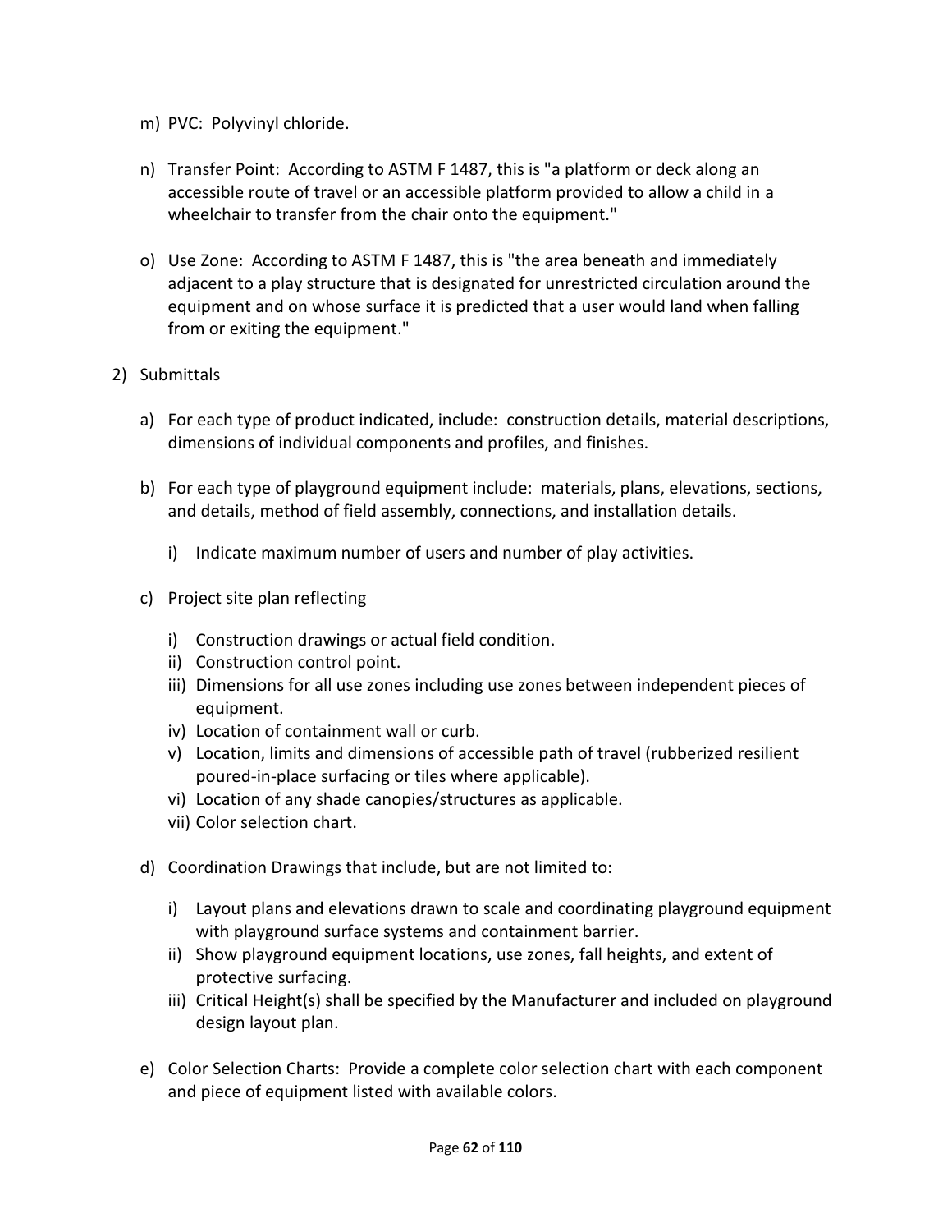m) PVC: Polyvinyl chloride.

n) Transfer Point: According to ASTM F 1487, this is "a platform or deck along an accessible route of travel or an accessible platform provided to allow a child in a wheelchair to transfer from the chair onto the equipment."

o) Use Zone: According to ASTM F 1487, this is "the area beneath and immediately adjacent to a play structure that is designated for unrestricted circulation around the equipment and on whose surface it is predicted that a user would land when falling from or exiting the equipment."

2) Submittals

   a) For each type of product indicated, include: construction details, material descriptions, dimensions of individual components and profiles, and finishes.

   b) For each type of playground equipment include: materials, plans, elevations, sections, and details, method of field assembly, connections, and installation details.

      i) Indicate maximum number of users and number of play activities.

   c) Project site plan reflecting

      i) Construction drawings or actual field condition.
      ii) Construction control point.
      iii) Dimensions for all use zones including use zones between independent pieces of equipment.
      iv) Location of containment wall or curb.
      v) Location, limits and dimensions of accessible path of travel (rubberized resilient poured-in-place surfacing or tiles where applicable).
      vi) Location of any shade canopies/structures as applicable.
      vii) Color selection chart.

   d) Coordination Drawings that include, but are not limited to:

      i) Layout plans and elevations drawn to scale and coordinating playground equipment with playground surface systems and containment barrier.
      ii) Show playground equipment locations, use zones, fall heights, and extent of protective surfacing.
      iii) Critical Height(s) shall be specified by the Manufacturer and included on playground design layout plan.

   e) Color Selection Charts: Provide a complete color selection chart with each component and piece of equipment listed with available colors.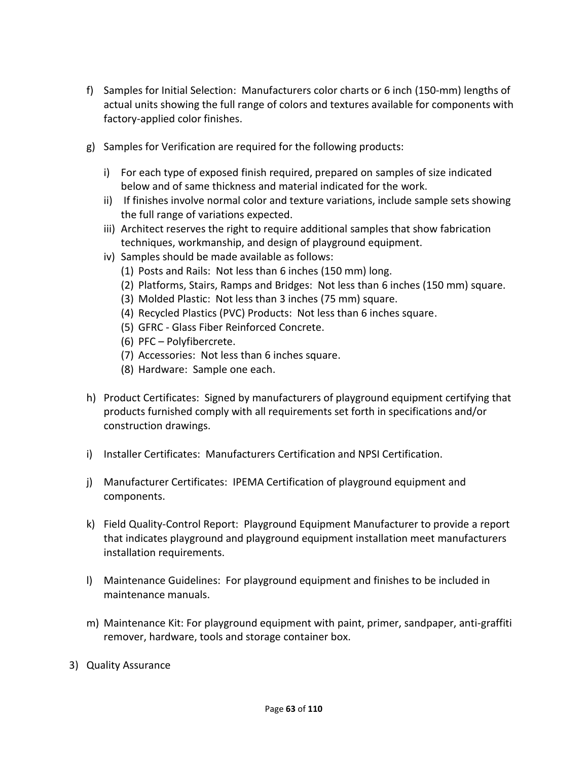f) Samples for Initial Selection: Manufacturers color charts or 6 inch (150-mm) lengths of actual units showing the full range of colors and textures available for components with factory-applied color finishes.

g) Samples for Verification are required for the following products:

   i) For each type of exposed finish required, prepared on samples of size indicated below and of same thickness and material indicated for the work.
   ii) If finishes involve normal color and texture variations, include sample sets showing the full range of variations expected.
   iii) Architect reserves the right to require additional samples that show fabrication techniques, workmanship, and design of playground equipment.
   iv) Samples should be made available as follows:
      (1) Posts and Rails: Not less than 6 inches (150 mm) long.
      (2) Platforms, Stairs, Ramps and Bridges: Not less than 6 inches (150 mm) square.
      (3) Molded Plastic: Not less than 3 inches (75 mm) square.
      (4) Recycled Plastics (PVC) Products: Not less than 6 inches square.
      (5) GFRC - Glass Fiber Reinforced Concrete.
      (6) PFC – Polyfibercrete.
      (7) Accessories: Not less than 6 inches square.
      (8) Hardware: Sample one each.

h) Product Certificates: Signed by manufacturers of playground equipment certifying that products furnished comply with all requirements set forth in specifications and/or construction drawings.

i) Installer Certificates: Manufacturers Certification and NPSI Certification.

j) Manufacturer Certificates: IPEMA Certification of playground equipment and components.

k) Field Quality-Control Report: Playground Equipment Manufacturer to provide a report that indicates playground and playground equipment installation meet manufacturers installation requirements.

l) Maintenance Guidelines: For playground equipment and finishes to be included in maintenance manuals.

m) Maintenance Kit: For playground equipment with paint, primer, sandpaper, anti-graffiti remover, hardware, tools and storage container box.

3) Quality Assurance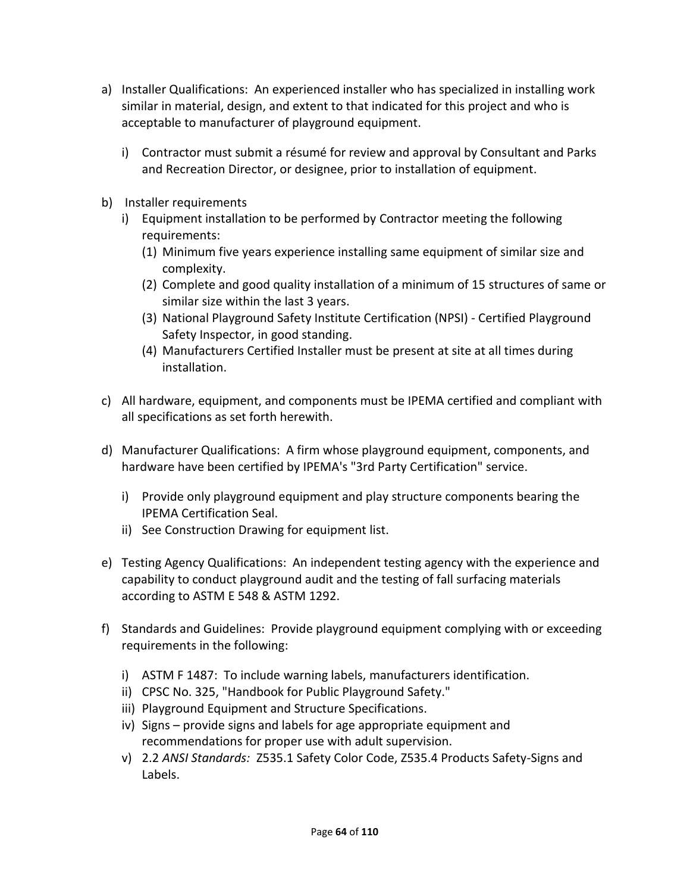a) Installer Qualifications: An experienced installer who has specialized in installing work similar in material, design, and extent to that indicated for this project and who is acceptable to manufacturer of playground equipment.

   i) Contractor must submit a résumé for review and approval by Consultant and Parks and Recreation Director, or designee, prior to installation of equipment.

b) Installer requirements
   i) Equipment installation to be performed by Contractor meeting the following requirements:
      (1) Minimum five years experience installing same equipment of similar size and complexity.
      (2) Complete and good quality installation of a minimum of 15 structures of same or similar size within the last 3 years.
      (3) National Playground Safety Institute Certification (NPSI) - Certified Playground Safety Inspector, in good standing.
      (4) Manufacturers Certified Installer must be present at site at all times during installation.

c) All hardware, equipment, and components must be IPEMA certified and compliant with all specifications as set forth herewith.

d) Manufacturer Qualifications: A firm whose playground equipment, components, and hardware have been certified by IPEMA's "3rd Party Certification" service.

   i) Provide only playground equipment and play structure components bearing the IPEMA Certification Seal.
   ii) See Construction Drawing for equipment list.

e) Testing Agency Qualifications: An independent testing agency with the experience and capability to conduct playground audit and the testing of fall surfacing materials according to ASTM E 548 & ASTM 1292.

f) Standards and Guidelines: Provide playground equipment complying with or exceeding requirements in the following:

   i) ASTM F 1487: To include warning labels, manufacturers identification.
   ii) CPSC No. 325, "Handbook for Public Playground Safety."
   iii) Playground Equipment and Structure Specifications.
   iv) Signs – provide signs and labels for age appropriate equipment and recommendations for proper use with adult supervision.
   v) 2.2 *ANSI Standards:* Z535.1 Safety Color Code, Z535.4 Products Safety-Signs and Labels.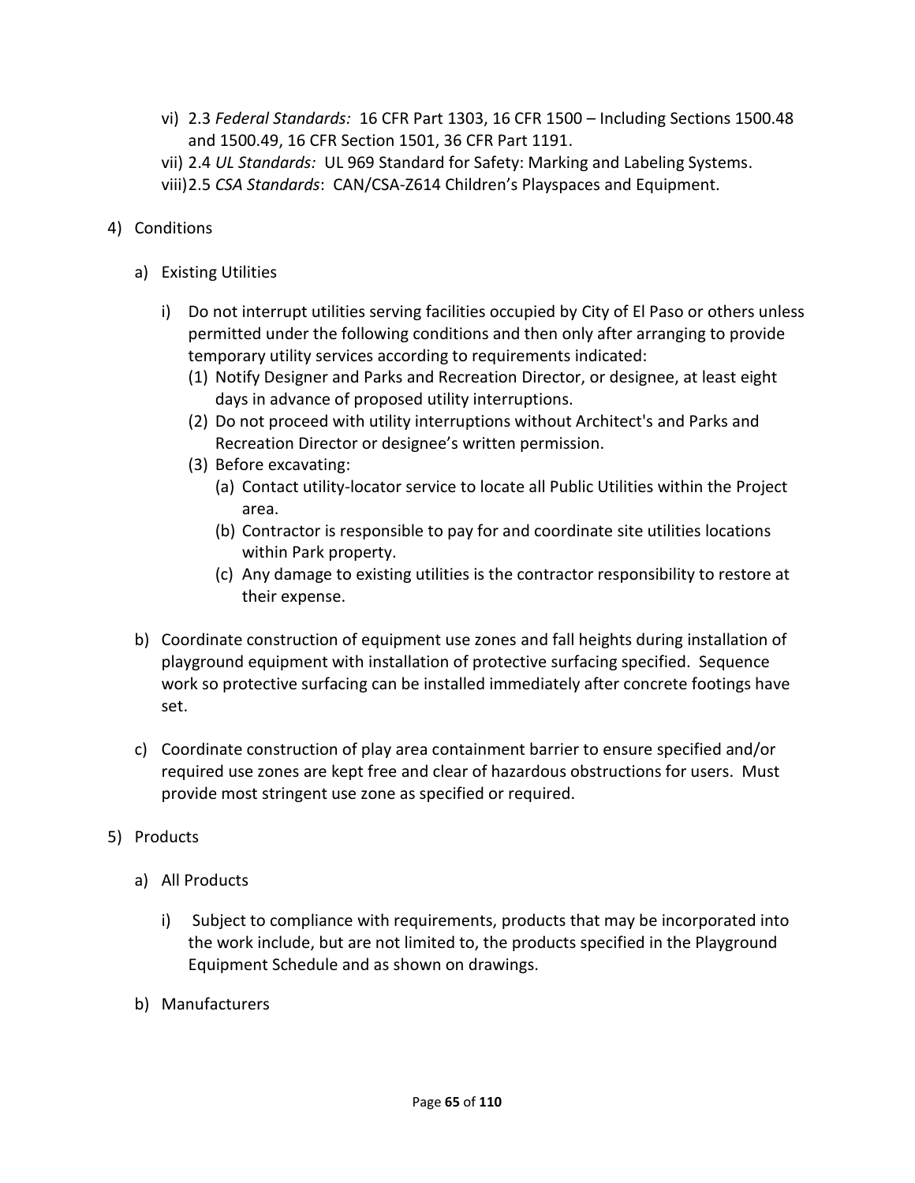vi) 2.3 *Federal Standards:* 16 CFR Part 1303, 16 CFR 1500 – Including Sections 1500.48 and 1500.49, 16 CFR Section 1501, 36 CFR Part 1191.

vii) 2.4 *UL Standards:* UL 969 Standard for Safety: Marking and Labeling Systems.

viii) 2.5 *CSA Standards*: CAN/CSA-Z614 Children's Playspaces and Equipment.

4) Conditions

   a) Existing Utilities

      i) Do not interrupt utilities serving facilities occupied by City of El Paso or others unless permitted under the following conditions and then only after arranging to provide temporary utility services according to requirements indicated:
         (1) Notify Designer and Parks and Recreation Director, or designee, at least eight days in advance of proposed utility interruptions.
         (2) Do not proceed with utility interruptions without Architect's and Parks and Recreation Director or designee's written permission.
         (3) Before excavating:
            (a) Contact utility-locator service to locate all Public Utilities within the Project area.
            (b) Contractor is responsible to pay for and coordinate site utilities locations within Park property.
            (c) Any damage to existing utilities is the contractor responsibility to restore at their expense.

   b) Coordinate construction of equipment use zones and fall heights during installation of playground equipment with installation of protective surfacing specified. Sequence work so protective surfacing can be installed immediately after concrete footings have set.

   c) Coordinate construction of play area containment barrier to ensure specified and/or required use zones are kept free and clear of hazardous obstructions for users. Must provide most stringent use zone as specified or required.

5) Products

   a) All Products

      i) Subject to compliance with requirements, products that may be incorporated into the work include, but are not limited to, the products specified in the Playground Equipment Schedule and as shown on drawings.

   b) Manufacturers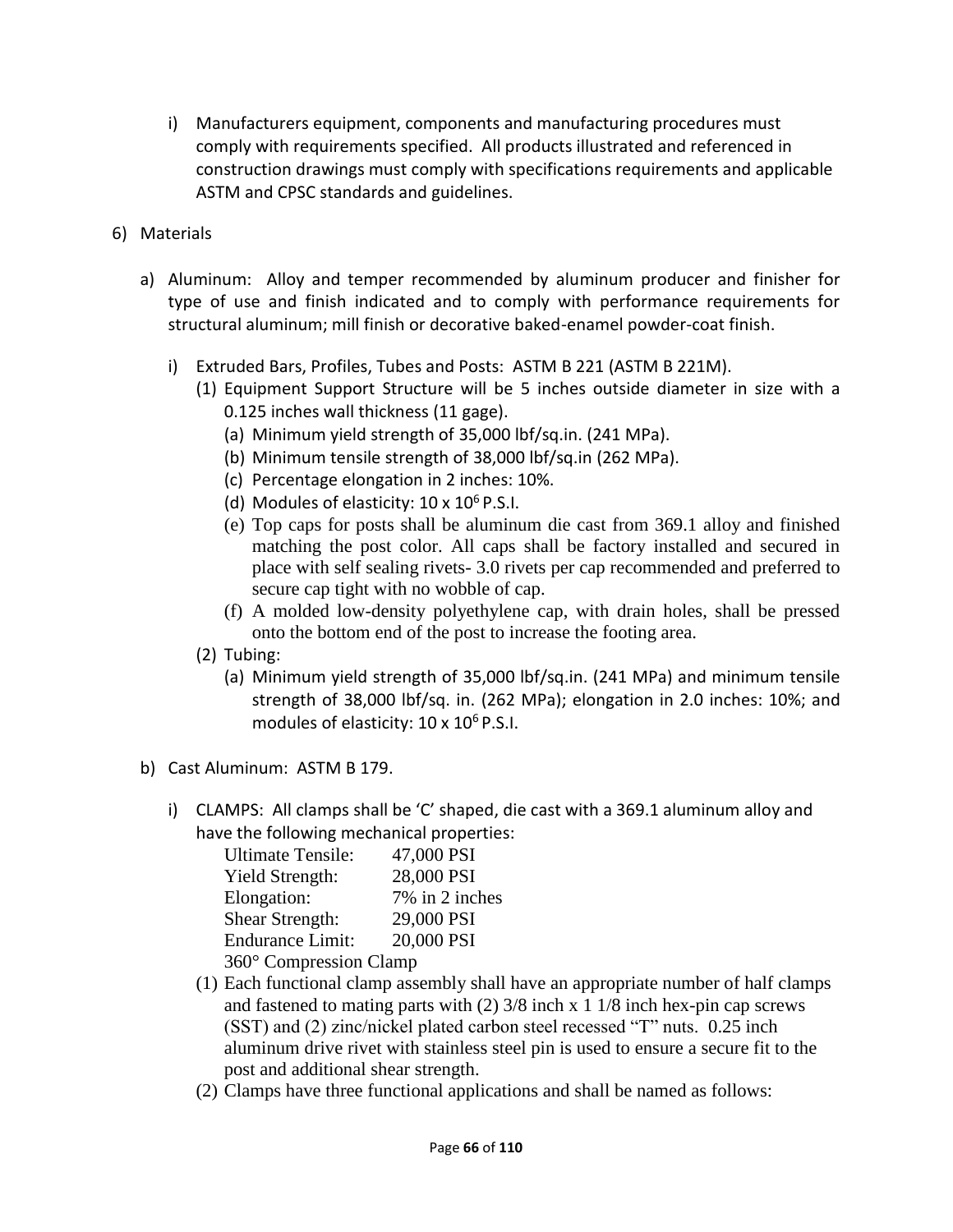i) Manufacturers equipment, components and manufacturing procedures must comply with requirements specified. All products illustrated and referenced in construction drawings must comply with specifications requirements and applicable ASTM and CPSC standards and guidelines.

6) Materials

a) Aluminum: Alloy and temper recommended by aluminum producer and finisher for type of use and finish indicated and to comply with performance requirements for structural aluminum; mill finish or decorative baked-enamel powder-coat finish.

i) Extruded Bars, Profiles, Tubes and Posts: ASTM B 221 (ASTM B 221M).

(1) Equipment Support Structure will be 5 inches outside diameter in size with a 0.125 inches wall thickness (11 gage).

(a) Minimum yield strength of 35,000 lbf/sq.in. (241 MPa).

(b) Minimum tensile strength of 38,000 lbf/sq.in (262 MPa).

(c) Percentage elongation in 2 inches: 10%.

(d) Modules of elasticity: $10 \times 10^6$ P.S.I.

(e) Top caps for posts shall be aluminum die cast from 369.1 alloy and finished matching the post color. All caps shall be factory installed and secured in place with self sealing rivets- 3.0 rivets per cap recommended and preferred to secure cap tight with no wobble of cap.

(f) A molded low-density polyethylene cap, with drain holes, shall be pressed onto the bottom end of the post to increase the footing area.

(2) Tubing:

(a) Minimum yield strength of 35,000 lbf/sq.in. (241 MPa) and minimum tensile strength of 38,000 lbf/sq. in. (262 MPa); elongation in 2.0 inches: 10%; and modules of elasticity: $10 \times 10^6$ P.S.I.

b) Cast Aluminum: ASTM B 179.

i) CLAMPS: All clamps shall be 'C' shaped, die cast with a 369.1 aluminum alloy and have the following mechanical properties:

Ultimate Tensile: 47,000 PSI
Yield Strength: 28,000 PSI
Elongation: 7% in 2 inches
Shear Strength: 29,000 PSI
Endurance Limit: 20,000 PSI
360° Compression Clamp

(1) Each functional clamp assembly shall have an appropriate number of half clamps and fastened to mating parts with (2) 3/8 inch x 1 1/8 inch hex-pin cap screws (SST) and (2) zinc/nickel plated carbon steel recessed "T" nuts. 0.25 inch aluminum drive rivet with stainless steel pin is used to ensure a secure fit to the post and additional shear strength.

(2) Clamps have three functional applications and shall be named as follows: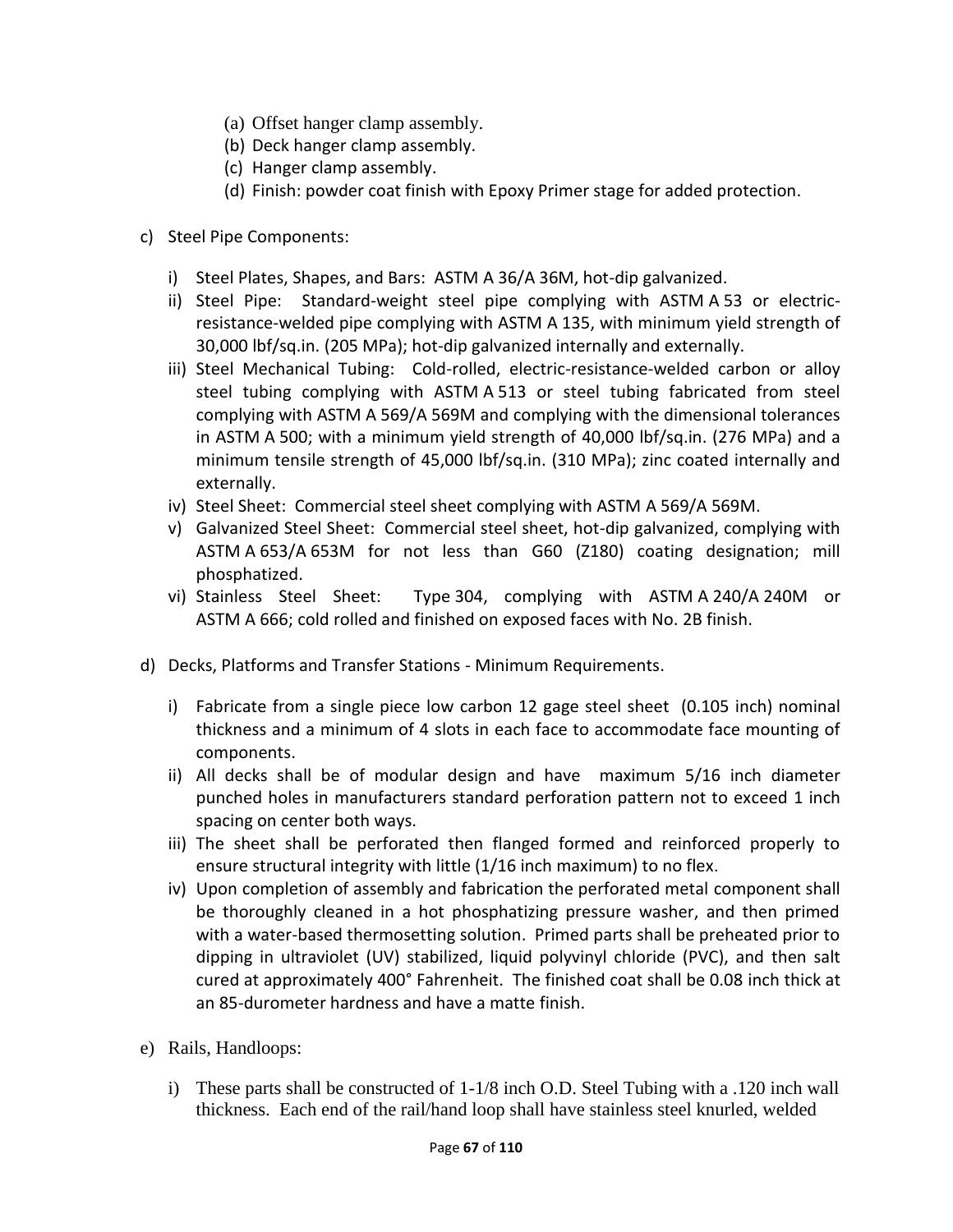(a) Offset hanger clamp assembly.
(b) Deck hanger clamp assembly.
(c) Hanger clamp assembly.
(d) Finish: powder coat finish with Epoxy Primer stage for added protection.

c) Steel Pipe Components:

i) Steel Plates, Shapes, and Bars: ASTM A 36/A 36M, hot-dip galvanized.

ii) Steel Pipe: Standard-weight steel pipe complying with ASTM A 53 or electric-resistance-welded pipe complying with ASTM A 135, with minimum yield strength of 30,000 lbf/sq.in. (205 MPa); hot-dip galvanized internally and externally.

iii) Steel Mechanical Tubing: Cold-rolled, electric-resistance-welded carbon or alloy steel tubing complying with ASTM A 513 or steel tubing fabricated from steel complying with ASTM A 569/A 569M and complying with the dimensional tolerances in ASTM A 500; with a minimum yield strength of 40,000 lbf/sq.in. (276 MPa) and a minimum tensile strength of 45,000 lbf/sq.in. (310 MPa); zinc coated internally and externally.

iv) Steel Sheet: Commercial steel sheet complying with ASTM A 569/A 569M.

v) Galvanized Steel Sheet: Commercial steel sheet, hot-dip galvanized, complying with ASTM A 653/A 653M for not less than G60 (Z180) coating designation; mill phosphatized.

vi) Stainless Steel Sheet: Type 304, complying with ASTM A 240/A 240M or ASTM A 666; cold rolled and finished on exposed faces with No. 2B finish.

d) Decks, Platforms and Transfer Stations - Minimum Requirements.

i) Fabricate from a single piece low carbon 12 gage steel sheet (0.105 inch) nominal thickness and a minimum of 4 slots in each face to accommodate face mounting of components.

ii) All decks shall be of modular design and have maximum 5/16 inch diameter punched holes in manufacturers standard perforation pattern not to exceed 1 inch spacing on center both ways.

iii) The sheet shall be perforated then flanged formed and reinforced properly to ensure structural integrity with little (1/16 inch maximum) to no flex.

iv) Upon completion of assembly and fabrication the perforated metal component shall be thoroughly cleaned in a hot phosphatizing pressure washer, and then primed with a water-based thermosetting solution. Primed parts shall be preheated prior to dipping in ultraviolet (UV) stabilized, liquid polyvinyl chloride (PVC), and then salt cured at approximately 400° Fahrenheit. The finished coat shall be 0.08 inch thick at an 85-durometer hardness and have a matte finish.

e) Rails, Handloops:

i) These parts shall be constructed of 1-1/8 inch O.D. Steel Tubing with a .120 inch wall thickness. Each end of the rail/hand loop shall have stainless steel knurled, welded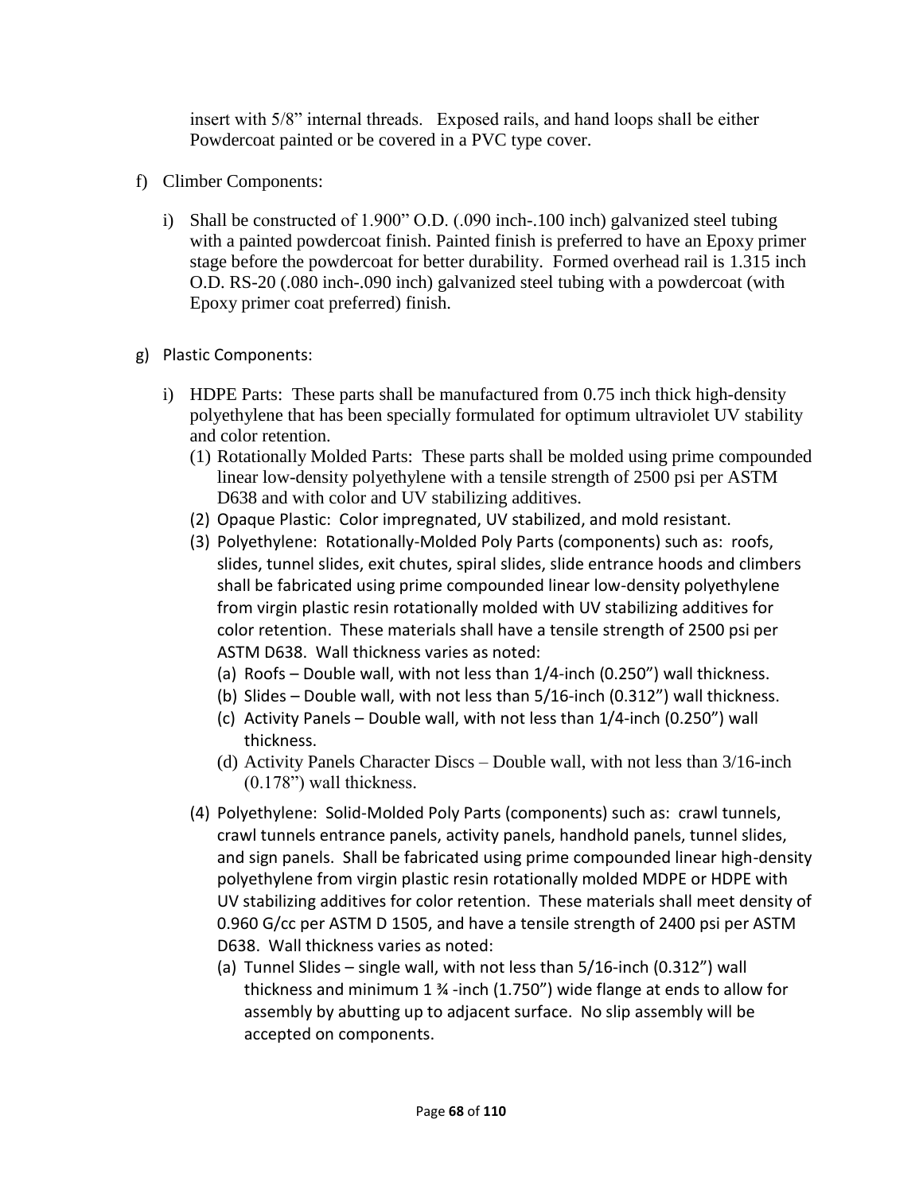insert with 5/8" internal threads. Exposed rails, and hand loops shall be either Powdercoat painted or be covered in a PVC type cover.

f) Climber Components:

   i) Shall be constructed of 1.900" O.D. (.090 inch-.100 inch) galvanized steel tubing with a painted powdercoat finish. Painted finish is preferred to have an Epoxy primer stage before the powdercoat for better durability. Formed overhead rail is 1.315 inch O.D. RS-20 (.080 inch-.090 inch) galvanized steel tubing with a powdercoat (with Epoxy primer coat preferred) finish.

g) Plastic Components:

   i) HDPE Parts: These parts shall be manufactured from 0.75 inch thick high-density polyethylene that has been specially formulated for optimum ultraviolet UV stability and color retention.

      (1) Rotationally Molded Parts: These parts shall be molded using prime compounded linear low-density polyethylene with a tensile strength of 2500 psi per ASTM D638 and with color and UV stabilizing additives.
      (2) Opaque Plastic: Color impregnated, UV stabilized, and mold resistant.
      (3) Polyethylene: Rotationally-Molded Poly Parts (components) such as: roofs, slides, tunnel slides, exit chutes, spiral slides, slide entrance hoods and climbers shall be fabricated using prime compounded linear low-density polyethylene from virgin plastic resin rotationally molded with UV stabilizing additives for color retention. These materials shall have a tensile strength of 2500 psi per ASTM D638. Wall thickness varies as noted:
         (a) Roofs – Double wall, with not less than 1/4-inch (0.250") wall thickness.
         (b) Slides – Double wall, with not less than 5/16-inch (0.312") wall thickness.
         (c) Activity Panels – Double wall, with not less than 1/4-inch (0.250") wall thickness.
         (d) Activity Panels Character Discs – Double wall, with not less than 3/16-inch (0.178") wall thickness.
      (4) Polyethylene: Solid-Molded Poly Parts (components) such as: crawl tunnels, crawl tunnels entrance panels, activity panels, handhold panels, tunnel slides, and sign panels. Shall be fabricated using prime compounded linear high-density polyethylene from virgin plastic resin rotationally molded MDPE or HDPE with UV stabilizing additives for color retention. These materials shall meet density of 0.960 G/cc per ASTM D 1505, and have a tensile strength of 2400 psi per ASTM D638. Wall thickness varies as noted:
         (a) Tunnel Slides – single wall, with not less than 5/16-inch (0.312") wall thickness and minimum 1 ¾ -inch (1.750") wide flange at ends to allow for assembly by abutting up to adjacent surface. No slip assembly will be accepted on components.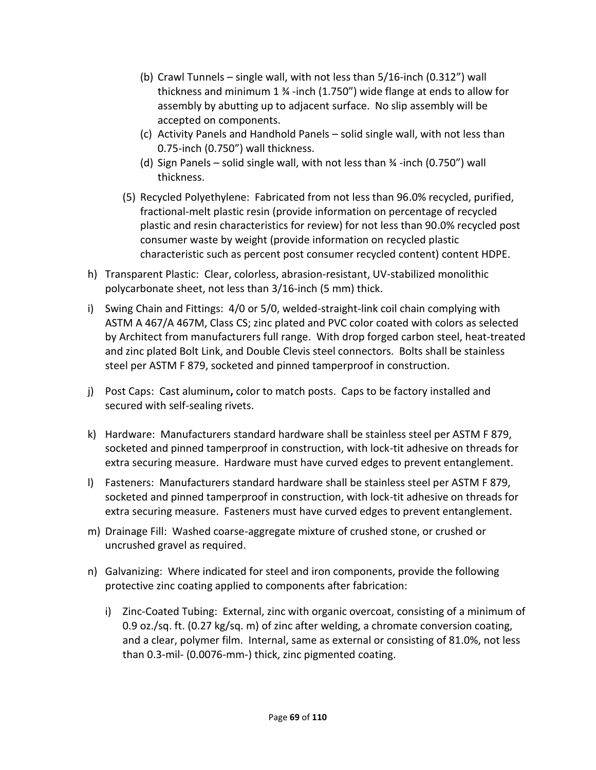(b) Crawl Tunnels – single wall, with not less than 5/16-inch (0.312") wall thickness and minimum 1 ¾ -inch (1.750") wide flange at ends to allow for assembly by abutting up to adjacent surface. No slip assembly will be accepted on components.

(c) Activity Panels and Handhold Panels – solid single wall, with not less than 0.75-inch (0.750") wall thickness.

(d) Sign Panels – solid single wall, with not less than ¾ -inch (0.750") wall thickness.

(5) Recycled Polyethylene: Fabricated from not less than 96.0% recycled, purified, fractional-melt plastic resin (provide information on percentage of recycled plastic and resin characteristics for review) for not less than 90.0% recycled post consumer waste by weight (provide information on recycled plastic characteristic such as percent post consumer recycled content) content HDPE.

h) Transparent Plastic: Clear, colorless, abrasion-resistant, UV-stabilized monolithic polycarbonate sheet, not less than 3/16-inch (5 mm) thick.

i) Swing Chain and Fittings: 4/0 or 5/0, welded-straight-link coil chain complying with ASTM A 467/A 467M, Class CS; zinc plated and PVC color coated with colors as selected by Architect from manufacturers full range. With drop forged carbon steel, heat-treated and zinc plated Bolt Link, and Double Clevis steel connectors. Bolts shall be stainless steel per ASTM F 879, socketed and pinned tamperproof in construction.

j) Post Caps: Cast aluminum**,** color to match posts. Caps to be factory installed and secured with self-sealing rivets.

k) Hardware: Manufacturers standard hardware shall be stainless steel per ASTM F 879, socketed and pinned tamperproof in construction, with lock-tit adhesive on threads for extra securing measure. Hardware must have curved edges to prevent entanglement.

l) Fasteners: Manufacturers standard hardware shall be stainless steel per ASTM F 879, socketed and pinned tamperproof in construction, with lock-tit adhesive on threads for extra securing measure. Fasteners must have curved edges to prevent entanglement.

m) Drainage Fill: Washed coarse-aggregate mixture of crushed stone, or crushed or uncrushed gravel as required.

n) Galvanizing: Where indicated for steel and iron components, provide the following protective zinc coating applied to components after fabrication:

   i) Zinc-Coated Tubing: External, zinc with organic overcoat, consisting of a minimum of 0.9 oz./sq. ft. (0.27 kg/sq. m) of zinc after welding, a chromate conversion coating, and a clear, polymer film. Internal, same as external or consisting of 81.0%, not less than 0.3-mil- (0.0076-mm-) thick, zinc pigmented coating.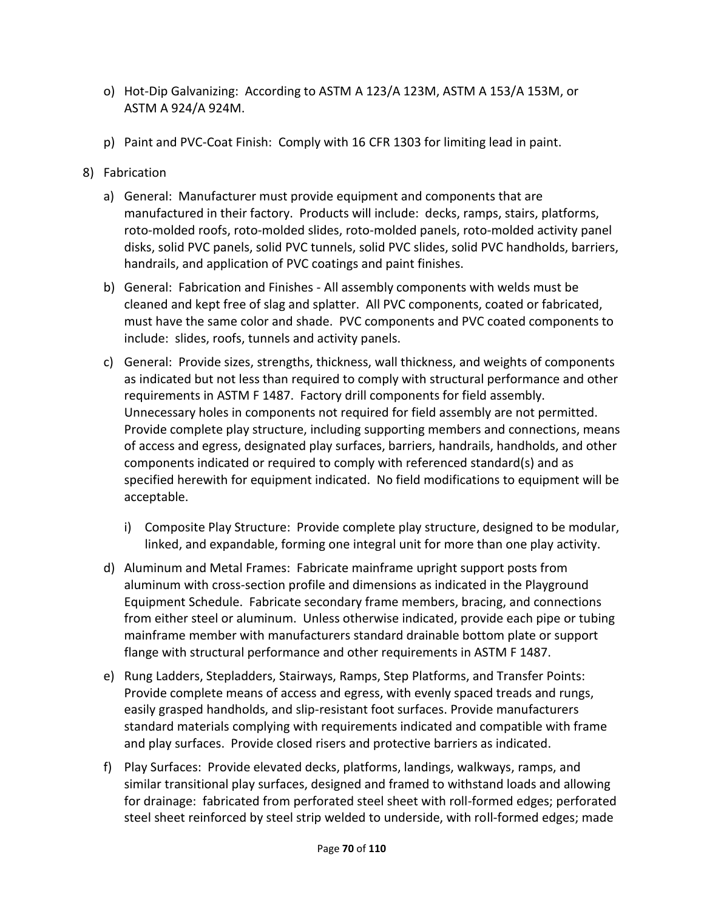o) Hot-Dip Galvanizing: According to ASTM A 123/A 123M, ASTM A 153/A 153M, or ASTM A 924/A 924M.

p) Paint and PVC-Coat Finish: Comply with 16 CFR 1303 for limiting lead in paint.

8) Fabrication

a) General: Manufacturer must provide equipment and components that are manufactured in their factory. Products will include: decks, ramps, stairs, platforms, roto-molded roofs, roto-molded slides, roto-molded panels, roto-molded activity panel disks, solid PVC panels, solid PVC tunnels, solid PVC slides, solid PVC handholds, barriers, handrails, and application of PVC coatings and paint finishes.

b) General: Fabrication and Finishes - All assembly components with welds must be cleaned and kept free of slag and splatter. All PVC components, coated or fabricated, must have the same color and shade. PVC components and PVC coated components to include: slides, roofs, tunnels and activity panels.

c) General: Provide sizes, strengths, thickness, wall thickness, and weights of components as indicated but not less than required to comply with structural performance and other requirements in ASTM F 1487. Factory drill components for field assembly. Unnecessary holes in components not required for field assembly are not permitted. Provide complete play structure, including supporting members and connections, means of access and egress, designated play surfaces, barriers, handrails, handholds, and other components indicated or required to comply with referenced standard(s) and as specified herewith for equipment indicated. No field modifications to equipment will be acceptable.

   i) Composite Play Structure: Provide complete play structure, designed to be modular, linked, and expandable, forming one integral unit for more than one play activity.

d) Aluminum and Metal Frames: Fabricate mainframe upright support posts from aluminum with cross-section profile and dimensions as indicated in the Playground Equipment Schedule. Fabricate secondary frame members, bracing, and connections from either steel or aluminum. Unless otherwise indicated, provide each pipe or tubing mainframe member with manufacturers standard drainable bottom plate or support flange with structural performance and other requirements in ASTM F 1487.

e) Rung Ladders, Stepladders, Stairways, Ramps, Step Platforms, and Transfer Points: Provide complete means of access and egress, with evenly spaced treads and rungs, easily grasped handholds, and slip-resistant foot surfaces. Provide manufacturers standard materials complying with requirements indicated and compatible with frame and play surfaces. Provide closed risers and protective barriers as indicated.

f) Play Surfaces: Provide elevated decks, platforms, landings, walkways, ramps, and similar transitional play surfaces, designed and framed to withstand loads and allowing for drainage: fabricated from perforated steel sheet with roll-formed edges; perforated steel sheet reinforced by steel strip welded to underside, with roll-formed edges; made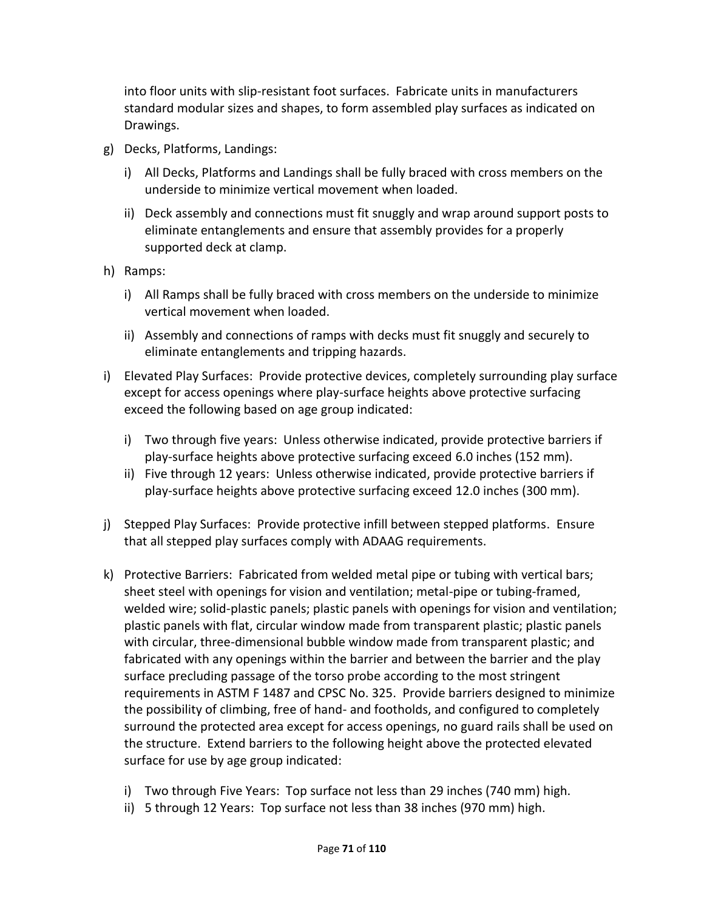into floor units with slip-resistant foot surfaces. Fabricate units in manufacturers standard modular sizes and shapes, to form assembled play surfaces as indicated on Drawings.

g) Decks, Platforms, Landings:

   i) All Decks, Platforms and Landings shall be fully braced with cross members on the underside to minimize vertical movement when loaded.

   ii) Deck assembly and connections must fit snuggly and wrap around support posts to eliminate entanglements and ensure that assembly provides for a properly supported deck at clamp.

h) Ramps:

   i) All Ramps shall be fully braced with cross members on the underside to minimize vertical movement when loaded.

   ii) Assembly and connections of ramps with decks must fit snuggly and securely to eliminate entanglements and tripping hazards.

i) Elevated Play Surfaces: Provide protective devices, completely surrounding play surface except for access openings where play-surface heights above protective surfacing exceed the following based on age group indicated:

   i) Two through five years: Unless otherwise indicated, provide protective barriers if play-surface heights above protective surfacing exceed 6.0 inches (152 mm).
   ii) Five through 12 years: Unless otherwise indicated, provide protective barriers if play-surface heights above protective surfacing exceed 12.0 inches (300 mm).

j) Stepped Play Surfaces: Provide protective infill between stepped platforms. Ensure that all stepped play surfaces comply with ADAAG requirements.

k) Protective Barriers: Fabricated from welded metal pipe or tubing with vertical bars; sheet steel with openings for vision and ventilation; metal-pipe or tubing-framed, welded wire; solid-plastic panels; plastic panels with openings for vision and ventilation; plastic panels with flat, circular window made from transparent plastic; plastic panels with circular, three-dimensional bubble window made from transparent plastic; and fabricated with any openings within the barrier and between the barrier and the play surface precluding passage of the torso probe according to the most stringent requirements in ASTM F 1487 and CPSC No. 325. Provide barriers designed to minimize the possibility of climbing, free of hand- and footholds, and configured to completely surround the protected area except for access openings, no guard rails shall be used on the structure. Extend barriers to the following height above the protected elevated surface for use by age group indicated:

   i) Two through Five Years: Top surface not less than 29 inches (740 mm) high.
   ii) 5 through 12 Years: Top surface not less than 38 inches (970 mm) high.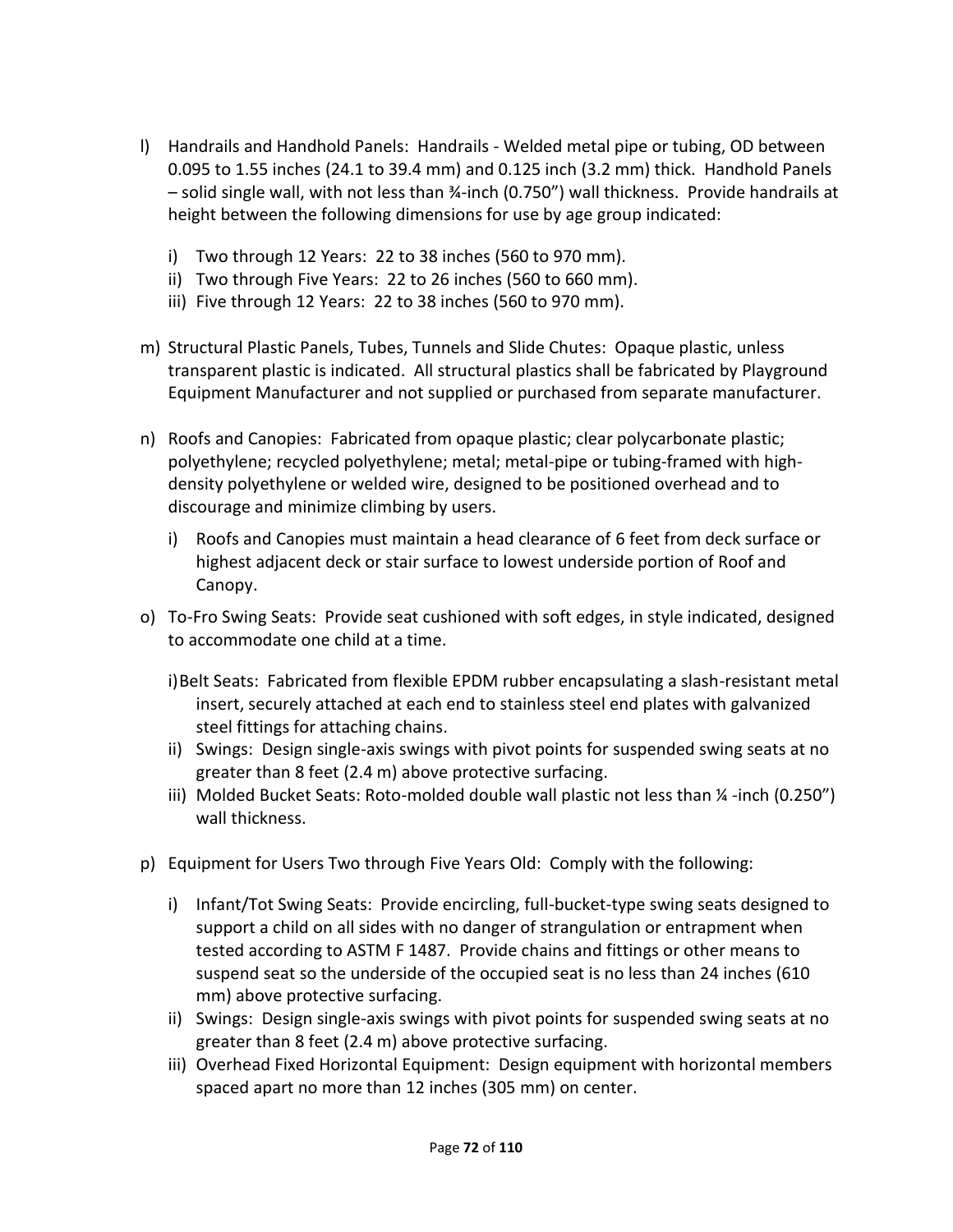l) Handrails and Handhold Panels: Handrails - Welded metal pipe or tubing, OD between 0.095 to 1.55 inches (24.1 to 39.4 mm) and 0.125 inch (3.2 mm) thick. Handhold Panels – solid single wall, with not less than ¾-inch (0.750") wall thickness. Provide handrails at height between the following dimensions for use by age group indicated:

   i) Two through 12 Years: 22 to 38 inches (560 to 970 mm).
   ii) Two through Five Years: 22 to 26 inches (560 to 660 mm).
   iii) Five through 12 Years: 22 to 38 inches (560 to 970 mm).

m) Structural Plastic Panels, Tubes, Tunnels and Slide Chutes: Opaque plastic, unless transparent plastic is indicated. All structural plastics shall be fabricated by Playground Equipment Manufacturer and not supplied or purchased from separate manufacturer.

n) Roofs and Canopies: Fabricated from opaque plastic; clear polycarbonate plastic; polyethylene; recycled polyethylene; metal; metal-pipe or tubing-framed with high-density polyethylene or welded wire, designed to be positioned overhead and to discourage and minimize climbing by users.

   i) Roofs and Canopies must maintain a head clearance of 6 feet from deck surface or highest adjacent deck or stair surface to lowest underside portion of Roof and Canopy.

o) To-Fro Swing Seats: Provide seat cushioned with soft edges, in style indicated, designed to accommodate one child at a time.

   i) Belt Seats: Fabricated from flexible EPDM rubber encapsulating a slash-resistant metal insert, securely attached at each end to stainless steel end plates with galvanized steel fittings for attaching chains.
   ii) Swings: Design single-axis swings with pivot points for suspended swing seats at no greater than 8 feet (2.4 m) above protective surfacing.
   iii) Molded Bucket Seats: Roto-molded double wall plastic not less than ¼ -inch (0.250") wall thickness.

p) Equipment for Users Two through Five Years Old: Comply with the following:

   i) Infant/Tot Swing Seats: Provide encircling, full-bucket-type swing seats designed to support a child on all sides with no danger of strangulation or entrapment when tested according to ASTM F 1487. Provide chains and fittings or other means to suspend seat so the underside of the occupied seat is no less than 24 inches (610 mm) above protective surfacing.
   ii) Swings: Design single-axis swings with pivot points for suspended swing seats at no greater than 8 feet (2.4 m) above protective surfacing.
   iii) Overhead Fixed Horizontal Equipment: Design equipment with horizontal members spaced apart no more than 12 inches (305 mm) on center.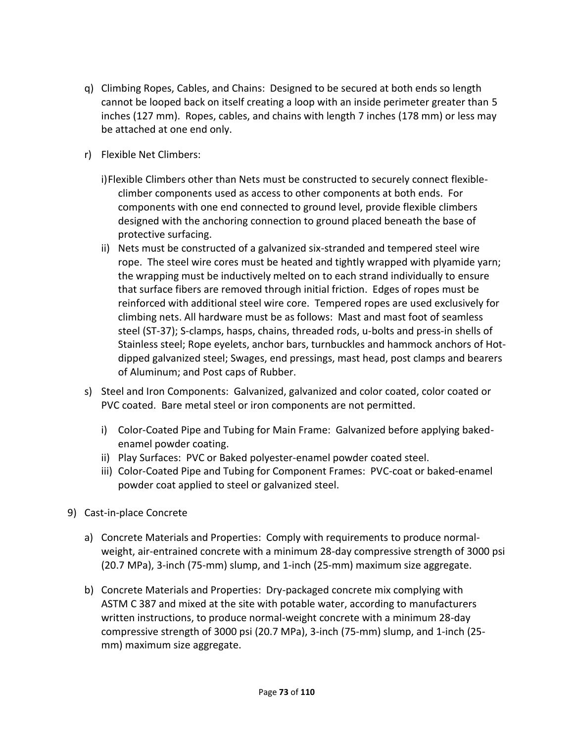q) Climbing Ropes, Cables, and Chains: Designed to be secured at both ends so length cannot be looped back on itself creating a loop with an inside perimeter greater than 5 inches (127 mm). Ropes, cables, and chains with length 7 inches (178 mm) or less may be attached at one end only.

r) Flexible Net Climbers:

   i) Flexible Climbers other than Nets must be constructed to securely connect flexible-climber components used as access to other components at both ends. For components with one end connected to ground level, provide flexible climbers designed with the anchoring connection to ground placed beneath the base of protective surfacing.
   ii) Nets must be constructed of a galvanized six-stranded and tempered steel wire rope. The steel wire cores must be heated and tightly wrapped with plyamide yarn; the wrapping must be inductively melted on to each strand individually to ensure that surface fibers are removed through initial friction. Edges of ropes must be reinforced with additional steel wire core. Tempered ropes are used exclusively for climbing nets. All hardware must be as follows: Mast and mast foot of seamless steel (ST-37); S-clamps, hasps, chains, threaded rods, u-bolts and press-in shells of Stainless steel; Rope eyelets, anchor bars, turnbuckles and hammock anchors of Hot-dipped galvanized steel; Swages, end pressings, mast head, post clamps and bearers of Aluminum; and Post caps of Rubber.

s) Steel and Iron Components: Galvanized, galvanized and color coated, color coated or PVC coated. Bare metal steel or iron components are not permitted.

   i) Color-Coated Pipe and Tubing for Main Frame: Galvanized before applying baked-enamel powder coating.
   ii) Play Surfaces: PVC or Baked polyester-enamel powder coated steel.
   iii) Color-Coated Pipe and Tubing for Component Frames: PVC-coat or baked-enamel powder coat applied to steel or galvanized steel.

9) Cast-in-place Concrete

   a) Concrete Materials and Properties: Comply with requirements to produce normal-weight, air-entrained concrete with a minimum 28-day compressive strength of 3000 psi (20.7 MPa), 3-inch (75-mm) slump, and 1-inch (25-mm) maximum size aggregate.

   b) Concrete Materials and Properties: Dry-packaged concrete mix complying with ASTM C 387 and mixed at the site with potable water, according to manufacturers written instructions, to produce normal-weight concrete with a minimum 28-day compressive strength of 3000 psi (20.7 MPa), 3-inch (75-mm) slump, and 1-inch (25-mm) maximum size aggregate.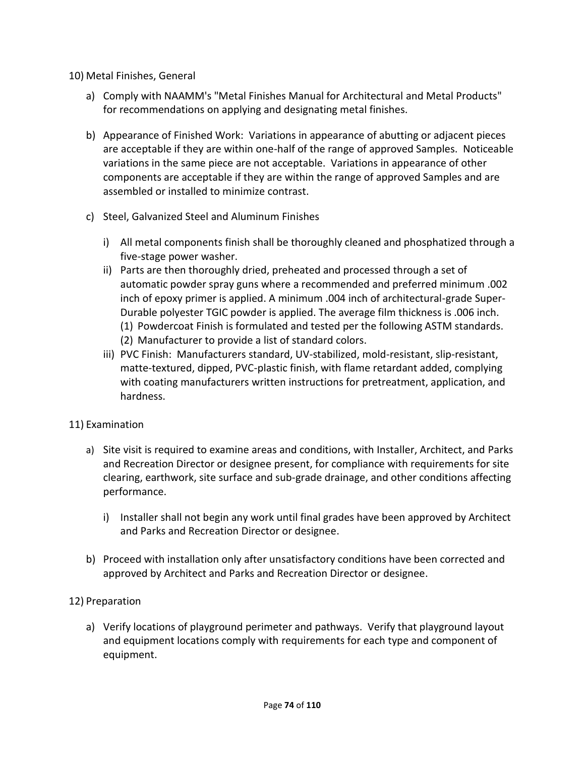10) Metal Finishes, General

a) Comply with NAAMM's "Metal Finishes Manual for Architectural and Metal Products" for recommendations on applying and designating metal finishes.

b) Appearance of Finished Work: Variations in appearance of abutting or adjacent pieces are acceptable if they are within one-half of the range of approved Samples. Noticeable variations in the same piece are not acceptable. Variations in appearance of other components are acceptable if they are within the range of approved Samples and are assembled or installed to minimize contrast.

c) Steel, Galvanized Steel and Aluminum Finishes

i) All metal components finish shall be thoroughly cleaned and phosphatized through a five-stage power washer.

ii) Parts are then thoroughly dried, preheated and processed through a set of automatic powder spray guns where a recommended and preferred minimum .002 inch of epoxy primer is applied. A minimum .004 inch of architectural-grade Super-Durable polyester TGIC powder is applied. The average film thickness is .006 inch.

(1) Powdercoat Finish is formulated and tested per the following ASTM standards.

(2) Manufacturer to provide a list of standard colors.

iii) PVC Finish: Manufacturers standard, UV-stabilized, mold-resistant, slip-resistant, matte-textured, dipped, PVC-plastic finish, with flame retardant added, complying with coating manufacturers written instructions for pretreatment, application, and hardness.

11) Examination

a) Site visit is required to examine areas and conditions, with Installer, Architect, and Parks and Recreation Director or designee present, for compliance with requirements for site clearing, earthwork, site surface and sub-grade drainage, and other conditions affecting performance.

i) Installer shall not begin any work until final grades have been approved by Architect and Parks and Recreation Director or designee.

b) Proceed with installation only after unsatisfactory conditions have been corrected and approved by Architect and Parks and Recreation Director or designee.

12) Preparation

a) Verify locations of playground perimeter and pathways. Verify that playground layout and equipment locations comply with requirements for each type and component of equipment.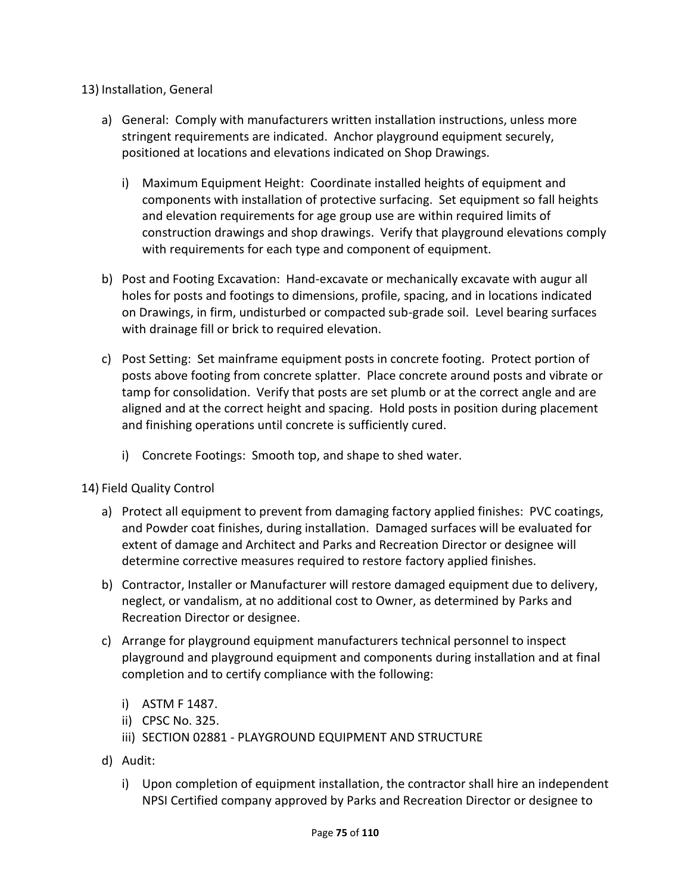13) Installation, General

   a) General: Comply with manufacturers written installation instructions, unless more stringent requirements are indicated. Anchor playground equipment securely, positioned at locations and elevations indicated on Shop Drawings.

      i) Maximum Equipment Height: Coordinate installed heights of equipment and components with installation of protective surfacing. Set equipment so fall heights and elevation requirements for age group use are within required limits of construction drawings and shop drawings. Verify that playground elevations comply with requirements for each type and component of equipment.

   b) Post and Footing Excavation: Hand-excavate or mechanically excavate with augur all holes for posts and footings to dimensions, profile, spacing, and in locations indicated on Drawings, in firm, undisturbed or compacted sub-grade soil. Level bearing surfaces with drainage fill or brick to required elevation.

   c) Post Setting: Set mainframe equipment posts in concrete footing. Protect portion of posts above footing from concrete splatter. Place concrete around posts and vibrate or tamp for consolidation. Verify that posts are set plumb or at the correct angle and are aligned and at the correct height and spacing. Hold posts in position during placement and finishing operations until concrete is sufficiently cured.

      i) Concrete Footings: Smooth top, and shape to shed water.

14) Field Quality Control

   a) Protect all equipment to prevent from damaging factory applied finishes: PVC coatings, and Powder coat finishes, during installation. Damaged surfaces will be evaluated for extent of damage and Architect and Parks and Recreation Director or designee will determine corrective measures required to restore factory applied finishes.

   b) Contractor, Installer or Manufacturer will restore damaged equipment due to delivery, neglect, or vandalism, at no additional cost to Owner, as determined by Parks and Recreation Director or designee.

   c) Arrange for playground equipment manufacturers technical personnel to inspect playground and playground equipment and components during installation and at final completion and to certify compliance with the following:

      i) ASTM F 1487.
      ii) CPSC No. 325.
      iii) SECTION 02881 - PLAYGROUND EQUIPMENT AND STRUCTURE

   d) Audit:

      i) Upon completion of equipment installation, the contractor shall hire an independent NPSI Certified company approved by Parks and Recreation Director or designee to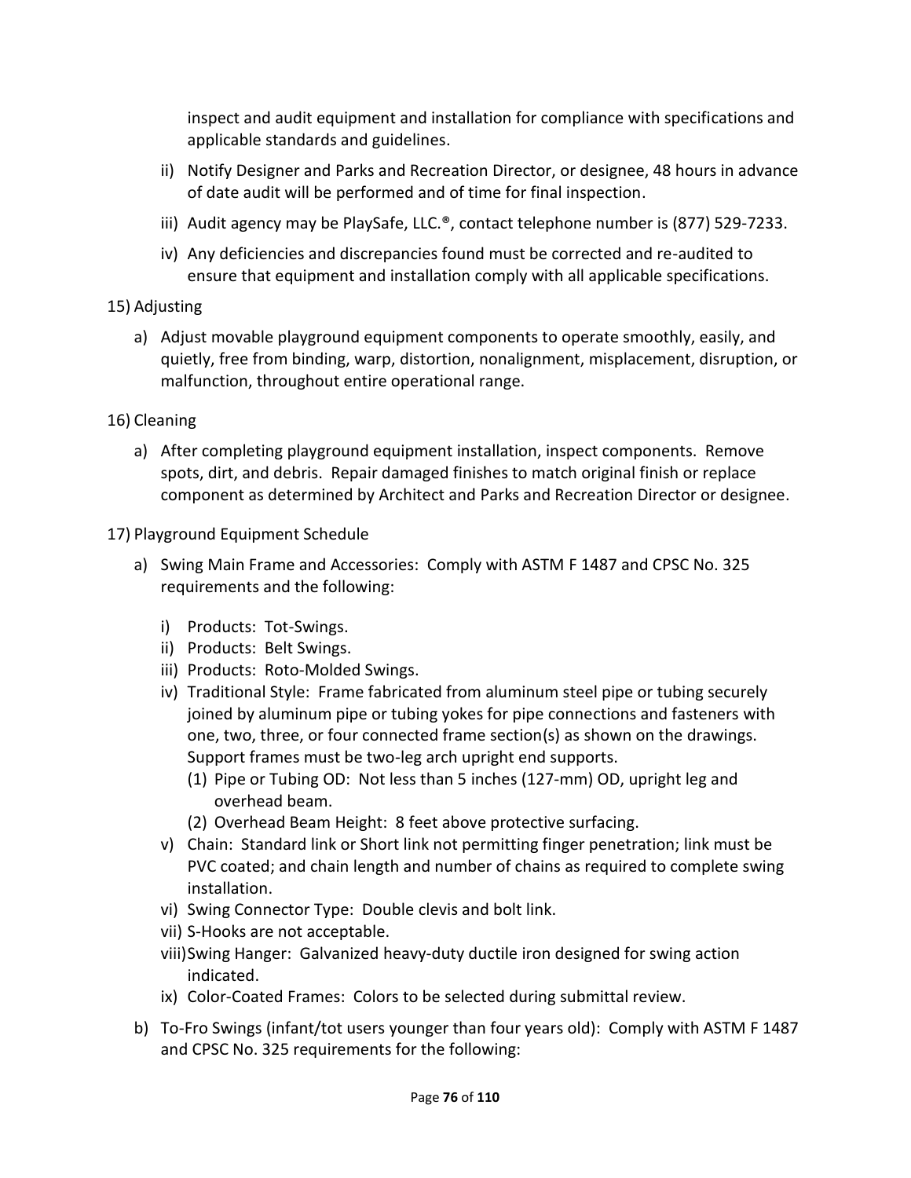inspect and audit equipment and installation for compliance with specifications and applicable standards and guidelines.

ii) Notify Designer and Parks and Recreation Director, or designee, 48 hours in advance of date audit will be performed and of time for final inspection.

iii) Audit agency may be PlaySafe, LLC.®, contact telephone number is (877) 529-7233.

iv) Any deficiencies and discrepancies found must be corrected and re-audited to ensure that equipment and installation comply with all applicable specifications.

15) Adjusting

a) Adjust movable playground equipment components to operate smoothly, easily, and quietly, free from binding, warp, distortion, nonalignment, misplacement, disruption, or malfunction, throughout entire operational range.

16) Cleaning

a) After completing playground equipment installation, inspect components. Remove spots, dirt, and debris. Repair damaged finishes to match original finish or replace component as determined by Architect and Parks and Recreation Director or designee.

17) Playground Equipment Schedule

a) Swing Main Frame and Accessories: Comply with ASTM F 1487 and CPSC No. 325 requirements and the following:

i) Products: Tot-Swings.
ii) Products: Belt Swings.
iii) Products: Roto-Molded Swings.
iv) Traditional Style: Frame fabricated from aluminum steel pipe or tubing securely joined by aluminum pipe or tubing yokes for pipe connections and fasteners with one, two, three, or four connected frame section(s) as shown on the drawings. Support frames must be two-leg arch upright end supports.
   (1) Pipe or Tubing OD: Not less than 5 inches (127-mm) OD, upright leg and overhead beam.
   (2) Overhead Beam Height: 8 feet above protective surfacing.
v) Chain: Standard link or Short link not permitting finger penetration; link must be PVC coated; and chain length and number of chains as required to complete swing installation.
vi) Swing Connector Type: Double clevis and bolt link.
vii) S-Hooks are not acceptable.
viii) Swing Hanger: Galvanized heavy-duty ductile iron designed for swing action indicated.
ix) Color-Coated Frames: Colors to be selected during submittal review.

b) To-Fro Swings (infant/tot users younger than four years old): Comply with ASTM F 1487 and CPSC No. 325 requirements for the following: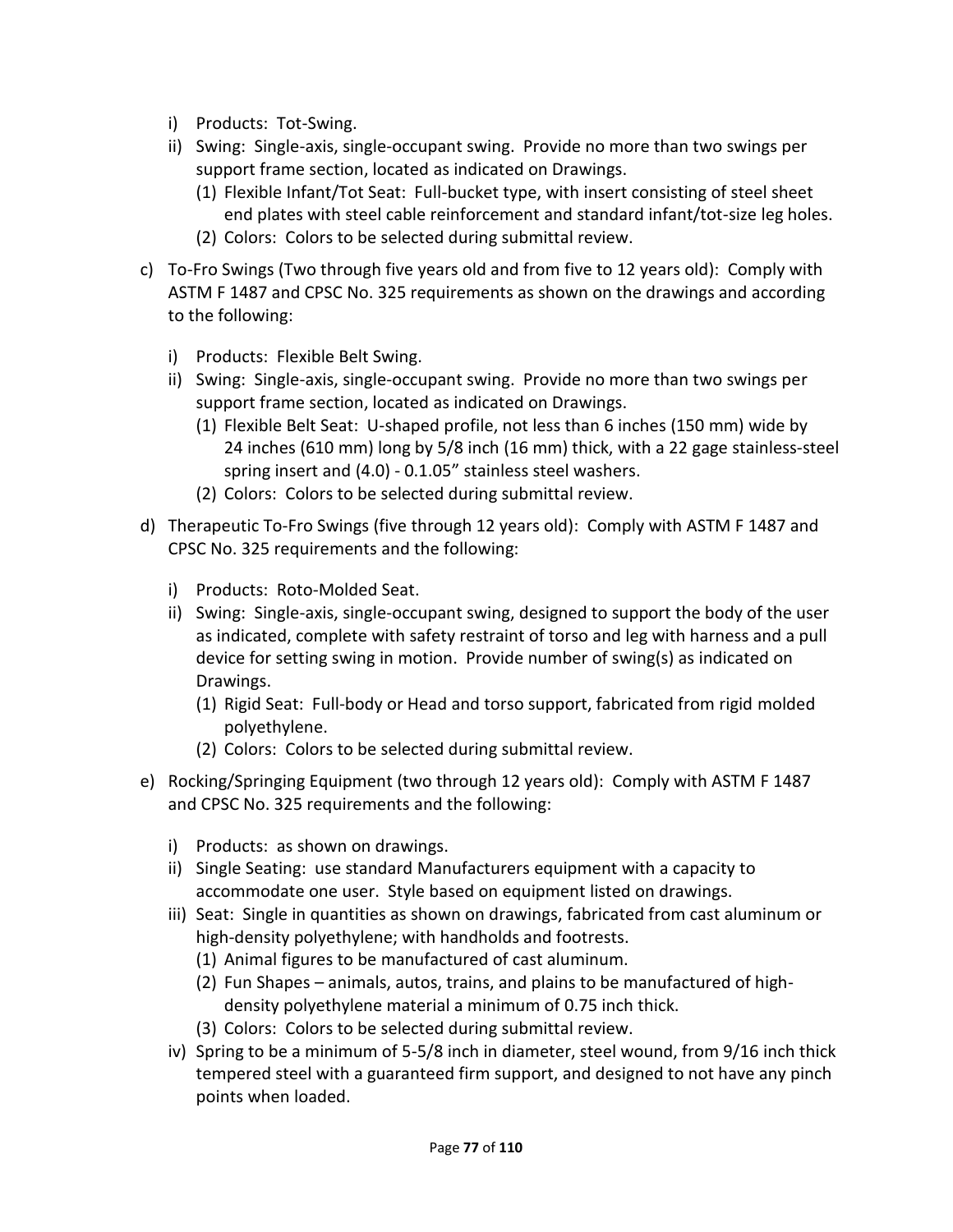i) Products: Tot-Swing.

ii) Swing: Single-axis, single-occupant swing. Provide no more than two swings per support frame section, located as indicated on Drawings.

   (1) Flexible Infant/Tot Seat: Full-bucket type, with insert consisting of steel sheet end plates with steel cable reinforcement and standard infant/tot-size leg holes.

   (2) Colors: Colors to be selected during submittal review.

c) To-Fro Swings (Two through five years old and from five to 12 years old): Comply with ASTM F 1487 and CPSC No. 325 requirements as shown on the drawings and according to the following:

   i) Products: Flexible Belt Swing.

   ii) Swing: Single-axis, single-occupant swing. Provide no more than two swings per support frame section, located as indicated on Drawings.

      (1) Flexible Belt Seat: U-shaped profile, not less than 6 inches (150 mm) wide by 24 inches (610 mm) long by 5/8 inch (16 mm) thick, with a 22 gage stainless-steel spring insert and (4.0) - 0.1.05" stainless steel washers.

      (2) Colors: Colors to be selected during submittal review.

d) Therapeutic To-Fro Swings (five through 12 years old): Comply with ASTM F 1487 and CPSC No. 325 requirements and the following:

   i) Products: Roto-Molded Seat.

   ii) Swing: Single-axis, single-occupant swing, designed to support the body of the user as indicated, complete with safety restraint of torso and leg with harness and a pull device for setting swing in motion. Provide number of swing(s) as indicated on Drawings.

      (1) Rigid Seat: Full-body or Head and torso support, fabricated from rigid molded polyethylene.

      (2) Colors: Colors to be selected during submittal review.

e) Rocking/Springing Equipment (two through 12 years old): Comply with ASTM F 1487 and CPSC No. 325 requirements and the following:

   i) Products: as shown on drawings.

   ii) Single Seating: use standard Manufacturers equipment with a capacity to accommodate one user. Style based on equipment listed on drawings.

   iii) Seat: Single in quantities as shown on drawings, fabricated from cast aluminum or high-density polyethylene; with handholds and footrests.

      (1) Animal figures to be manufactured of cast aluminum.

      (2) Fun Shapes – animals, autos, trains, and plains to be manufactured of high-density polyethylene material a minimum of 0.75 inch thick.

      (3) Colors: Colors to be selected during submittal review.

   iv) Spring to be a minimum of 5-5/8 inch in diameter, steel wound, from 9/16 inch thick tempered steel with a guaranteed firm support, and designed to not have any pinch points when loaded.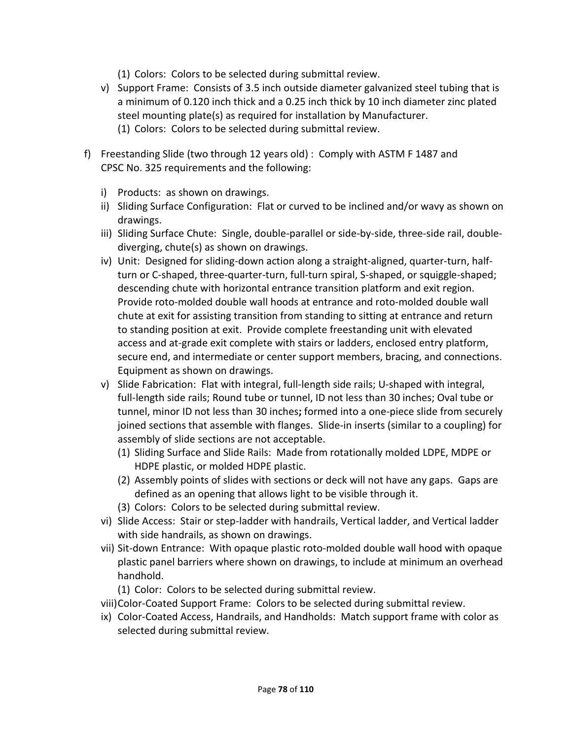(1) Colors: Colors to be selected during submittal review.

v) Support Frame: Consists of 3.5 inch outside diameter galvanized steel tubing that is a minimum of 0.120 inch thick and a 0.25 inch thick by 10 inch diameter zinc plated steel mounting plate(s) as required for installation by Manufacturer.

   (1) Colors: Colors to be selected during submittal review.

f) Freestanding Slide (two through 12 years old) : Comply with ASTM F 1487 and CPSC No. 325 requirements and the following:

   i) Products: as shown on drawings.

   ii) Sliding Surface Configuration: Flat or curved to be inclined and/or wavy as shown on drawings.

   iii) Sliding Surface Chute: Single, double-parallel or side-by-side, three-side rail, double-diverging, chute(s) as shown on drawings.

   iv) Unit: Designed for sliding-down action along a straight-aligned, quarter-turn, half-turn or C-shaped, three-quarter-turn, full-turn spiral, S-shaped, or squiggle-shaped; descending chute with horizontal entrance transition platform and exit region. Provide roto-molded double wall hoods at entrance and roto-molded double wall chute at exit for assisting transition from standing to sitting at entrance and return to standing position at exit. Provide complete freestanding unit with elevated access and at-grade exit complete with stairs or ladders, enclosed entry platform, secure end, and intermediate or center support members, bracing, and connections. Equipment as shown on drawings.

   v) Slide Fabrication: Flat with integral, full-length side rails; U-shaped with integral, full-length side rails; Round tube or tunnel, ID not less than 30 inches; Oval tube or tunnel, minor ID not less than 30 inches**;** formed into a one-piece slide from securely joined sections that assemble with flanges. Slide-in inserts (similar to a coupling) for assembly of slide sections are not acceptable.

      (1) Sliding Surface and Slide Rails: Made from rotationally molded LDPE, MDPE or HDPE plastic, or molded HDPE plastic.

      (2) Assembly points of slides with sections or deck will not have any gaps. Gaps are defined as an opening that allows light to be visible through it.

      (3) Colors: Colors to be selected during submittal review.

   vi) Slide Access: Stair or step-ladder with handrails, Vertical ladder, and Vertical ladder with side handrails, as shown on drawings.

   vii) Sit-down Entrance: With opaque plastic roto-molded double wall hood with opaque plastic panel barriers where shown on drawings, to include at minimum an overhead handhold.

      (1) Color: Colors to be selected during submittal review.

   viii) Color-Coated Support Frame: Colors to be selected during submittal review.

   ix) Color-Coated Access, Handrails, and Handholds: Match support frame with color as selected during submittal review.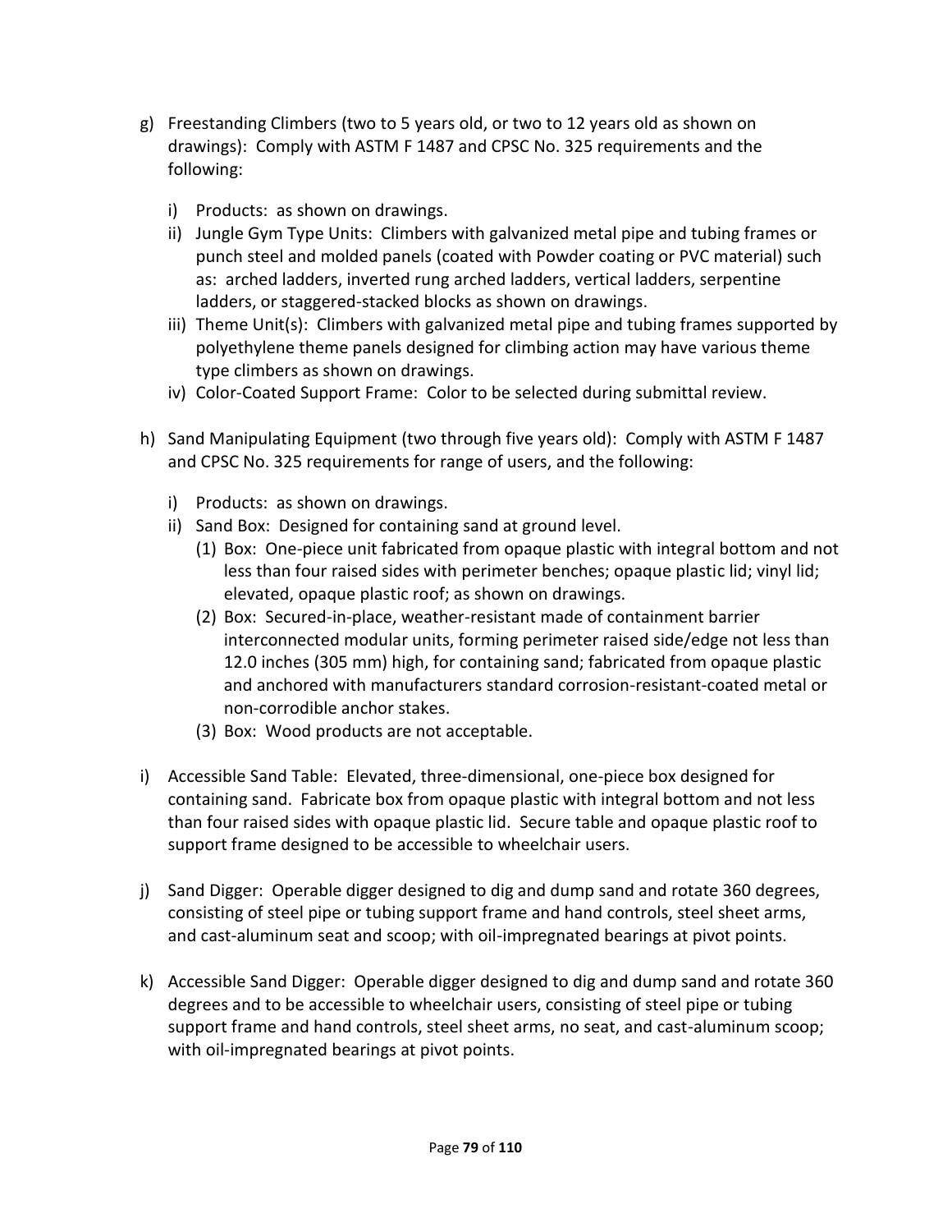g) Freestanding Climbers (two to 5 years old, or two to 12 years old as shown on drawings): Comply with ASTM F 1487 and CPSC No. 325 requirements and the following:

   i) Products: as shown on drawings.
   ii) Jungle Gym Type Units: Climbers with galvanized metal pipe and tubing frames or punch steel and molded panels (coated with Powder coating or PVC material) such as: arched ladders, inverted rung arched ladders, vertical ladders, serpentine ladders, or staggered-stacked blocks as shown on drawings.
   iii) Theme Unit(s): Climbers with galvanized metal pipe and tubing frames supported by polyethylene theme panels designed for climbing action may have various theme type climbers as shown on drawings.
   iv) Color-Coated Support Frame: Color to be selected during submittal review.

h) Sand Manipulating Equipment (two through five years old): Comply with ASTM F 1487 and CPSC No. 325 requirements for range of users, and the following:

   i) Products: as shown on drawings.
   ii) Sand Box: Designed for containing sand at ground level.
      (1) Box: One-piece unit fabricated from opaque plastic with integral bottom and not less than four raised sides with perimeter benches; opaque plastic lid; vinyl lid; elevated, opaque plastic roof; as shown on drawings.
      (2) Box: Secured-in-place, weather-resistant made of containment barrier interconnected modular units, forming perimeter raised side/edge not less than 12.0 inches (305 mm) high, for containing sand; fabricated from opaque plastic and anchored with manufacturers standard corrosion-resistant-coated metal or non-corrodible anchor stakes.
      (3) Box: Wood products are not acceptable.

i) Accessible Sand Table: Elevated, three-dimensional, one-piece box designed for containing sand. Fabricate box from opaque plastic with integral bottom and not less than four raised sides with opaque plastic lid. Secure table and opaque plastic roof to support frame designed to be accessible to wheelchair users.

j) Sand Digger: Operable digger designed to dig and dump sand and rotate 360 degrees, consisting of steel pipe or tubing support frame and hand controls, steel sheet arms, and cast-aluminum seat and scoop; with oil-impregnated bearings at pivot points.

k) Accessible Sand Digger: Operable digger designed to dig and dump sand and rotate 360 degrees and to be accessible to wheelchair users, consisting of steel pipe or tubing support frame and hand controls, steel sheet arms, no seat, and cast-aluminum scoop; with oil-impregnated bearings at pivot points.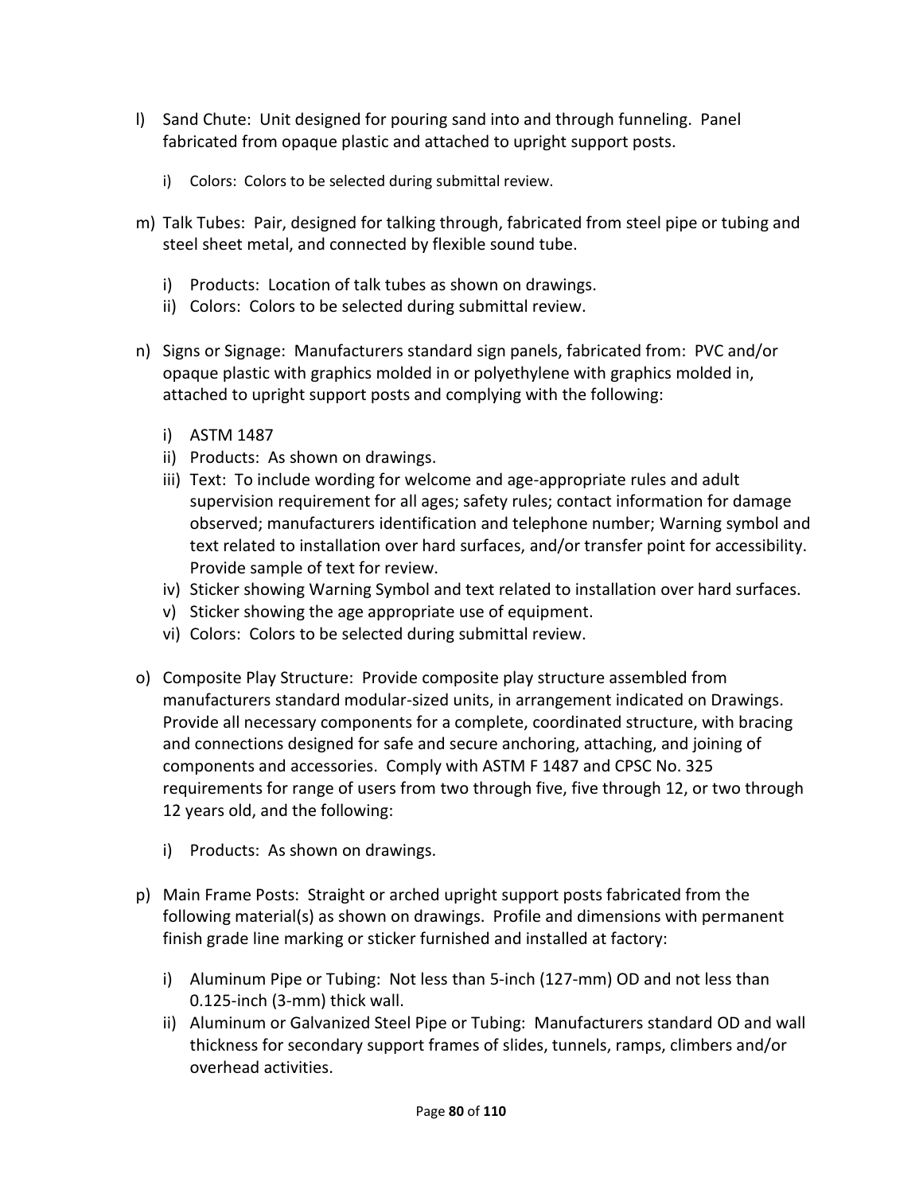l) Sand Chute: Unit designed for pouring sand into and through funneling. Panel fabricated from opaque plastic and attached to upright support posts.

   i) Colors: Colors to be selected during submittal review.

m) Talk Tubes: Pair, designed for talking through, fabricated from steel pipe or tubing and steel sheet metal, and connected by flexible sound tube.

   i) Products: Location of talk tubes as shown on drawings.
   ii) Colors: Colors to be selected during submittal review.

n) Signs or Signage: Manufacturers standard sign panels, fabricated from: PVC and/or opaque plastic with graphics molded in or polyethylene with graphics molded in, attached to upright support posts and complying with the following:

   i) ASTM 1487
   ii) Products: As shown on drawings.
   iii) Text: To include wording for welcome and age-appropriate rules and adult supervision requirement for all ages; safety rules; contact information for damage observed; manufacturers identification and telephone number; Warning symbol and text related to installation over hard surfaces, and/or transfer point for accessibility. Provide sample of text for review.
   iv) Sticker showing Warning Symbol and text related to installation over hard surfaces.
   v) Sticker showing the age appropriate use of equipment.
   vi) Colors: Colors to be selected during submittal review.

o) Composite Play Structure: Provide composite play structure assembled from manufacturers standard modular-sized units, in arrangement indicated on Drawings. Provide all necessary components for a complete, coordinated structure, with bracing and connections designed for safe and secure anchoring, attaching, and joining of components and accessories. Comply with ASTM F 1487 and CPSC No. 325 requirements for range of users from two through five, five through 12, or two through 12 years old, and the following:

   i) Products: As shown on drawings.

p) Main Frame Posts: Straight or arched upright support posts fabricated from the following material(s) as shown on drawings. Profile and dimensions with permanent finish grade line marking or sticker furnished and installed at factory:

   i) Aluminum Pipe or Tubing: Not less than 5-inch (127-mm) OD and not less than 0.125-inch (3-mm) thick wall.
   ii) Aluminum or Galvanized Steel Pipe or Tubing: Manufacturers standard OD and wall thickness for secondary support frames of slides, tunnels, ramps, climbers and/or overhead activities.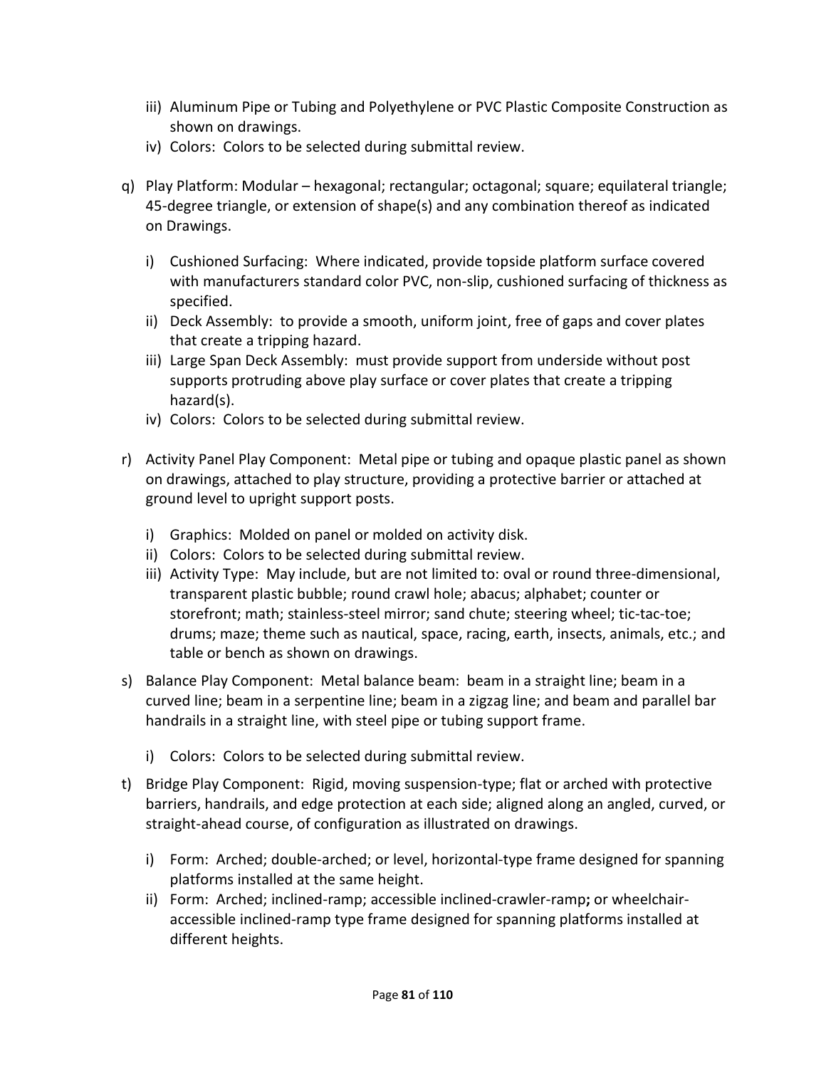iii) Aluminum Pipe or Tubing and Polyethylene or PVC Plastic Composite Construction as shown on drawings.
   iv) Colors: Colors to be selected during submittal review.

q) Play Platform: Modular – hexagonal; rectangular; octagonal; square; equilateral triangle; 45-degree triangle, or extension of shape(s) and any combination thereof as indicated on Drawings.

   i) Cushioned Surfacing: Where indicated, provide topside platform surface covered with manufacturers standard color PVC, non-slip, cushioned surfacing of thickness as specified.
   ii) Deck Assembly: to provide a smooth, uniform joint, free of gaps and cover plates that create a tripping hazard.
   iii) Large Span Deck Assembly: must provide support from underside without post supports protruding above play surface or cover plates that create a tripping hazard(s).
   iv) Colors: Colors to be selected during submittal review.

r) Activity Panel Play Component: Metal pipe or tubing and opaque plastic panel as shown on drawings, attached to play structure, providing a protective barrier or attached at ground level to upright support posts.

   i) Graphics: Molded on panel or molded on activity disk.
   ii) Colors: Colors to be selected during submittal review.
   iii) Activity Type: May include, but are not limited to: oval or round three-dimensional, transparent plastic bubble; round crawl hole; abacus; alphabet; counter or storefront; math; stainless-steel mirror; sand chute; steering wheel; tic-tac-toe; drums; maze; theme such as nautical, space, racing, earth, insects, animals, etc.; and table or bench as shown on drawings.

s) Balance Play Component: Metal balance beam: beam in a straight line; beam in a curved line; beam in a serpentine line; beam in a zigzag line; and beam and parallel bar handrails in a straight line, with steel pipe or tubing support frame.

   i) Colors: Colors to be selected during submittal review.

t) Bridge Play Component: Rigid, moving suspension-type; flat or arched with protective barriers, handrails, and edge protection at each side; aligned along an angled, curved, or straight-ahead course, of configuration as illustrated on drawings.

   i) Form: Arched; double-arched; or level, horizontal-type frame designed for spanning platforms installed at the same height.
   ii) Form: Arched; inclined-ramp; accessible inclined-crawler-ramp**;** or wheelchair-accessible inclined-ramp type frame designed for spanning platforms installed at different heights.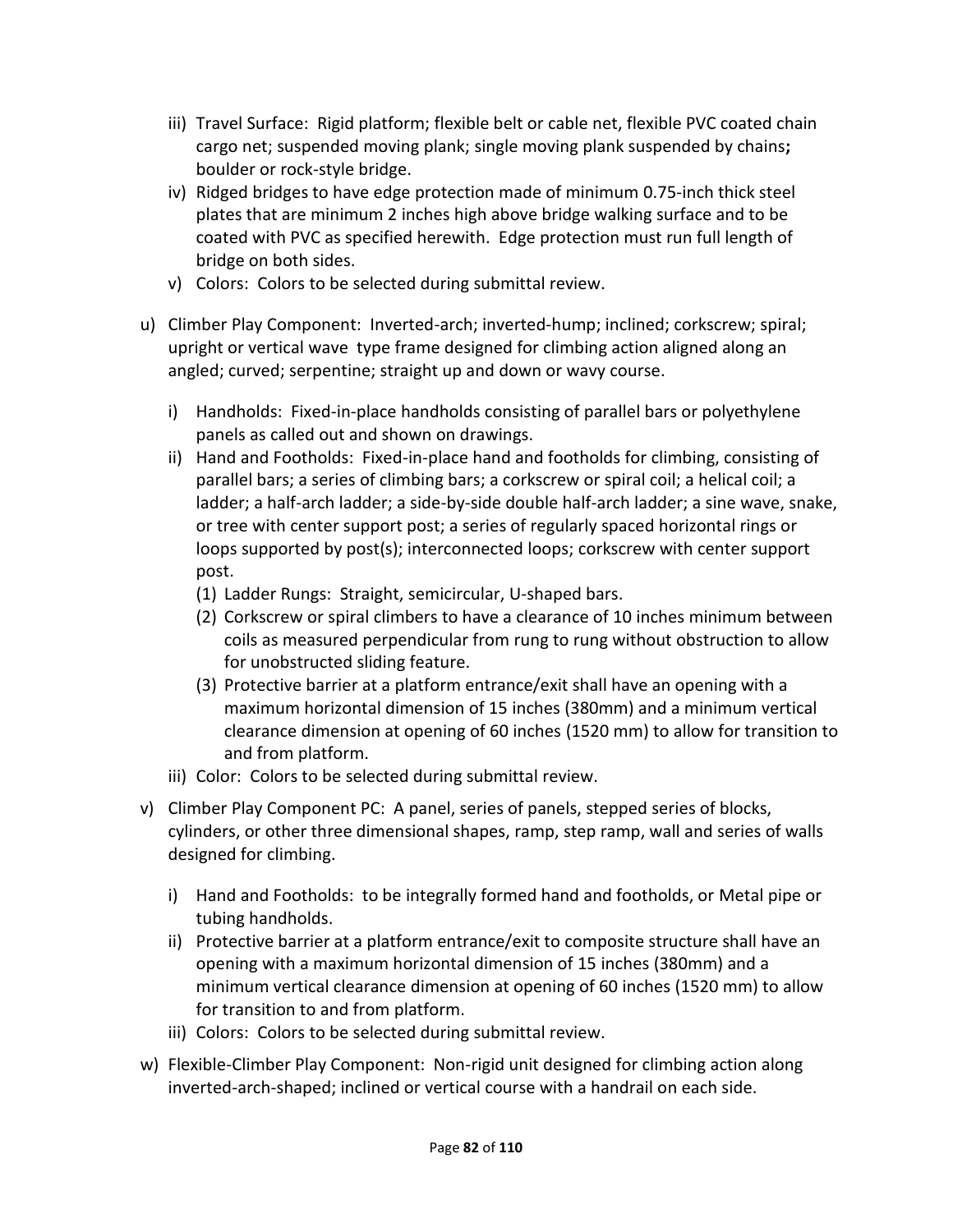- iii) Travel Surface: Rigid platform; flexible belt or cable net, flexible PVC coated chain cargo net; suspended moving plank; single moving plank suspended by chains**;** boulder or rock-style bridge.
- iv) Ridged bridges to have edge protection made of minimum 0.75-inch thick steel plates that are minimum 2 inches high above bridge walking surface and to be coated with PVC as specified herewith. Edge protection must run full length of bridge on both sides.
- v) Colors: Colors to be selected during submittal review.

u) Climber Play Component: Inverted-arch; inverted-hump; inclined; corkscrew; spiral; upright or vertical wave type frame designed for climbing action aligned along an angled; curved; serpentine; straight up and down or wavy course.

- i) Handholds: Fixed-in-place handholds consisting of parallel bars or polyethylene panels as called out and shown on drawings.
- ii) Hand and Footholds: Fixed-in-place hand and footholds for climbing, consisting of parallel bars; a series of climbing bars; a corkscrew or spiral coil; a helical coil; a ladder; a half-arch ladder; a side-by-side double half-arch ladder; a sine wave, snake, or tree with center support post; a series of regularly spaced horizontal rings or loops supported by post(s); interconnected loops; corkscrew with center support post.
  - (1) Ladder Rungs: Straight, semicircular, U-shaped bars.
  - (2) Corkscrew or spiral climbers to have a clearance of 10 inches minimum between coils as measured perpendicular from rung to rung without obstruction to allow for unobstructed sliding feature.
  - (3) Protective barrier at a platform entrance/exit shall have an opening with a maximum horizontal dimension of 15 inches (380mm) and a minimum vertical clearance dimension at opening of 60 inches (1520 mm) to allow for transition to and from platform.
- iii) Color: Colors to be selected during submittal review.

v) Climber Play Component PC: A panel, series of panels, stepped series of blocks, cylinders, or other three dimensional shapes, ramp, step ramp, wall and series of walls designed for climbing.

- i) Hand and Footholds: to be integrally formed hand and footholds, or Metal pipe or tubing handholds.
- ii) Protective barrier at a platform entrance/exit to composite structure shall have an opening with a maximum horizontal dimension of 15 inches (380mm) and a minimum vertical clearance dimension at opening of 60 inches (1520 mm) to allow for transition to and from platform.
- iii) Colors: Colors to be selected during submittal review.

w) Flexible-Climber Play Component: Non-rigid unit designed for climbing action along inverted-arch-shaped; inclined or vertical course with a handrail on each side.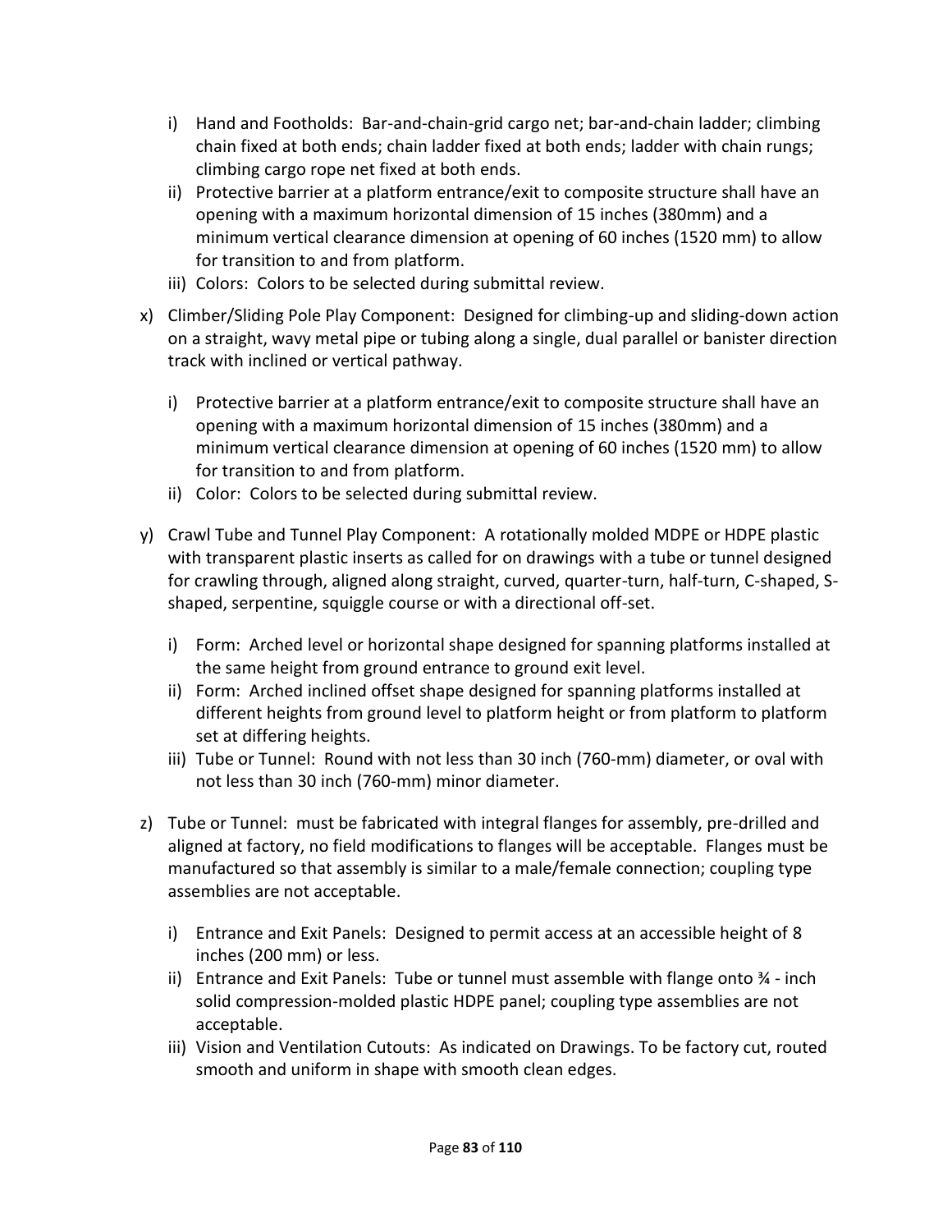- i) Hand and Footholds: Bar-and-chain-grid cargo net; bar-and-chain ladder; climbing chain fixed at both ends; chain ladder fixed at both ends; ladder with chain rungs; climbing cargo rope net fixed at both ends.
- ii) Protective barrier at a platform entrance/exit to composite structure shall have an opening with a maximum horizontal dimension of 15 inches (380mm) and a minimum vertical clearance dimension at opening of 60 inches (1520 mm) to allow for transition to and from platform.
- iii) Colors: Colors to be selected during submittal review.

x) Climber/Sliding Pole Play Component: Designed for climbing-up and sliding-down action on a straight, wavy metal pipe or tubing along a single, dual parallel or banister direction track with inclined or vertical pathway.

- i) Protective barrier at a platform entrance/exit to composite structure shall have an opening with a maximum horizontal dimension of 15 inches (380mm) and a minimum vertical clearance dimension at opening of 60 inches (1520 mm) to allow for transition to and from platform.
- ii) Color: Colors to be selected during submittal review.

y) Crawl Tube and Tunnel Play Component: A rotationally molded MDPE or HDPE plastic with transparent plastic inserts as called for on drawings with a tube or tunnel designed for crawling through, aligned along straight, curved, quarter-turn, half-turn, C-shaped, S-shaped, serpentine, squiggle course or with a directional off-set.

- i) Form: Arched level or horizontal shape designed for spanning platforms installed at the same height from ground entrance to ground exit level.
- ii) Form: Arched inclined offset shape designed for spanning platforms installed at different heights from ground level to platform height or from platform to platform set at differing heights.
- iii) Tube or Tunnel: Round with not less than 30 inch (760-mm) diameter, or oval with not less than 30 inch (760-mm) minor diameter.

z) Tube or Tunnel: must be fabricated with integral flanges for assembly, pre-drilled and aligned at factory, no field modifications to flanges will be acceptable. Flanges must be manufactured so that assembly is similar to a male/female connection; coupling type assemblies are not acceptable.

- i) Entrance and Exit Panels: Designed to permit access at an accessible height of 8 inches (200 mm) or less.
- ii) Entrance and Exit Panels: Tube or tunnel must assemble with flange onto ¾ - inch solid compression-molded plastic HDPE panel; coupling type assemblies are not acceptable.
- iii) Vision and Ventilation Cutouts: As indicated on Drawings. To be factory cut, routed smooth and uniform in shape with smooth clean edges.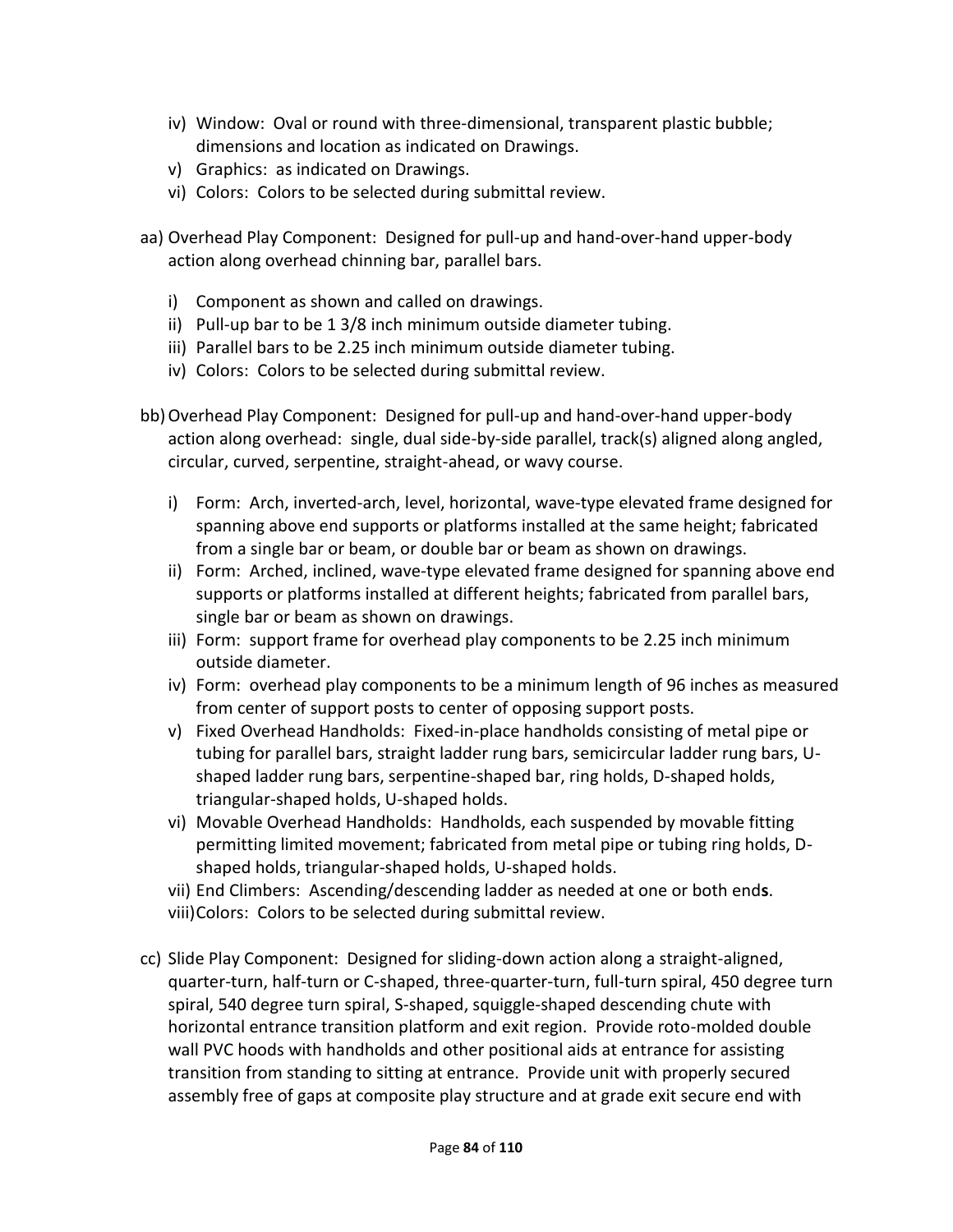- iv) Window: Oval or round with three-dimensional, transparent plastic bubble; dimensions and location as indicated on Drawings.
- v) Graphics: as indicated on Drawings.
- vi) Colors: Colors to be selected during submittal review.

aa) Overhead Play Component: Designed for pull-up and hand-over-hand upper-body action along overhead chinning bar, parallel bars.

- i) Component as shown and called on drawings.
- ii) Pull-up bar to be 1 3/8 inch minimum outside diameter tubing.
- iii) Parallel bars to be 2.25 inch minimum outside diameter tubing.
- iv) Colors: Colors to be selected during submittal review.

bb) Overhead Play Component: Designed for pull-up and hand-over-hand upper-body action along overhead: single, dual side-by-side parallel, track(s) aligned along angled, circular, curved, serpentine, straight-ahead, or wavy course.

- i) Form: Arch, inverted-arch, level, horizontal, wave-type elevated frame designed for spanning above end supports or platforms installed at the same height; fabricated from a single bar or beam, or double bar or beam as shown on drawings.
- ii) Form: Arched, inclined, wave-type elevated frame designed for spanning above end supports or platforms installed at different heights; fabricated from parallel bars, single bar or beam as shown on drawings.
- iii) Form: support frame for overhead play components to be 2.25 inch minimum outside diameter.
- iv) Form: overhead play components to be a minimum length of 96 inches as measured from center of support posts to center of opposing support posts.
- v) Fixed Overhead Handholds: Fixed-in-place handholds consisting of metal pipe or tubing for parallel bars, straight ladder rung bars, semicircular ladder rung bars, U-shaped ladder rung bars, serpentine-shaped bar, ring holds, D-shaped holds, triangular-shaped holds, U-shaped holds.
- vi) Movable Overhead Handholds: Handholds, each suspended by movable fitting permitting limited movement; fabricated from metal pipe or tubing ring holds, D-shaped holds, triangular-shaped holds, U-shaped holds.
- vii) End Climbers: Ascending/descending ladder as needed at one or both end**s**.
- viii) Colors: Colors to be selected during submittal review.

cc) Slide Play Component: Designed for sliding-down action along a straight-aligned, quarter-turn, half-turn or C-shaped, three-quarter-turn, full-turn spiral, 450 degree turn spiral, 540 degree turn spiral, S-shaped, squiggle-shaped descending chute with horizontal entrance transition platform and exit region. Provide roto-molded double wall PVC hoods with handholds and other positional aids at entrance for assisting transition from standing to sitting at entrance. Provide unit with properly secured assembly free of gaps at composite play structure and at grade exit secure end with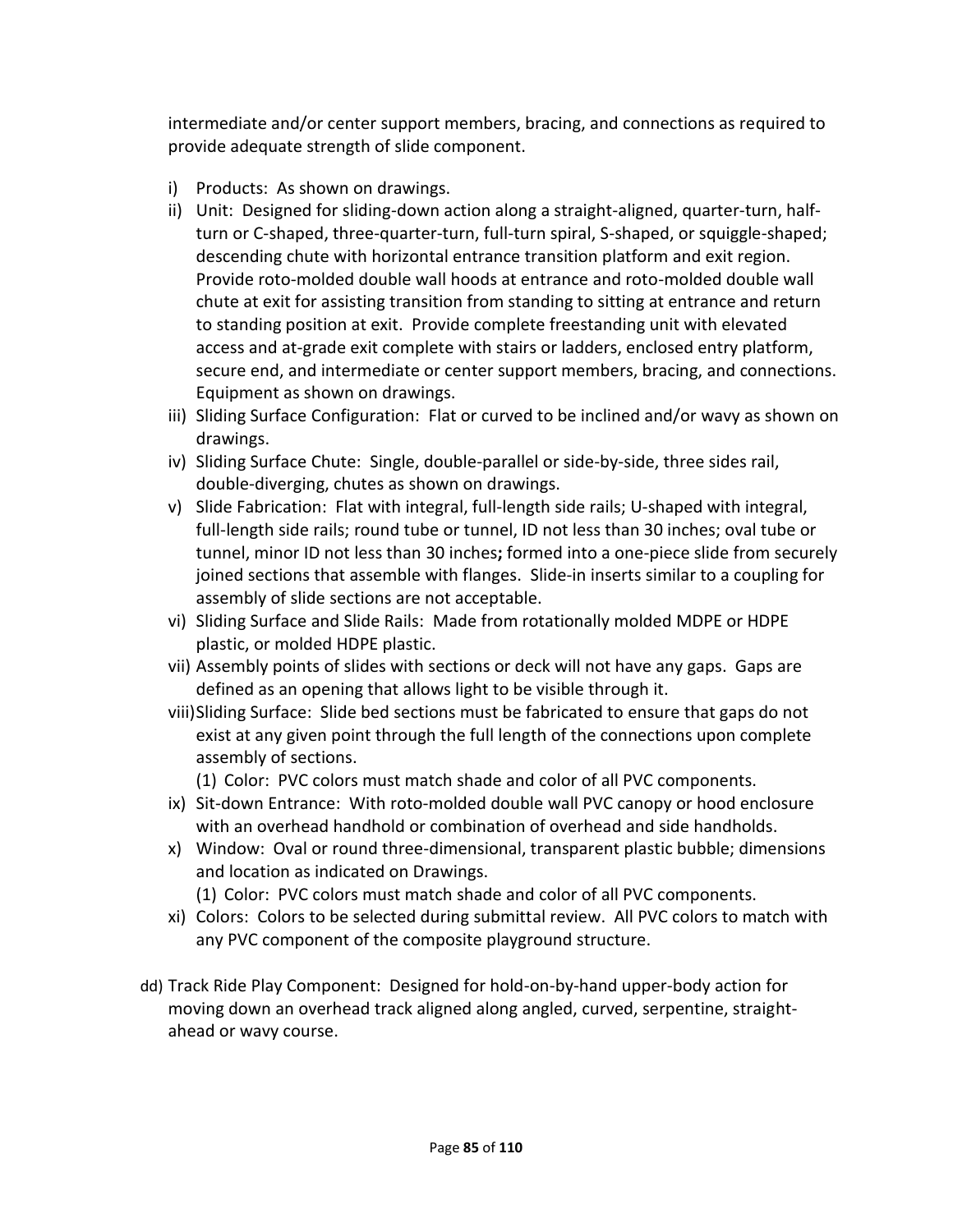intermediate and/or center support members, bracing, and connections as required to provide adequate strength of slide component.

i) Products: As shown on drawings.
ii) Unit: Designed for sliding-down action along a straight-aligned, quarter-turn, half-turn or C-shaped, three-quarter-turn, full-turn spiral, S-shaped, or squiggle-shaped; descending chute with horizontal entrance transition platform and exit region. Provide roto-molded double wall hoods at entrance and roto-molded double wall chute at exit for assisting transition from standing to sitting at entrance and return to standing position at exit. Provide complete freestanding unit with elevated access and at-grade exit complete with stairs or ladders, enclosed entry platform, secure end, and intermediate or center support members, bracing, and connections. Equipment as shown on drawings.
iii) Sliding Surface Configuration: Flat or curved to be inclined and/or wavy as shown on drawings.
iv) Sliding Surface Chute: Single, double-parallel or side-by-side, three sides rail, double-diverging, chutes as shown on drawings.
v) Slide Fabrication: Flat with integral, full-length side rails; U-shaped with integral, full-length side rails; round tube or tunnel, ID not less than 30 inches; oval tube or tunnel, minor ID not less than 30 inches**;** formed into a one-piece slide from securely joined sections that assemble with flanges. Slide-in inserts similar to a coupling for assembly of slide sections are not acceptable.
vi) Sliding Surface and Slide Rails: Made from rotationally molded MDPE or HDPE plastic, or molded HDPE plastic.
vii) Assembly points of slides with sections or deck will not have any gaps. Gaps are defined as an opening that allows light to be visible through it.
viii) Sliding Surface: Slide bed sections must be fabricated to ensure that gaps do not exist at any given point through the full length of the connections upon complete assembly of sections.
    (1) Color: PVC colors must match shade and color of all PVC components.
ix) Sit-down Entrance: With roto-molded double wall PVC canopy or hood enclosure with an overhead handhold or combination of overhead and side handholds.
x) Window: Oval or round three-dimensional, transparent plastic bubble; dimensions and location as indicated on Drawings.
    (1) Color: PVC colors must match shade and color of all PVC components.
xi) Colors: Colors to be selected during submittal review. All PVC colors to match with any PVC component of the composite playground structure.

dd) Track Ride Play Component: Designed for hold-on-by-hand upper-body action for moving down an overhead track aligned along angled, curved, serpentine, straight-ahead or wavy course.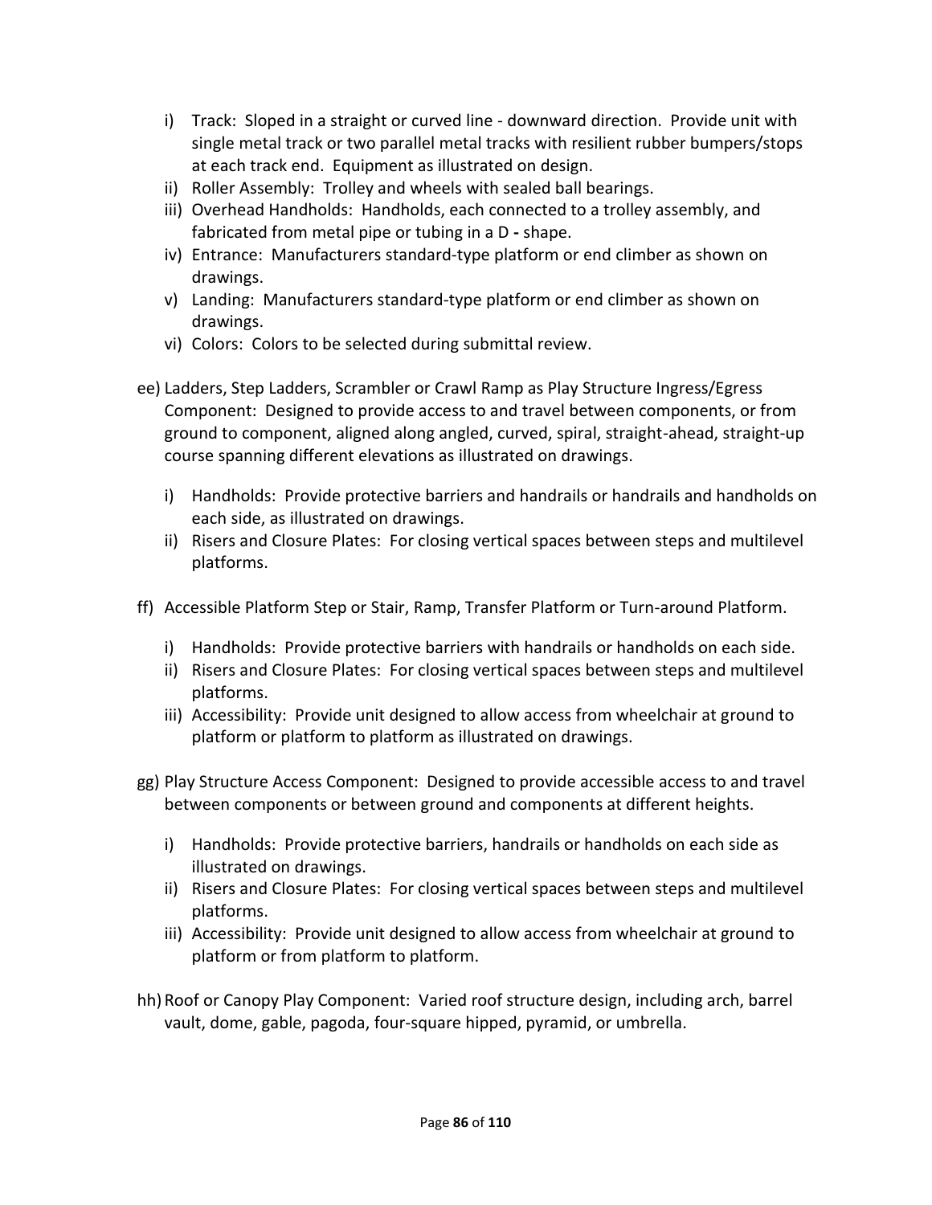i) Track: Sloped in a straight or curved line - downward direction. Provide unit with single metal track or two parallel metal tracks with resilient rubber bumpers/stops at each track end. Equipment as illustrated on design.
  ii) Roller Assembly: Trolley and wheels with sealed ball bearings.
  iii) Overhead Handholds: Handholds, each connected to a trolley assembly, and fabricated from metal pipe or tubing in a D **-** shape.
  iv) Entrance: Manufacturers standard-type platform or end climber as shown on drawings.
  v) Landing: Manufacturers standard-type platform or end climber as shown on drawings.
  vi) Colors: Colors to be selected during submittal review.

ee) Ladders, Step Ladders, Scrambler or Crawl Ramp as Play Structure Ingress/Egress Component: Designed to provide access to and travel between components, or from ground to component, aligned along angled, curved, spiral, straight-ahead, straight-up course spanning different elevations as illustrated on drawings.

  i) Handholds: Provide protective barriers and handrails or handrails and handholds on each side, as illustrated on drawings.
  ii) Risers and Closure Plates: For closing vertical spaces between steps and multilevel platforms.

ff) Accessible Platform Step or Stair, Ramp, Transfer Platform or Turn-around Platform.

  i) Handholds: Provide protective barriers with handrails or handholds on each side.
  ii) Risers and Closure Plates: For closing vertical spaces between steps and multilevel platforms.
  iii) Accessibility: Provide unit designed to allow access from wheelchair at ground to platform or platform to platform as illustrated on drawings.

gg) Play Structure Access Component: Designed to provide accessible access to and travel between components or between ground and components at different heights.

  i) Handholds: Provide protective barriers, handrails or handholds on each side as illustrated on drawings.
  ii) Risers and Closure Plates: For closing vertical spaces between steps and multilevel platforms.
  iii) Accessibility: Provide unit designed to allow access from wheelchair at ground to platform or from platform to platform.

hh) Roof or Canopy Play Component: Varied roof structure design, including arch, barrel vault, dome, gable, pagoda, four-square hipped, pyramid, or umbrella.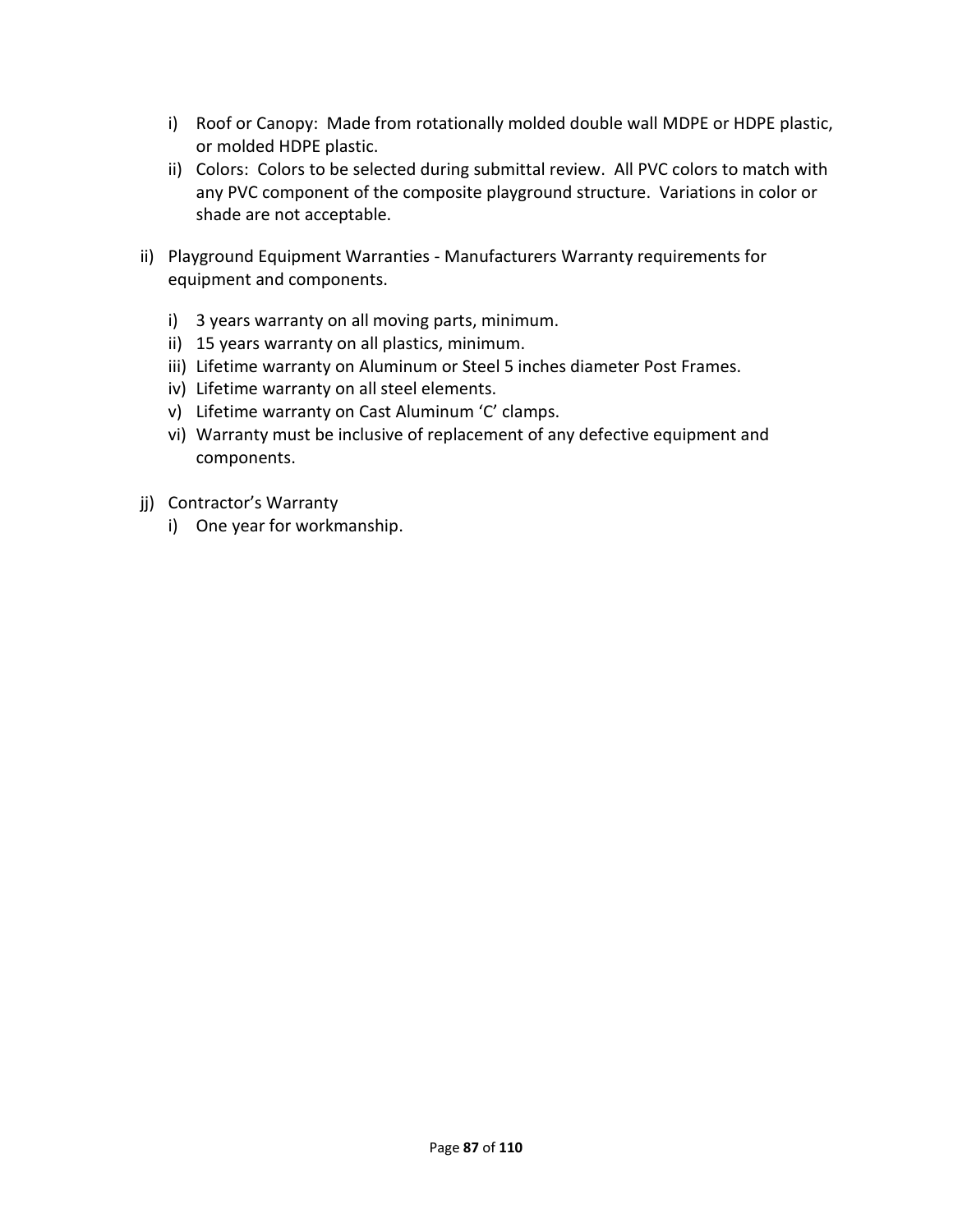i) Roof or Canopy: Made from rotationally molded double wall MDPE or HDPE plastic, or molded HDPE plastic.
ii) Colors: Colors to be selected during submittal review. All PVC colors to match with any PVC component of the composite playground structure. Variations in color or shade are not acceptable.

ii) Playground Equipment Warranties - Manufacturers Warranty requirements for equipment and components.

i) 3 years warranty on all moving parts, minimum.
ii) 15 years warranty on all plastics, minimum.
iii) Lifetime warranty on Aluminum or Steel 5 inches diameter Post Frames.
iv) Lifetime warranty on all steel elements.
v) Lifetime warranty on Cast Aluminum 'C' clamps.
vi) Warranty must be inclusive of replacement of any defective equipment and components.

jj) Contractor's Warranty

i) One year for workmanship.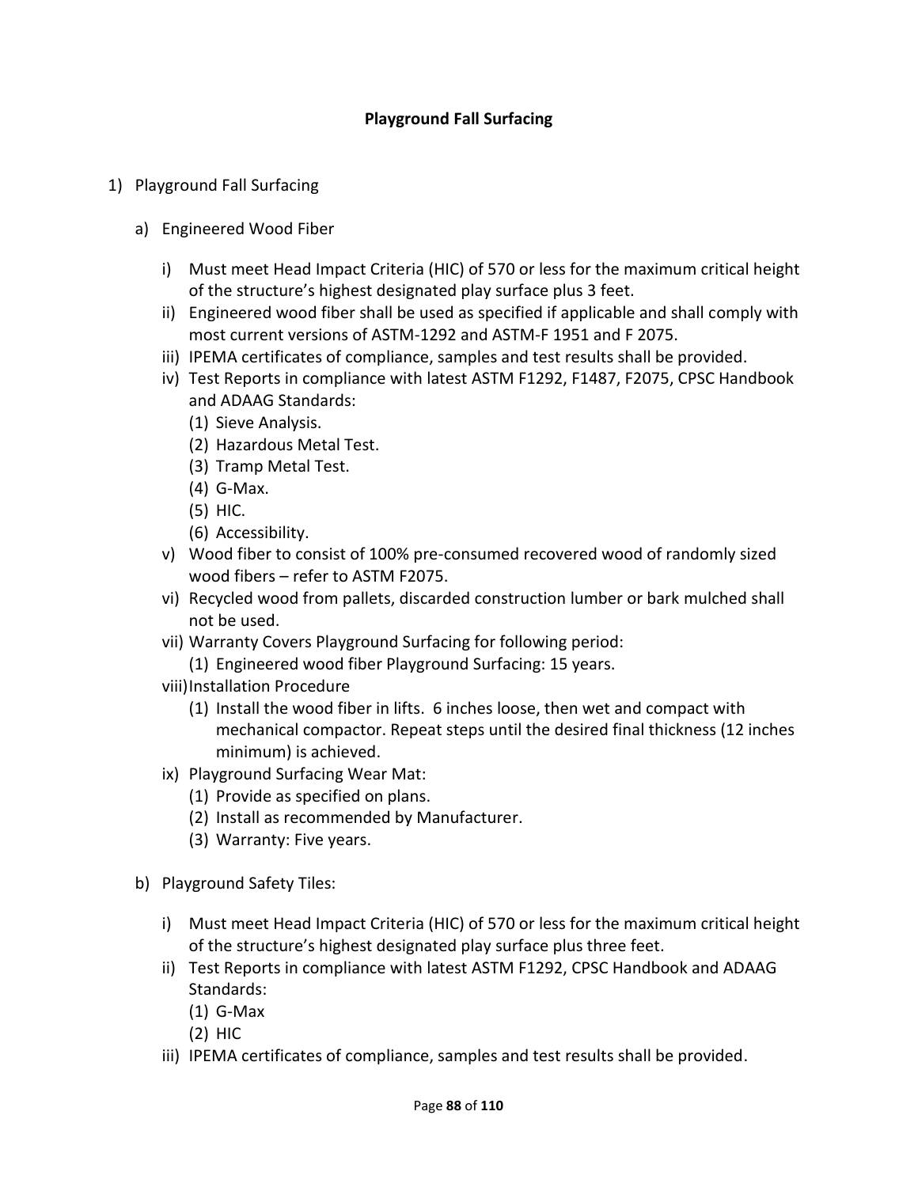# Playground Fall Surfacing

1) Playground Fall Surfacing

   a) Engineered Wood Fiber

      i) Must meet Head Impact Criteria (HIC) of 570 or less for the maximum critical height of the structure's highest designated play surface plus 3 feet.

      ii) Engineered wood fiber shall be used as specified if applicable and shall comply with most current versions of ASTM-1292 and ASTM-F 1951 and F 2075.

      iii) IPEMA certificates of compliance, samples and test results shall be provided.

      iv) Test Reports in compliance with latest ASTM F1292, F1487, F2075, CPSC Handbook and ADAAG Standards:

         (1) Sieve Analysis.

         (2) Hazardous Metal Test.

         (3) Tramp Metal Test.

         (4) G-Max.

         (5) HIC.

         (6) Accessibility.

      v) Wood fiber to consist of 100% pre-consumed recovered wood of randomly sized wood fibers – refer to ASTM F2075.

      vi) Recycled wood from pallets, discarded construction lumber or bark mulched shall not be used.

      vii) Warranty Covers Playground Surfacing for following period:

         (1) Engineered wood fiber Playground Surfacing: 15 years.

      viii) Installation Procedure

         (1) Install the wood fiber in lifts. 6 inches loose, then wet and compact with mechanical compactor. Repeat steps until the desired final thickness (12 inches minimum) is achieved.

      ix) Playground Surfacing Wear Mat:

         (1) Provide as specified on plans.

         (2) Install as recommended by Manufacturer.

         (3) Warranty: Five years.

   b) Playground Safety Tiles:

      i) Must meet Head Impact Criteria (HIC) of 570 or less for the maximum critical height of the structure's highest designated play surface plus three feet.

      ii) Test Reports in compliance with latest ASTM F1292, CPSC Handbook and ADAAG Standards:

         (1) G-Max

         (2) HIC

      iii) IPEMA certificates of compliance, samples and test results shall be provided.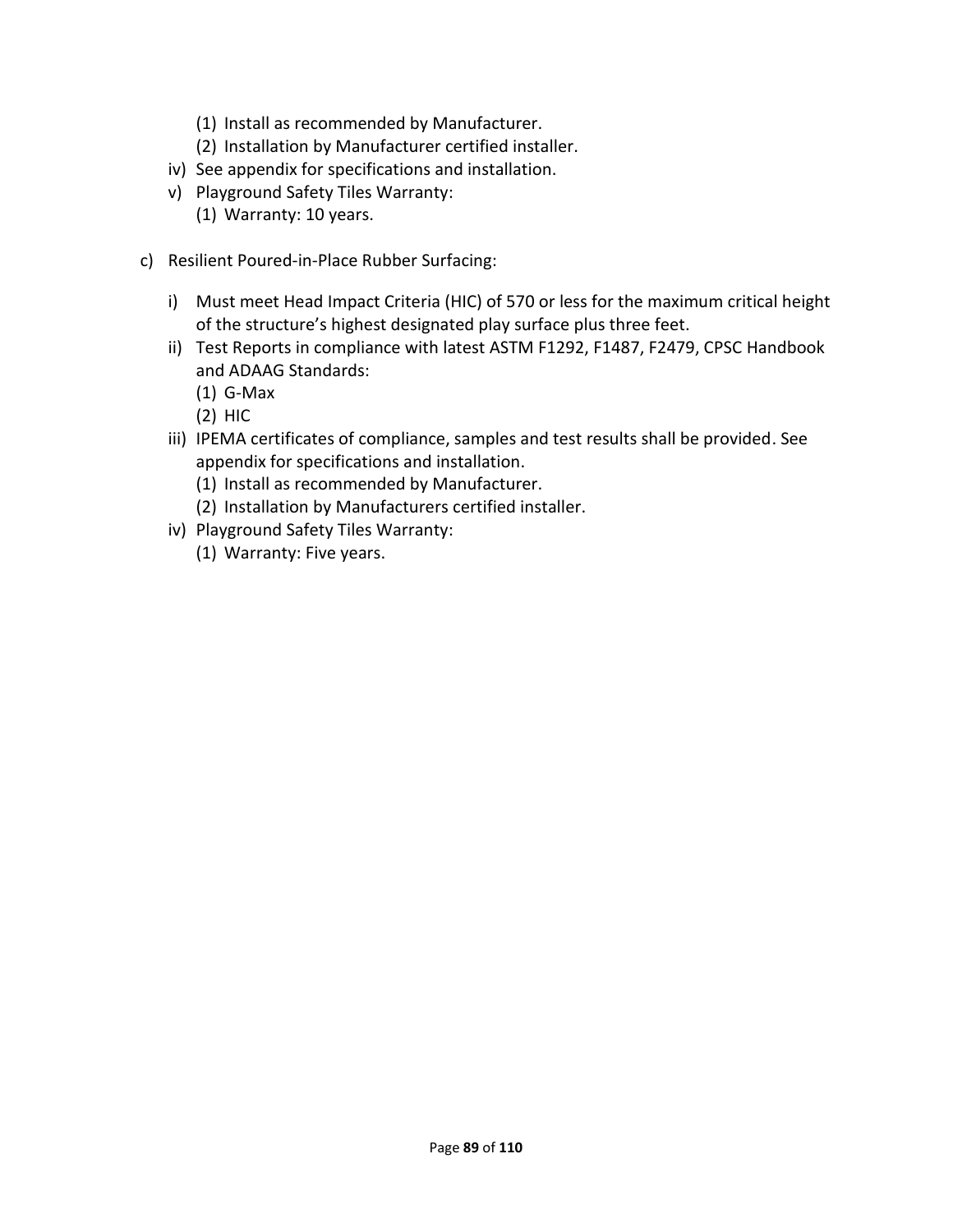(1) Install as recommended by Manufacturer.
(2) Installation by Manufacturer certified installer.

iv) See appendix for specifications and installation.

v) Playground Safety Tiles Warranty:
   (1) Warranty: 10 years.

c) Resilient Poured-in-Place Rubber Surfacing:

   i) Must meet Head Impact Criteria (HIC) of 570 or less for the maximum critical height of the structure's highest designated play surface plus three feet.

   ii) Test Reports in compliance with latest ASTM F1292, F1487, F2479, CPSC Handbook and ADAAG Standards:
      (1) G-Max
      (2) HIC

   iii) IPEMA certificates of compliance, samples and test results shall be provided. See appendix for specifications and installation.
      (1) Install as recommended by Manufacturer.
      (2) Installation by Manufacturers certified installer.

   iv) Playground Safety Tiles Warranty:
      (1) Warranty: Five years.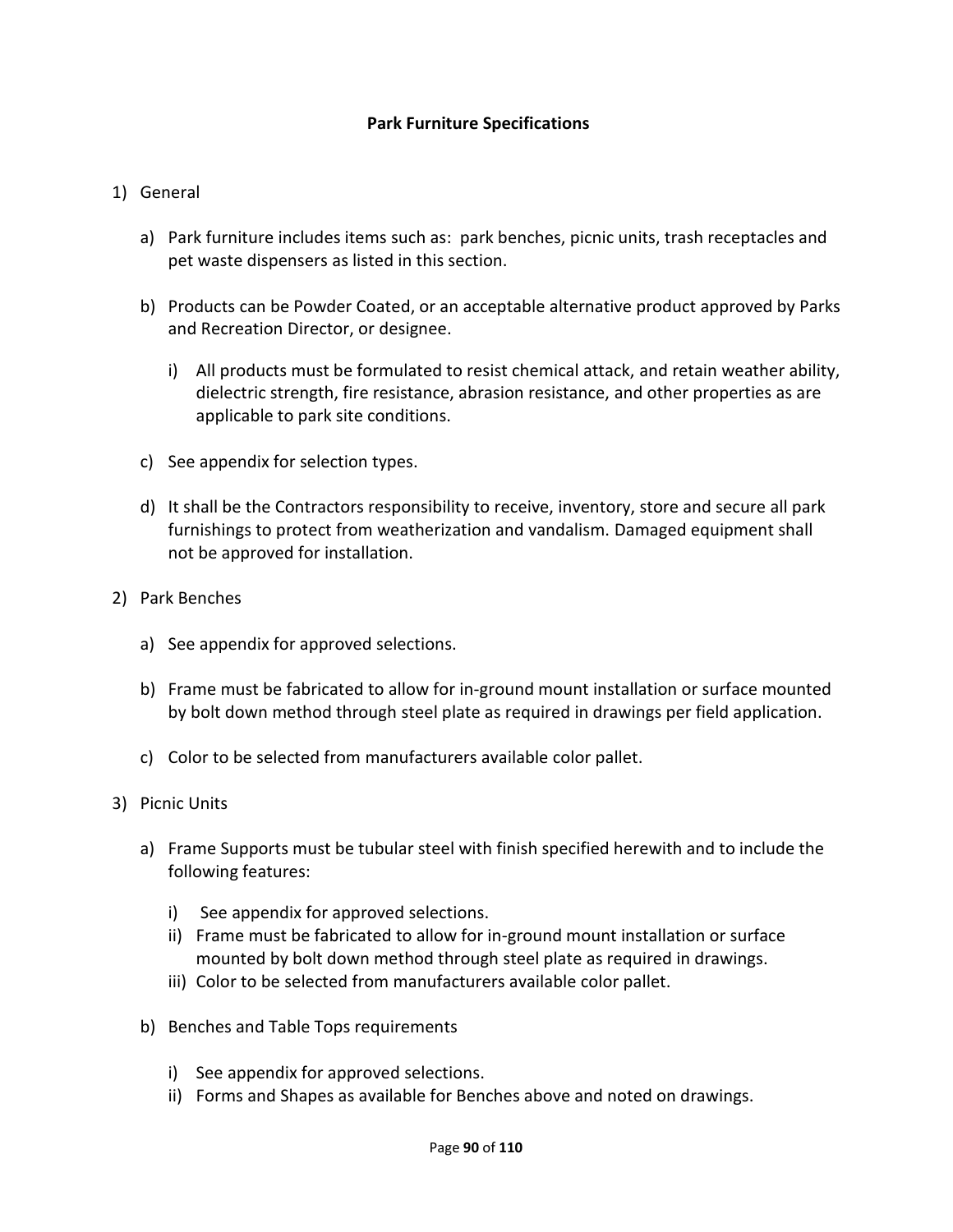## Park Furniture Specifications

1) General

   a) Park furniture includes items such as: park benches, picnic units, trash receptacles and pet waste dispensers as listed in this section.

   b) Products can be Powder Coated, or an acceptable alternative product approved by Parks and Recreation Director, or designee.

      i) All products must be formulated to resist chemical attack, and retain weather ability, dielectric strength, fire resistance, abrasion resistance, and other properties as are applicable to park site conditions.

   c) See appendix for selection types.

   d) It shall be the Contractors responsibility to receive, inventory, store and secure all park furnishings to protect from weatherization and vandalism. Damaged equipment shall not be approved for installation.

2) Park Benches

   a) See appendix for approved selections.

   b) Frame must be fabricated to allow for in-ground mount installation or surface mounted by bolt down method through steel plate as required in drawings per field application.

   c) Color to be selected from manufacturers available color pallet.

3) Picnic Units

   a) Frame Supports must be tubular steel with finish specified herewith and to include the following features:

      i) See appendix for approved selections.
      ii) Frame must be fabricated to allow for in-ground mount installation or surface mounted by bolt down method through steel plate as required in drawings.
      iii) Color to be selected from manufacturers available color pallet.

   b) Benches and Table Tops requirements

      i) See appendix for approved selections.
      ii) Forms and Shapes as available for Benches above and noted on drawings.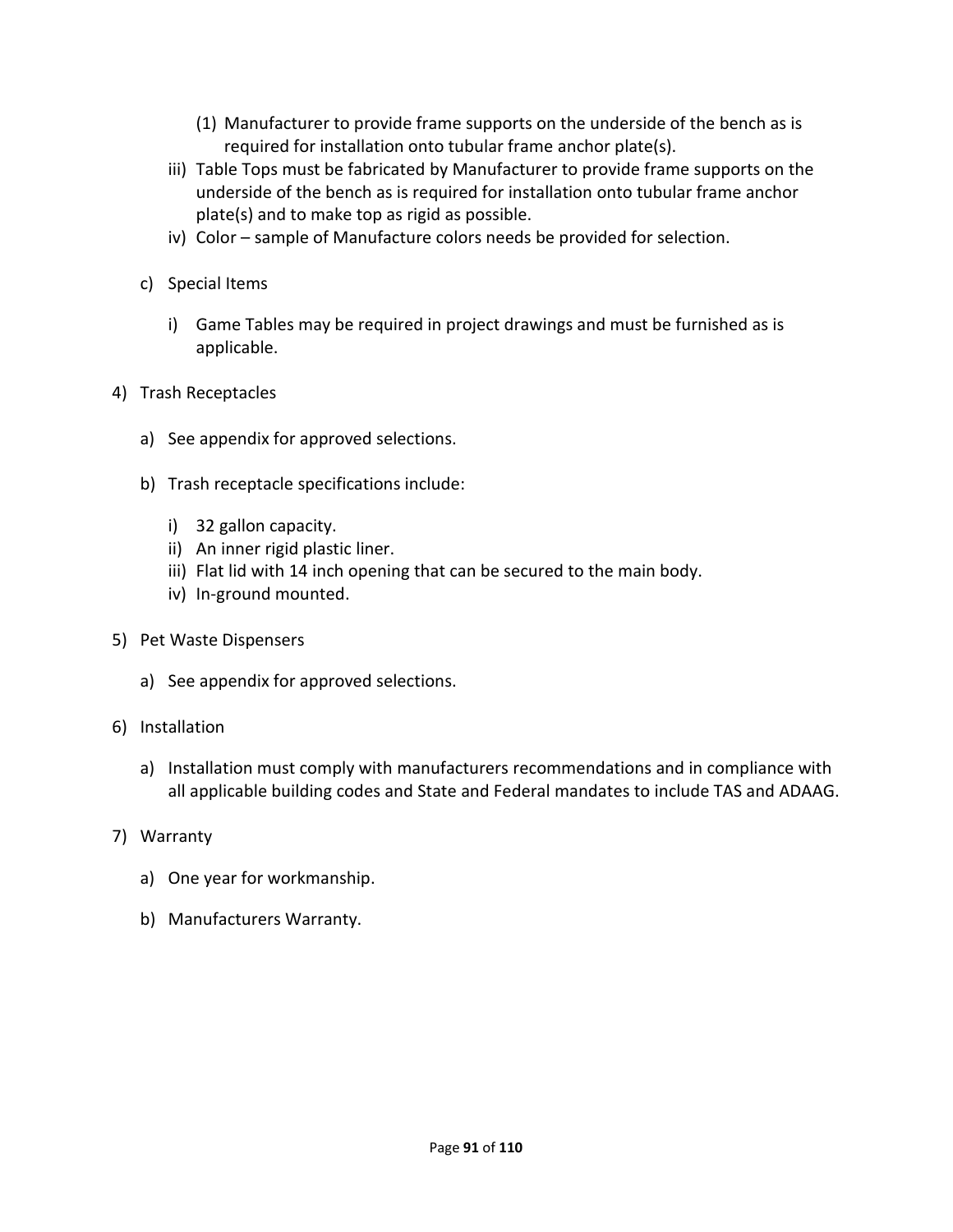(1) Manufacturer to provide frame supports on the underside of the bench as is required for installation onto tubular frame anchor plate(s).

iii) Table Tops must be fabricated by Manufacturer to provide frame supports on the underside of the bench as is required for installation onto tubular frame anchor plate(s) and to make top as rigid as possible.

iv) Color – sample of Manufacture colors needs be provided for selection.

c) Special Items

i) Game Tables may be required in project drawings and must be furnished as is applicable.

4) Trash Receptacles

a) See appendix for approved selections.

b) Trash receptacle specifications include:

i) 32 gallon capacity.
ii) An inner rigid plastic liner.
iii) Flat lid with 14 inch opening that can be secured to the main body.
iv) In-ground mounted.

5) Pet Waste Dispensers

a) See appendix for approved selections.

6) Installation

a) Installation must comply with manufacturers recommendations and in compliance with all applicable building codes and State and Federal mandates to include TAS and ADAAG.

7) Warranty

a) One year for workmanship.

b) Manufacturers Warranty.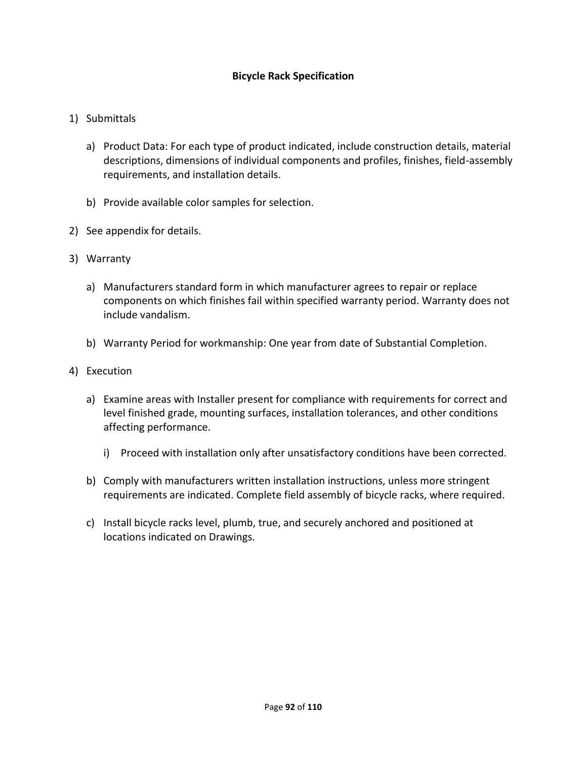# Bicycle Rack Specification

1) Submittals

   a) Product Data: For each type of product indicated, include construction details, material descriptions, dimensions of individual components and profiles, finishes, field-assembly requirements, and installation details.

   b) Provide available color samples for selection.

2) See appendix for details.

3) Warranty

   a) Manufacturers standard form in which manufacturer agrees to repair or replace components on which finishes fail within specified warranty period. Warranty does not include vandalism.

   b) Warranty Period for workmanship: One year from date of Substantial Completion.

4) Execution

   a) Examine areas with Installer present for compliance with requirements for correct and level finished grade, mounting surfaces, installation tolerances, and other conditions affecting performance.

      i) Proceed with installation only after unsatisfactory conditions have been corrected.

   b) Comply with manufacturers written installation instructions, unless more stringent requirements are indicated. Complete field assembly of bicycle racks, where required.

   c) Install bicycle racks level, plumb, true, and securely anchored and positioned at locations indicated on Drawings.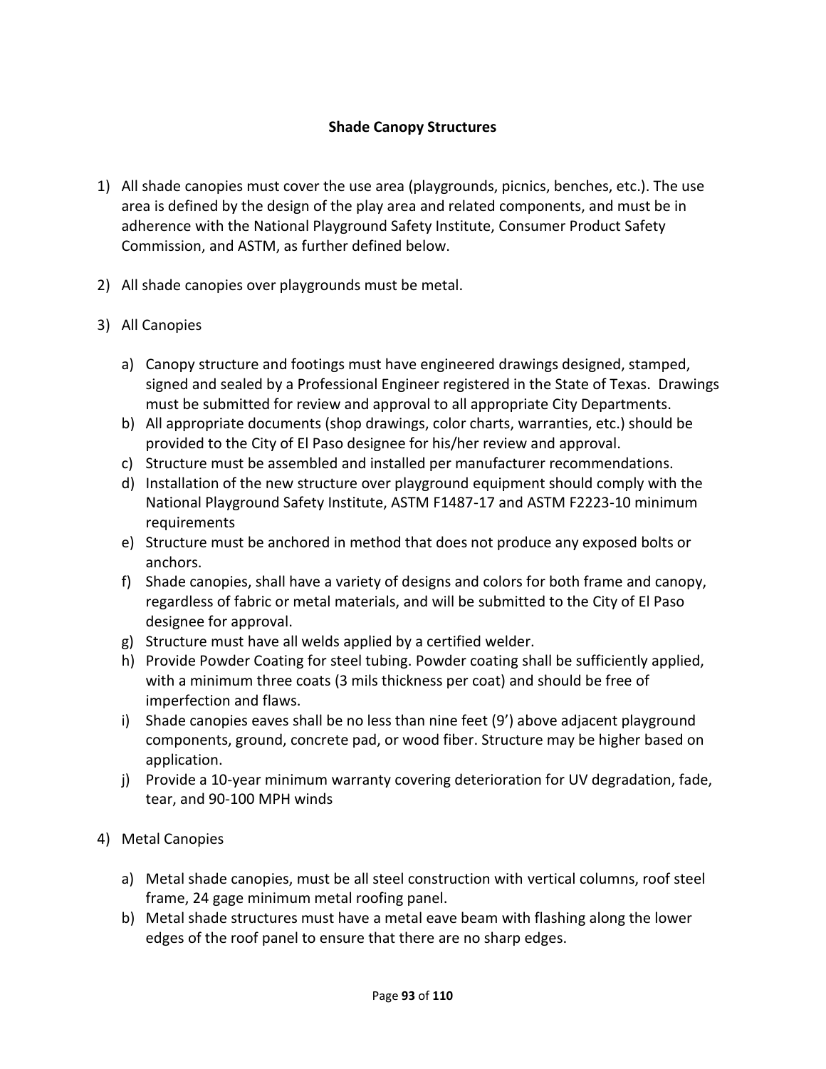## Shade Canopy Structures

1) All shade canopies must cover the use area (playgrounds, picnics, benches, etc.). The use area is defined by the design of the play area and related components, and must be in adherence with the National Playground Safety Institute, Consumer Product Safety Commission, and ASTM, as further defined below.

2) All shade canopies over playgrounds must be metal.

3) All Canopies

   a) Canopy structure and footings must have engineered drawings designed, stamped, signed and sealed by a Professional Engineer registered in the State of Texas. Drawings must be submitted for review and approval to all appropriate City Departments.
   b) All appropriate documents (shop drawings, color charts, warranties, etc.) should be provided to the City of El Paso designee for his/her review and approval.
   c) Structure must be assembled and installed per manufacturer recommendations.
   d) Installation of the new structure over playground equipment should comply with the National Playground Safety Institute, ASTM F1487-17 and ASTM F2223-10 minimum requirements
   e) Structure must be anchored in method that does not produce any exposed bolts or anchors.
   f) Shade canopies, shall have a variety of designs and colors for both frame and canopy, regardless of fabric or metal materials, and will be submitted to the City of El Paso designee for approval.
   g) Structure must have all welds applied by a certified welder.
   h) Provide Powder Coating for steel tubing. Powder coating shall be sufficiently applied, with a minimum three coats (3 mils thickness per coat) and should be free of imperfection and flaws.
   i) Shade canopies eaves shall be no less than nine feet (9') above adjacent playground components, ground, concrete pad, or wood fiber. Structure may be higher based on application.
   j) Provide a 10-year minimum warranty covering deterioration for UV degradation, fade, tear, and 90-100 MPH winds

4) Metal Canopies

   a) Metal shade canopies, must be all steel construction with vertical columns, roof steel frame, 24 gage minimum metal roofing panel.
   b) Metal shade structures must have a metal eave beam with flashing along the lower edges of the roof panel to ensure that there are no sharp edges.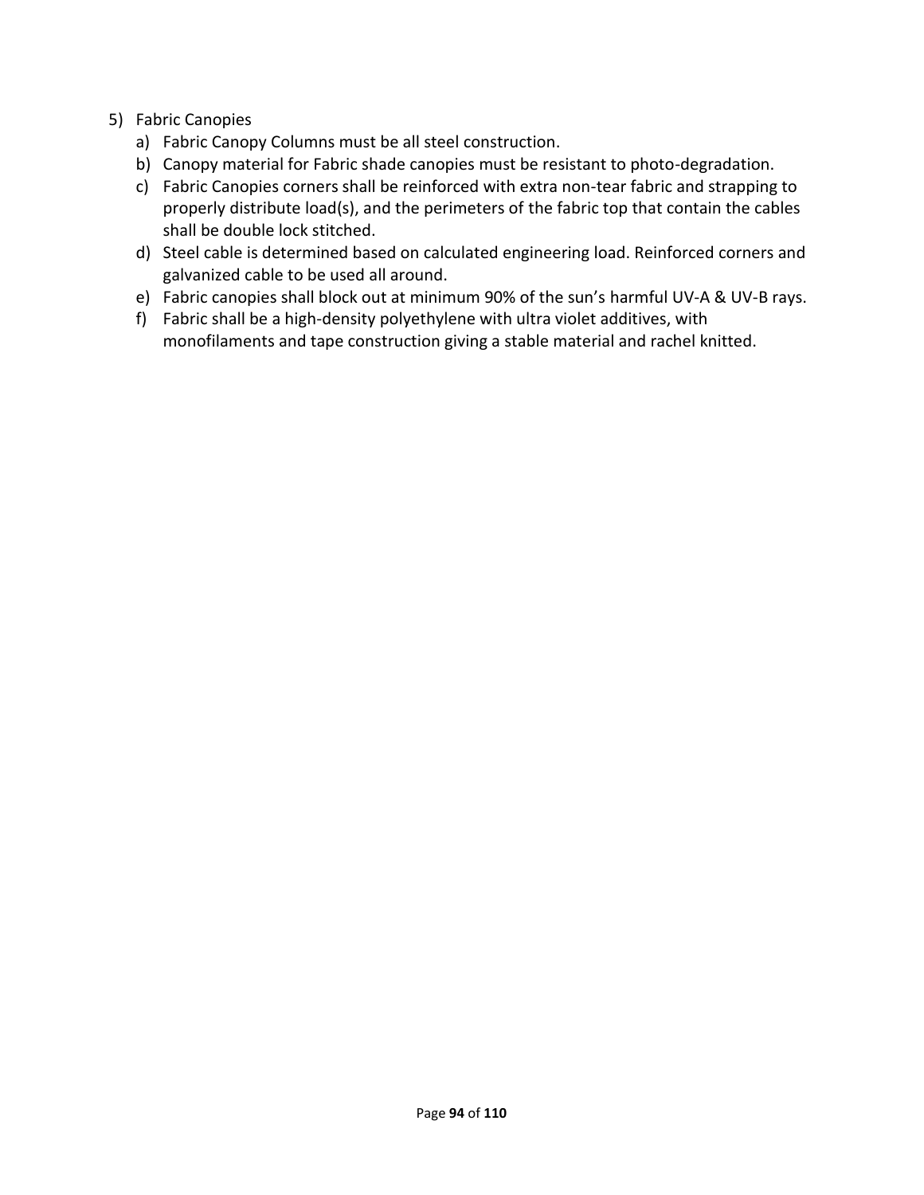5) Fabric Canopies
   a) Fabric Canopy Columns must be all steel construction.
   b) Canopy material for Fabric shade canopies must be resistant to photo-degradation.
   c) Fabric Canopies corners shall be reinforced with extra non-tear fabric and strapping to properly distribute load(s), and the perimeters of the fabric top that contain the cables shall be double lock stitched.
   d) Steel cable is determined based on calculated engineering load. Reinforced corners and galvanized cable to be used all around.
   e) Fabric canopies shall block out at minimum 90% of the sun's harmful UV-A & UV-B rays.
   f) Fabric shall be a high-density polyethylene with ultra violet additives, with monofilaments and tape construction giving a stable material and rachel knitted.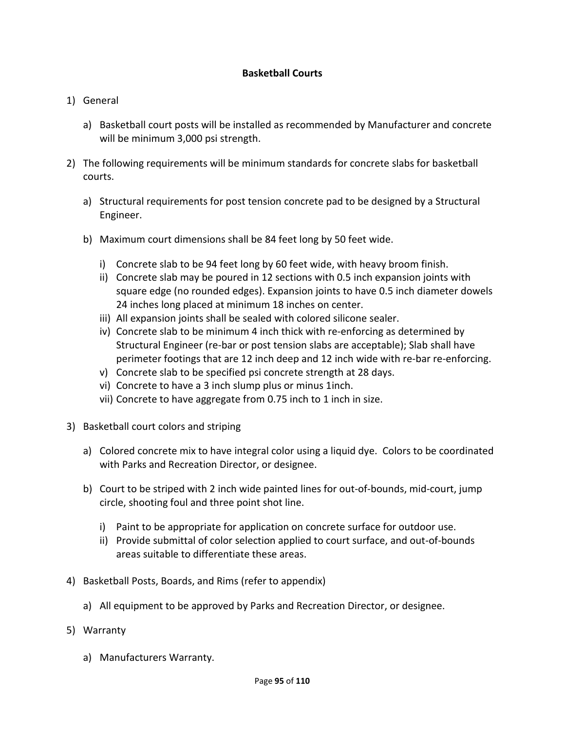## Basketball Courts

1) General

   a) Basketball court posts will be installed as recommended by Manufacturer and concrete will be minimum 3,000 psi strength.

2) The following requirements will be minimum standards for concrete slabs for basketball courts.

   a) Structural requirements for post tension concrete pad to be designed by a Structural Engineer.

   b) Maximum court dimensions shall be 84 feet long by 50 feet wide.

      i) Concrete slab to be 94 feet long by 60 feet wide, with heavy broom finish.
      ii) Concrete slab may be poured in 12 sections with 0.5 inch expansion joints with square edge (no rounded edges). Expansion joints to have 0.5 inch diameter dowels 24 inches long placed at minimum 18 inches on center.
      iii) All expansion joints shall be sealed with colored silicone sealer.
      iv) Concrete slab to be minimum 4 inch thick with re-enforcing as determined by Structural Engineer (re-bar or post tension slabs are acceptable); Slab shall have perimeter footings that are 12 inch deep and 12 inch wide with re-bar re-enforcing.
      v) Concrete slab to be specified psi concrete strength at 28 days.
      vi) Concrete to have a 3 inch slump plus or minus 1inch.
      vii) Concrete to have aggregate from 0.75 inch to 1 inch in size.

3) Basketball court colors and striping

   a) Colored concrete mix to have integral color using a liquid dye. Colors to be coordinated with Parks and Recreation Director, or designee.

   b) Court to be striped with 2 inch wide painted lines for out-of-bounds, mid-court, jump circle, shooting foul and three point shot line.

      i) Paint to be appropriate for application on concrete surface for outdoor use.
      ii) Provide submittal of color selection applied to court surface, and out-of-bounds areas suitable to differentiate these areas.

4) Basketball Posts, Boards, and Rims (refer to appendix)

   a) All equipment to be approved by Parks and Recreation Director, or designee.

5) Warranty

   a) Manufacturers Warranty.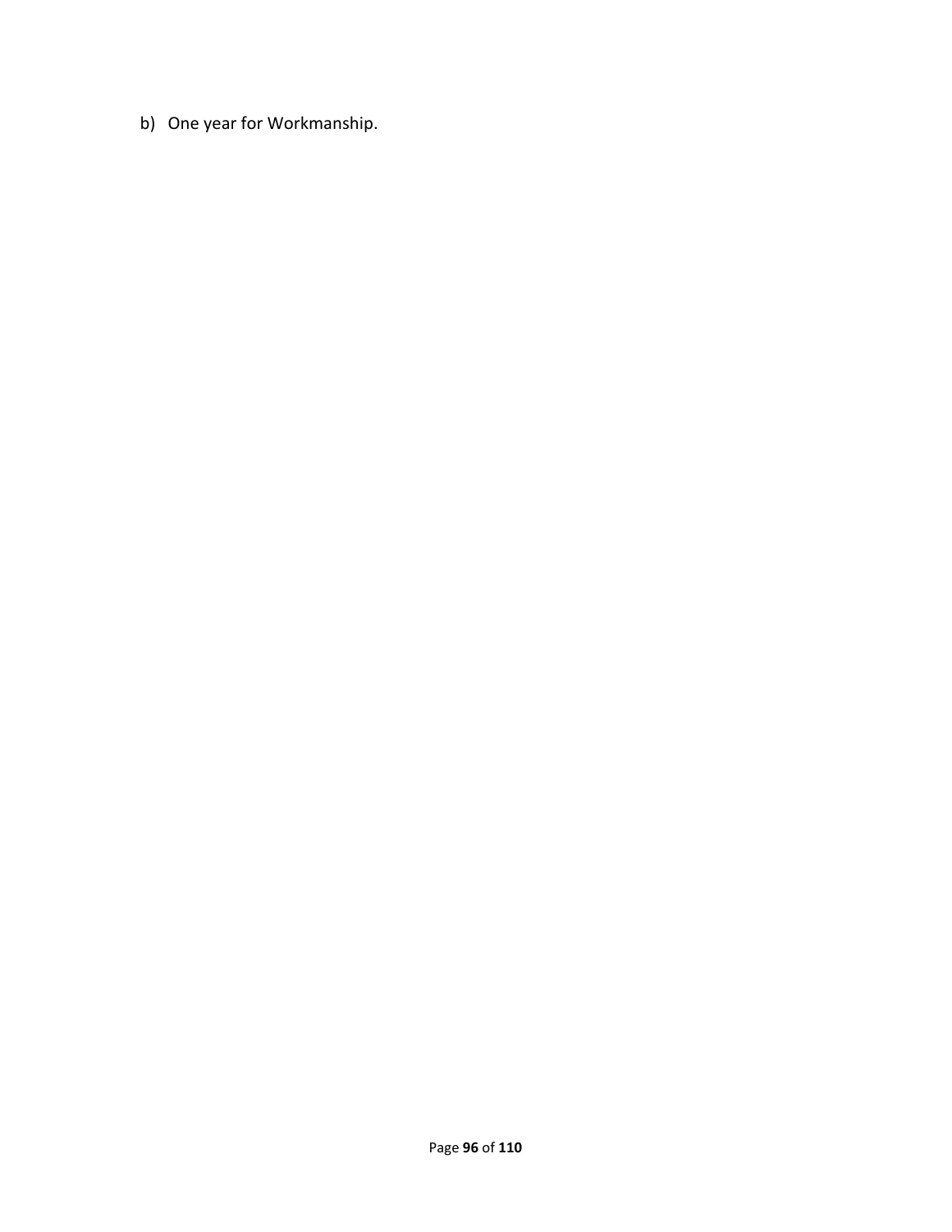b) One year for Workmanship.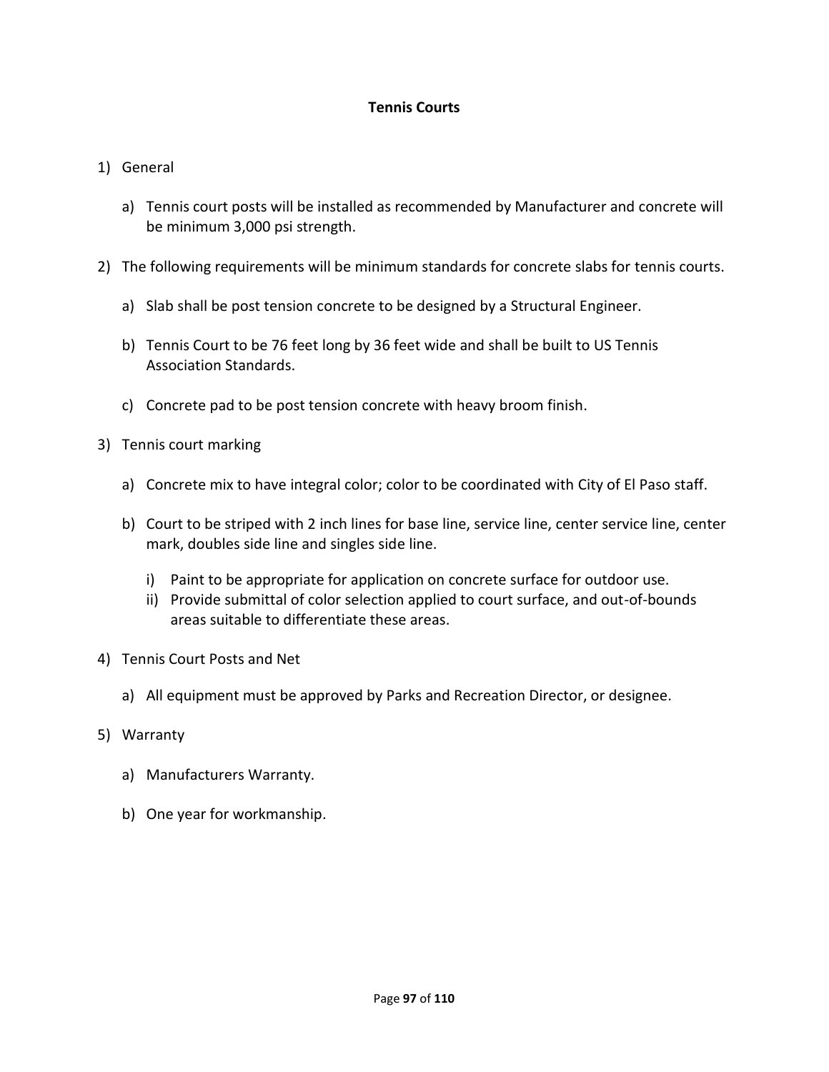**Tennis Courts**

1) General

   a) Tennis court posts will be installed as recommended by Manufacturer and concrete will be minimum 3,000 psi strength.

2) The following requirements will be minimum standards for concrete slabs for tennis courts.

   a) Slab shall be post tension concrete to be designed by a Structural Engineer.

   b) Tennis Court to be 76 feet long by 36 feet wide and shall be built to US Tennis Association Standards.

   c) Concrete pad to be post tension concrete with heavy broom finish.

3) Tennis court marking

   a) Concrete mix to have integral color; color to be coordinated with City of El Paso staff.

   b) Court to be striped with 2 inch lines for base line, service line, center service line, center mark, doubles side line and singles side line.

      i) Paint to be appropriate for application on concrete surface for outdoor use.
      ii) Provide submittal of color selection applied to court surface, and out-of-bounds areas suitable to differentiate these areas.

4) Tennis Court Posts and Net

   a) All equipment must be approved by Parks and Recreation Director, or designee.

5) Warranty

   a) Manufacturers Warranty.

   b) One year for workmanship.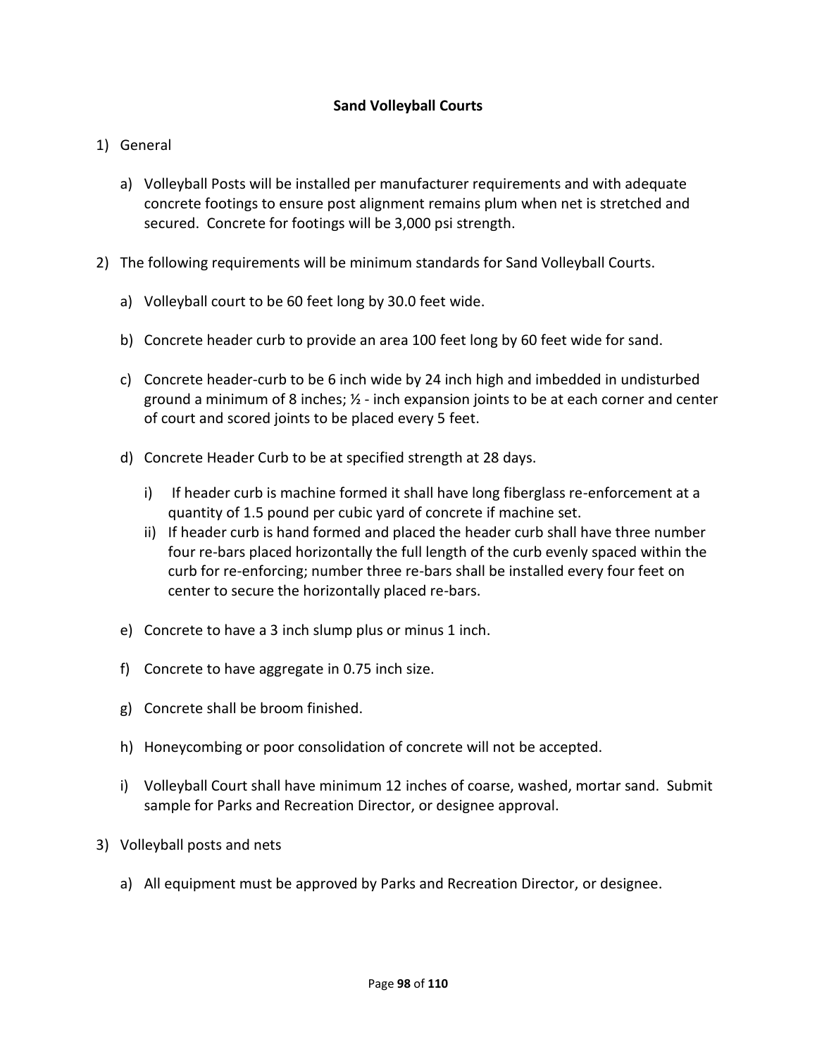## Sand Volleyball Courts

1) General

   a) Volleyball Posts will be installed per manufacturer requirements and with adequate concrete footings to ensure post alignment remains plum when net is stretched and secured. Concrete for footings will be 3,000 psi strength.

2) The following requirements will be minimum standards for Sand Volleyball Courts.

   a) Volleyball court to be 60 feet long by 30.0 feet wide.

   b) Concrete header curb to provide an area 100 feet long by 60 feet wide for sand.

   c) Concrete header-curb to be 6 inch wide by 24 inch high and imbedded in undisturbed ground a minimum of 8 inches; ½ - inch expansion joints to be at each corner and center of court and scored joints to be placed every 5 feet.

   d) Concrete Header Curb to be at specified strength at 28 days.

      i) If header curb is machine formed it shall have long fiberglass re-enforcement at a quantity of 1.5 pound per cubic yard of concrete if machine set.

      ii) If header curb is hand formed and placed the header curb shall have three number four re-bars placed horizontally the full length of the curb evenly spaced within the curb for re-enforcing; number three re-bars shall be installed every four feet on center to secure the horizontally placed re-bars.

   e) Concrete to have a 3 inch slump plus or minus 1 inch.

   f) Concrete to have aggregate in 0.75 inch size.

   g) Concrete shall be broom finished.

   h) Honeycombing or poor consolidation of concrete will not be accepted.

   i) Volleyball Court shall have minimum 12 inches of coarse, washed, mortar sand. Submit sample for Parks and Recreation Director, or designee approval.

3) Volleyball posts and nets

   a) All equipment must be approved by Parks and Recreation Director, or designee.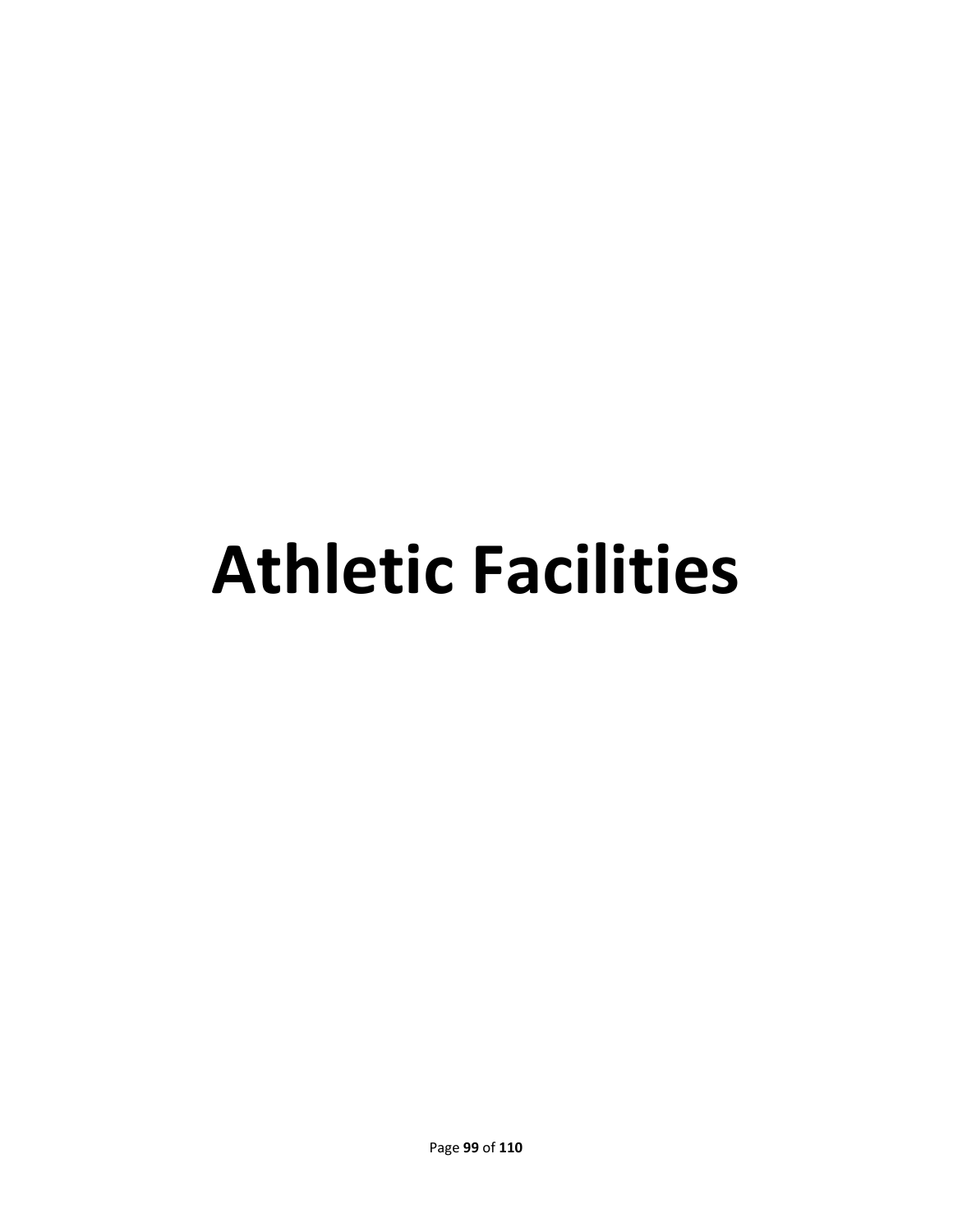# Athletic Facilities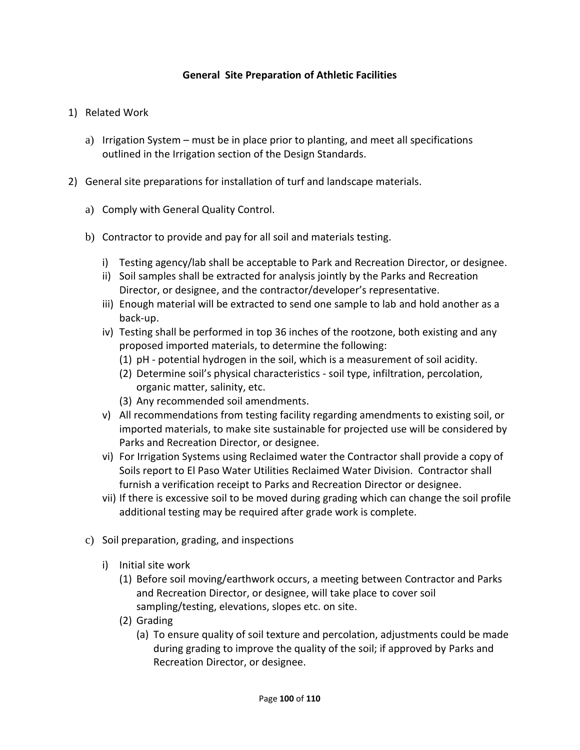## General Site Preparation of Athletic Facilities

1) Related Work

    a) Irrigation System – must be in place prior to planting, and meet all specifications outlined in the Irrigation section of the Design Standards.

2) General site preparations for installation of turf and landscape materials.

    a) Comply with General Quality Control.

    b) Contractor to provide and pay for all soil and materials testing.

        i) Testing agency/lab shall be acceptable to Park and Recreation Director, or designee.
        ii) Soil samples shall be extracted for analysis jointly by the Parks and Recreation Director, or designee, and the contractor/developer's representative.
        iii) Enough material will be extracted to send one sample to lab and hold another as a back-up.
        iv) Testing shall be performed in top 36 inches of the rootzone, both existing and any proposed imported materials, to determine the following:
            (1) pH - potential hydrogen in the soil, which is a measurement of soil acidity.
            (2) Determine soil's physical characteristics - soil type, infiltration, percolation, organic matter, salinity, etc.
            (3) Any recommended soil amendments.
        v) All recommendations from testing facility regarding amendments to existing soil, or imported materials, to make site sustainable for projected use will be considered by Parks and Recreation Director, or designee.
        vi) For Irrigation Systems using Reclaimed water the Contractor shall provide a copy of Soils report to El Paso Water Utilities Reclaimed Water Division. Contractor shall furnish a verification receipt to Parks and Recreation Director or designee.
        vii) If there is excessive soil to be moved during grading which can change the soil profile additional testing may be required after grade work is complete.

    c) Soil preparation, grading, and inspections

        i) Initial site work
            (1) Before soil moving/earthwork occurs, a meeting between Contractor and Parks and Recreation Director, or designee, will take place to cover soil sampling/testing, elevations, slopes etc. on site.
            (2) Grading
                (a) To ensure quality of soil texture and percolation, adjustments could be made during grading to improve the quality of the soil; if approved by Parks and Recreation Director, or designee.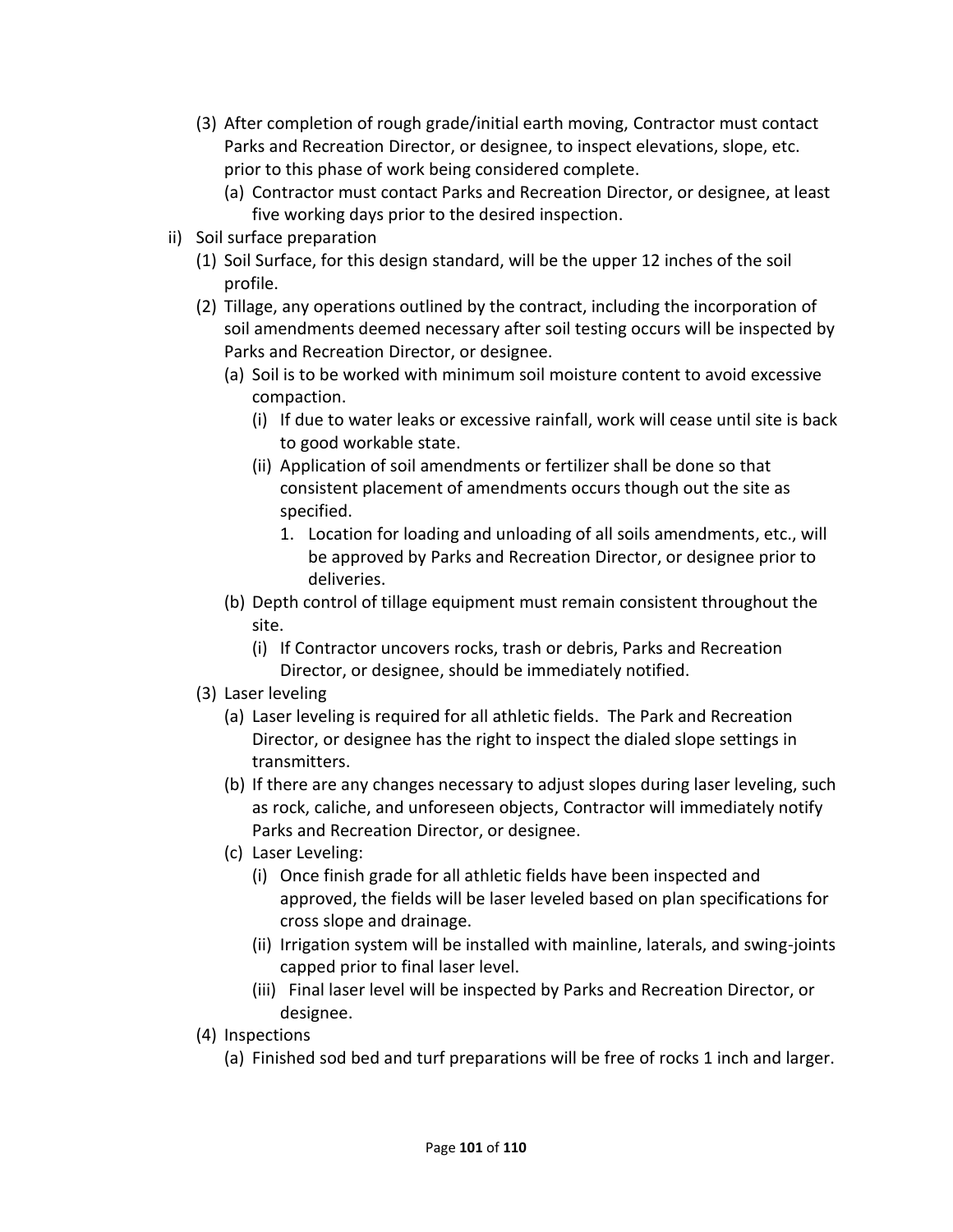(3) After completion of rough grade/initial earth moving, Contractor must contact Parks and Recreation Director, or designee, to inspect elevations, slope, etc. prior to this phase of work being considered complete.
   (a) Contractor must contact Parks and Recreation Director, or designee, at least five working days prior to the desired inspection.

ii) Soil surface preparation
   (1) Soil Surface, for this design standard, will be the upper 12 inches of the soil profile.
   (2) Tillage, any operations outlined by the contract, including the incorporation of soil amendments deemed necessary after soil testing occurs will be inspected by Parks and Recreation Director, or designee.
      (a) Soil is to be worked with minimum soil moisture content to avoid excessive compaction.
         (i) If due to water leaks or excessive rainfall, work will cease until site is back to good workable state.
         (ii) Application of soil amendments or fertilizer shall be done so that consistent placement of amendments occurs though out the site as specified.
            1. Location for loading and unloading of all soils amendments, etc., will be approved by Parks and Recreation Director, or designee prior to deliveries.
      (b) Depth control of tillage equipment must remain consistent throughout the site.
         (i) If Contractor uncovers rocks, trash or debris, Parks and Recreation Director, or designee, should be immediately notified.
   (3) Laser leveling
      (a) Laser leveling is required for all athletic fields. The Park and Recreation Director, or designee has the right to inspect the dialed slope settings in transmitters.
      (b) If there are any changes necessary to adjust slopes during laser leveling, such as rock, caliche, and unforeseen objects, Contractor will immediately notify Parks and Recreation Director, or designee.
      (c) Laser Leveling:
         (i) Once finish grade for all athletic fields have been inspected and approved, the fields will be laser leveled based on plan specifications for cross slope and drainage.
         (ii) Irrigation system will be installed with mainline, laterals, and swing-joints capped prior to final laser level.
         (iii) Final laser level will be inspected by Parks and Recreation Director, or designee.
   (4) Inspections
      (a) Finished sod bed and turf preparations will be free of rocks 1 inch and larger.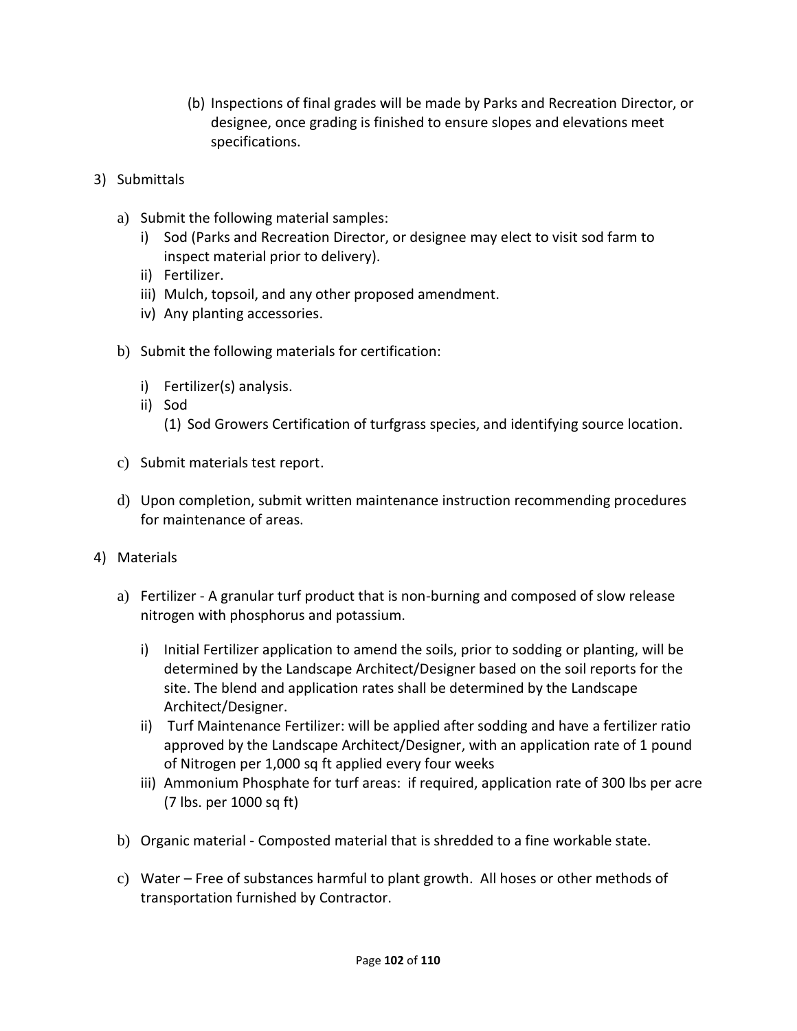(b) Inspections of final grades will be made by Parks and Recreation Director, or designee, once grading is finished to ensure slopes and elevations meet specifications.

3) Submittals

   a) Submit the following material samples:
      i) Sod (Parks and Recreation Director, or designee may elect to visit sod farm to inspect material prior to delivery).
      ii) Fertilizer.
      iii) Mulch, topsoil, and any other proposed amendment.
      iv) Any planting accessories.

   b) Submit the following materials for certification:

      i) Fertilizer(s) analysis.
      ii) Sod
         (1) Sod Growers Certification of turfgrass species, and identifying source location.

   c) Submit materials test report.

   d) Upon completion, submit written maintenance instruction recommending procedures for maintenance of areas.

4) Materials

   a) Fertilizer - A granular turf product that is non-burning and composed of slow release nitrogen with phosphorus and potassium.

      i) Initial Fertilizer application to amend the soils, prior to sodding or planting, will be determined by the Landscape Architect/Designer based on the soil reports for the site. The blend and application rates shall be determined by the Landscape Architect/Designer.
      ii) Turf Maintenance Fertilizer: will be applied after sodding and have a fertilizer ratio approved by the Landscape Architect/Designer, with an application rate of 1 pound of Nitrogen per 1,000 sq ft applied every four weeks
      iii) Ammonium Phosphate for turf areas: if required, application rate of 300 lbs per acre (7 lbs. per 1000 sq ft)

   b) Organic material - Composted material that is shredded to a fine workable state.

   c) Water – Free of substances harmful to plant growth. All hoses or other methods of transportation furnished by Contractor.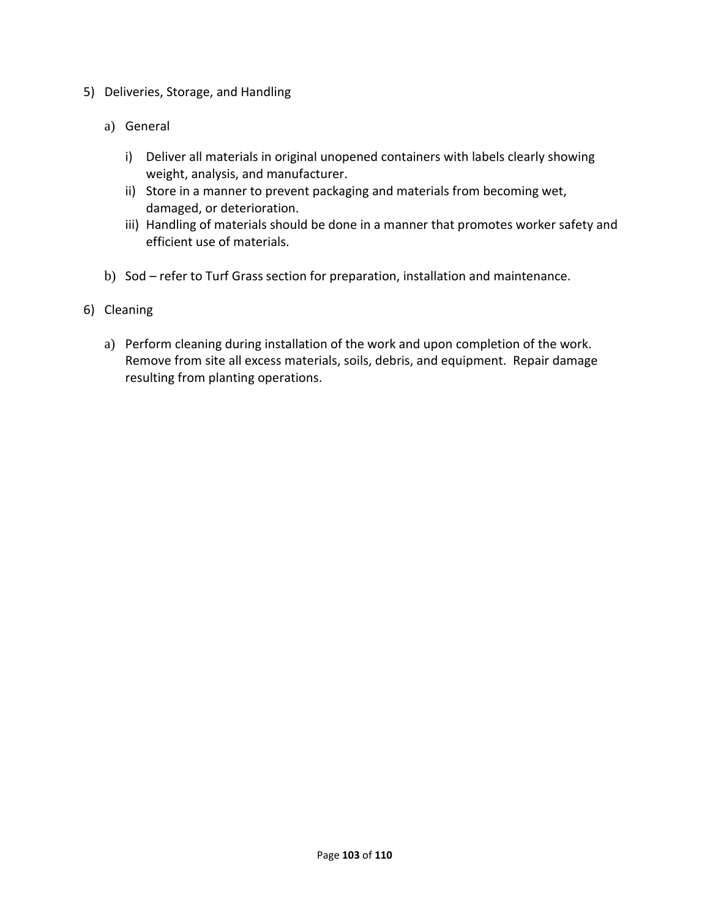5) Deliveries, Storage, and Handling

   a) General

      i) Deliver all materials in original unopened containers with labels clearly showing weight, analysis, and manufacturer.
      ii) Store in a manner to prevent packaging and materials from becoming wet, damaged, or deterioration.
      iii) Handling of materials should be done in a manner that promotes worker safety and efficient use of materials.

   b) Sod – refer to Turf Grass section for preparation, installation and maintenance.

6) Cleaning

   a) Perform cleaning during installation of the work and upon completion of the work. Remove from site all excess materials, soils, debris, and equipment. Repair damage resulting from planting operations.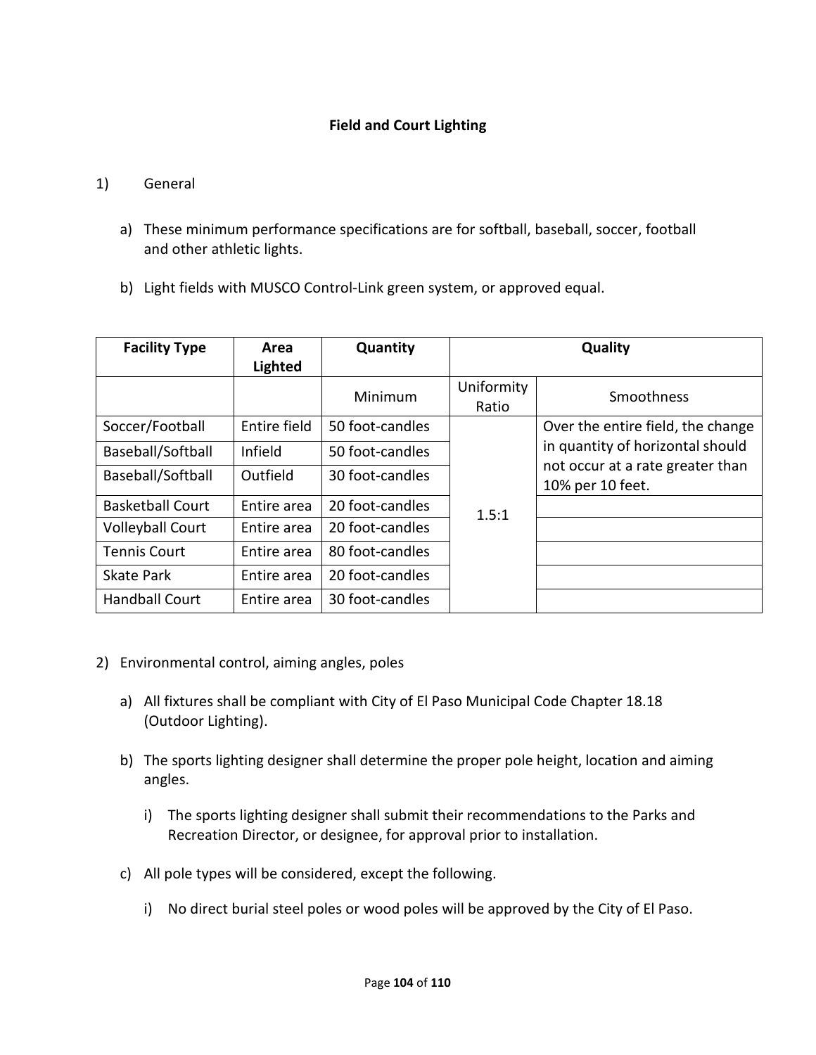## Field and Court Lighting

1) General

   a) These minimum performance specifications are for softball, baseball, soccer, football and other athletic lights.

   b) Light fields with MUSCO Control-Link green system, or approved equal.

| Facility Type | Area Lighted | Quantity | Quality | |
|---|---|---|---|---|
| | | Minimum | Uniformity Ratio | Smoothness |
| Soccer/Football | Entire field | 50 foot-candles | 1.5:1 | Over the entire field, the change in quantity of horizontal should not occur at a rate greater than 10% per 10 feet. |
| Baseball/Softball | Infield | 50 foot-candles | | |
| Baseball/Softball | Outfield | 30 foot-candles | | |
| Basketball Court | Entire area | 20 foot-candles | | |
| Volleyball Court | Entire area | 20 foot-candles | | |
| Tennis Court | Entire area | 80 foot-candles | | |
| Skate Park | Entire area | 20 foot-candles | | |
| Handball Court | Entire area | 30 foot-candles | | |

2) Environmental control, aiming angles, poles

   a) All fixtures shall be compliant with City of El Paso Municipal Code Chapter 18.18 (Outdoor Lighting).

   b) The sports lighting designer shall determine the proper pole height, location and aiming angles.

      i) The sports lighting designer shall submit their recommendations to the Parks and Recreation Director, or designee, for approval prior to installation.

   c) All pole types will be considered, except the following.

      i) No direct burial steel poles or wood poles will be approved by the City of El Paso.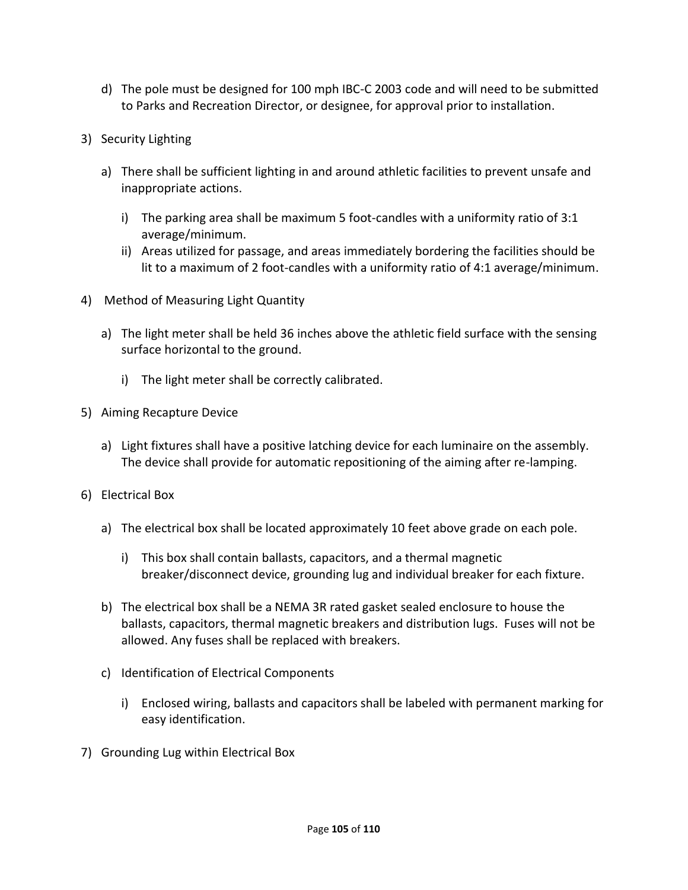d) The pole must be designed for 100 mph IBC-C 2003 code and will need to be submitted to Parks and Recreation Director, or designee, for approval prior to installation.

3) Security Lighting

   a) There shall be sufficient lighting in and around athletic facilities to prevent unsafe and inappropriate actions.

      i) The parking area shall be maximum 5 foot-candles with a uniformity ratio of 3:1 average/minimum.
      ii) Areas utilized for passage, and areas immediately bordering the facilities should be lit to a maximum of 2 foot-candles with a uniformity ratio of 4:1 average/minimum.

4) Method of Measuring Light Quantity

   a) The light meter shall be held 36 inches above the athletic field surface with the sensing surface horizontal to the ground.

      i) The light meter shall be correctly calibrated.

5) Aiming Recapture Device

   a) Light fixtures shall have a positive latching device for each luminaire on the assembly. The device shall provide for automatic repositioning of the aiming after re-lamping.

6) Electrical Box

   a) The electrical box shall be located approximately 10 feet above grade on each pole.

      i) This box shall contain ballasts, capacitors, and a thermal magnetic breaker/disconnect device, grounding lug and individual breaker for each fixture.

   b) The electrical box shall be a NEMA 3R rated gasket sealed enclosure to house the ballasts, capacitors, thermal magnetic breakers and distribution lugs. Fuses will not be allowed. Any fuses shall be replaced with breakers.

   c) Identification of Electrical Components

      i) Enclosed wiring, ballasts and capacitors shall be labeled with permanent marking for easy identification.

7) Grounding Lug within Electrical Box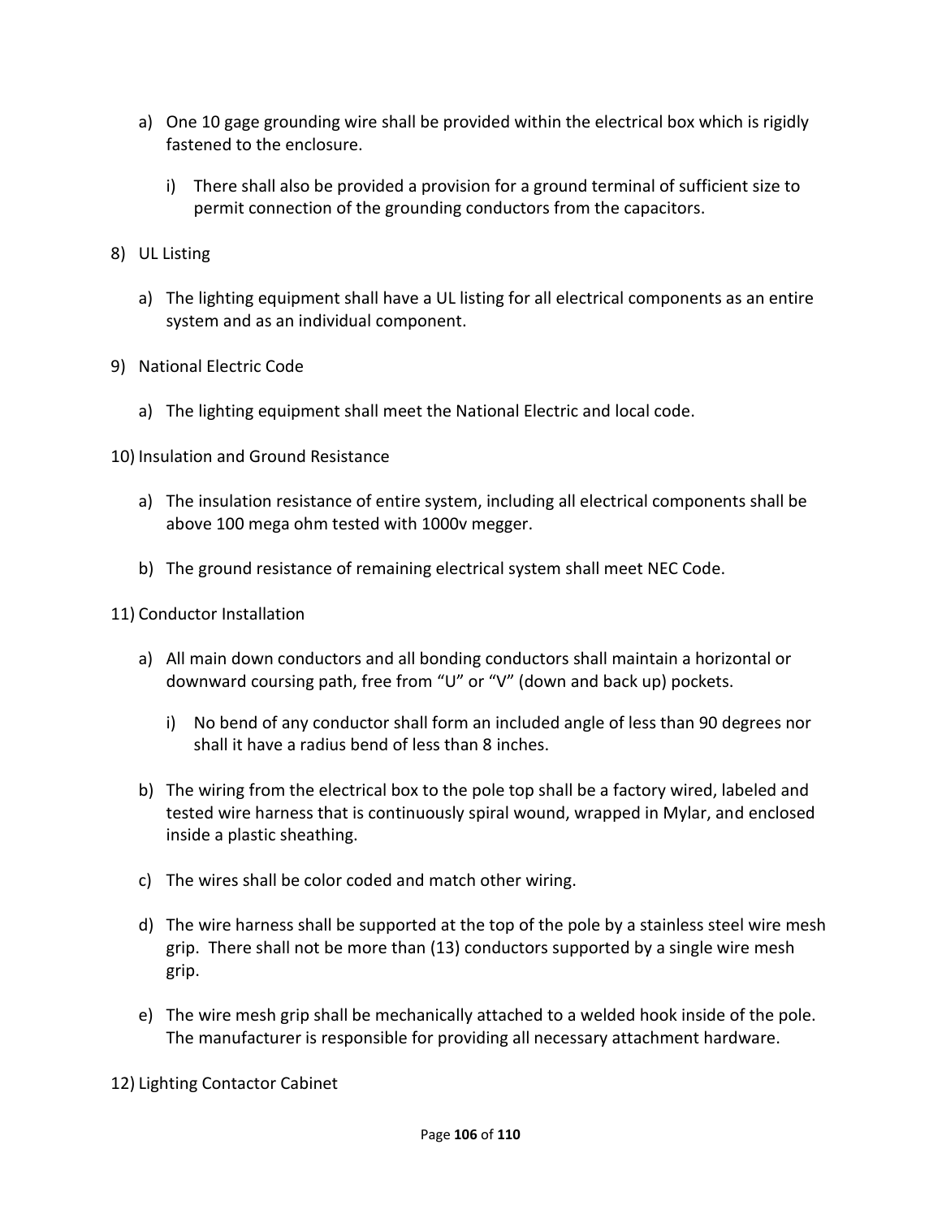a) One 10 gage grounding wire shall be provided within the electrical box which is rigidly fastened to the enclosure.

    i) There shall also be provided a provision for a ground terminal of sufficient size to permit connection of the grounding conductors from the capacitors.

8) UL Listing

    a) The lighting equipment shall have a UL listing for all electrical components as an entire system and as an individual component.

9) National Electric Code

    a) The lighting equipment shall meet the National Electric and local code.

10) Insulation and Ground Resistance

    a) The insulation resistance of entire system, including all electrical components shall be above 100 mega ohm tested with 1000v megger.

    b) The ground resistance of remaining electrical system shall meet NEC Code.

11) Conductor Installation

    a) All main down conductors and all bonding conductors shall maintain a horizontal or downward coursing path, free from "U" or "V" (down and back up) pockets.

        i) No bend of any conductor shall form an included angle of less than 90 degrees nor shall it have a radius bend of less than 8 inches.

    b) The wiring from the electrical box to the pole top shall be a factory wired, labeled and tested wire harness that is continuously spiral wound, wrapped in Mylar, and enclosed inside a plastic sheathing.

    c) The wires shall be color coded and match other wiring.

    d) The wire harness shall be supported at the top of the pole by a stainless steel wire mesh grip. There shall not be more than (13) conductors supported by a single wire mesh grip.

    e) The wire mesh grip shall be mechanically attached to a welded hook inside of the pole. The manufacturer is responsible for providing all necessary attachment hardware.

12) Lighting Contactor Cabinet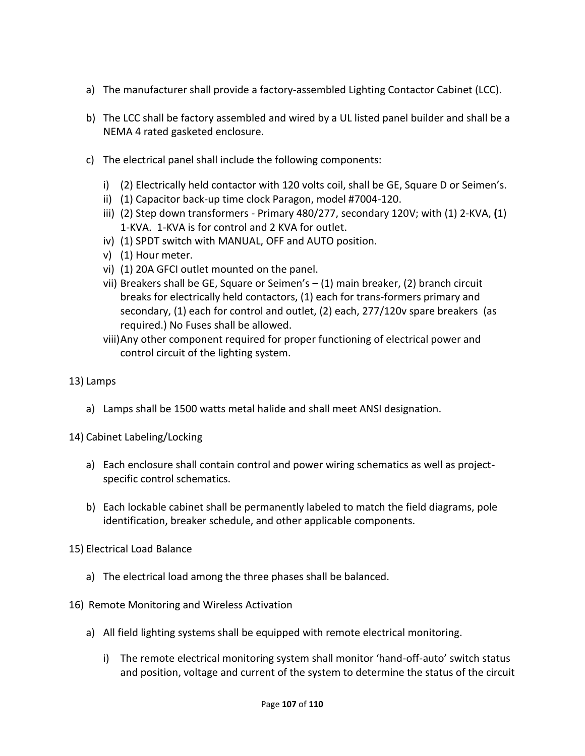a) The manufacturer shall provide a factory-assembled Lighting Contactor Cabinet (LCC).

b) The LCC shall be factory assembled and wired by a UL listed panel builder and shall be a NEMA 4 rated gasketed enclosure.

c) The electrical panel shall include the following components:

   i) (2) Electrically held contactor with 120 volts coil, shall be GE, Square D or Seimen's.
   ii) (1) Capacitor back-up time clock Paragon, model #7004-120.
   iii) (2) Step down transformers - Primary 480/277, secondary 120V; with (1) 2-KVA, **(**1) 1-KVA. 1-KVA is for control and 2 KVA for outlet.
   iv) (1) SPDT switch with MANUAL, OFF and AUTO position.
   v) (1) Hour meter.
   vi) (1) 20A GFCI outlet mounted on the panel.
   vii) Breakers shall be GE, Square or Seimen's – (1) main breaker, (2) branch circuit breaks for electrically held contactors, (1) each for trans-formers primary and secondary, (1) each for control and outlet, (2) each, 277/120v spare breakers (as required.) No Fuses shall be allowed.
   viii) Any other component required for proper functioning of electrical power and control circuit of the lighting system.

13) Lamps

   a) Lamps shall be 1500 watts metal halide and shall meet ANSI designation.

14) Cabinet Labeling/Locking

   a) Each enclosure shall contain control and power wiring schematics as well as project-specific control schematics.

   b) Each lockable cabinet shall be permanently labeled to match the field diagrams, pole identification, breaker schedule, and other applicable components.

15) Electrical Load Balance

   a) The electrical load among the three phases shall be balanced.

16) Remote Monitoring and Wireless Activation

   a) All field lighting systems shall be equipped with remote electrical monitoring.

      i) The remote electrical monitoring system shall monitor 'hand-off-auto' switch status and position, voltage and current of the system to determine the status of the circuit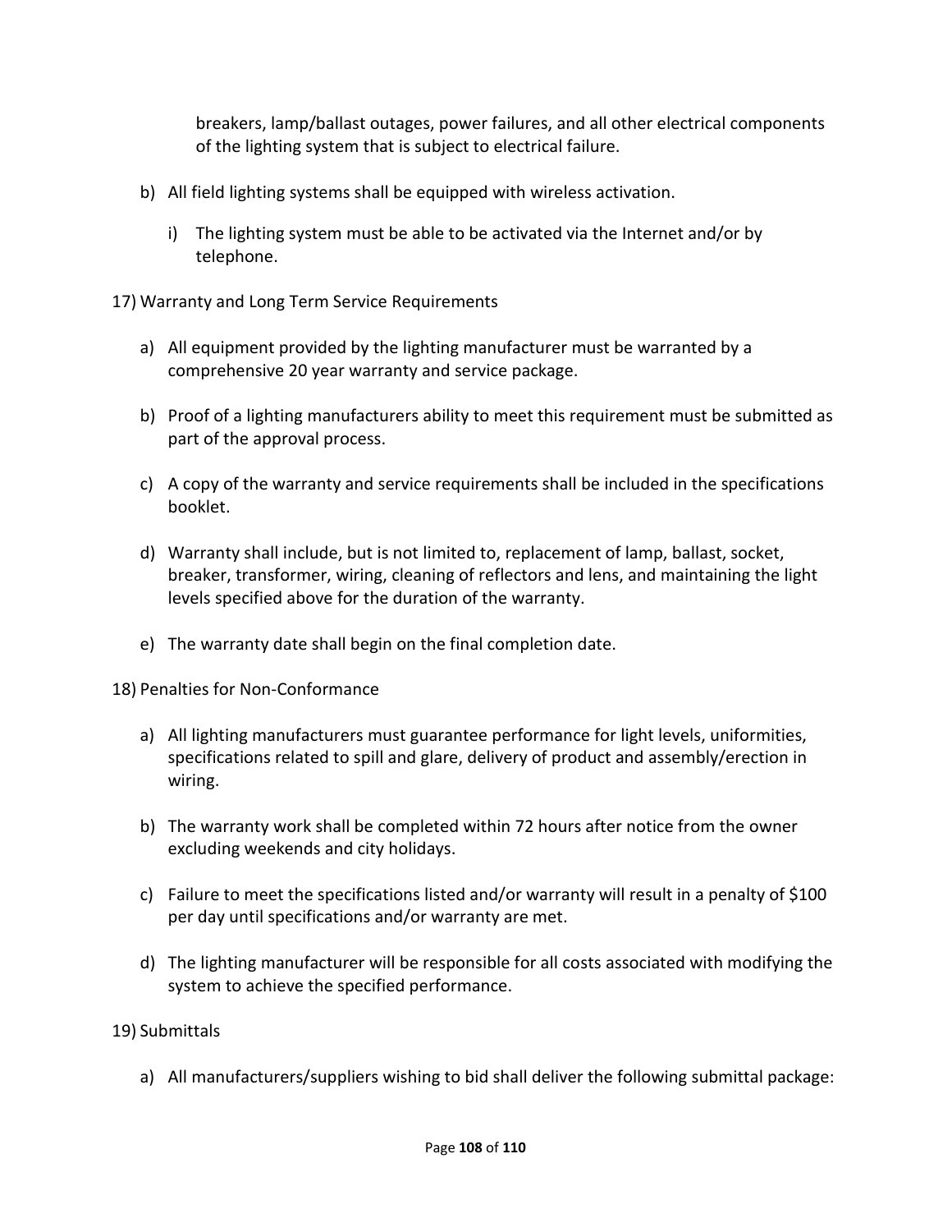breakers, lamp/ballast outages, power failures, and all other electrical components of the lighting system that is subject to electrical failure.

b) All field lighting systems shall be equipped with wireless activation.

   i) The lighting system must be able to be activated via the Internet and/or by telephone.

17) Warranty and Long Term Service Requirements

a) All equipment provided by the lighting manufacturer must be warranted by a comprehensive 20 year warranty and service package.

b) Proof of a lighting manufacturers ability to meet this requirement must be submitted as part of the approval process.

c) A copy of the warranty and service requirements shall be included in the specifications booklet.

d) Warranty shall include, but is not limited to, replacement of lamp, ballast, socket, breaker, transformer, wiring, cleaning of reflectors and lens, and maintaining the light levels specified above for the duration of the warranty.

e) The warranty date shall begin on the final completion date.

18) Penalties for Non-Conformance

a) All lighting manufacturers must guarantee performance for light levels, uniformities, specifications related to spill and glare, delivery of product and assembly/erection in wiring.

b) The warranty work shall be completed within 72 hours after notice from the owner excluding weekends and city holidays.

c) Failure to meet the specifications listed and/or warranty will result in a penalty of $100 per day until specifications and/or warranty are met.

d) The lighting manufacturer will be responsible for all costs associated with modifying the system to achieve the specified performance.

19) Submittals

a) All manufacturers/suppliers wishing to bid shall deliver the following submittal package: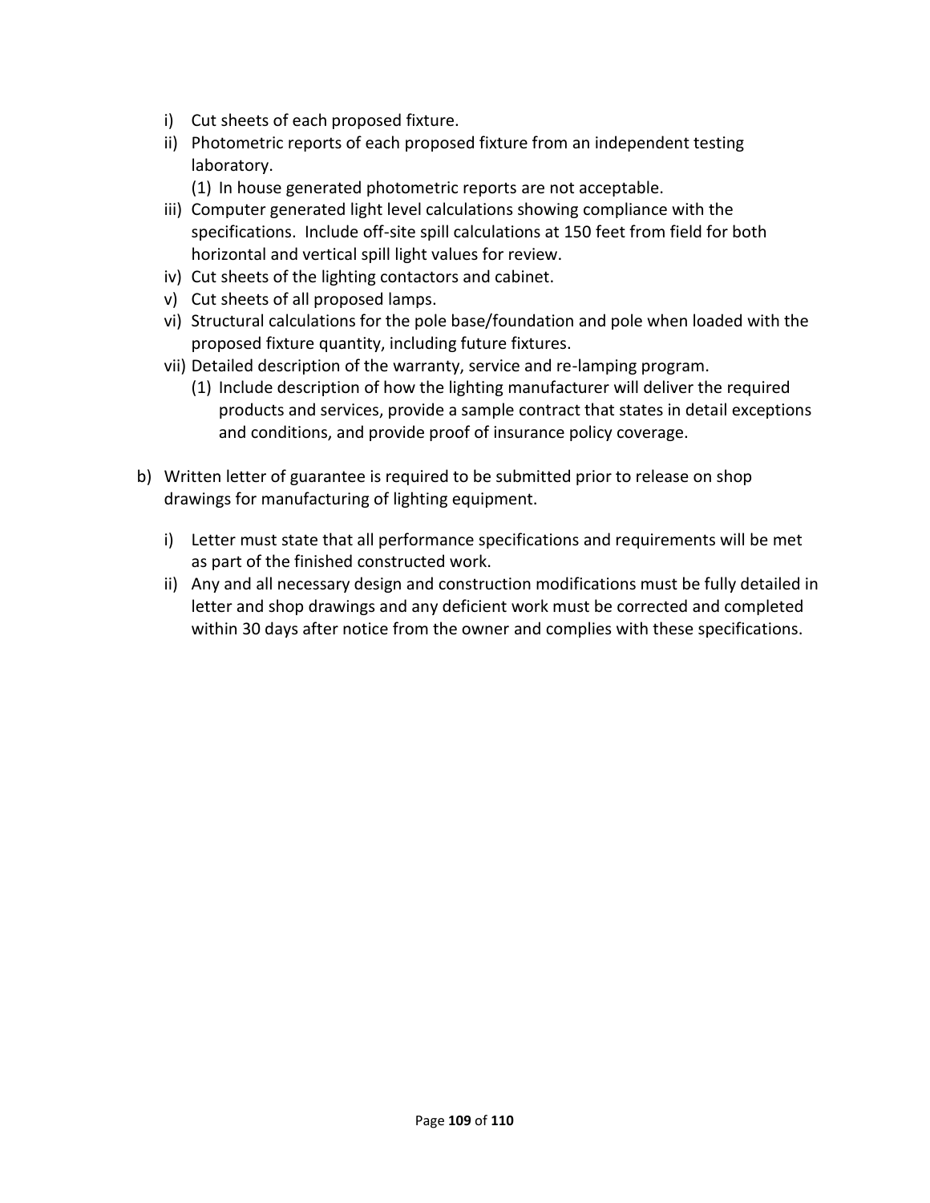- i) Cut sheets of each proposed fixture.
- ii) Photometric reports of each proposed fixture from an independent testing laboratory.
  - (1) In house generated photometric reports are not acceptable.
- iii) Computer generated light level calculations showing compliance with the specifications. Include off-site spill calculations at 150 feet from field for both horizontal and vertical spill light values for review.
- iv) Cut sheets of the lighting contactors and cabinet.
- v) Cut sheets of all proposed lamps.
- vi) Structural calculations for the pole base/foundation and pole when loaded with the proposed fixture quantity, including future fixtures.
- vii) Detailed description of the warranty, service and re-lamping program.
  - (1) Include description of how the lighting manufacturer will deliver the required products and services, provide a sample contract that states in detail exceptions and conditions, and provide proof of insurance policy coverage.

b) Written letter of guarantee is required to be submitted prior to release on shop drawings for manufacturing of lighting equipment.

- i) Letter must state that all performance specifications and requirements will be met as part of the finished constructed work.
- ii) Any and all necessary design and construction modifications must be fully detailed in letter and shop drawings and any deficient work must be corrected and completed within 30 days after notice from the owner and complies with these specifications.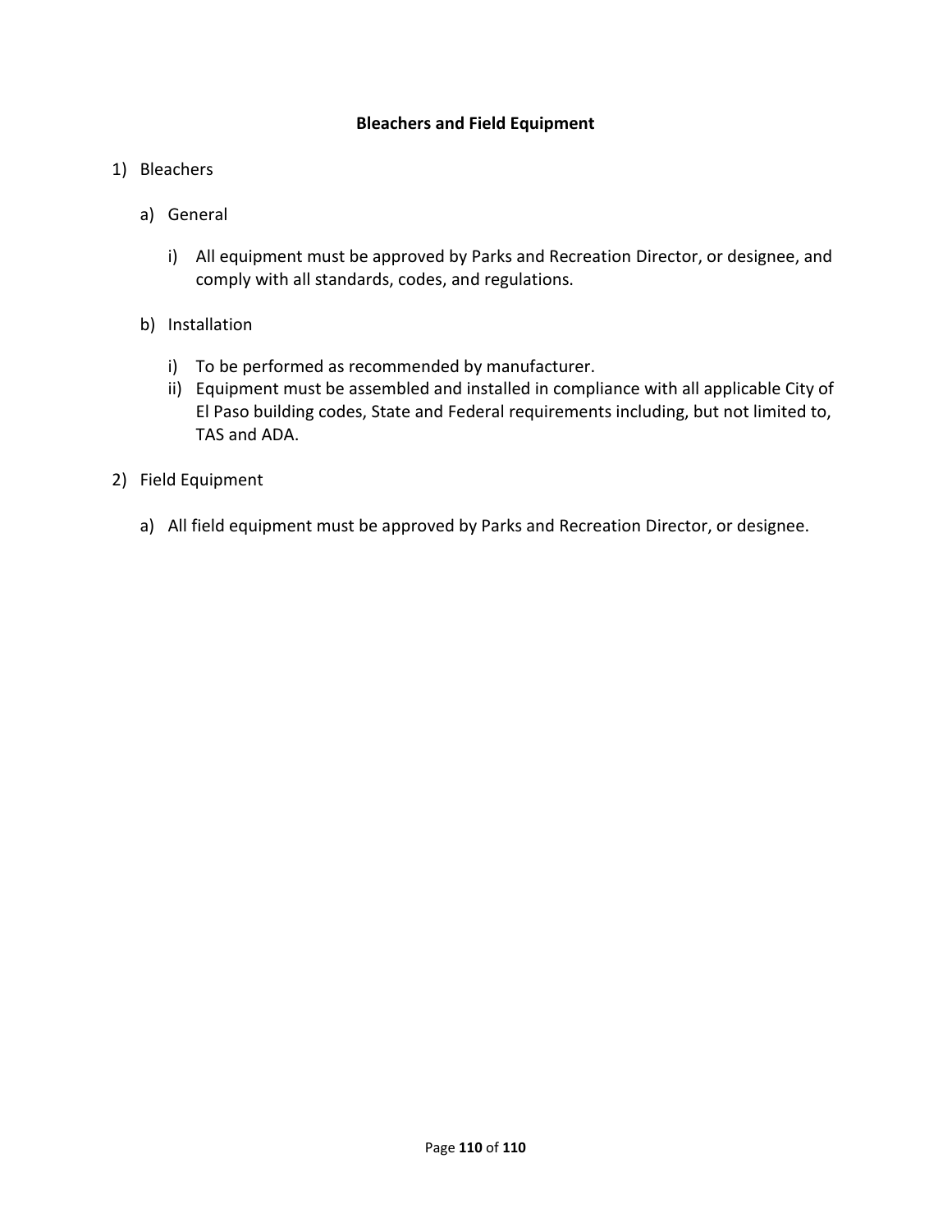**Bleachers and Field Equipment**

1) Bleachers

   a) General

      i) All equipment must be approved by Parks and Recreation Director, or designee, and comply with all standards, codes, and regulations.

   b) Installation

      i) To be performed as recommended by manufacturer.
      ii) Equipment must be assembled and installed in compliance with all applicable City of El Paso building codes, State and Federal requirements including, but not limited to, TAS and ADA.

2) Field Equipment

   a) All field equipment must be approved by Parks and Recreation Director, or designee.